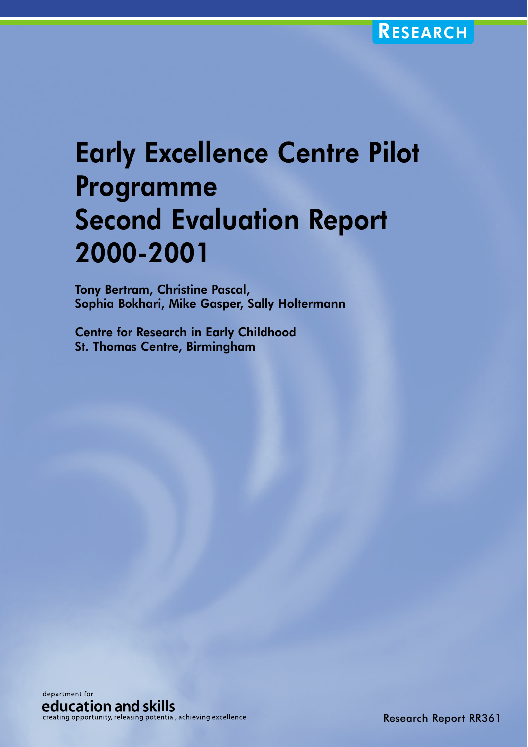RESEARCH

# Early Excellence Centre Pilot Programme
# Second Evaluation Report 2000-2001

**Tony Bertram, Christine Pascal,**
**Sophia Bokhari, Mike Gasper, Sally Holtermann**

**Centre for Research in Early Childhood**
**St. Thomas Centre, Birmingham**

department for
education and skills
creating opportunity, releasing potential, achieving excellence

Research Report RR361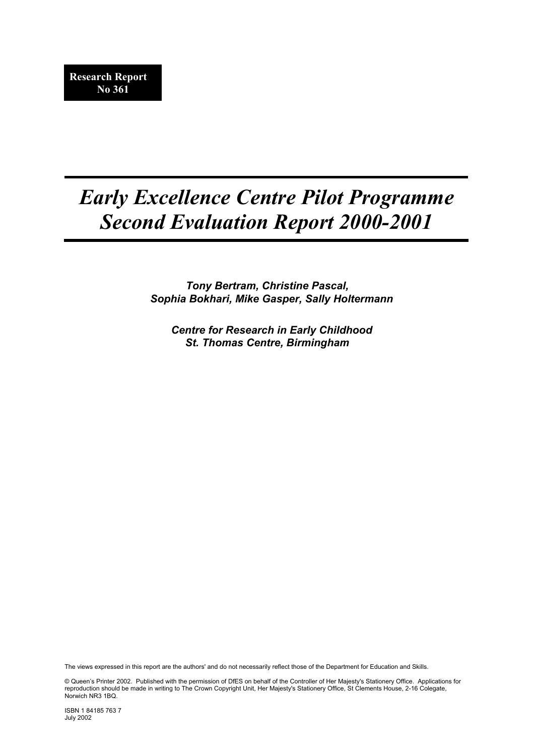**Research Report No 361**

# *Early Excellence Centre Pilot Programme Second Evaluation Report 2000-2001*

***Tony Bertram, Christine Pascal, Sophia Bokhari, Mike Gasper, Sally Holtermann***

***Centre for Research in Early Childhood St. Thomas Centre, Birmingham***

The views expressed in this report are the authors' and do not necessarily reflect those of the Department for Education and Skills.

© Queen's Printer 2002. Published with the permission of DfES on behalf of the Controller of Her Majesty's Stationery Office. Applications for reproduction should be made in writing to The Crown Copyright Unit, Her Majesty's Stationery Office, St Clements House, 2-16 Colegate, Norwich NR3 1BQ.

ISBN 1 84185 763 7
July 2002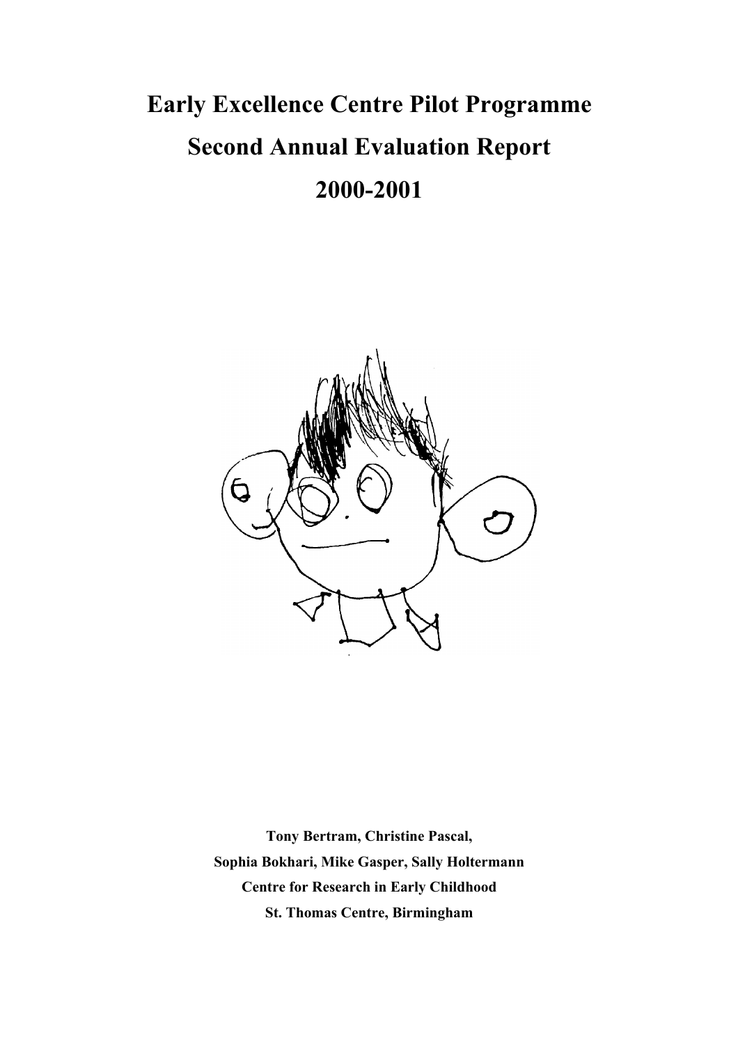# Early Excellence Centre Pilot Programme

# Second Annual Evaluation Report

# 2000-2001

**Tony Bertram, Christine Pascal,**

**Sophia Bokhari, Mike Gasper, Sally Holtermann**

**Centre for Research in Early Childhood**

**St. Thomas Centre, Birmingham**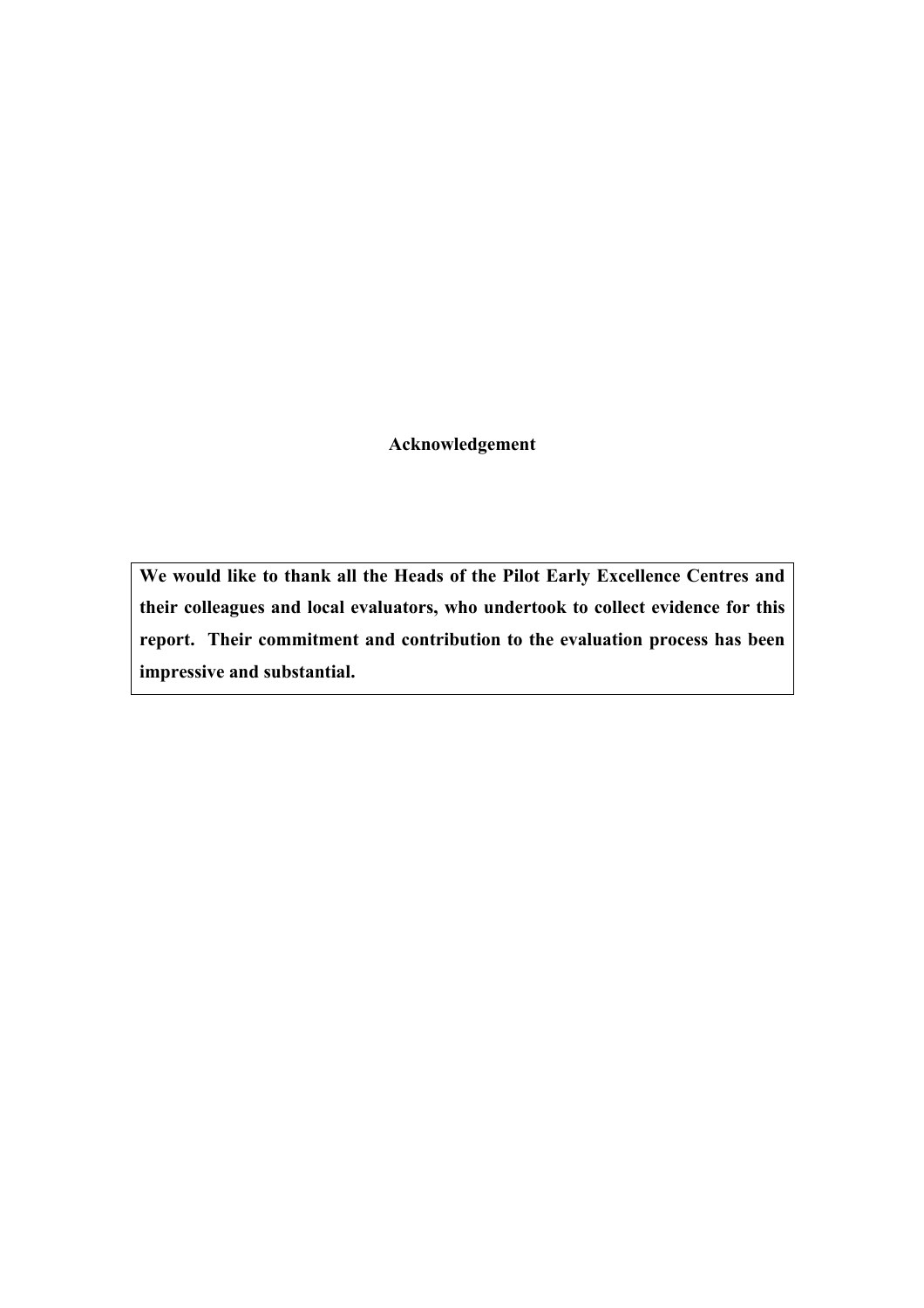# Acknowledgement

**We would like to thank all the Heads of the Pilot Early Excellence Centres and their colleagues and local evaluators, who undertook to collect evidence for this report. Their commitment and contribution to the evaluation process has been impressive and substantial.**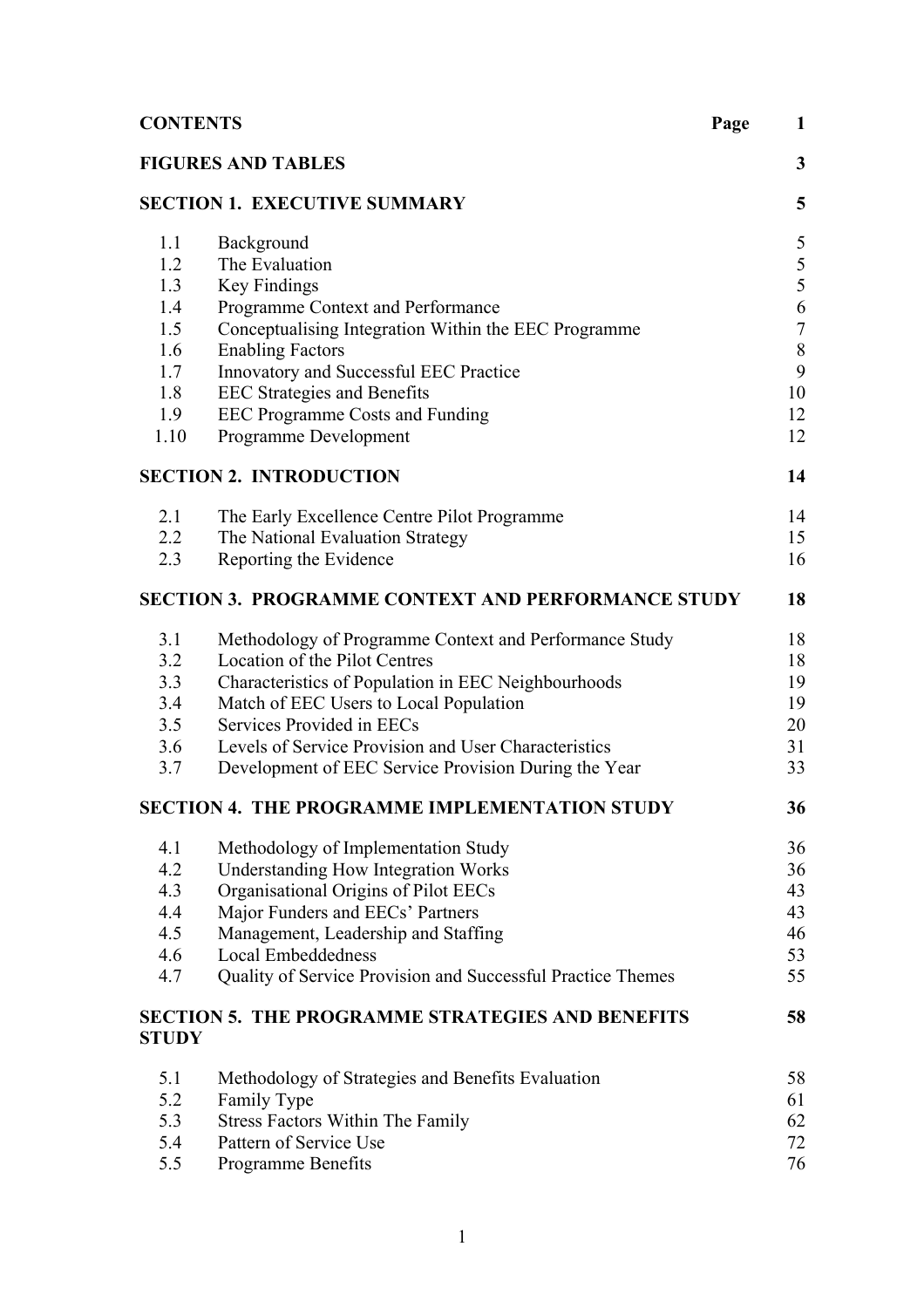| CONTENTS | | Page 1 |
|---|---|---|
| **FIGURES AND TABLES** | | **3** |
| **SECTION 1. EXECUTIVE SUMMARY** | | **5** |
| 1.1 | Background | 5 |
| 1.2 | The Evaluation | 5 |
| 1.3 | Key Findings | 5 |
| 1.4 | Programme Context and Performance | 6 |
| 1.5 | Conceptualising Integration Within the EEC Programme | 7 |
| 1.6 | Enabling Factors | 8 |
| 1.7 | Innovatory and Successful EEC Practice | 9 |
| 1.8 | EEC Strategies and Benefits | 10 |
| 1.9 | EEC Programme Costs and Funding | 12 |
| 1.10 | Programme Development | 12 |
| **SECTION 2. INTRODUCTION** | | **14** |
| 2.1 | The Early Excellence Centre Pilot Programme | 14 |
| 2.2 | The National Evaluation Strategy | 15 |
| 2.3 | Reporting the Evidence | 16 |
| **SECTION 3. PROGRAMME CONTEXT AND PERFORMANCE STUDY** | | **18** |
| 3.1 | Methodology of Programme Context and Performance Study | 18 |
| 3.2 | Location of the Pilot Centres | 18 |
| 3.3 | Characteristics of Population in EEC Neighbourhoods | 19 |
| 3.4 | Match of EEC Users to Local Population | 19 |
| 3.5 | Services Provided in EECs | 20 |
| 3.6 | Levels of Service Provision and User Characteristics | 31 |
| 3.7 | Development of EEC Service Provision During the Year | 33 |
| **SECTION 4. THE PROGRAMME IMPLEMENTATION STUDY** | | **36** |
| 4.1 | Methodology of Implementation Study | 36 |
| 4.2 | Understanding How Integration Works | 36 |
| 4.3 | Organisational Origins of Pilot EECs | 43 |
| 4.4 | Major Funders and EECs' Partners | 43 |
| 4.5 | Management, Leadership and Staffing | 46 |
| 4.6 | Local Embeddedness | 53 |
| 4.7 | Quality of Service Provision and Successful Practice Themes | 55 |
| **SECTION 5. THE PROGRAMME STRATEGIES AND BENEFITS STUDY** | | **58** |
| 5.1 | Methodology of Strategies and Benefits Evaluation | 58 |
| 5.2 | Family Type | 61 |
| 5.3 | Stress Factors Within The Family | 62 |
| 5.4 | Pattern of Service Use | 72 |
| 5.5 | Programme Benefits | 76 |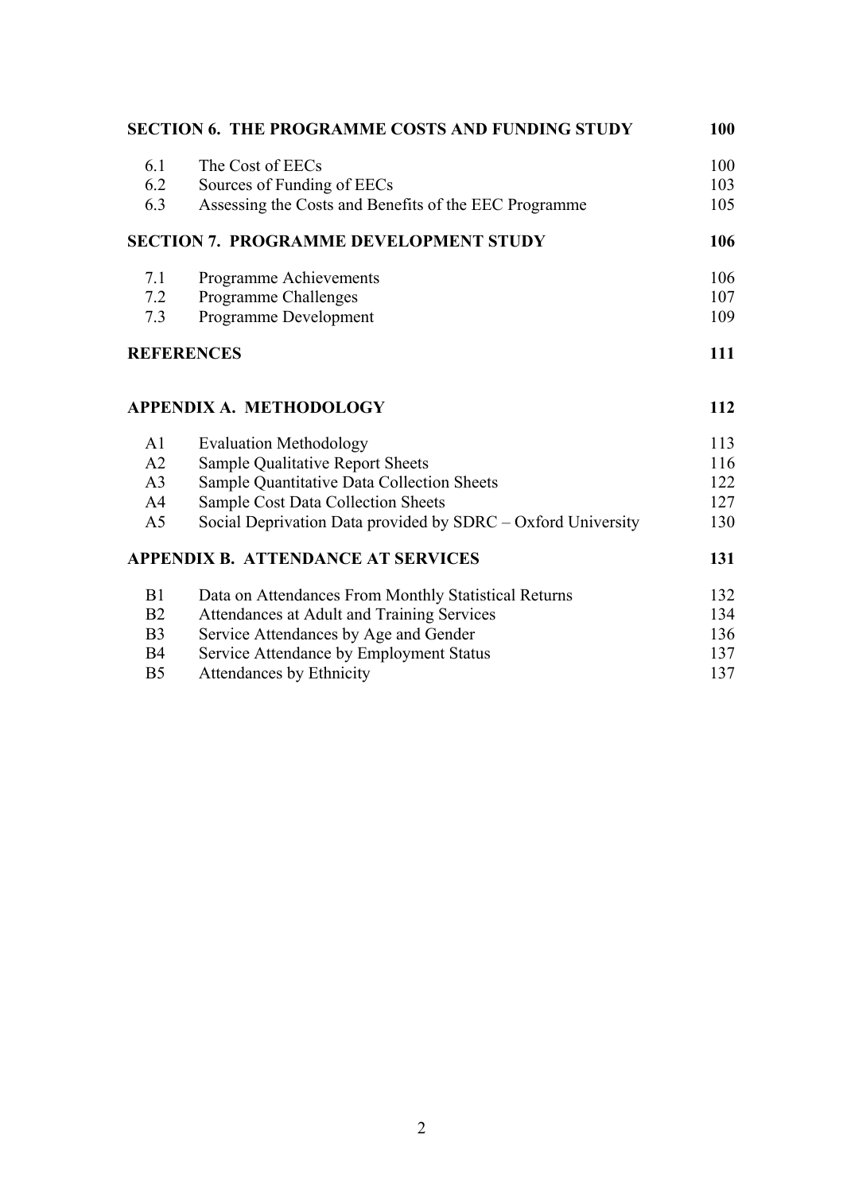| | | |
|---|---|---|
| **SECTION 6. THE PROGRAMME COSTS AND FUNDING STUDY** | | **100** |
| 6.1 | The Cost of EECs | 100 |
| 6.2 | Sources of Funding of EECs | 103 |
| 6.3 | Assessing the Costs and Benefits of the EEC Programme | 105 |
| **SECTION 7. PROGRAMME DEVELOPMENT STUDY** | | **106** |
| 7.1 | Programme Achievements | 106 |
| 7.2 | Programme Challenges | 107 |
| 7.3 | Programme Development | 109 |
| **REFERENCES** | | **111** |
| **APPENDIX A. METHODOLOGY** | | **112** |
| A1 | Evaluation Methodology | 113 |
| A2 | Sample Qualitative Report Sheets | 116 |
| A3 | Sample Quantitative Data Collection Sheets | 122 |
| A4 | Sample Cost Data Collection Sheets | 127 |
| A5 | Social Deprivation Data provided by SDRC – Oxford University | 130 |
| **APPENDIX B. ATTENDANCE AT SERVICES** | | **131** |
| B1 | Data on Attendances From Monthly Statistical Returns | 132 |
| B2 | Attendances at Adult and Training Services | 134 |
| B3 | Service Attendances by Age and Gender | 136 |
| B4 | Service Attendance by Employment Status | 137 |
| B5 | Attendances by Ethnicity | 137 |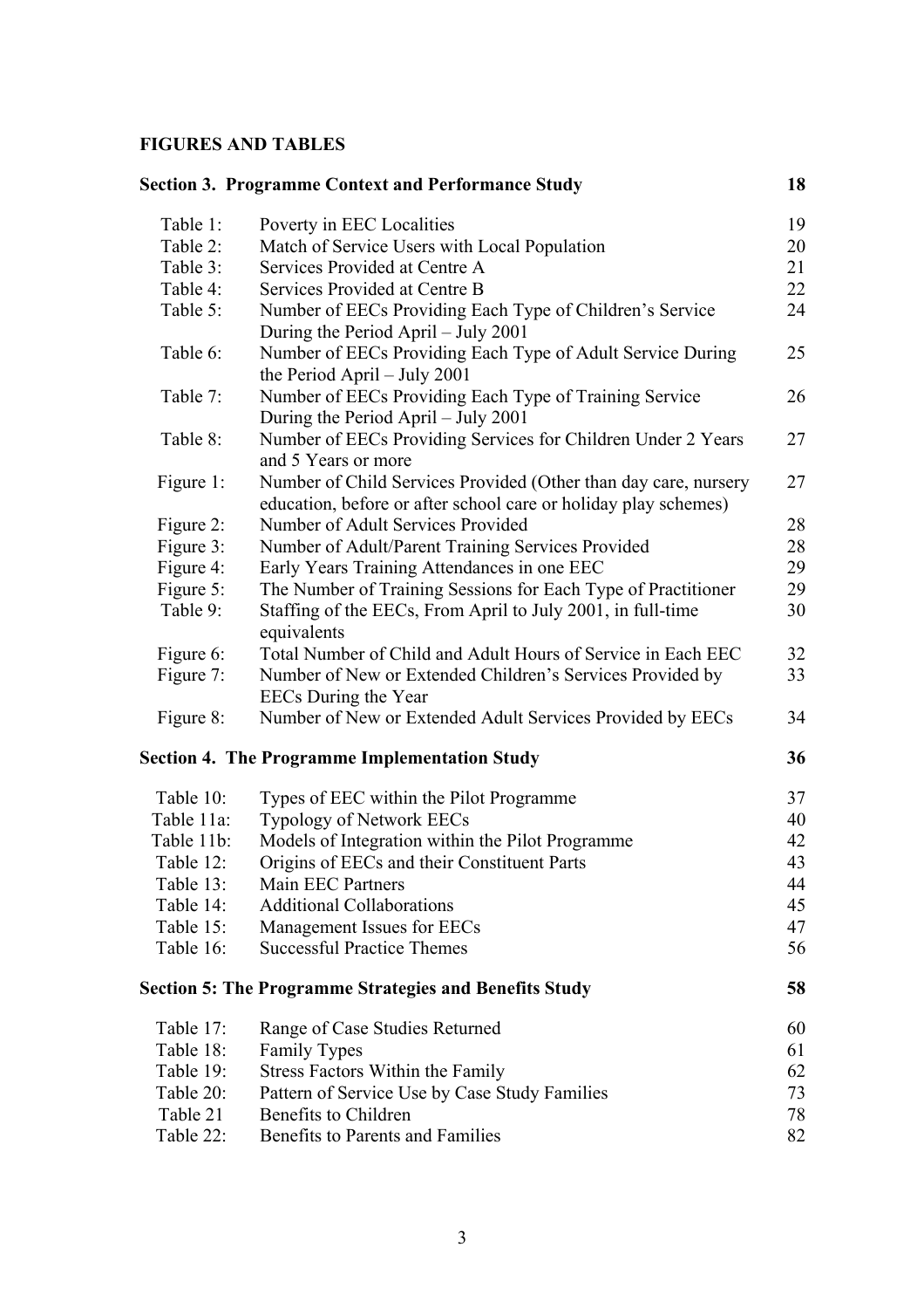**FIGURES AND TABLES**

| | **Section 3. Programme Context and Performance Study** | **18** |
|---|---|---|
| Table 1: | Poverty in EEC Localities | 19 |
| Table 2: | Match of Service Users with Local Population | 20 |
| Table 3: | Services Provided at Centre A | 21 |
| Table 4: | Services Provided at Centre B | 22 |
| Table 5: | Number of EECs Providing Each Type of Children's Service During the Period April – July 2001 | 24 |
| Table 6: | Number of EECs Providing Each Type of Adult Service During the Period April – July 2001 | 25 |
| Table 7: | Number of EECs Providing Each Type of Training Service During the Period April – July 2001 | 26 |
| Table 8: | Number of EECs Providing Services for Children Under 2 Years and 5 Years or more | 27 |
| Figure 1: | Number of Child Services Provided (Other than day care, nursery education, before or after school care or holiday play schemes) | 27 |
| Figure 2: | Number of Adult Services Provided | 28 |
| Figure 3: | Number of Adult/Parent Training Services Provided | 28 |
| Figure 4: | Early Years Training Attendances in one EEC | 29 |
| Figure 5: | The Number of Training Sessions for Each Type of Practitioner | 29 |
| Table 9: | Staffing of the EECs, From April to July 2001, in full-time equivalents | 30 |
| Figure 6: | Total Number of Child and Adult Hours of Service in Each EEC | 32 |
| Figure 7: | Number of New or Extended Children's Services Provided by EECs During the Year | 33 |
| Figure 8: | Number of New or Extended Adult Services Provided by EECs | 34 |
| | **Section 4. The Programme Implementation Study** | **36** |
| Table 10: | Types of EEC within the Pilot Programme | 37 |
| Table 11a: | Typology of Network EECs | 40 |
| Table 11b: | Models of Integration within the Pilot Programme | 42 |
| Table 12: | Origins of EECs and their Constituent Parts | 43 |
| Table 13: | Main EEC Partners | 44 |
| Table 14: | Additional Collaborations | 45 |
| Table 15: | Management Issues for EECs | 47 |
| Table 16: | Successful Practice Themes | 56 |
| | **Section 5: The Programme Strategies and Benefits Study** | **58** |
| Table 17: | Range of Case Studies Returned | 60 |
| Table 18: | Family Types | 61 |
| Table 19: | Stress Factors Within the Family | 62 |
| Table 20: | Pattern of Service Use by Case Study Families | 73 |
| Table 21 | Benefits to Children | 78 |
| Table 22: | Benefits to Parents and Families | 82 |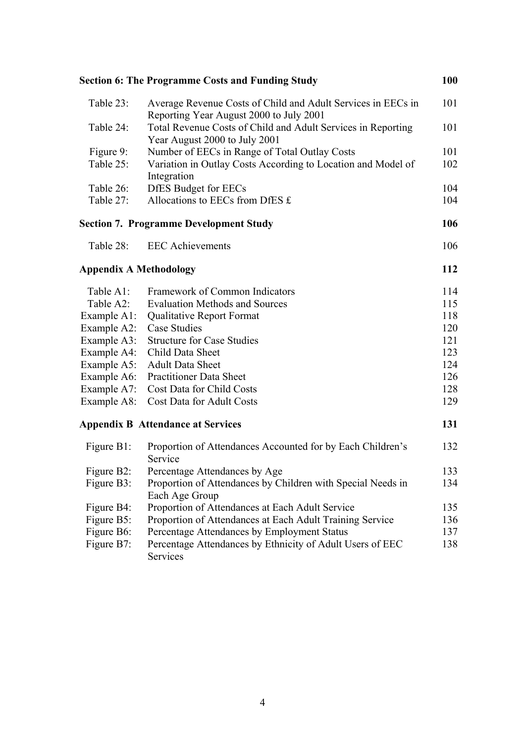| **Section 6: The Programme Costs and Funding Study** | | **100** |
|---|---|---|
| Table 23: | Average Revenue Costs of Child and Adult Services in EECs in Reporting Year August 2000 to July 2001 | 101 |
| Table 24: | Total Revenue Costs of Child and Adult Services in Reporting Year August 2000 to July 2001 | 101 |
| Figure 9: | Number of EECs in Range of Total Outlay Costs | 101 |
| Table 25: | Variation in Outlay Costs According to Location and Model of Integration | 102 |
| Table 26: | DfES Budget for EECs | 104 |
| Table 27: | Allocations to EECs from DfES £ | 104 |
| **Section 7. Programme Development Study** | | **106** |
| Table 28: | EEC Achievements | 106 |
| **Appendix A Methodology** | | **112** |
| Table A1: | Framework of Common Indicators | 114 |
| Table A2: | Evaluation Methods and Sources | 115 |
| Example A1: | Qualitative Report Format | 118 |
| Example A2: | Case Studies | 120 |
| Example A3: | Structure for Case Studies | 121 |
| Example A4: | Child Data Sheet | 123 |
| Example A5: | Adult Data Sheet | 124 |
| Example A6: | Practitioner Data Sheet | 126 |
| Example A7: | Cost Data for Child Costs | 128 |
| Example A8: | Cost Data for Adult Costs | 129 |
| **Appendix B Attendance at Services** | | **131** |
| Figure B1: | Proportion of Attendances Accounted for by Each Children's Service | 132 |
| Figure B2: | Percentage Attendances by Age | 133 |
| Figure B3: | Proportion of Attendances by Children with Special Needs in Each Age Group | 134 |
| Figure B4: | Proportion of Attendances at Each Adult Service | 135 |
| Figure B5: | Proportion of Attendances at Each Adult Training Service | 136 |
| Figure B6: | Percentage Attendances by Employment Status | 137 |
| Figure B7: | Percentage Attendances by Ethnicity of Adult Users of EEC Services | 138 |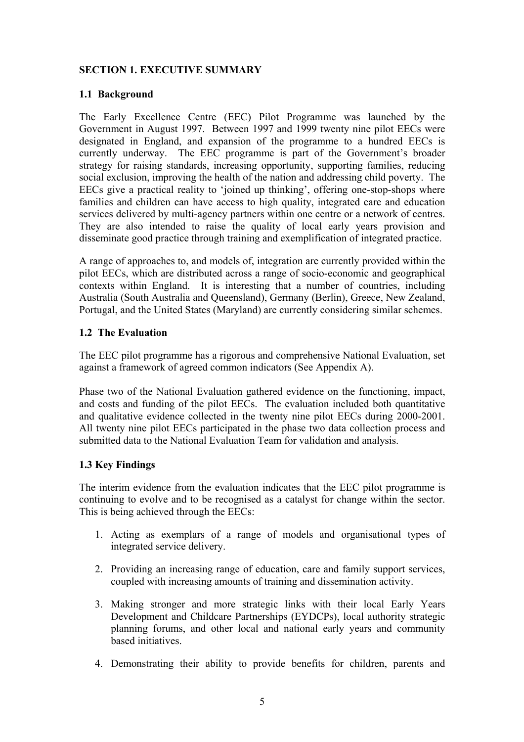## SECTION 1. EXECUTIVE SUMMARY

### 1.1 Background

The Early Excellence Centre (EEC) Pilot Programme was launched by the Government in August 1997. Between 1997 and 1999 twenty nine pilot EECs were designated in England, and expansion of the programme to a hundred EECs is currently underway. The EEC programme is part of the Government's broader strategy for raising standards, increasing opportunity, supporting families, reducing social exclusion, improving the health of the nation and addressing child poverty. The EECs give a practical reality to 'joined up thinking', offering one-stop-shops where families and children can have access to high quality, integrated care and education services delivered by multi-agency partners within one centre or a network of centres. They are also intended to raise the quality of local early years provision and disseminate good practice through training and exemplification of integrated practice.

A range of approaches to, and models of, integration are currently provided within the pilot EECs, which are distributed across a range of socio-economic and geographical contexts within England. It is interesting that a number of countries, including Australia (South Australia and Queensland), Germany (Berlin), Greece, New Zealand, Portugal, and the United States (Maryland) are currently considering similar schemes.

### 1.2 The Evaluation

The EEC pilot programme has a rigorous and comprehensive National Evaluation, set against a framework of agreed common indicators (See Appendix A).

Phase two of the National Evaluation gathered evidence on the functioning, impact, and costs and funding of the pilot EECs. The evaluation included both quantitative and qualitative evidence collected in the twenty nine pilot EECs during 2000-2001. All twenty nine pilot EECs participated in the phase two data collection process and submitted data to the National Evaluation Team for validation and analysis.

### 1.3 Key Findings

The interim evidence from the evaluation indicates that the EEC pilot programme is continuing to evolve and to be recognised as a catalyst for change within the sector. This is being achieved through the EECs:

1. Acting as exemplars of a range of models and organisational types of integrated service delivery.
2. Providing an increasing range of education, care and family support services, coupled with increasing amounts of training and dissemination activity.
3. Making stronger and more strategic links with their local Early Years Development and Childcare Partnerships (EYDCPs), local authority strategic planning forums, and other local and national early years and community based initiatives.
4. Demonstrating their ability to provide benefits for children, parents and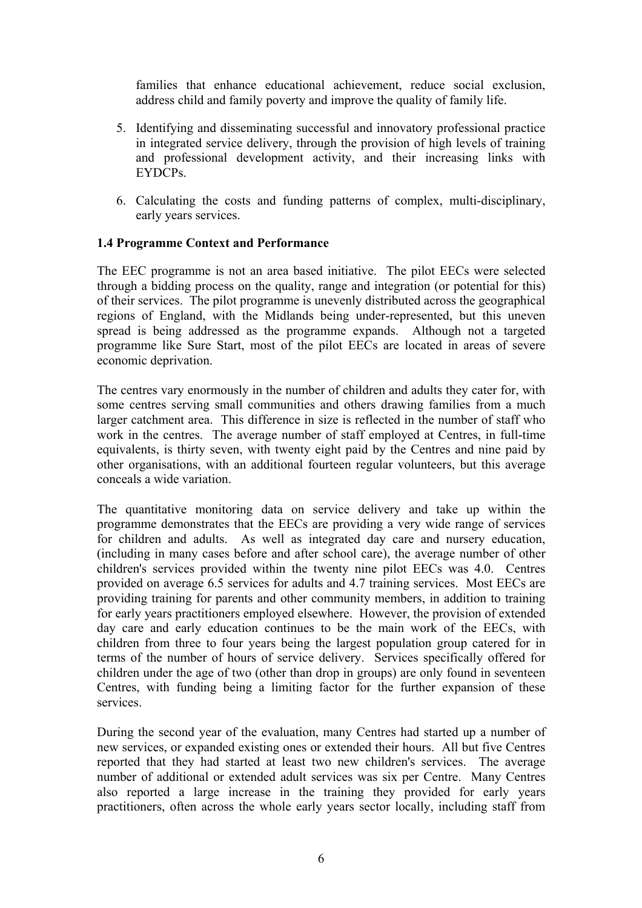families that enhance educational achievement, reduce social exclusion, address child and family poverty and improve the quality of family life.

5. Identifying and disseminating successful and innovatory professional practice in integrated service delivery, through the provision of high levels of training and professional development activity, and their increasing links with EYDCPs.

6. Calculating the costs and funding patterns of complex, multi-disciplinary, early years services.

### 1.4 Programme Context and Performance

The EEC programme is not an area based initiative. The pilot EECs were selected through a bidding process on the quality, range and integration (or potential for this) of their services. The pilot programme is unevenly distributed across the geographical regions of England, with the Midlands being under-represented, but this uneven spread is being addressed as the programme expands. Although not a targeted programme like Sure Start, most of the pilot EECs are located in areas of severe economic deprivation.

The centres vary enormously in the number of children and adults they cater for, with some centres serving small communities and others drawing families from a much larger catchment area. This difference in size is reflected in the number of staff who work in the centres. The average number of staff employed at Centres, in full-time equivalents, is thirty seven, with twenty eight paid by the Centres and nine paid by other organisations, with an additional fourteen regular volunteers, but this average conceals a wide variation.

The quantitative monitoring data on service delivery and take up within the programme demonstrates that the EECs are providing a very wide range of services for children and adults. As well as integrated day care and nursery education, (including in many cases before and after school care), the average number of other children's services provided within the twenty nine pilot EECs was 4.0. Centres provided on average 6.5 services for adults and 4.7 training services. Most EECs are providing training for parents and other community members, in addition to training for early years practitioners employed elsewhere. However, the provision of extended day care and early education continues to be the main work of the EECs, with children from three to four years being the largest population group catered for in terms of the number of hours of service delivery. Services specifically offered for children under the age of two (other than drop in groups) are only found in seventeen Centres, with funding being a limiting factor for the further expansion of these services.

During the second year of the evaluation, many Centres had started up a number of new services, or expanded existing ones or extended their hours. All but five Centres reported that they had started at least two new children's services. The average number of additional or extended adult services was six per Centre. Many Centres also reported a large increase in the training they provided for early years practitioners, often across the whole early years sector locally, including staff from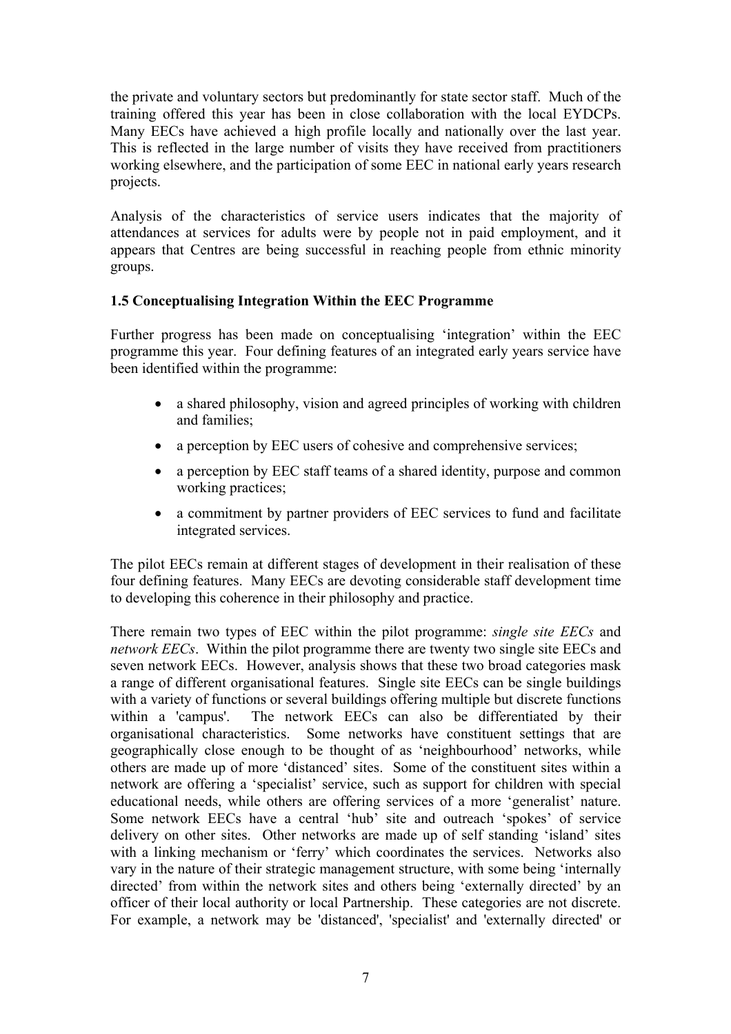the private and voluntary sectors but predominantly for state sector staff. Much of the training offered this year has been in close collaboration with the local EYDCPs. Many EECs have achieved a high profile locally and nationally over the last year. This is reflected in the large number of visits they have received from practitioners working elsewhere, and the participation of some EEC in national early years research projects.

Analysis of the characteristics of service users indicates that the majority of attendances at services for adults were by people not in paid employment, and it appears that Centres are being successful in reaching people from ethnic minority groups.

### 1.5 Conceptualising Integration Within the EEC Programme

Further progress has been made on conceptualising 'integration' within the EEC programme this year. Four defining features of an integrated early years service have been identified within the programme:

- a shared philosophy, vision and agreed principles of working with children and families;
- a perception by EEC users of cohesive and comprehensive services;
- a perception by EEC staff teams of a shared identity, purpose and common working practices;
- a commitment by partner providers of EEC services to fund and facilitate integrated services.

The pilot EECs remain at different stages of development in their realisation of these four defining features. Many EECs are devoting considerable staff development time to developing this coherence in their philosophy and practice.

There remain two types of EEC within the pilot programme: *single site EECs* and *network EECs*. Within the pilot programme there are twenty two single site EECs and seven network EECs. However, analysis shows that these two broad categories mask a range of different organisational features. Single site EECs can be single buildings with a variety of functions or several buildings offering multiple but discrete functions within a 'campus'. The network EECs can also be differentiated by their organisational characteristics. Some networks have constituent settings that are geographically close enough to be thought of as 'neighbourhood' networks, while others are made up of more 'distanced' sites. Some of the constituent sites within a network are offering a 'specialist' service, such as support for children with special educational needs, while others are offering services of a more 'generalist' nature. Some network EECs have a central 'hub' site and outreach 'spokes' of service delivery on other sites. Other networks are made up of self standing 'island' sites with a linking mechanism or 'ferry' which coordinates the services. Networks also vary in the nature of their strategic management structure, with some being 'internally directed' from within the network sites and others being 'externally directed' by an officer of their local authority or local Partnership. These categories are not discrete. For example, a network may be 'distanced', 'specialist' and 'externally directed' or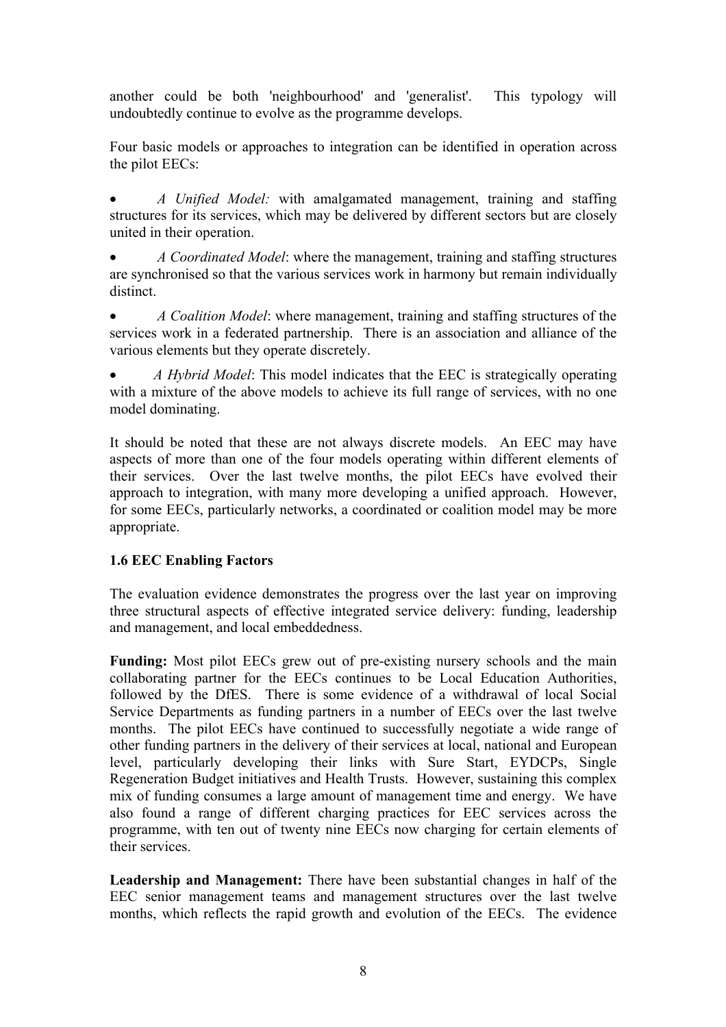another could be both 'neighbourhood' and 'generalist'. This typology will undoubtedly continue to evolve as the programme develops.

Four basic models or approaches to integration can be identified in operation across the pilot EECs:

- *A Unified Model:* with amalgamated management, training and staffing structures for its services, which may be delivered by different sectors but are closely united in their operation.
- *A Coordinated Model*: where the management, training and staffing structures are synchronised so that the various services work in harmony but remain individually distinct.
- *A Coalition Model*: where management, training and staffing structures of the services work in a federated partnership. There is an association and alliance of the various elements but they operate discretely.
- *A Hybrid Model*: This model indicates that the EEC is strategically operating with a mixture of the above models to achieve its full range of services, with no one model dominating.

It should be noted that these are not always discrete models. An EEC may have aspects of more than one of the four models operating within different elements of their services. Over the last twelve months, the pilot EECs have evolved their approach to integration, with many more developing a unified approach. However, for some EECs, particularly networks, a coordinated or coalition model may be more appropriate.

### 1.6 EEC Enabling Factors

The evaluation evidence demonstrates the progress over the last year on improving three structural aspects of effective integrated service delivery: funding, leadership and management, and local embeddedness.

**Funding:** Most pilot EECs grew out of pre-existing nursery schools and the main collaborating partner for the EECs continues to be Local Education Authorities, followed by the DfES. There is some evidence of a withdrawal of local Social Service Departments as funding partners in a number of EECs over the last twelve months. The pilot EECs have continued to successfully negotiate a wide range of other funding partners in the delivery of their services at local, national and European level, particularly developing their links with Sure Start, EYDCPs, Single Regeneration Budget initiatives and Health Trusts. However, sustaining this complex mix of funding consumes a large amount of management time and energy. We have also found a range of different charging practices for EEC services across the programme, with ten out of twenty nine EECs now charging for certain elements of their services.

**Leadership and Management:** There have been substantial changes in half of the EEC senior management teams and management structures over the last twelve months, which reflects the rapid growth and evolution of the EECs. The evidence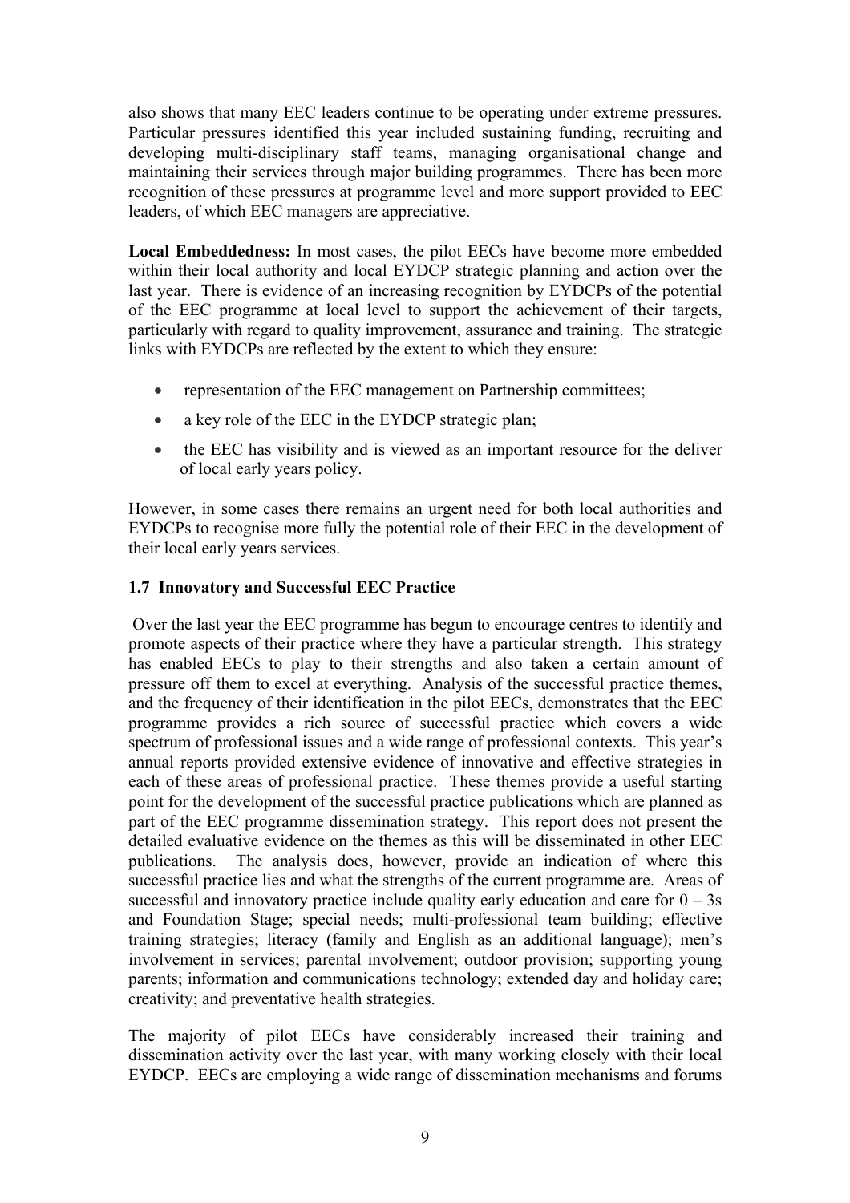also shows that many EEC leaders continue to be operating under extreme pressures. Particular pressures identified this year included sustaining funding, recruiting and developing multi-disciplinary staff teams, managing organisational change and maintaining their services through major building programmes. There has been more recognition of these pressures at programme level and more support provided to EEC leaders, of which EEC managers are appreciative.

**Local Embeddedness:** In most cases, the pilot EECs have become more embedded within their local authority and local EYDCP strategic planning and action over the last year. There is evidence of an increasing recognition by EYDCPs of the potential of the EEC programme at local level to support the achievement of their targets, particularly with regard to quality improvement, assurance and training. The strategic links with EYDCPs are reflected by the extent to which they ensure:

- representation of the EEC management on Partnership committees;
- a key role of the EEC in the EYDCP strategic plan;
- the EEC has visibility and is viewed as an important resource for the deliver of local early years policy.

However, in some cases there remains an urgent need for both local authorities and EYDCPs to recognise more fully the potential role of their EEC in the development of their local early years services.

### 1.7 Innovatory and Successful EEC Practice

Over the last year the EEC programme has begun to encourage centres to identify and promote aspects of their practice where they have a particular strength. This strategy has enabled EECs to play to their strengths and also taken a certain amount of pressure off them to excel at everything. Analysis of the successful practice themes, and the frequency of their identification in the pilot EECs, demonstrates that the EEC programme provides a rich source of successful practice which covers a wide spectrum of professional issues and a wide range of professional contexts. This year's annual reports provided extensive evidence of innovative and effective strategies in each of these areas of professional practice. These themes provide a useful starting point for the development of the successful practice publications which are planned as part of the EEC programme dissemination strategy. This report does not present the detailed evaluative evidence on the themes as this will be disseminated in other EEC publications. The analysis does, however, provide an indication of where this successful practice lies and what the strengths of the current programme are. Areas of successful and innovatory practice include quality early education and care for 0 – 3s and Foundation Stage; special needs; multi-professional team building; effective training strategies; literacy (family and English as an additional language); men's involvement in services; parental involvement; outdoor provision; supporting young parents; information and communications technology; extended day and holiday care; creativity; and preventative health strategies.

The majority of pilot EECs have considerably increased their training and dissemination activity over the last year, with many working closely with their local EYDCP. EECs are employing a wide range of dissemination mechanisms and forums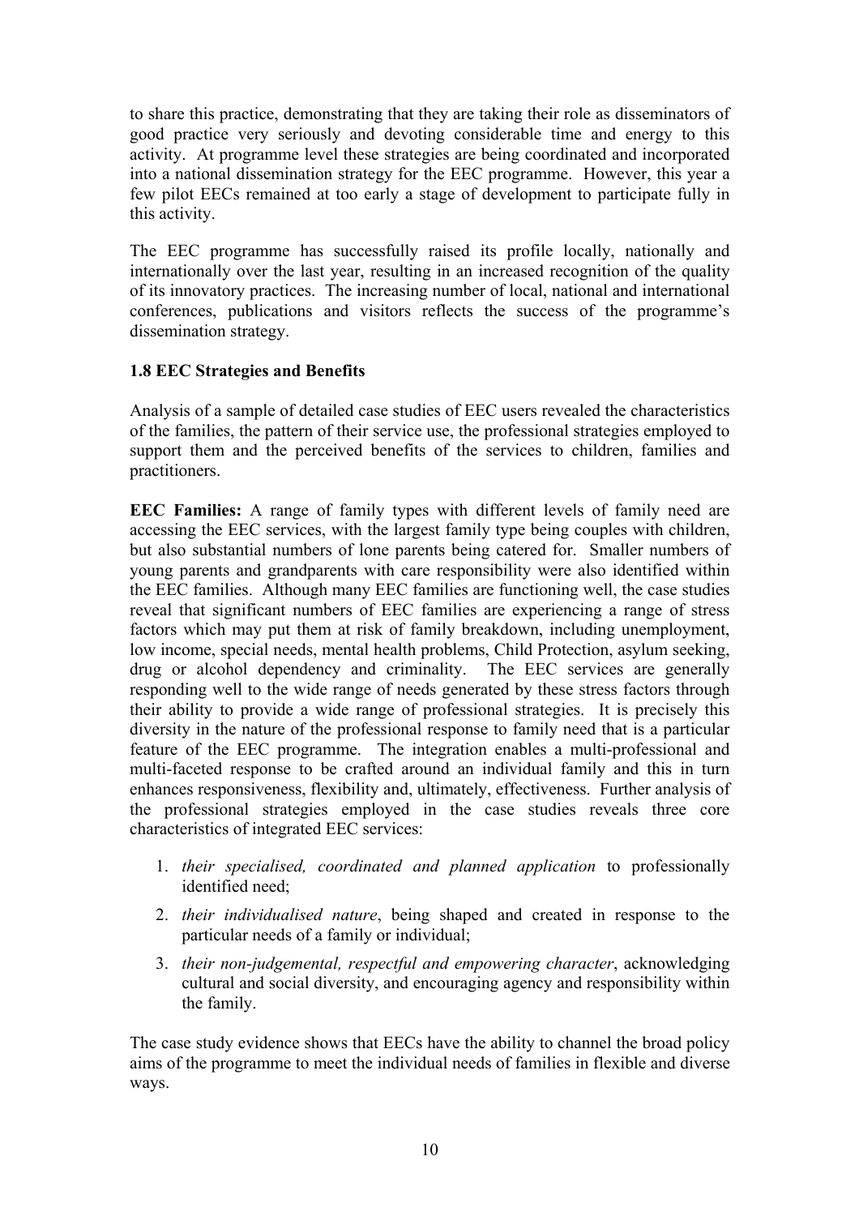to share this practice, demonstrating that they are taking their role as disseminators of good practice very seriously and devoting considerable time and energy to this activity. At programme level these strategies are being coordinated and incorporated into a national dissemination strategy for the EEC programme. However, this year a few pilot EECs remained at too early a stage of development to participate fully in this activity.

The EEC programme has successfully raised its profile locally, nationally and internationally over the last year, resulting in an increased recognition of the quality of its innovatory practices. The increasing number of local, national and international conferences, publications and visitors reflects the success of the programme's dissemination strategy.

### 1.8 EEC Strategies and Benefits

Analysis of a sample of detailed case studies of EEC users revealed the characteristics of the families, the pattern of their service use, the professional strategies employed to support them and the perceived benefits of the services to children, families and practitioners.

**EEC Families:** A range of family types with different levels of family need are accessing the EEC services, with the largest family type being couples with children, but also substantial numbers of lone parents being catered for. Smaller numbers of young parents and grandparents with care responsibility were also identified within the EEC families. Although many EEC families are functioning well, the case studies reveal that significant numbers of EEC families are experiencing a range of stress factors which may put them at risk of family breakdown, including unemployment, low income, special needs, mental health problems, Child Protection, asylum seeking, drug or alcohol dependency and criminality. The EEC services are generally responding well to the wide range of needs generated by these stress factors through their ability to provide a wide range of professional strategies. It is precisely this diversity in the nature of the professional response to family need that is a particular feature of the EEC programme. The integration enables a multi-professional and multi-faceted response to be crafted around an individual family and this in turn enhances responsiveness, flexibility and, ultimately, effectiveness. Further analysis of the professional strategies employed in the case studies reveals three core characteristics of integrated EEC services:

1. *their specialised, coordinated and planned application* to professionally identified need;
2. *their individualised nature*, being shaped and created in response to the particular needs of a family or individual;
3. *their non-judgemental, respectful and empowering character*, acknowledging cultural and social diversity, and encouraging agency and responsibility within the family.

The case study evidence shows that EECs have the ability to channel the broad policy aims of the programme to meet the individual needs of families in flexible and diverse ways.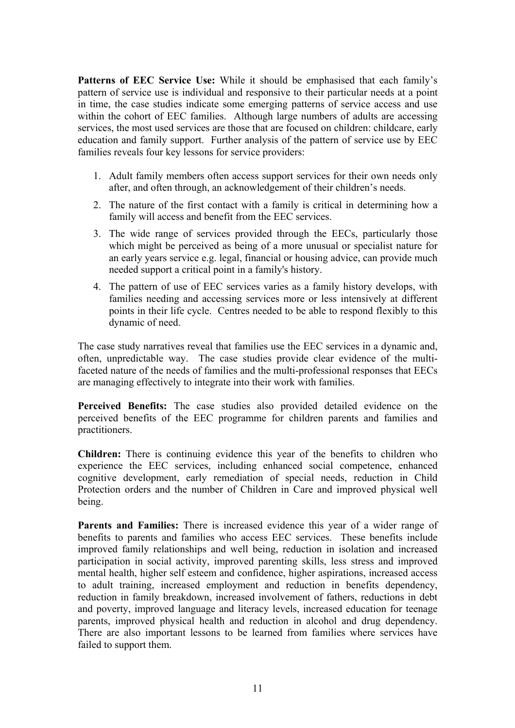**Patterns of EEC Service Use:** While it should be emphasised that each family's pattern of service use is individual and responsive to their particular needs at a point in time, the case studies indicate some emerging patterns of service access and use within the cohort of EEC families. Although large numbers of adults are accessing services, the most used services are those that are focused on children: childcare, early education and family support. Further analysis of the pattern of service use by EEC families reveals four key lessons for service providers:

1. Adult family members often access support services for their own needs only after, and often through, an acknowledgement of their children's needs.
2. The nature of the first contact with a family is critical in determining how a family will access and benefit from the EEC services.
3. The wide range of services provided through the EECs, particularly those which might be perceived as being of a more unusual or specialist nature for an early years service e.g. legal, financial or housing advice, can provide much needed support a critical point in a family's history.
4. The pattern of use of EEC services varies as a family history develops, with families needing and accessing services more or less intensively at different points in their life cycle. Centres needed to be able to respond flexibly to this dynamic of need.

The case study narratives reveal that families use the EEC services in a dynamic and, often, unpredictable way. The case studies provide clear evidence of the multi-faceted nature of the needs of families and the multi-professional responses that EECs are managing effectively to integrate into their work with families.

**Perceived Benefits:** The case studies also provided detailed evidence on the perceived benefits of the EEC programme for children parents and families and practitioners.

**Children:** There is continuing evidence this year of the benefits to children who experience the EEC services, including enhanced social competence, enhanced cognitive development, early remediation of special needs, reduction in Child Protection orders and the number of Children in Care and improved physical well being.

**Parents and Families:** There is increased evidence this year of a wider range of benefits to parents and families who access EEC services. These benefits include improved family relationships and well being, reduction in isolation and increased participation in social activity, improved parenting skills, less stress and improved mental health, higher self esteem and confidence, higher aspirations, increased access to adult training, increased employment and reduction in benefits dependency, reduction in family breakdown, increased involvement of fathers, reductions in debt and poverty, improved language and literacy levels, increased education for teenage parents, improved physical health and reduction in alcohol and drug dependency. There are also important lessons to be learned from families where services have failed to support them.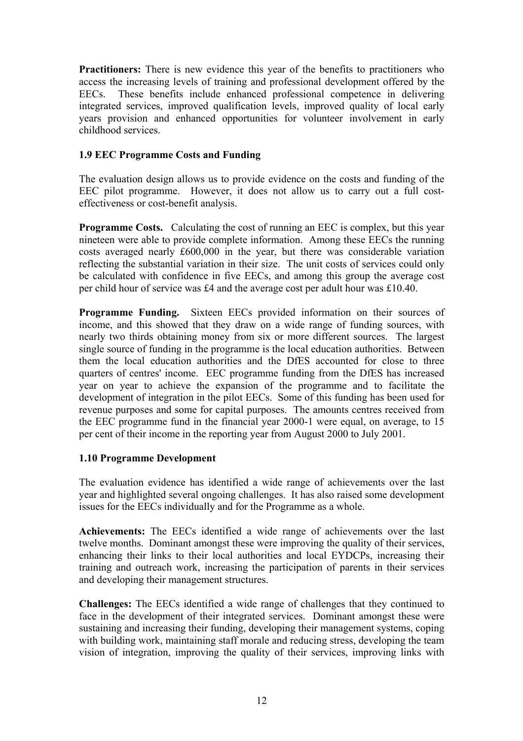**Practitioners:** There is new evidence this year of the benefits to practitioners who access the increasing levels of training and professional development offered by the EECs. These benefits include enhanced professional competence in delivering integrated services, improved qualification levels, improved quality of local early years provision and enhanced opportunities for volunteer involvement in early childhood services.

### 1.9 EEC Programme Costs and Funding

The evaluation design allows us to provide evidence on the costs and funding of the EEC pilot programme. However, it does not allow us to carry out a full cost-effectiveness or cost-benefit analysis.

**Programme Costs.** Calculating the cost of running an EEC is complex, but this year nineteen were able to provide complete information. Among these EECs the running costs averaged nearly £600,000 in the year, but there was considerable variation reflecting the substantial variation in their size. The unit costs of services could only be calculated with confidence in five EECs, and among this group the average cost per child hour of service was £4 and the average cost per adult hour was £10.40.

**Programme Funding.** Sixteen EECs provided information on their sources of income, and this showed that they draw on a wide range of funding sources, with nearly two thirds obtaining money from six or more different sources. The largest single source of funding in the programme is the local education authorities. Between them the local education authorities and the DfES accounted for close to three quarters of centres' income. EEC programme funding from the DfES has increased year on year to achieve the expansion of the programme and to facilitate the development of integration in the pilot EECs. Some of this funding has been used for revenue purposes and some for capital purposes. The amounts centres received from the EEC programme fund in the financial year 2000-1 were equal, on average, to 15 per cent of their income in the reporting year from August 2000 to July 2001.

### 1.10 Programme Development

The evaluation evidence has identified a wide range of achievements over the last year and highlighted several ongoing challenges. It has also raised some development issues for the EECs individually and for the Programme as a whole.

**Achievements:** The EECs identified a wide range of achievements over the last twelve months. Dominant amongst these were improving the quality of their services, enhancing their links to their local authorities and local EYDCPs, increasing their training and outreach work, increasing the participation of parents in their services and developing their management structures.

**Challenges:** The EECs identified a wide range of challenges that they continued to face in the development of their integrated services. Dominant amongst these were sustaining and increasing their funding, developing their management systems, coping with building work, maintaining staff morale and reducing stress, developing the team vision of integration, improving the quality of their services, improving links with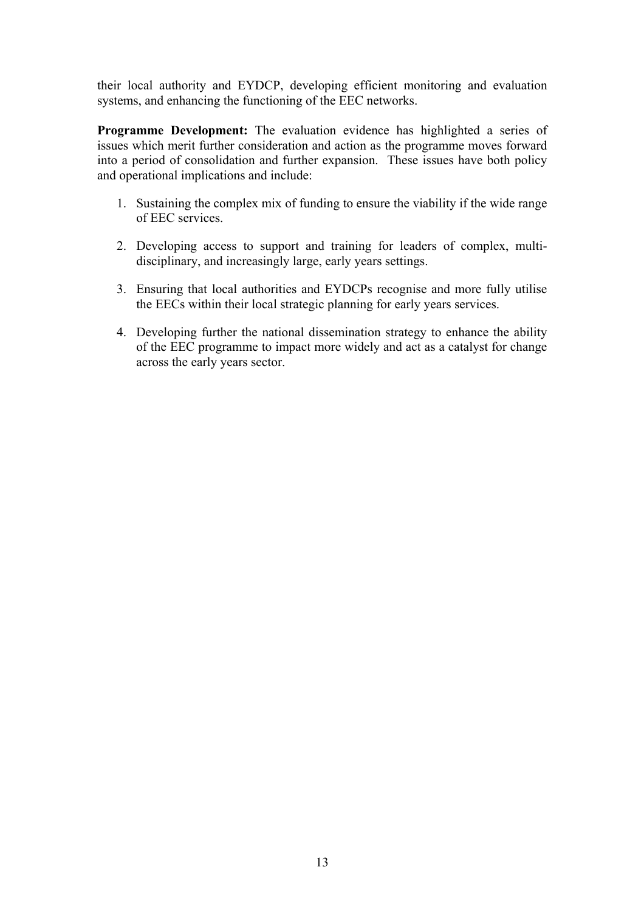their local authority and EYDCP, developing efficient monitoring and evaluation systems, and enhancing the functioning of the EEC networks.

**Programme Development:** The evaluation evidence has highlighted a series of issues which merit further consideration and action as the programme moves forward into a period of consolidation and further expansion. These issues have both policy and operational implications and include:

1. Sustaining the complex mix of funding to ensure the viability if the wide range of EEC services.

2. Developing access to support and training for leaders of complex, multi-disciplinary, and increasingly large, early years settings.

3. Ensuring that local authorities and EYDCPs recognise and more fully utilise the EECs within their local strategic planning for early years services.

4. Developing further the national dissemination strategy to enhance the ability of the EEC programme to impact more widely and act as a catalyst for change across the early years sector.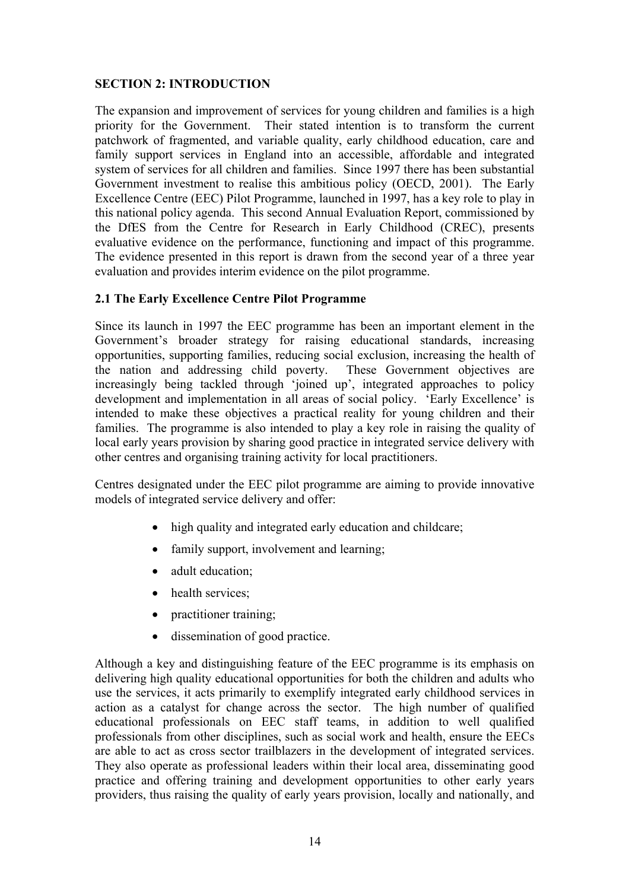## SECTION 2: INTRODUCTION

The expansion and improvement of services for young children and families is a high priority for the Government. Their stated intention is to transform the current patchwork of fragmented, and variable quality, early childhood education, care and family support services in England into an accessible, affordable and integrated system of services for all children and families. Since 1997 there has been substantial Government investment to realise this ambitious policy (OECD, 2001). The Early Excellence Centre (EEC) Pilot Programme, launched in 1997, has a key role to play in this national policy agenda. This second Annual Evaluation Report, commissioned by the DfES from the Centre for Research in Early Childhood (CREC), presents evaluative evidence on the performance, functioning and impact of this programme. The evidence presented in this report is drawn from the second year of a three year evaluation and provides interim evidence on the pilot programme.

### 2.1 The Early Excellence Centre Pilot Programme

Since its launch in 1997 the EEC programme has been an important element in the Government's broader strategy for raising educational standards, increasing opportunities, supporting families, reducing social exclusion, increasing the health of the nation and addressing child poverty. These Government objectives are increasingly being tackled through 'joined up', integrated approaches to policy development and implementation in all areas of social policy. 'Early Excellence' is intended to make these objectives a practical reality for young children and their families. The programme is also intended to play a key role in raising the quality of local early years provision by sharing good practice in integrated service delivery with other centres and organising training activity for local practitioners.

Centres designated under the EEC pilot programme are aiming to provide innovative models of integrated service delivery and offer:

- high quality and integrated early education and childcare;
- family support, involvement and learning;
- adult education;
- health services;
- practitioner training;
- dissemination of good practice.

Although a key and distinguishing feature of the EEC programme is its emphasis on delivering high quality educational opportunities for both the children and adults who use the services, it acts primarily to exemplify integrated early childhood services in action as a catalyst for change across the sector. The high number of qualified educational professionals on EEC staff teams, in addition to well qualified professionals from other disciplines, such as social work and health, ensure the EECs are able to act as cross sector trailblazers in the development of integrated services. They also operate as professional leaders within their local area, disseminating good practice and offering training and development opportunities to other early years providers, thus raising the quality of early years provision, locally and nationally, and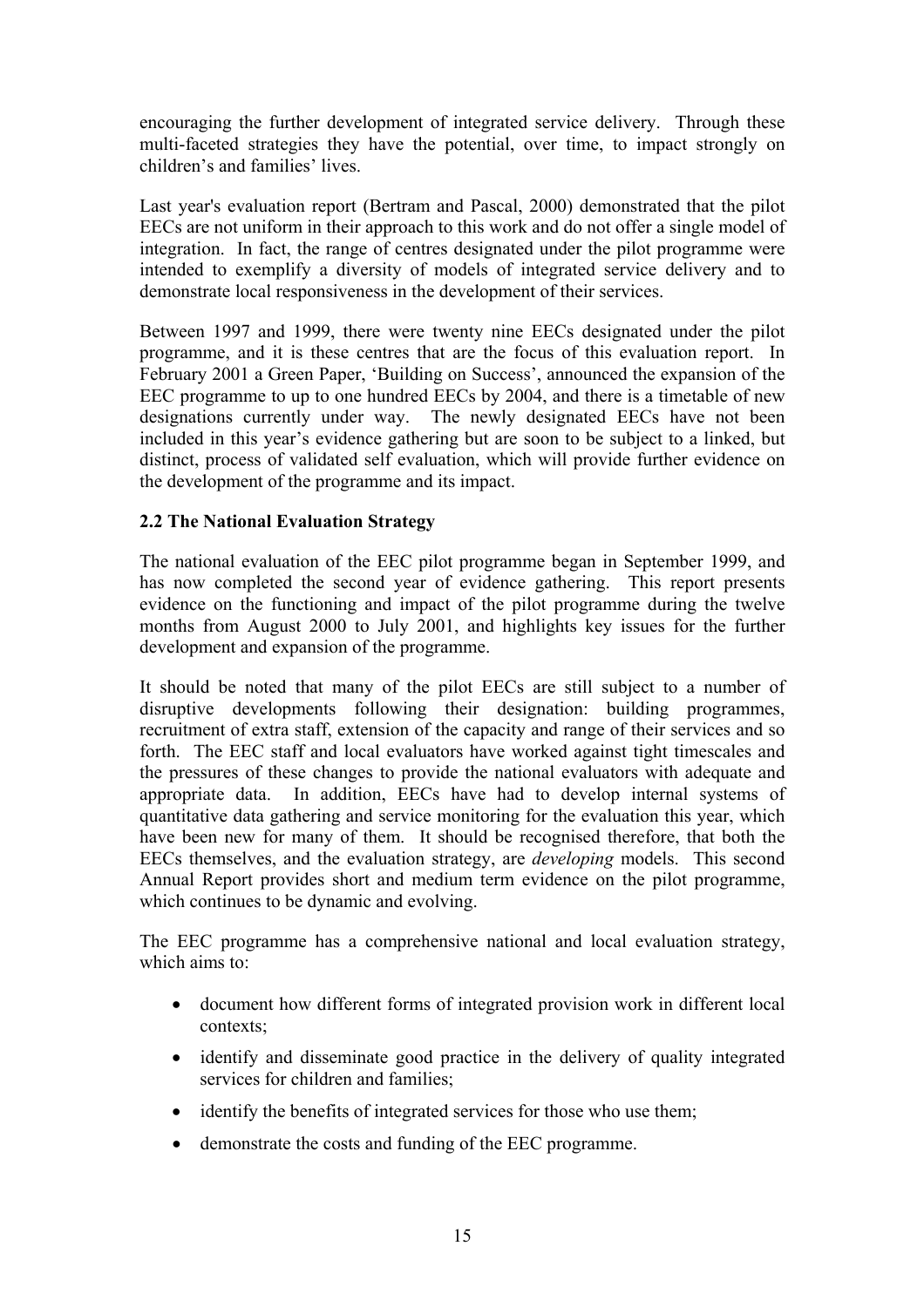encouraging the further development of integrated service delivery. Through these multi-faceted strategies they have the potential, over time, to impact strongly on children's and families' lives.

Last year's evaluation report (Bertram and Pascal, 2000) demonstrated that the pilot EECs are not uniform in their approach to this work and do not offer a single model of integration. In fact, the range of centres designated under the pilot programme were intended to exemplify a diversity of models of integrated service delivery and to demonstrate local responsiveness in the development of their services.

Between 1997 and 1999, there were twenty nine EECs designated under the pilot programme, and it is these centres that are the focus of this evaluation report. In February 2001 a Green Paper, 'Building on Success', announced the expansion of the EEC programme to up to one hundred EECs by 2004, and there is a timetable of new designations currently under way. The newly designated EECs have not been included in this year's evidence gathering but are soon to be subject to a linked, but distinct, process of validated self evaluation, which will provide further evidence on the development of the programme and its impact.

## 2.2 The National Evaluation Strategy

The national evaluation of the EEC pilot programme began in September 1999, and has now completed the second year of evidence gathering. This report presents evidence on the functioning and impact of the pilot programme during the twelve months from August 2000 to July 2001, and highlights key issues for the further development and expansion of the programme.

It should be noted that many of the pilot EECs are still subject to a number of disruptive developments following their designation: building programmes, recruitment of extra staff, extension of the capacity and range of their services and so forth. The EEC staff and local evaluators have worked against tight timescales and the pressures of these changes to provide the national evaluators with adequate and appropriate data. In addition, EECs have had to develop internal systems of quantitative data gathering and service monitoring for the evaluation this year, which have been new for many of them. It should be recognised therefore, that both the EECs themselves, and the evaluation strategy, are *developing* models. This second Annual Report provides short and medium term evidence on the pilot programme, which continues to be dynamic and evolving.

The EEC programme has a comprehensive national and local evaluation strategy, which aims to:

- document how different forms of integrated provision work in different local contexts;
- identify and disseminate good practice in the delivery of quality integrated services for children and families;
- identify the benefits of integrated services for those who use them;
- demonstrate the costs and funding of the EEC programme.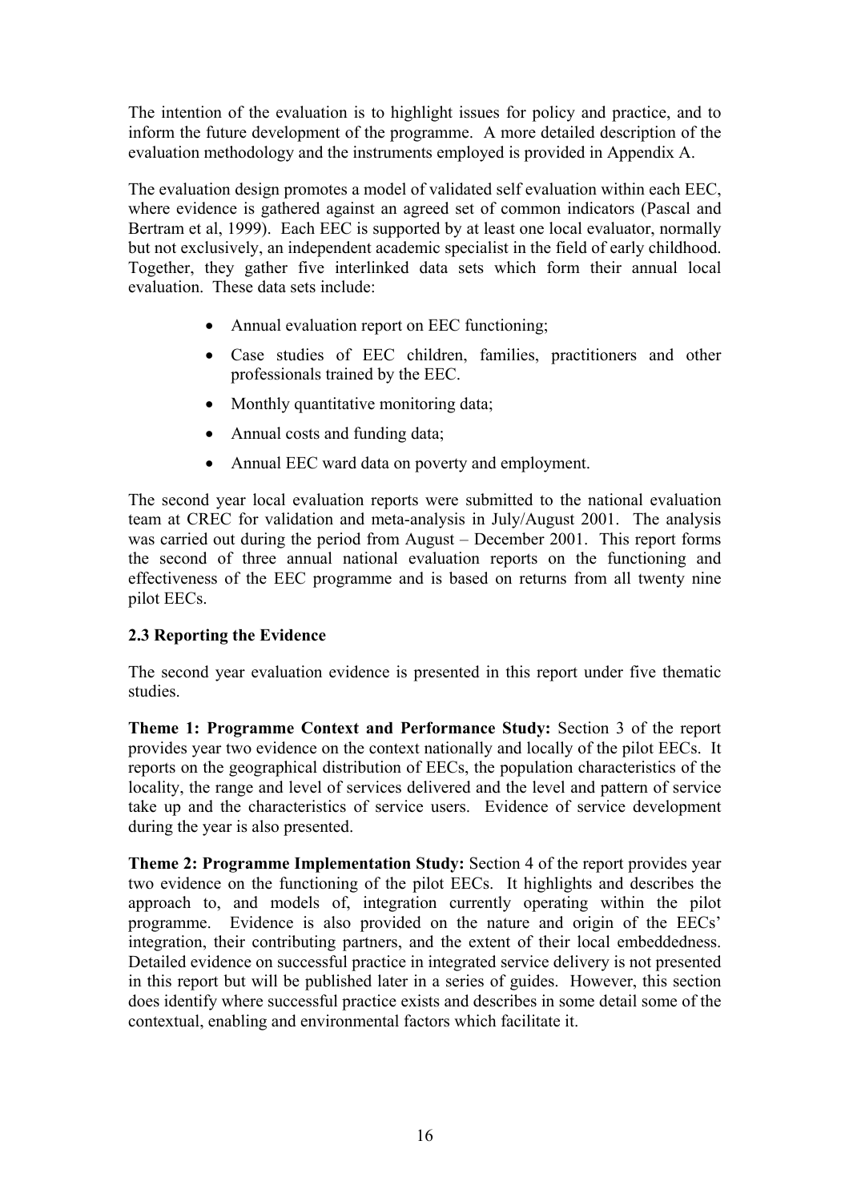The intention of the evaluation is to highlight issues for policy and practice, and to inform the future development of the programme. A more detailed description of the evaluation methodology and the instruments employed is provided in Appendix A.

The evaluation design promotes a model of validated self evaluation within each EEC, where evidence is gathered against an agreed set of common indicators (Pascal and Bertram et al, 1999). Each EEC is supported by at least one local evaluator, normally but not exclusively, an independent academic specialist in the field of early childhood. Together, they gather five interlinked data sets which form their annual local evaluation. These data sets include:

- Annual evaluation report on EEC functioning;
- Case studies of EEC children, families, practitioners and other professionals trained by the EEC.
- Monthly quantitative monitoring data;
- Annual costs and funding data;
- Annual EEC ward data on poverty and employment.

The second year local evaluation reports were submitted to the national evaluation team at CREC for validation and meta-analysis in July/August 2001. The analysis was carried out during the period from August – December 2001. This report forms the second of three annual national evaluation reports on the functioning and effectiveness of the EEC programme and is based on returns from all twenty nine pilot EECs.

### 2.3 Reporting the Evidence

The second year evaluation evidence is presented in this report under five thematic studies.

**Theme 1: Programme Context and Performance Study:** Section 3 of the report provides year two evidence on the context nationally and locally of the pilot EECs. It reports on the geographical distribution of EECs, the population characteristics of the locality, the range and level of services delivered and the level and pattern of service take up and the characteristics of service users. Evidence of service development during the year is also presented.

**Theme 2: Programme Implementation Study:** Section 4 of the report provides year two evidence on the functioning of the pilot EECs. It highlights and describes the approach to, and models of, integration currently operating within the pilot programme. Evidence is also provided on the nature and origin of the EECs' integration, their contributing partners, and the extent of their local embeddedness. Detailed evidence on successful practice in integrated service delivery is not presented in this report but will be published later in a series of guides. However, this section does identify where successful practice exists and describes in some detail some of the contextual, enabling and environmental factors which facilitate it.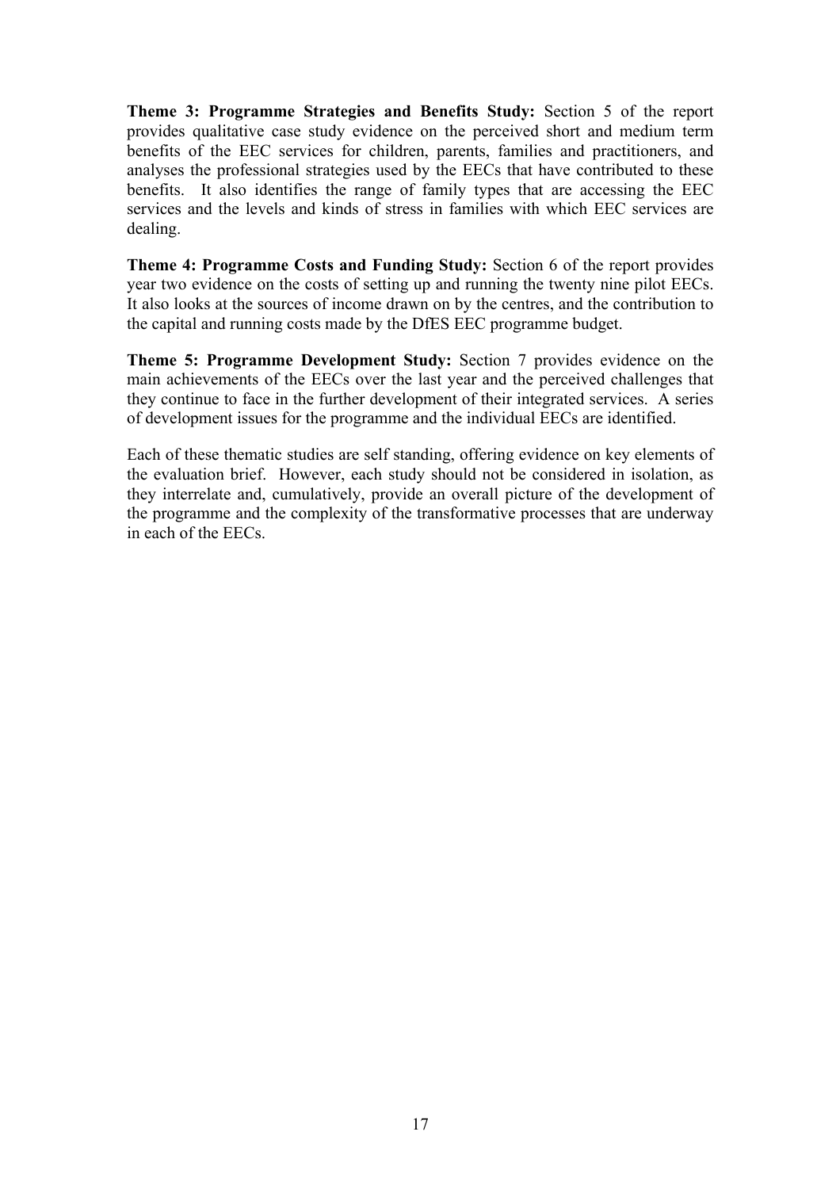**Theme 3: Programme Strategies and Benefits Study:** Section 5 of the report provides qualitative case study evidence on the perceived short and medium term benefits of the EEC services for children, parents, families and practitioners, and analyses the professional strategies used by the EECs that have contributed to these benefits. It also identifies the range of family types that are accessing the EEC services and the levels and kinds of stress in families with which EEC services are dealing.

**Theme 4: Programme Costs and Funding Study:** Section 6 of the report provides year two evidence on the costs of setting up and running the twenty nine pilot EECs. It also looks at the sources of income drawn on by the centres, and the contribution to the capital and running costs made by the DfES EEC programme budget.

**Theme 5: Programme Development Study:** Section 7 provides evidence on the main achievements of the EECs over the last year and the perceived challenges that they continue to face in the further development of their integrated services. A series of development issues for the programme and the individual EECs are identified.

Each of these thematic studies are self standing, offering evidence on key elements of the evaluation brief. However, each study should not be considered in isolation, as they interrelate and, cumulatively, provide an overall picture of the development of the programme and the complexity of the transformative processes that are underway in each of the EECs.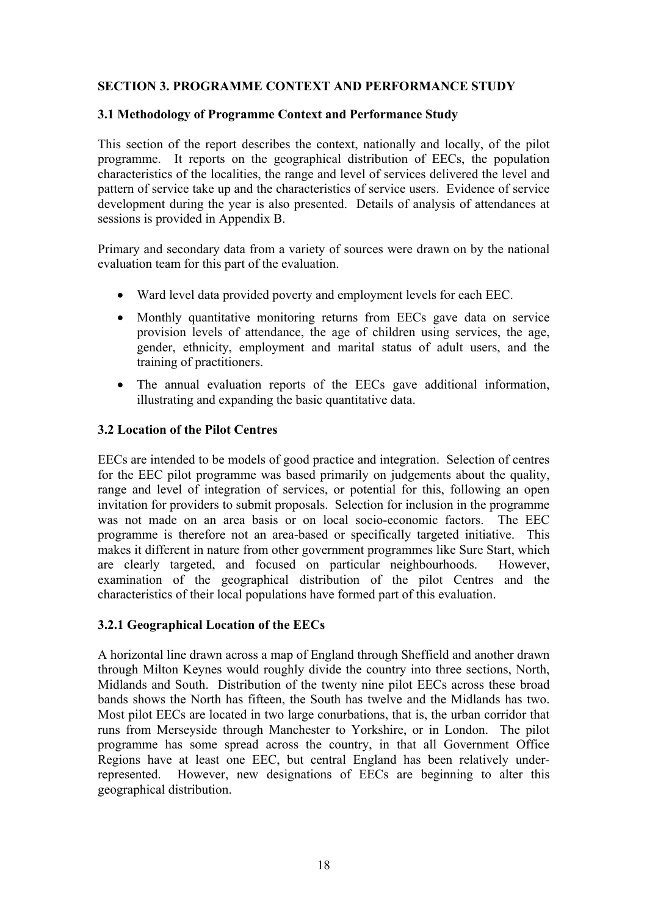## SECTION 3. PROGRAMME CONTEXT AND PERFORMANCE STUDY

### 3.1 Methodology of Programme Context and Performance Study

This section of the report describes the context, nationally and locally, of the pilot programme. It reports on the geographical distribution of EECs, the population characteristics of the localities, the range and level of services delivered the level and pattern of service take up and the characteristics of service users. Evidence of service development during the year is also presented. Details of analysis of attendances at sessions is provided in Appendix B.

Primary and secondary data from a variety of sources were drawn on by the national evaluation team for this part of the evaluation.

- Ward level data provided poverty and employment levels for each EEC.
- Monthly quantitative monitoring returns from EECs gave data on service provision levels of attendance, the age of children using services, the age, gender, ethnicity, employment and marital status of adult users, and the training of practitioners.
- The annual evaluation reports of the EECs gave additional information, illustrating and expanding the basic quantitative data.

### 3.2 Location of the Pilot Centres

EECs are intended to be models of good practice and integration. Selection of centres for the EEC pilot programme was based primarily on judgements about the quality, range and level of integration of services, or potential for this, following an open invitation for providers to submit proposals. Selection for inclusion in the programme was not made on an area basis or on local socio-economic factors. The EEC programme is therefore not an area-based or specifically targeted initiative. This makes it different in nature from other government programmes like Sure Start, which are clearly targeted, and focused on particular neighbourhoods. However, examination of the geographical distribution of the pilot Centres and the characteristics of their local populations have formed part of this evaluation.

#### 3.2.1 Geographical Location of the EECs

A horizontal line drawn across a map of England through Sheffield and another drawn through Milton Keynes would roughly divide the country into three sections, North, Midlands and South. Distribution of the twenty nine pilot EECs across these broad bands shows the North has fifteen, the South has twelve and the Midlands has two. Most pilot EECs are located in two large conurbations, that is, the urban corridor that runs from Merseyside through Manchester to Yorkshire, or in London. The pilot programme has some spread across the country, in that all Government Office Regions have at least one EEC, but central England has been relatively under-represented. However, new designations of EECs are beginning to alter this geographical distribution.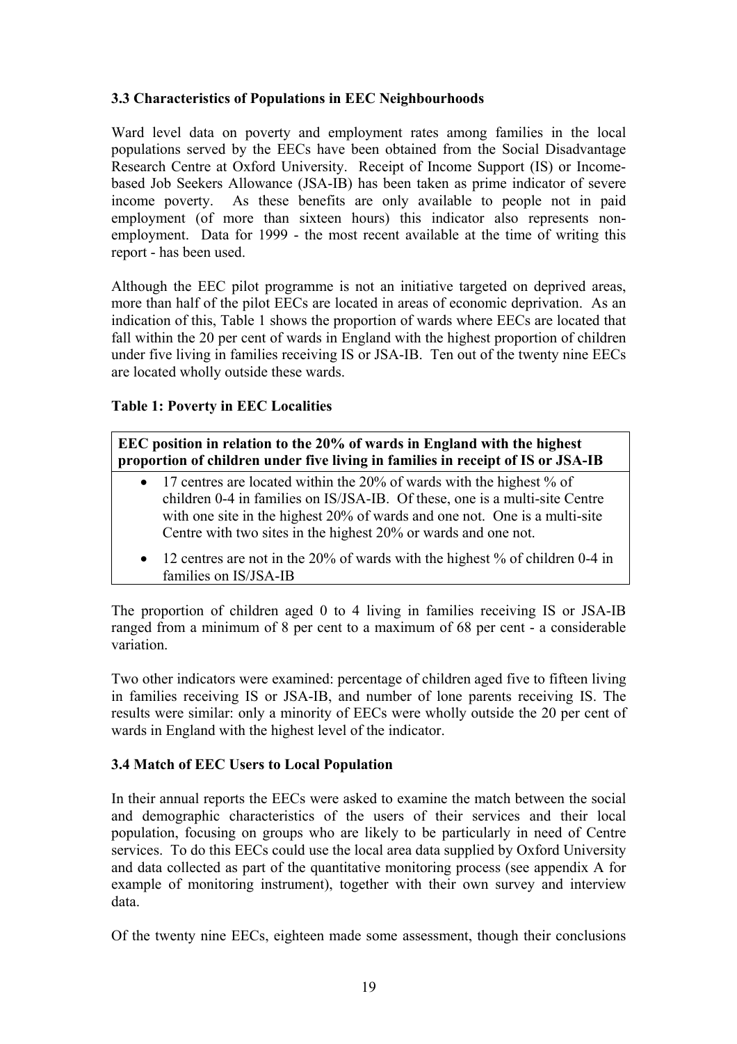### 3.3 Characteristics of Populations in EEC Neighbourhoods

Ward level data on poverty and employment rates among families in the local populations served by the EECs have been obtained from the Social Disadvantage Research Centre at Oxford University. Receipt of Income Support (IS) or Income-based Job Seekers Allowance (JSA-IB) has been taken as prime indicator of severe income poverty. As these benefits are only available to people not in paid employment (of more than sixteen hours) this indicator also represents non-employment. Data for 1999 - the most recent available at the time of writing this report - has been used.

Although the EEC pilot programme is not an initiative targeted on deprived areas, more than half of the pilot EECs are located in areas of economic deprivation. As an indication of this, Table 1 shows the proportion of wards where EECs are located that fall within the 20 per cent of wards in England with the highest proportion of children under five living in families receiving IS or JSA-IB. Ten out of the twenty nine EECs are located wholly outside these wards.

**Table 1: Poverty in EEC Localities**

| EEC position in relation to the 20% of wards in England with the highest proportion of children under five living in families in receipt of IS or JSA-IB |
|---|
| • 17 centres are located within the 20% of wards with the highest % of children 0-4 in families on IS/JSA-IB. Of these, one is a multi-site Centre with one site in the highest 20% of wards and one not. One is a multi-site Centre with two sites in the highest 20% or wards and one not. |
| • 12 centres are not in the 20% of wards with the highest % of children 0-4 in families on IS/JSA-IB |

The proportion of children aged 0 to 4 living in families receiving IS or JSA-IB ranged from a minimum of 8 per cent to a maximum of 68 per cent - a considerable variation.

Two other indicators were examined: percentage of children aged five to fifteen living in families receiving IS or JSA-IB, and number of lone parents receiving IS. The results were similar: only a minority of EECs were wholly outside the 20 per cent of wards in England with the highest level of the indicator.

### 3.4 Match of EEC Users to Local Population

In their annual reports the EECs were asked to examine the match between the social and demographic characteristics of the users of their services and their local population, focusing on groups who are likely to be particularly in need of Centre services. To do this EECs could use the local area data supplied by Oxford University and data collected as part of the quantitative monitoring process (see appendix A for example of monitoring instrument), together with their own survey and interview data.

Of the twenty nine EECs, eighteen made some assessment, though their conclusions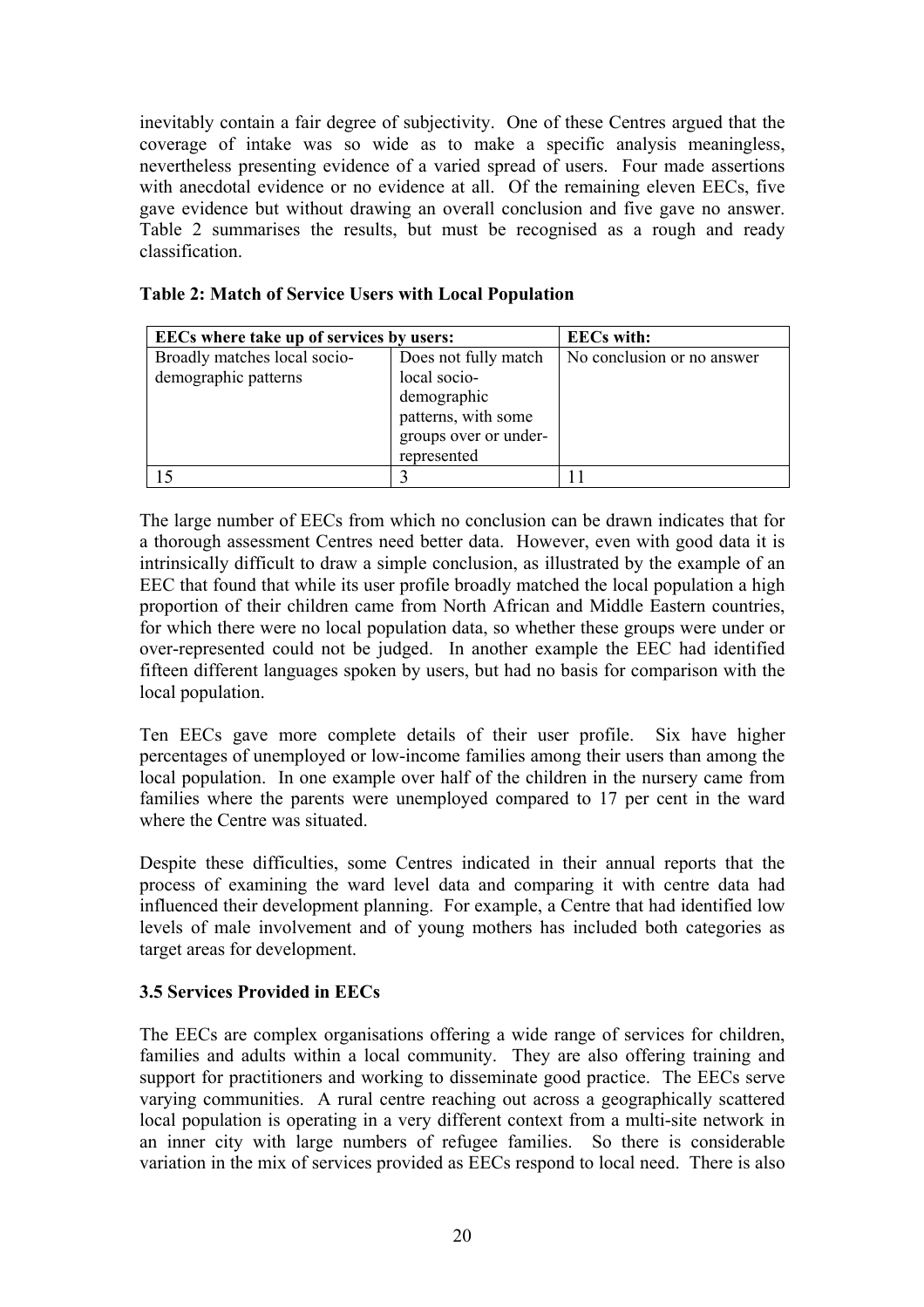inevitably contain a fair degree of subjectivity. One of these Centres argued that the coverage of intake was so wide as to make a specific analysis meaningless, nevertheless presenting evidence of a varied spread of users. Four made assertions with anecdotal evidence or no evidence at all. Of the remaining eleven EECs, five gave evidence but without drawing an overall conclusion and five gave no answer. Table 2 summarises the results, but must be recognised as a rough and ready classification.

**Table 2: Match of Service Users with Local Population**

| EECs where take up of services by users: | | EECs with: |
|---|---|---|
| Broadly matches local socio-demographic patterns | Does not fully match local socio-demographic patterns, with some groups over or under-represented | No conclusion or no answer |
| 15 | 3 | 11 |

The large number of EECs from which no conclusion can be drawn indicates that for a thorough assessment Centres need better data. However, even with good data it is intrinsically difficult to draw a simple conclusion, as illustrated by the example of an EEC that found that while its user profile broadly matched the local population a high proportion of their children came from North African and Middle Eastern countries, for which there were no local population data, so whether these groups were under or over-represented could not be judged. In another example the EEC had identified fifteen different languages spoken by users, but had no basis for comparison with the local population.

Ten EECs gave more complete details of their user profile. Six have higher percentages of unemployed or low-income families among their users than among the local population. In one example over half of the children in the nursery came from families where the parents were unemployed compared to 17 per cent in the ward where the Centre was situated.

Despite these difficulties, some Centres indicated in their annual reports that the process of examining the ward level data and comparing it with centre data had influenced their development planning. For example, a Centre that had identified low levels of male involvement and of young mothers has included both categories as target areas for development.

### 3.5 Services Provided in EECs

The EECs are complex organisations offering a wide range of services for children, families and adults within a local community. They are also offering training and support for practitioners and working to disseminate good practice. The EECs serve varying communities. A rural centre reaching out across a geographically scattered local population is operating in a very different context from a multi-site network in an inner city with large numbers of refugee families. So there is considerable variation in the mix of services provided as EECs respond to local need. There is also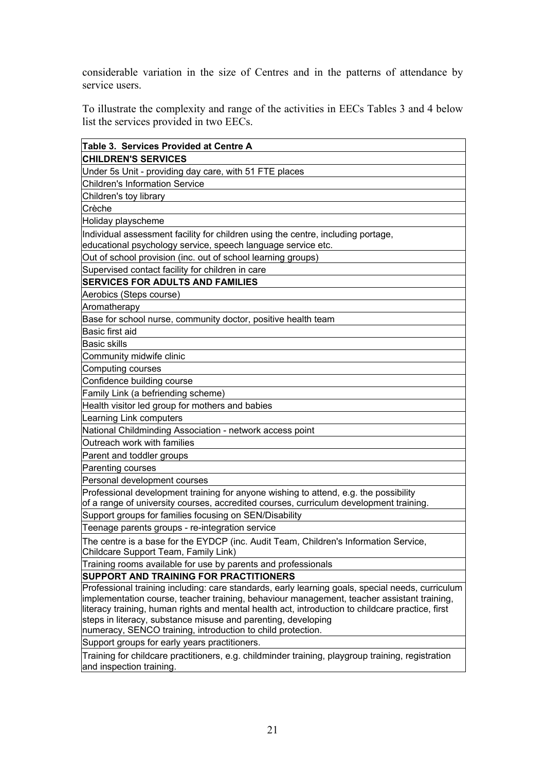considerable variation in the size of Centres and in the patterns of attendance by service users.

To illustrate the complexity and range of the activities in EECs Tables 3 and 4 below list the services provided in two EECs.

| Table 3. Services Provided at Centre A |
|---|
| **CHILDREN'S SERVICES** |
| Under 5s Unit - providing day care, with 51 FTE places |
| Children's Information Service |
| Children's toy library |
| Crèche |
| Holiday playscheme |
| Individual assessment facility for children using the centre, including portage, educational psychology service, speech language service etc. |
| Out of school provision (inc. out of school learning groups) |
| Supervised contact facility for children in care |
| **SERVICES FOR ADULTS AND FAMILIES** |
| Aerobics (Steps course) |
| Aromatherapy |
| Base for school nurse, community doctor, positive health team |
| Basic first aid |
| Basic skills |
| Community midwife clinic |
| Computing courses |
| Confidence building course |
| Family Link (a befriending scheme) |
| Health visitor led group for mothers and babies |
| Learning Link computers |
| National Childminding Association - network access point |
| Outreach work with families |
| Parent and toddler groups |
| Parenting courses |
| Personal development courses |
| Professional development training for anyone wishing to attend, e.g. the possibility of a range of university courses, accredited courses, curriculum development training. |
| Support groups for families focusing on SEN/Disability |
| Teenage parents groups - re-integration service |
| The centre is a base for the EYDCP (inc. Audit Team, Children's Information Service, Childcare Support Team, Family Link) |
| Training rooms available for use by parents and professionals |
| **SUPPORT AND TRAINING FOR PRACTITIONERS** |
| Professional training including: care standards, early learning goals, special needs, curriculum implementation course, teacher training, behaviour management, teacher assistant training, literacy training, human rights and mental health act, introduction to childcare practice, first steps in literacy, substance misuse and parenting, developing numeracy, SENCO training, introduction to child protection. |
| Support groups for early years practitioners. |
| Training for childcare practitioners, e.g. childminder training, playgroup training, registration and inspection training. |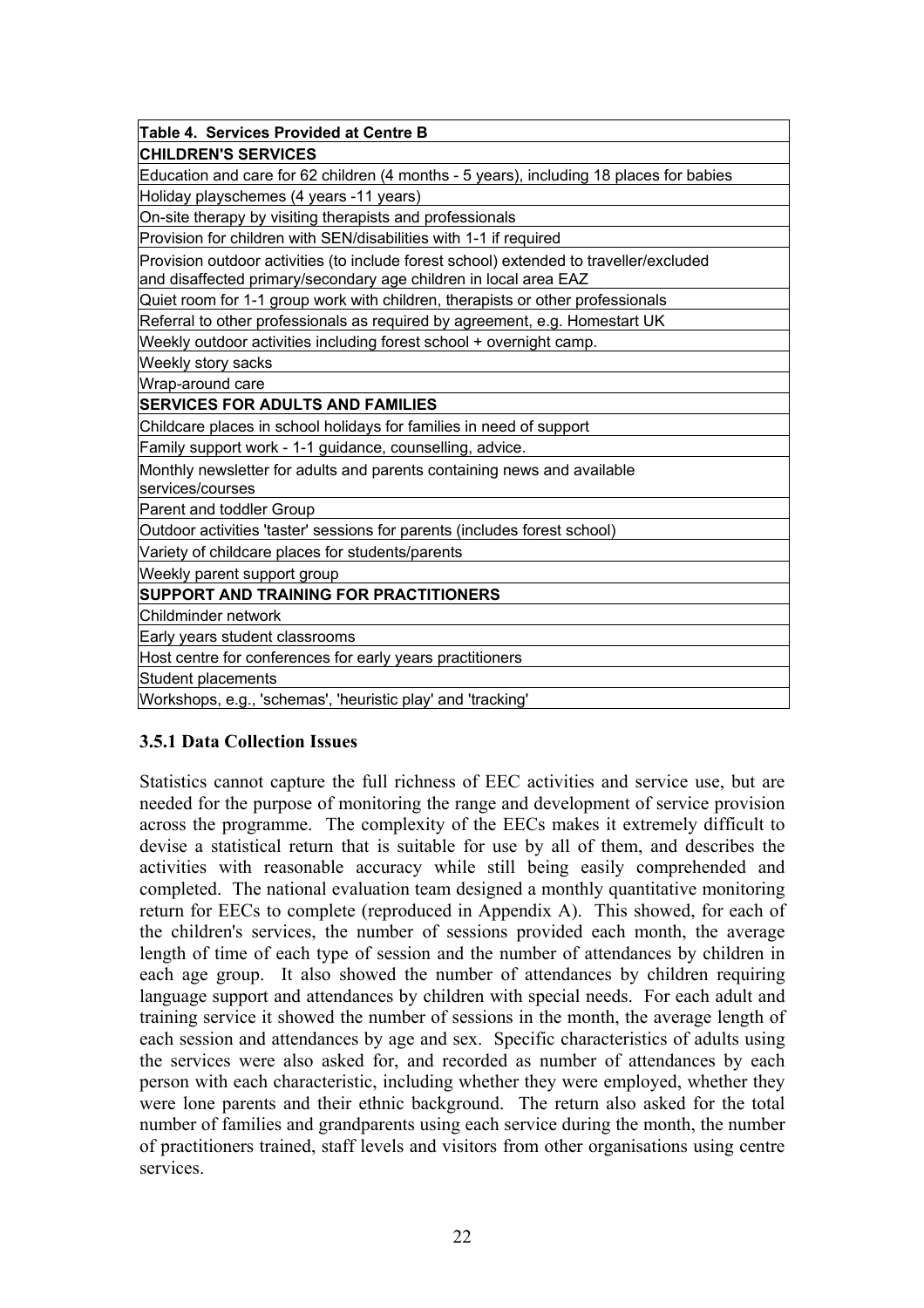| Table 4. Services Provided at Centre B |
|---|
| **CHILDREN'S SERVICES** |
| Education and care for 62 children (4 months - 5 years), including 18 places for babies |
| Holiday playschemes (4 years -11 years) |
| On-site therapy by visiting therapists and professionals |
| Provision for children with SEN/disabilities with 1-1 if required |
| Provision outdoor activities (to include forest school) extended to traveller/excluded and disaffected primary/secondary age children in local area EAZ |
| Quiet room for 1-1 group work with children, therapists or other professionals |
| Referral to other professionals as required by agreement, e.g. Homestart UK |
| Weekly outdoor activities including forest school + overnight camp. |
| Weekly story sacks |
| Wrap-around care |
| **SERVICES FOR ADULTS AND FAMILIES** |
| Childcare places in school holidays for families in need of support |
| Family support work - 1-1 guidance, counselling, advice. |
| Monthly newsletter for adults and parents containing news and available services/courses |
| Parent and toddler Group |
| Outdoor activities 'taster' sessions for parents (includes forest school) |
| Variety of childcare places for students/parents |
| Weekly parent support group |
| **SUPPORT AND TRAINING FOR PRACTITIONERS** |
| Childminder network |
| Early years student classrooms |
| Host centre for conferences for early years practitioners |
| Student placements |
| Workshops, e.g., 'schemas', 'heuristic play' and 'tracking' |

### 3.5.1 Data Collection Issues

Statistics cannot capture the full richness of EEC activities and service use, but are needed for the purpose of monitoring the range and development of service provision across the programme. The complexity of the EECs makes it extremely difficult to devise a statistical return that is suitable for use by all of them, and describes the activities with reasonable accuracy while still being easily comprehended and completed. The national evaluation team designed a monthly quantitative monitoring return for EECs to complete (reproduced in Appendix A). This showed, for each of the children's services, the number of sessions provided each month, the average length of time of each type of session and the number of attendances by children in each age group. It also showed the number of attendances by children requiring language support and attendances by children with special needs. For each adult and training service it showed the number of sessions in the month, the average length of each session and attendances by age and sex. Specific characteristics of adults using the services were also asked for, and recorded as number of attendances by each person with each characteristic, including whether they were employed, whether they were lone parents and their ethnic background. The return also asked for the total number of families and grandparents using each service during the month, the number of practitioners trained, staff levels and visitors from other organisations using centre services.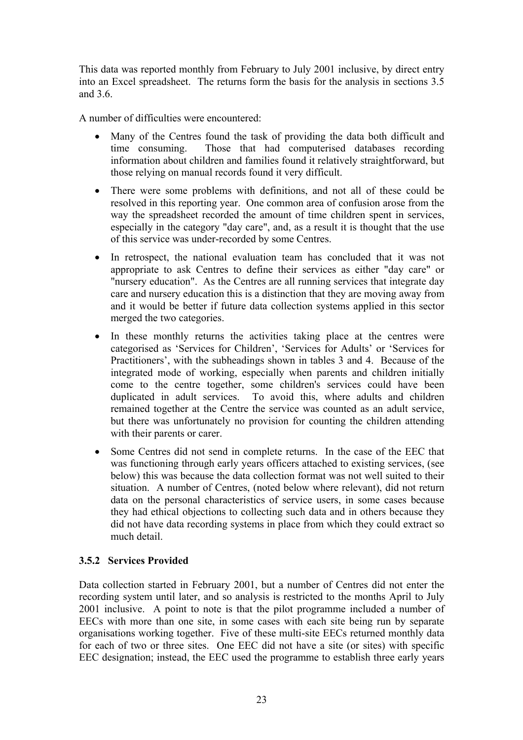This data was reported monthly from February to July 2001 inclusive, by direct entry into an Excel spreadsheet. The returns form the basis for the analysis in sections 3.5 and 3.6.

A number of difficulties were encountered:

- Many of the Centres found the task of providing the data both difficult and time consuming. Those that had computerised databases recording information about children and families found it relatively straightforward, but those relying on manual records found it very difficult.
- There were some problems with definitions, and not all of these could be resolved in this reporting year. One common area of confusion arose from the way the spreadsheet recorded the amount of time children spent in services, especially in the category "day care", and, as a result it is thought that the use of this service was under-recorded by some Centres.
- In retrospect, the national evaluation team has concluded that it was not appropriate to ask Centres to define their services as either "day care" or "nursery education". As the Centres are all running services that integrate day care and nursery education this is a distinction that they are moving away from and it would be better if future data collection systems applied in this sector merged the two categories.
- In these monthly returns the activities taking place at the centres were categorised as 'Services for Children', 'Services for Adults' or 'Services for Practitioners', with the subheadings shown in tables 3 and 4. Because of the integrated mode of working, especially when parents and children initially come to the centre together, some children's services could have been duplicated in adult services. To avoid this, where adults and children remained together at the Centre the service was counted as an adult service, but there was unfortunately no provision for counting the children attending with their parents or carer.
- Some Centres did not send in complete returns. In the case of the EEC that was functioning through early years officers attached to existing services, (see below) this was because the data collection format was not well suited to their situation. A number of Centres, (noted below where relevant), did not return data on the personal characteristics of service users, in some cases because they had ethical objections to collecting such data and in others because they did not have data recording systems in place from which they could extract so much detail.

### 3.5.2 Services Provided

Data collection started in February 2001, but a number of Centres did not enter the recording system until later, and so analysis is restricted to the months April to July 2001 inclusive. A point to note is that the pilot programme included a number of EECs with more than one site, in some cases with each site being run by separate organisations working together. Five of these multi-site EECs returned monthly data for each of two or three sites. One EEC did not have a site (or sites) with specific EEC designation; instead, the EEC used the programme to establish three early years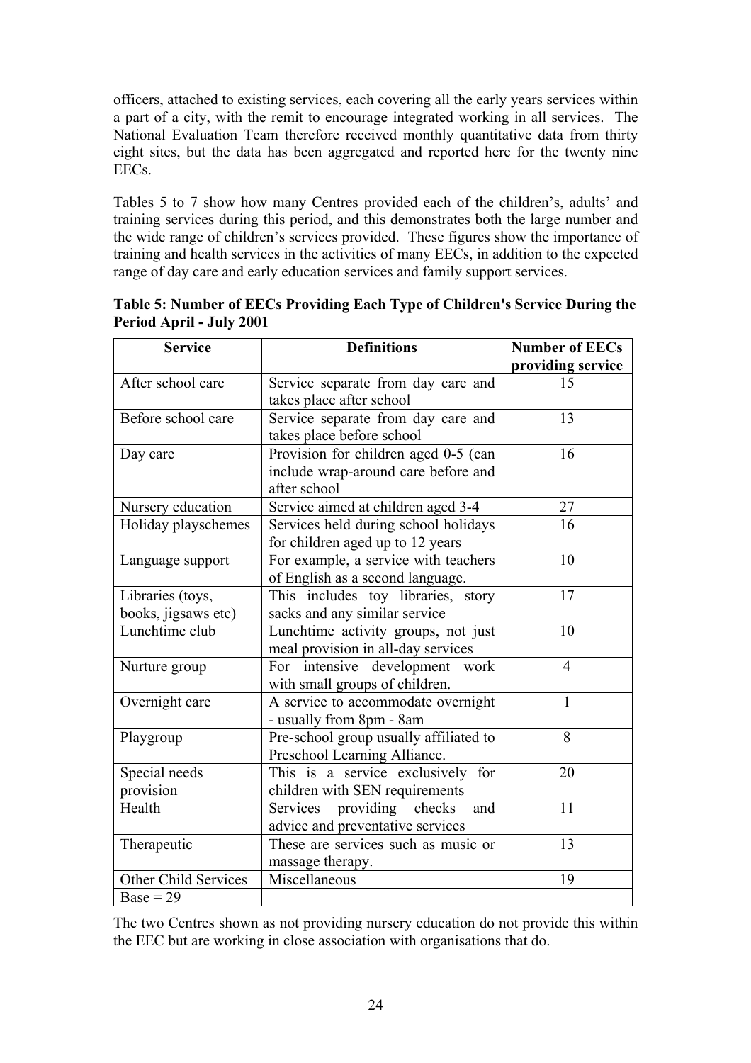officers, attached to existing services, each covering all the early years services within a part of a city, with the remit to encourage integrated working in all services. The National Evaluation Team therefore received monthly quantitative data from thirty eight sites, but the data has been aggregated and reported here for the twenty nine EECs.

Tables 5 to 7 show how many Centres provided each of the children's, adults' and training services during this period, and this demonstrates both the large number and the wide range of children's services provided. These figures show the importance of training and health services in the activities of many EECs, in addition to the expected range of day care and early education services and family support services.

**Table 5: Number of EECs Providing Each Type of Children's Service During the Period April - July 2001**

| Service | Definitions | Number of EECs providing service |
|---|---|---|
| After school care | Service separate from day care and takes place after school | 15 |
| Before school care | Service separate from day care and takes place before school | 13 |
| Day care | Provision for children aged 0-5 (can include wrap-around care before and after school | 16 |
| Nursery education | Service aimed at children aged 3-4 | 27 |
| Holiday playschemes | Services held during school holidays for children aged up to 12 years | 16 |
| Language support | For example, a service with teachers of English as a second language. | 10 |
| Libraries (toys, books, jigsaws etc) | This includes toy libraries, story sacks and any similar service | 17 |
| Lunchtime club | Lunchtime activity groups, not just meal provision in all-day services | 10 |
| Nurture group | For intensive development work with small groups of children. | 4 |
| Overnight care | A service to accommodate overnight - usually from 8pm - 8am | 1 |
| Playgroup | Pre-school group usually affiliated to Preschool Learning Alliance. | 8 |
| Special needs provision | This is a service exclusively for children with SEN requirements | 20 |
| Health | Services providing checks and advice and preventative services | 11 |
| Therapeutic | These are services such as music or massage therapy. | 13 |
| Other Child Services | Miscellaneous | 19 |
| Base = 29 | | |

The two Centres shown as not providing nursery education do not provide this within the EEC but are working in close association with organisations that do.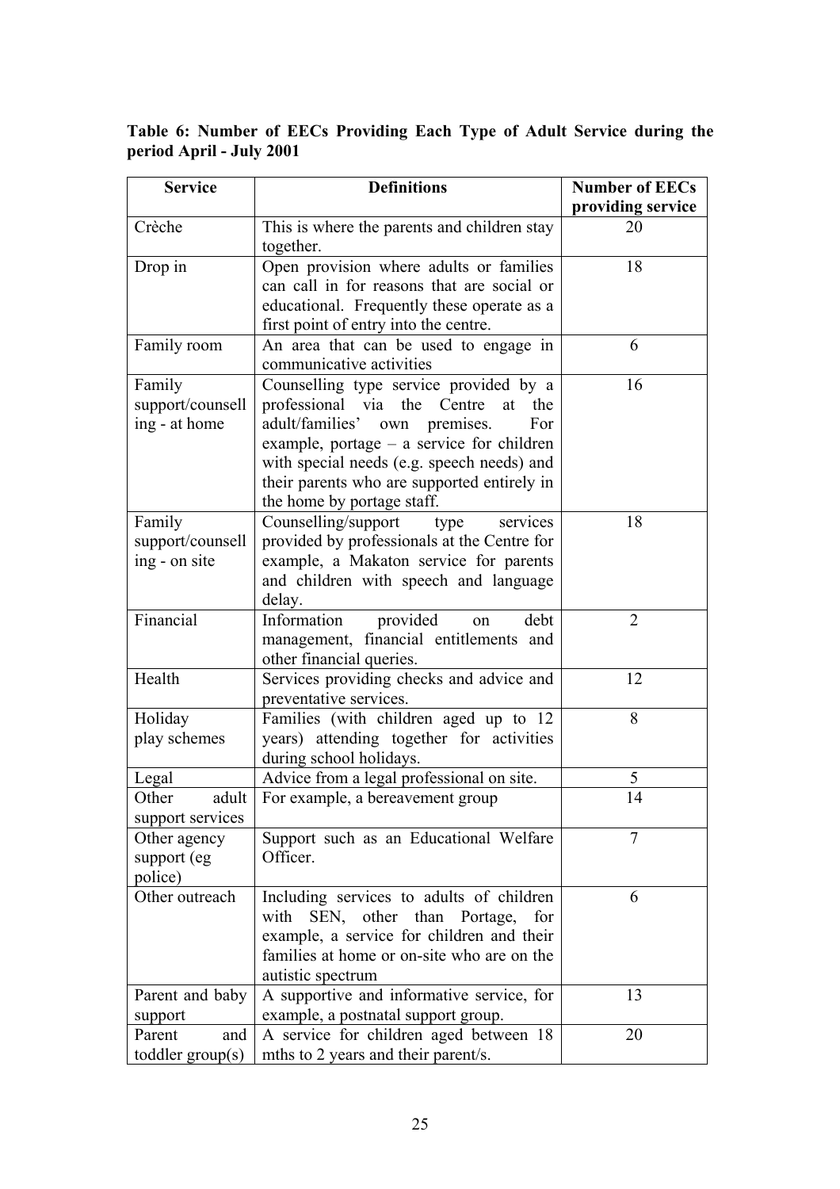**Table 6: Number of EECs Providing Each Type of Adult Service during the period April - July 2001**

| Service | Definitions | Number of EECs providing service |
|---|---|---|
| Crèche | This is where the parents and children stay together. | 20 |
| Drop in | Open provision where adults or families can call in for reasons that are social or educational. Frequently these operate as a first point of entry into the centre. | 18 |
| Family room | An area that can be used to engage in communicative activities | 6 |
| Family support/counselling - at home | Counselling type service provided by a professional via the Centre at the adult/families' own premises. For example, portage – a service for children with special needs (e.g. speech needs) and their parents who are supported entirely in the home by portage staff. | 16 |
| Family support/counselling - on site | Counselling/support type services provided by professionals at the Centre for example, a Makaton service for parents and children with speech and language delay. | 18 |
| Financial | Information provided on debt management, financial entitlements and other financial queries. | 2 |
| Health | Services providing checks and advice and preventative services. | 12 |
| Holiday play schemes | Families (with children aged up to 12 years) attending together for activities during school holidays. | 8 |
| Legal | Advice from a legal professional on site. | 5 |
| Other adult support services | For example, a bereavement group | 14 |
| Other agency support (eg police) | Support such as an Educational Welfare Officer. | 7 |
| Other outreach | Including services to adults of children with SEN, other than Portage, for example, a service for children and their families at home or on-site who are on the autistic spectrum | 6 |
| Parent and baby support | A supportive and informative service, for example, a postnatal support group. | 13 |
| Parent and toddler group(s) | A service for children aged between 18 mths to 2 years and their parent/s. | 20 |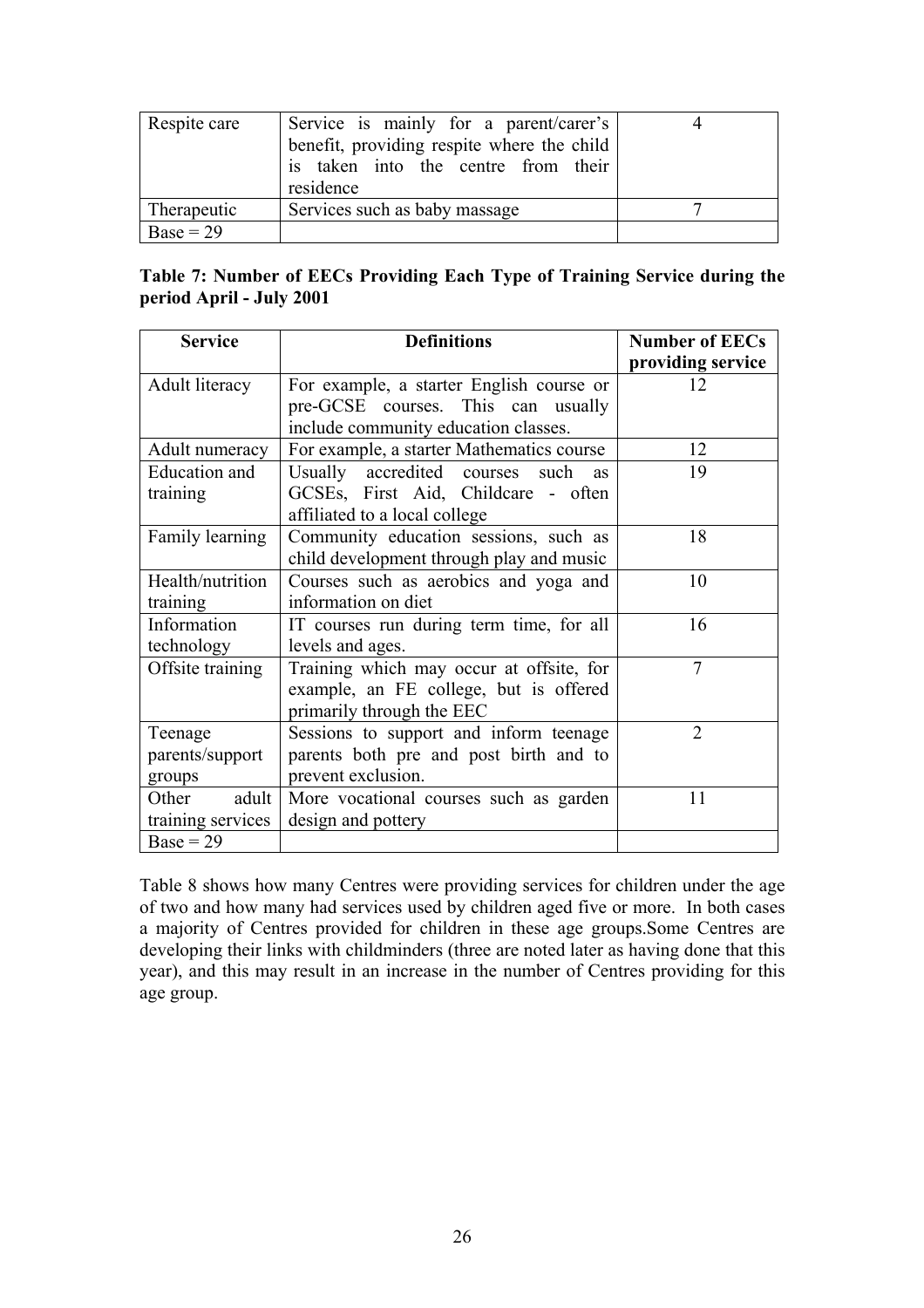| Respite care | Service is mainly for a parent/carer's benefit, providing respite where the child is taken into the centre from their residence | 4 |
|---|---|---|
| Therapeutic | Services such as baby massage | 7 |
| Base = 29 | | |

**Table 7: Number of EECs Providing Each Type of Training Service during the period April - July 2001**

| Service | Definitions | Number of EECs providing service |
|---|---|---|
| Adult literacy | For example, a starter English course or pre-GCSE courses. This can usually include community education classes. | 12 |
| Adult numeracy | For example, a starter Mathematics course | 12 |
| Education and training | Usually accredited courses such as GCSEs, First Aid, Childcare - often affiliated to a local college | 19 |
| Family learning | Community education sessions, such as child development through play and music | 18 |
| Health/nutrition training | Courses such as aerobics and yoga and information on diet | 10 |
| Information technology | IT courses run during term time, for all levels and ages. | 16 |
| Offsite training | Training which may occur at offsite, for example, an FE college, but is offered primarily through the EEC | 7 |
| Teenage parents/support groups | Sessions to support and inform teenage parents both pre and post birth and to prevent exclusion. | 2 |
| Other adult training services | More vocational courses such as garden design and pottery | 11 |
| Base = 29 | | |

Table 8 shows how many Centres were providing services for children under the age of two and how many had services used by children aged five or more. In both cases a majority of Centres provided for children in these age groups.Some Centres are developing their links with childminders (three are noted later as having done that this year), and this may result in an increase in the number of Centres providing for this age group.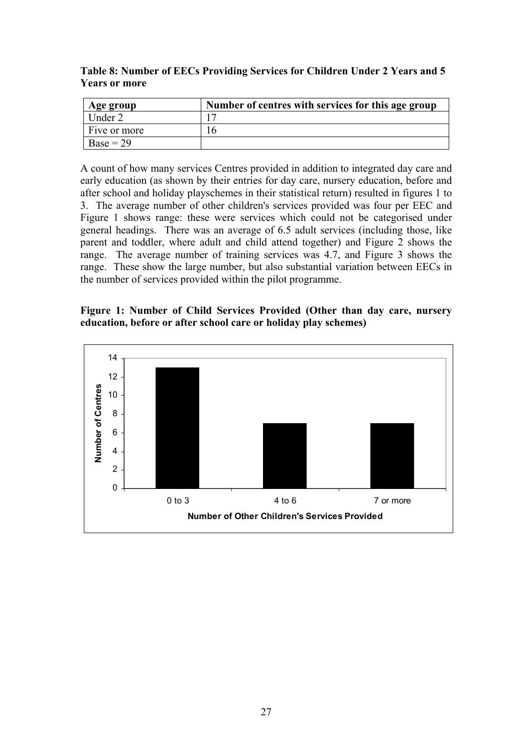**Table 8: Number of EECs Providing Services for Children Under 2 Years and 5 Years or more**

| Age group | Number of centres with services for this age group |
|---|---|
| Under 2 | 17 |
| Five or more | 16 |
| Base = 29 | |

A count of how many services Centres provided in addition to integrated day care and early education (as shown by their entries for day care, nursery education, before and after school and holiday playschemes in their statistical return) resulted in figures 1 to 3. The average number of other children's services provided was four per EEC and Figure 1 shows range: these were services which could not be categorised under general headings. There was an average of 6.5 adult services (including those, like parent and toddler, where adult and child attend together) and Figure 2 shows the range. The average number of training services was 4.7, and Figure 3 shows the range. These show the large number, but also substantial variation between EECs in the number of services provided within the pilot programme.

**Figure 1: Number of Child Services Provided (Other than day care, nursery education, before or after school care or holiday play schemes)**

| Number of Other Children's Services Provided | Number of Centres |
|---|---|
| 0 to 3 | 13 |
| 4 to 6 | 7 |
| 7 or more | 7 |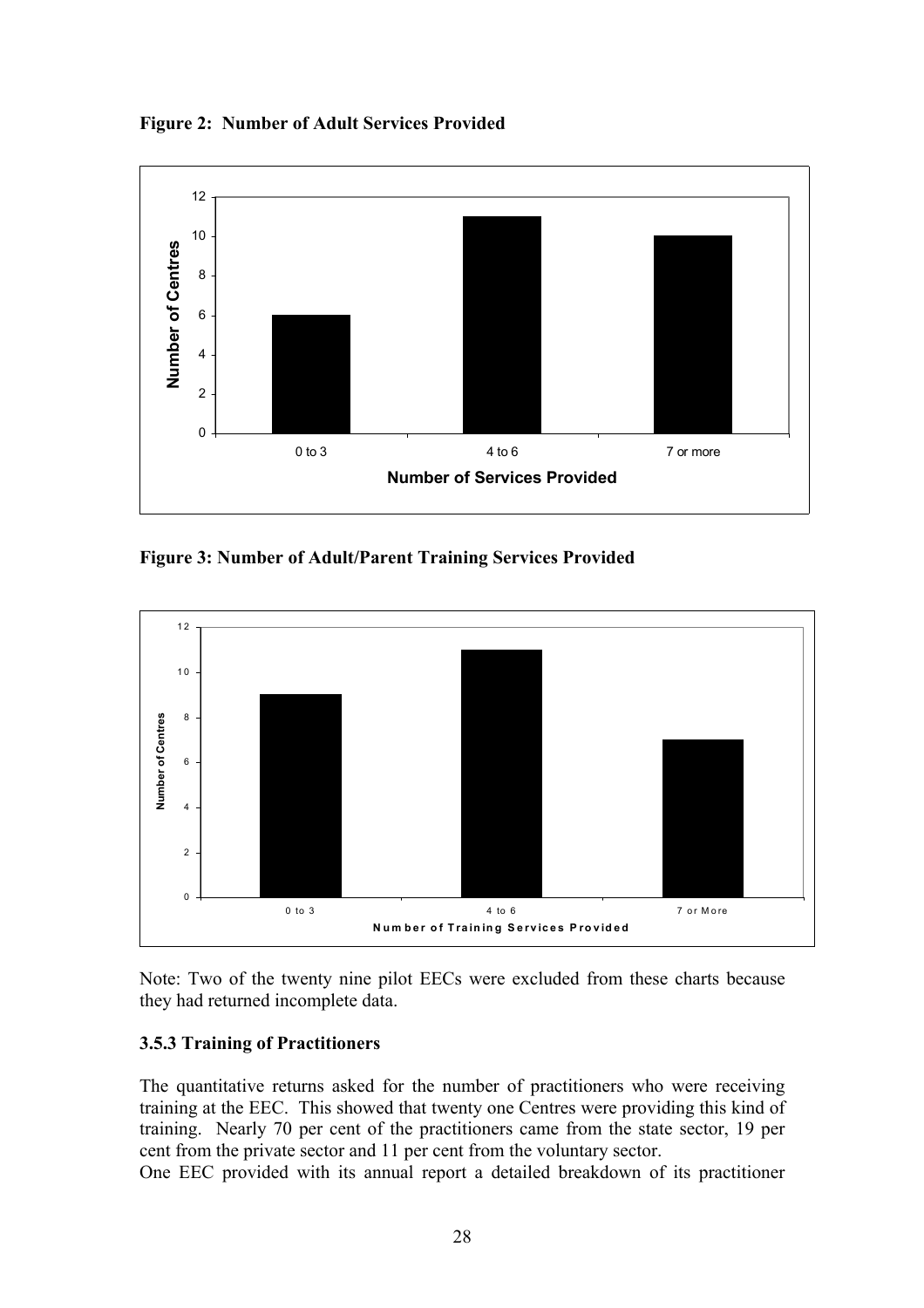**Figure 2: Number of Adult Services Provided**

| Number of Services Provided | Number of Centres |
|---|---|
| 0 to 3 | 6 |
| 4 to 6 | 11 |
| 7 or more | 10 |

**Figure 3: Number of Adult/Parent Training Services Provided**

| Number of Training Services Provided | Number of Centres |
|---|---|
| 0 to 3 | 9 |
| 4 to 6 | 11 |
| 7 or More | 7 |

Note: Two of the twenty nine pilot EECs were excluded from these charts because they had returned incomplete data.

### 3.5.3 Training of Practitioners

The quantitative returns asked for the number of practitioners who were receiving training at the EEC. This showed that twenty one Centres were providing this kind of training. Nearly 70 per cent of the practitioners came from the state sector, 19 per cent from the private sector and 11 per cent from the voluntary sector.

One EEC provided with its annual report a detailed breakdown of its practitioner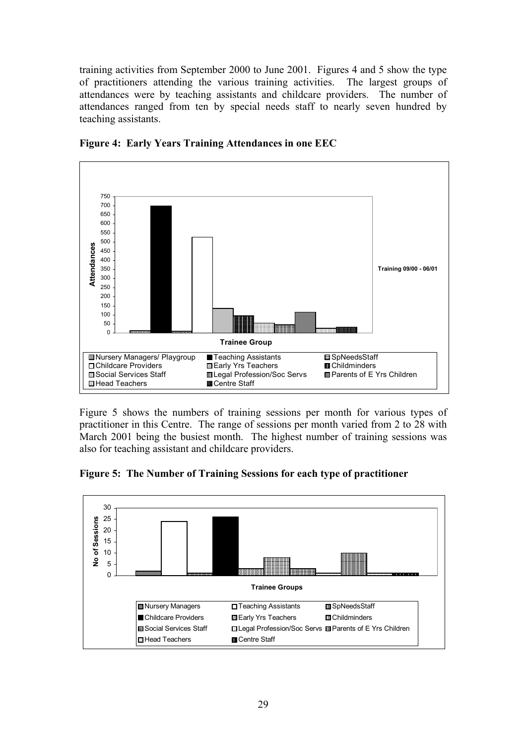training activities from September 2000 to June 2001. Figures 4 and 5 show the type of practitioners attending the various training activities. The largest groups of attendances were by teaching assistants and childcare providers. The number of attendances ranged from ten by special needs staff to nearly seven hundred by teaching assistants.

**Figure 4: Early Years Training Attendances in one EEC**

Figure 5 shows the numbers of training sessions per month for various types of practitioner in this Centre. The range of sessions per month varied from 2 to 28 with March 2001 being the busiest month. The highest number of training sessions was also for teaching assistant and childcare providers.

**Figure 5: The Number of Training Sessions for each type of practitioner**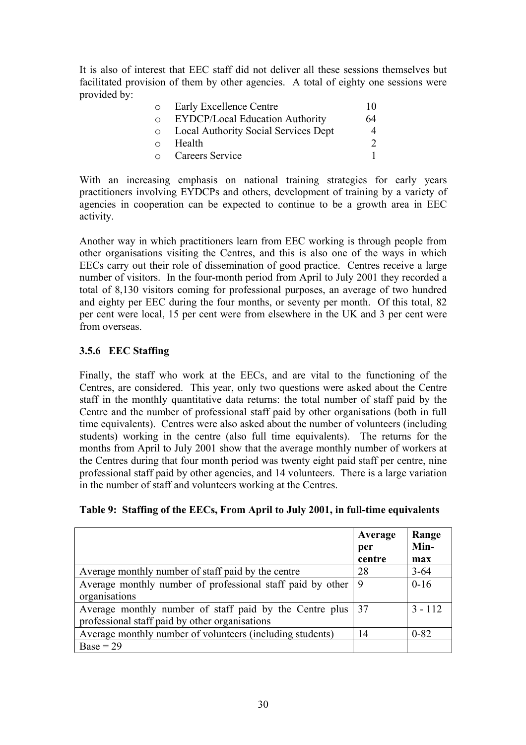It is also of interest that EEC staff did not deliver all these sessions themselves but facilitated provision of them by other agencies. A total of eighty one sessions were provided by:

- Early Excellence Centre 10
- EYDCP/Local Education Authority 64
- Local Authority Social Services Dept 4
- Health 2
- Careers Service 1

With an increasing emphasis on national training strategies for early years practitioners involving EYDCPs and others, development of training by a variety of agencies in cooperation can be expected to continue to be a growth area in EEC activity.

Another way in which practitioners learn from EEC working is through people from other organisations visiting the Centres, and this is also one of the ways in which EECs carry out their role of dissemination of good practice. Centres receive a large number of visitors. In the four-month period from April to July 2001 they recorded a total of 8,130 visitors coming for professional purposes, an average of two hundred and eighty per EEC during the four months, or seventy per month. Of this total, 82 per cent were local, 15 per cent were from elsewhere in the UK and 3 per cent were from overseas.

### 3.5.6 EEC Staffing

Finally, the staff who work at the EECs, and are vital to the functioning of the Centres, are considered. This year, only two questions were asked about the Centre staff in the monthly quantitative data returns: the total number of staff paid by the Centre and the number of professional staff paid by other organisations (both in full time equivalents). Centres were also asked about the number of volunteers (including students) working in the centre (also full time equivalents). The returns for the months from April to July 2001 show that the average monthly number of workers at the Centres during that four month period was twenty eight paid staff per centre, nine professional staff paid by other agencies, and 14 volunteers. There is a large variation in the number of staff and volunteers working at the Centres.

**Table 9: Staffing of the EECs, From April to July 2001, in full-time equivalents**

| | Average per centre | Range Min-max |
|---|---|---|
| Average monthly number of staff paid by the centre | 28 | 3-64 |
| Average monthly number of professional staff paid by other organisations | 9 | 0-16 |
| Average monthly number of staff paid by the Centre plus professional staff paid by other organisations | 37 | 3 - 112 |
| Average monthly number of volunteers (including students) | 14 | 0-82 |
| Base = 29 | | |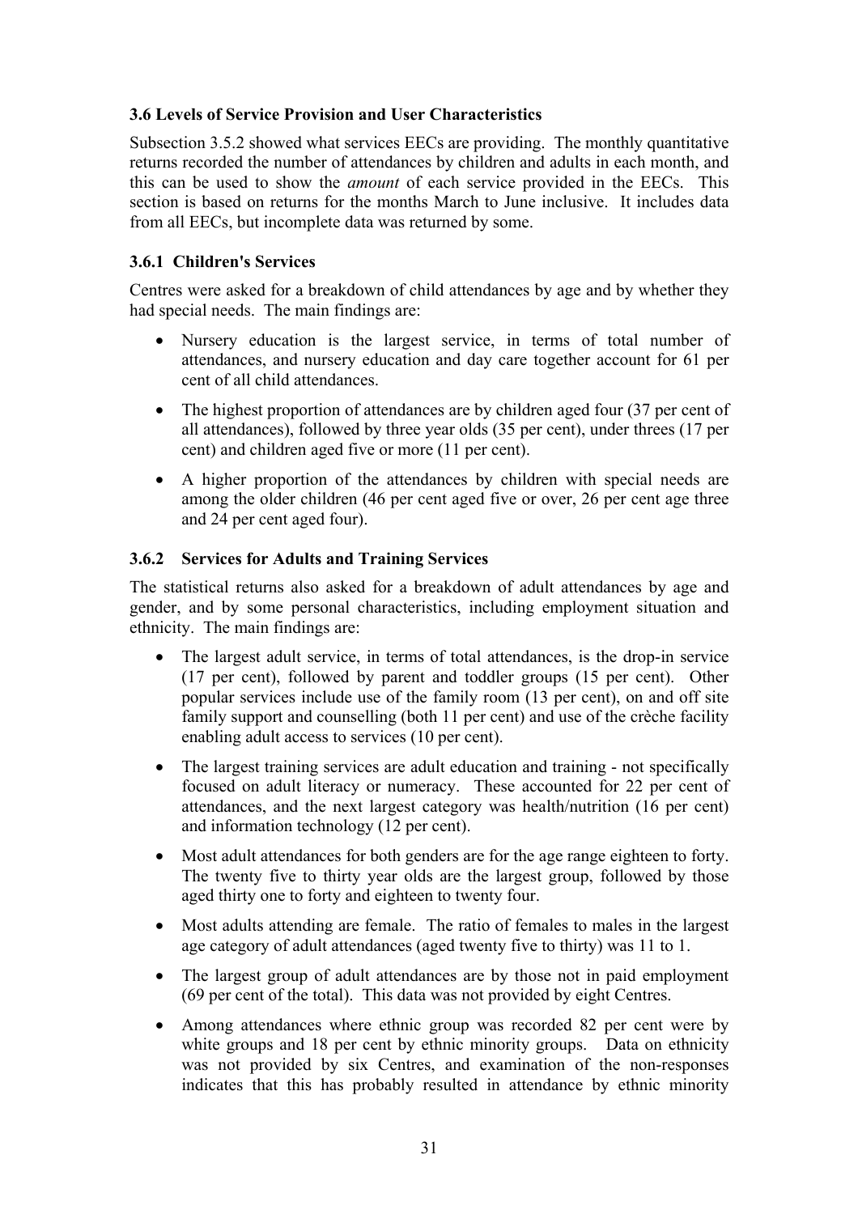### 3.6 Levels of Service Provision and User Characteristics

Subsection 3.5.2 showed what services EECs are providing. The monthly quantitative returns recorded the number of attendances by children and adults in each month, and this can be used to show the *amount* of each service provided in the EECs. This section is based on returns for the months March to June inclusive. It includes data from all EECs, but incomplete data was returned by some.

#### 3.6.1 Children's Services

Centres were asked for a breakdown of child attendances by age and by whether they had special needs. The main findings are:

- Nursery education is the largest service, in terms of total number of attendances, and nursery education and day care together account for 61 per cent of all child attendances.
- The highest proportion of attendances are by children aged four (37 per cent of all attendances), followed by three year olds (35 per cent), under threes (17 per cent) and children aged five or more (11 per cent).
- A higher proportion of the attendances by children with special needs are among the older children (46 per cent aged five or over, 26 per cent age three and 24 per cent aged four).

#### 3.6.2 Services for Adults and Training Services

The statistical returns also asked for a breakdown of adult attendances by age and gender, and by some personal characteristics, including employment situation and ethnicity. The main findings are:

- The largest adult service, in terms of total attendances, is the drop-in service (17 per cent), followed by parent and toddler groups (15 per cent). Other popular services include use of the family room (13 per cent), on and off site family support and counselling (both 11 per cent) and use of the crèche facility enabling adult access to services (10 per cent).
- The largest training services are adult education and training - not specifically focused on adult literacy or numeracy. These accounted for 22 per cent of attendances, and the next largest category was health/nutrition (16 per cent) and information technology (12 per cent).
- Most adult attendances for both genders are for the age range eighteen to forty. The twenty five to thirty year olds are the largest group, followed by those aged thirty one to forty and eighteen to twenty four.
- Most adults attending are female. The ratio of females to males in the largest age category of adult attendances (aged twenty five to thirty) was 11 to 1.
- The largest group of adult attendances are by those not in paid employment (69 per cent of the total). This data was not provided by eight Centres.
- Among attendances where ethnic group was recorded 82 per cent were by white groups and 18 per cent by ethnic minority groups. Data on ethnicity was not provided by six Centres, and examination of the non-responses indicates that this has probably resulted in attendance by ethnic minority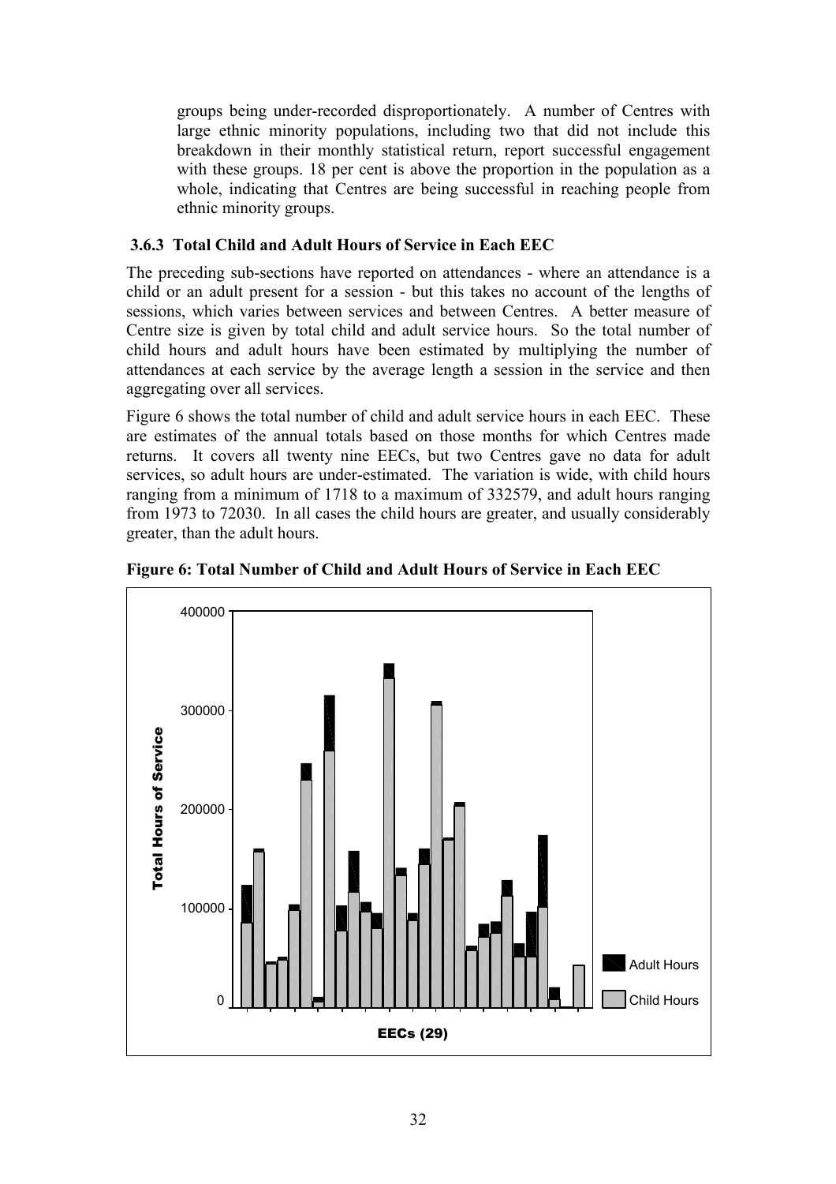groups being under-recorded disproportionately. A number of Centres with large ethnic minority populations, including two that did not include this breakdown in their monthly statistical return, report successful engagement with these groups. 18 per cent is above the proportion in the population as a whole, indicating that Centres are being successful in reaching people from ethnic minority groups.

### 3.6.3 Total Child and Adult Hours of Service in Each EEC

The preceding sub-sections have reported on attendances - where an attendance is a child or an adult present for a session - but this takes no account of the lengths of sessions, which varies between services and between Centres. A better measure of Centre size is given by total child and adult service hours. So the total number of child hours and adult hours have been estimated by multiplying the number of attendances at each service by the average length a session in the service and then aggregating over all services.

Figure 6 shows the total number of child and adult service hours in each EEC. These are estimates of the annual totals based on those months for which Centres made returns. It covers all twenty nine EECs, but two Centres gave no data for adult services, so adult hours are under-estimated. The variation is wide, with child hours ranging from a minimum of 1718 to a maximum of 332579, and adult hours ranging from 1973 to 72030. In all cases the child hours are greater, and usually considerably greater, than the adult hours.

**Figure 6: Total Number of Child and Adult Hours of Service in Each EEC**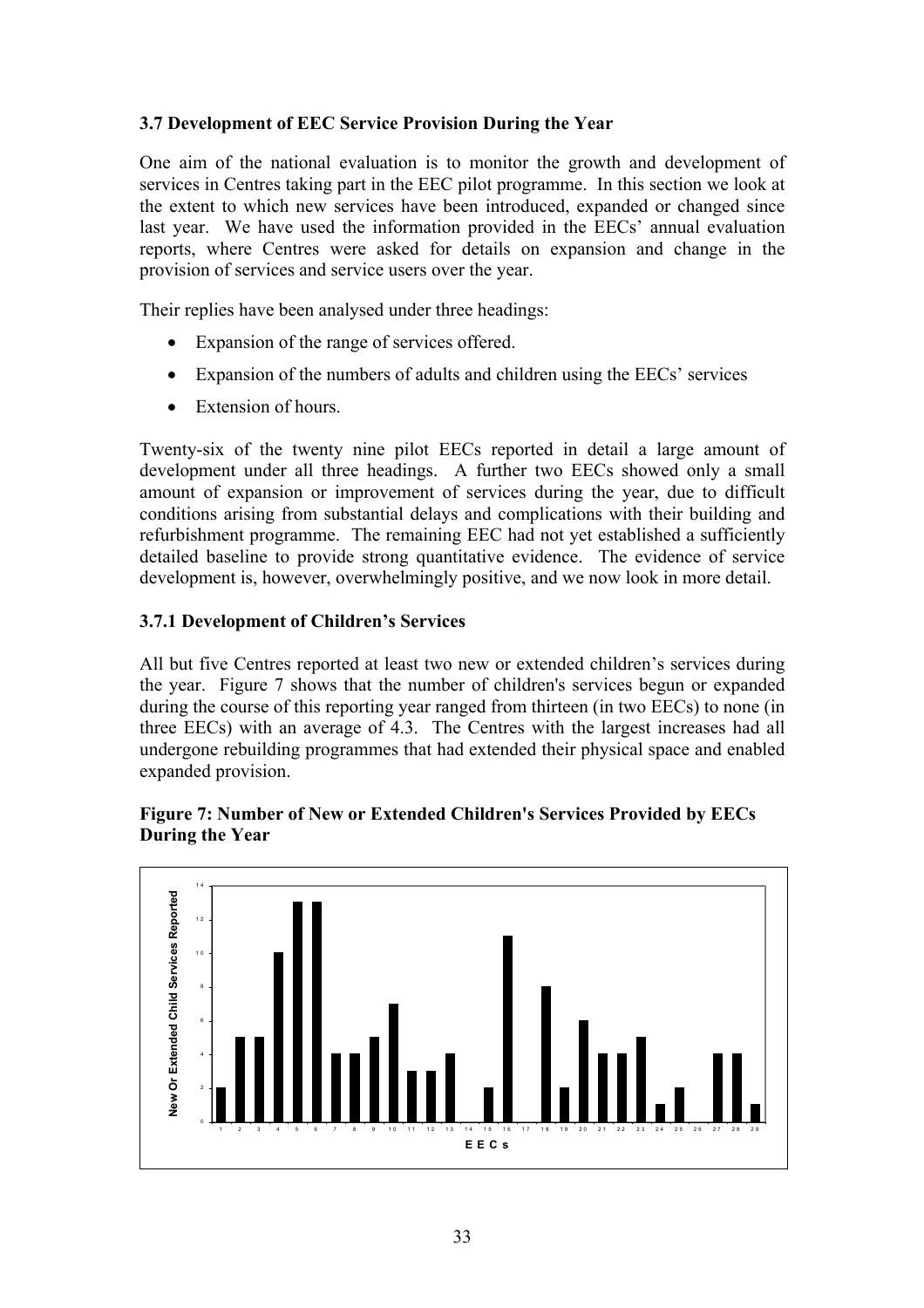### 3.7 Development of EEC Service Provision During the Year

One aim of the national evaluation is to monitor the growth and development of services in Centres taking part in the EEC pilot programme. In this section we look at the extent to which new services have been introduced, expanded or changed since last year. We have used the information provided in the EECs' annual evaluation reports, where Centres were asked for details on expansion and change in the provision of services and service users over the year.

Their replies have been analysed under three headings:

- Expansion of the range of services offered.
- Expansion of the numbers of adults and children using the EECs' services
- Extension of hours.

Twenty-six of the twenty nine pilot EECs reported in detail a large amount of development under all three headings. A further two EECs showed only a small amount of expansion or improvement of services during the year, due to difficult conditions arising from substantial delays and complications with their building and refurbishment programme. The remaining EEC had not yet established a sufficiently detailed baseline to provide strong quantitative evidence. The evidence of service development is, however, overwhelmingly positive, and we now look in more detail.

#### 3.7.1 Development of Children's Services

All but five Centres reported at least two new or extended children's services during the year. Figure 7 shows that the number of children's services begun or expanded during the course of this reporting year ranged from thirteen (in two EECs) to none (in three EECs) with an average of 4.3. The Centres with the largest increases had all undergone rebuilding programmes that had extended their physical space and enabled expanded provision.

**Figure 7: Number of New or Extended Children's Services Provided by EECs During the Year**

| EECs | New Or Extended Child Services Reported |
|---|---|
| 1 | 2 |
| 2 | 5 |
| 3 | 5 |
| 4 | 10 |
| 5 | 13 |
| 6 | 13 |
| 7 | 4 |
| 8 | 4 |
| 9 | 5 |
| 10 | 7 |
| 11 | 3 |
| 12 | 3 |
| 13 | 4 |
| 14 | 0 |
| 15 | 2 |
| 16 | 11 |
| 17 | 0 |
| 18 | 8 |
| 19 | 2 |
| 20 | 6 |
| 21 | 4 |
| 22 | 4 |
| 23 | 5 |
| 24 | 1 |
| 25 | 2 |
| 26 | 0 |
| 27 | 4 |
| 28 | 4 |
| 29 | 1 |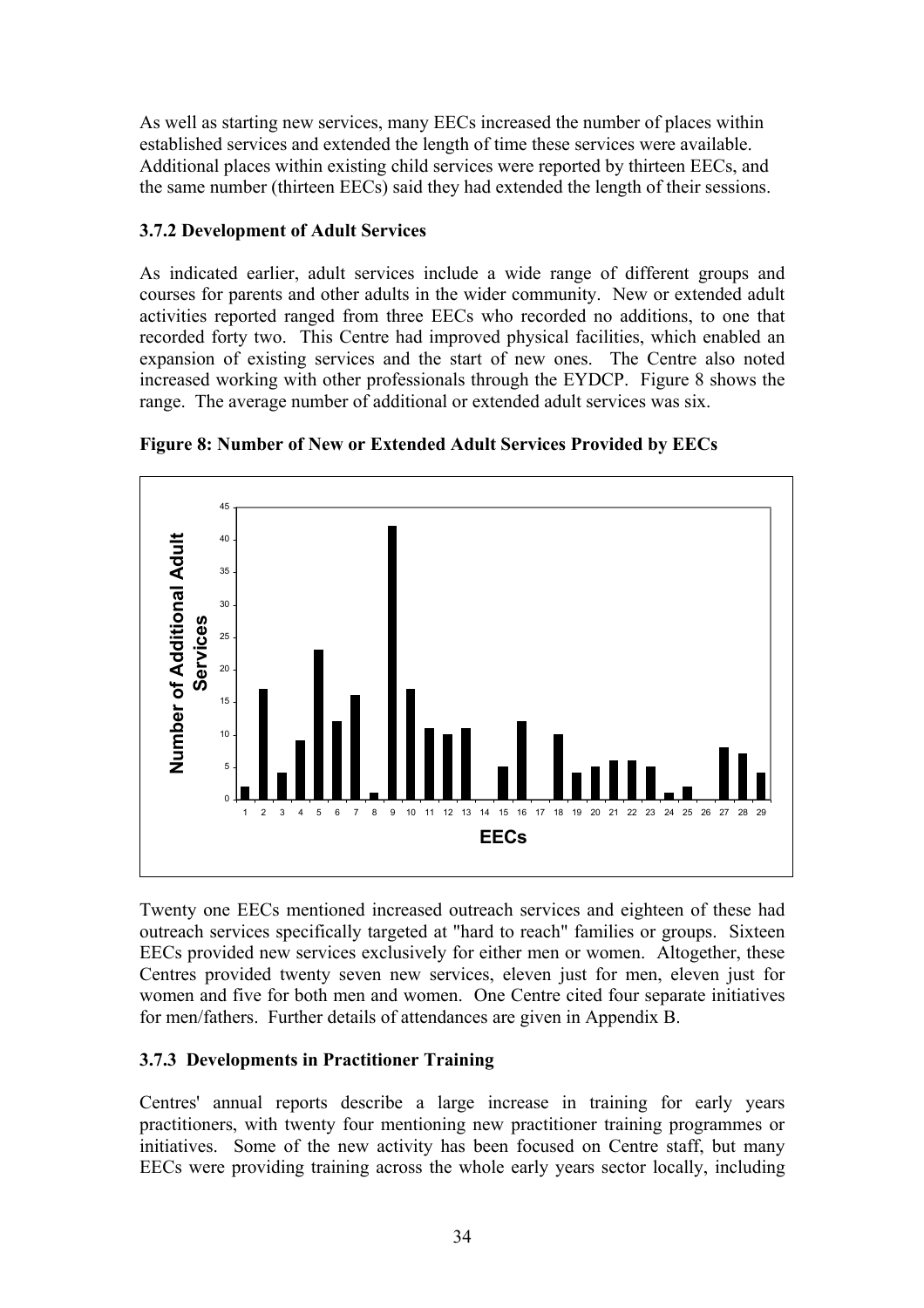As well as starting new services, many EECs increased the number of places within established services and extended the length of time these services were available. Additional places within existing child services were reported by thirteen EECs, and the same number (thirteen EECs) said they had extended the length of their sessions.

### 3.7.2 Development of Adult Services

As indicated earlier, adult services include a wide range of different groups and courses for parents and other adults in the wider community. New or extended adult activities reported ranged from three EECs who recorded no additions, to one that recorded forty two. This Centre had improved physical facilities, which enabled an expansion of existing services and the start of new ones. The Centre also noted increased working with other professionals through the EYDCP. Figure 8 shows the range. The average number of additional or extended adult services was six.

**Figure 8: Number of New or Extended Adult Services Provided by EECs**

Twenty one EECs mentioned increased outreach services and eighteen of these had outreach services specifically targeted at "hard to reach" families or groups. Sixteen EECs provided new services exclusively for either men or women. Altogether, these Centres provided twenty seven new services, eleven just for men, eleven just for women and five for both men and women. One Centre cited four separate initiatives for men/fathers. Further details of attendances are given in Appendix B.

### 3.7.3 Developments in Practitioner Training

Centres' annual reports describe a large increase in training for early years practitioners, with twenty four mentioning new practitioner training programmes or initiatives. Some of the new activity has been focused on Centre staff, but many EECs were providing training across the whole early years sector locally, including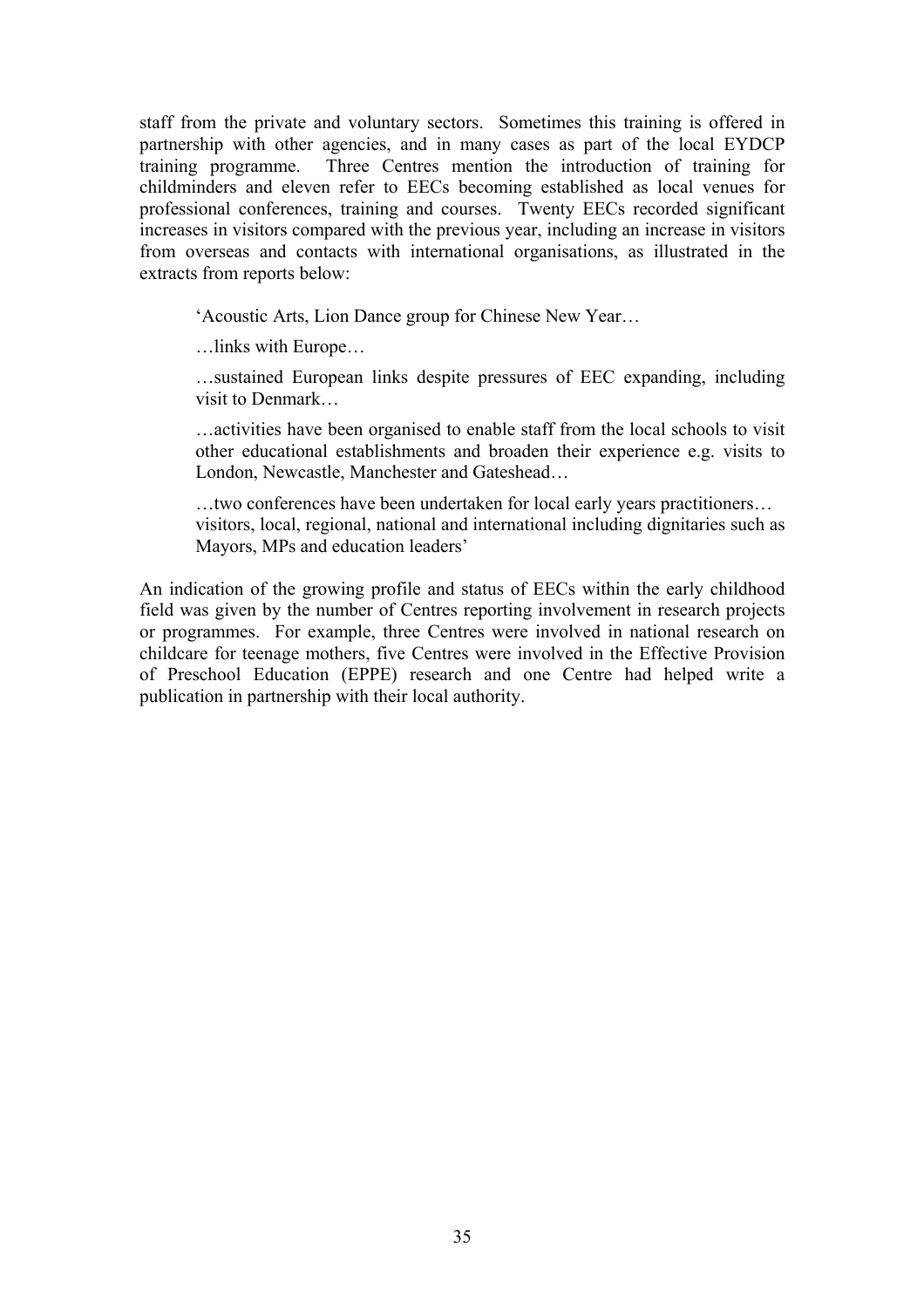staff from the private and voluntary sectors. Sometimes this training is offered in partnership with other agencies, and in many cases as part of the local EYDCP training programme. Three Centres mention the introduction of training for childminders and eleven refer to EECs becoming established as local venues for professional conferences, training and courses. Twenty EECs recorded significant increases in visitors compared with the previous year, including an increase in visitors from overseas and contacts with international organisations, as illustrated in the extracts from reports below:

> 'Acoustic Arts, Lion Dance group for Chinese New Year…
>
> …links with Europe…
>
> …sustained European links despite pressures of EEC expanding, including visit to Denmark…
>
> …activities have been organised to enable staff from the local schools to visit other educational establishments and broaden their experience e.g. visits to London, Newcastle, Manchester and Gateshead…
>
> …two conferences have been undertaken for local early years practitioners… visitors, local, regional, national and international including dignitaries such as Mayors, MPs and education leaders'

An indication of the growing profile and status of EECs within the early childhood field was given by the number of Centres reporting involvement in research projects or programmes. For example, three Centres were involved in national research on childcare for teenage mothers, five Centres were involved in the Effective Provision of Preschool Education (EPPE) research and one Centre had helped write a publication in partnership with their local authority.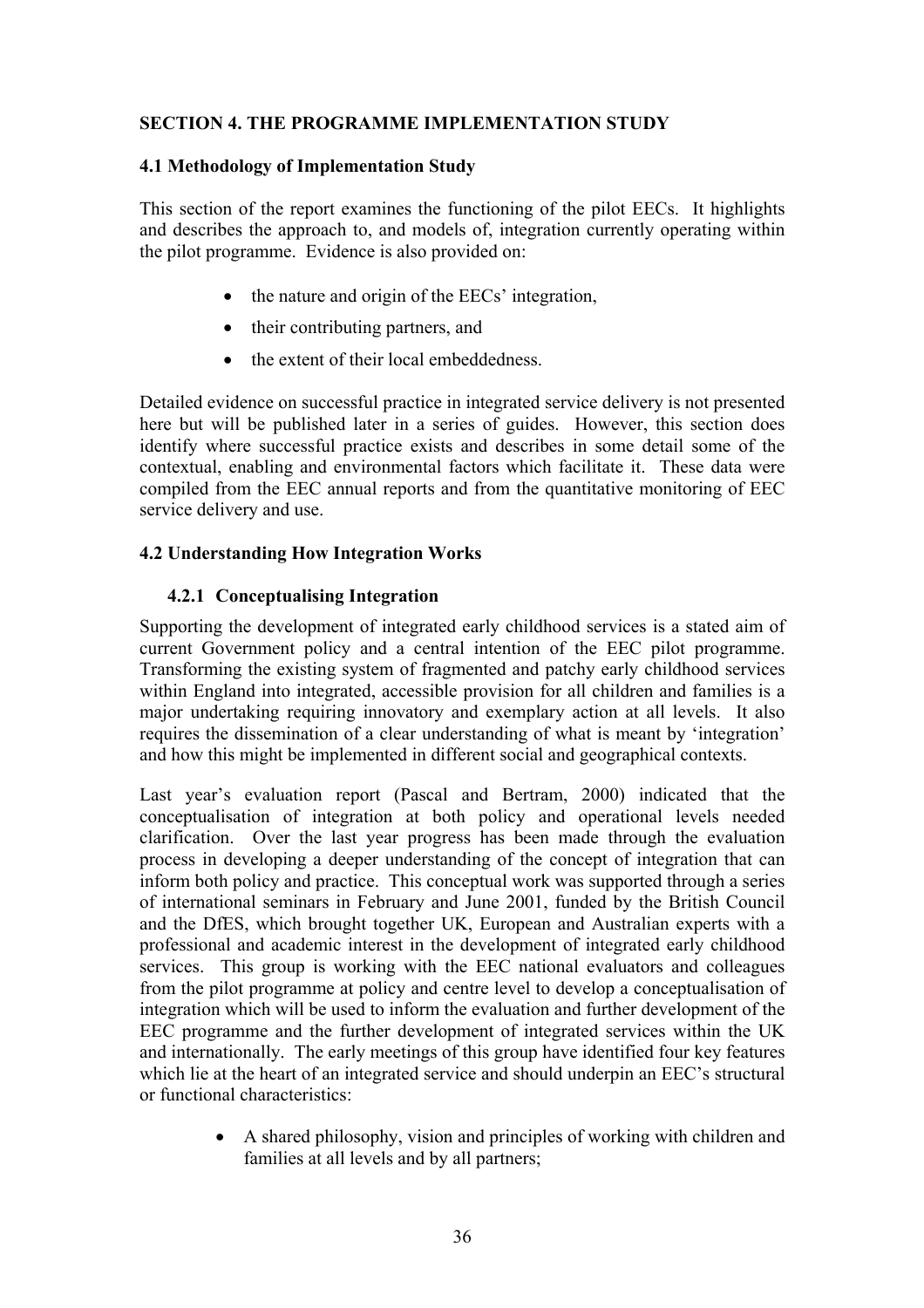## SECTION 4. THE PROGRAMME IMPLEMENTATION STUDY

### 4.1 Methodology of Implementation Study

This section of the report examines the functioning of the pilot EECs. It highlights and describes the approach to, and models of, integration currently operating within the pilot programme. Evidence is also provided on:

- the nature and origin of the EECs' integration,
- their contributing partners, and
- the extent of their local embeddedness.

Detailed evidence on successful practice in integrated service delivery is not presented here but will be published later in a series of guides. However, this section does identify where successful practice exists and describes in some detail some of the contextual, enabling and environmental factors which facilitate it. These data were compiled from the EEC annual reports and from the quantitative monitoring of EEC service delivery and use.

### 4.2 Understanding How Integration Works

#### 4.2.1 Conceptualising Integration

Supporting the development of integrated early childhood services is a stated aim of current Government policy and a central intention of the EEC pilot programme. Transforming the existing system of fragmented and patchy early childhood services within England into integrated, accessible provision for all children and families is a major undertaking requiring innovatory and exemplary action at all levels. It also requires the dissemination of a clear understanding of what is meant by 'integration' and how this might be implemented in different social and geographical contexts.

Last year's evaluation report (Pascal and Bertram, 2000) indicated that the conceptualisation of integration at both policy and operational levels needed clarification. Over the last year progress has been made through the evaluation process in developing a deeper understanding of the concept of integration that can inform both policy and practice. This conceptual work was supported through a series of international seminars in February and June 2001, funded by the British Council and the DfES, which brought together UK, European and Australian experts with a professional and academic interest in the development of integrated early childhood services. This group is working with the EEC national evaluators and colleagues from the pilot programme at policy and centre level to develop a conceptualisation of integration which will be used to inform the evaluation and further development of the EEC programme and the further development of integrated services within the UK and internationally. The early meetings of this group have identified four key features which lie at the heart of an integrated service and should underpin an EEC's structural or functional characteristics:

- A shared philosophy, vision and principles of working with children and families at all levels and by all partners;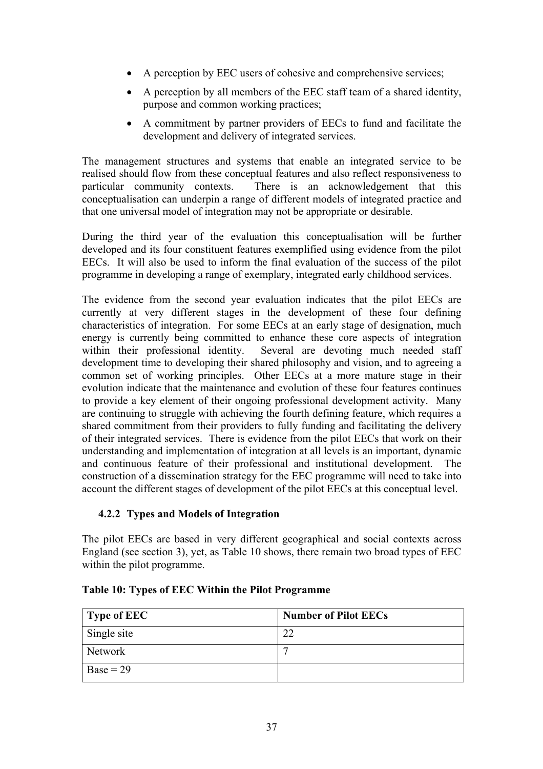- A perception by EEC users of cohesive and comprehensive services;
- A perception by all members of the EEC staff team of a shared identity, purpose and common working practices;
- A commitment by partner providers of EECs to fund and facilitate the development and delivery of integrated services.

The management structures and systems that enable an integrated service to be realised should flow from these conceptual features and also reflect responsiveness to particular community contexts. There is an acknowledgement that this conceptualisation can underpin a range of different models of integrated practice and that one universal model of integration may not be appropriate or desirable.

During the third year of the evaluation this conceptualisation will be further developed and its four constituent features exemplified using evidence from the pilot EECs. It will also be used to inform the final evaluation of the success of the pilot programme in developing a range of exemplary, integrated early childhood services.

The evidence from the second year evaluation indicates that the pilot EECs are currently at very different stages in the development of these four defining characteristics of integration. For some EECs at an early stage of designation, much energy is currently being committed to enhance these core aspects of integration within their professional identity. Several are devoting much needed staff development time to developing their shared philosophy and vision, and to agreeing a common set of working principles. Other EECs at a more mature stage in their evolution indicate that the maintenance and evolution of these four features continues to provide a key element of their ongoing professional development activity. Many are continuing to struggle with achieving the fourth defining feature, which requires a shared commitment from their providers to fully funding and facilitating the delivery of their integrated services. There is evidence from the pilot EECs that work on their understanding and implementation of integration at all levels is an important, dynamic and continuous feature of their professional and institutional development. The construction of a dissemination strategy for the EEC programme will need to take into account the different stages of development of the pilot EECs at this conceptual level.

### 4.2.2 Types and Models of Integration

The pilot EECs are based in very different geographical and social contexts across England (see section 3), yet, as Table 10 shows, there remain two broad types of EEC within the pilot programme.

**Table 10: Types of EEC Within the Pilot Programme**

| Type of EEC | Number of Pilot EECs |
|---|---|
| Single site | 22 |
| Network | 7 |
| Base = 29 | |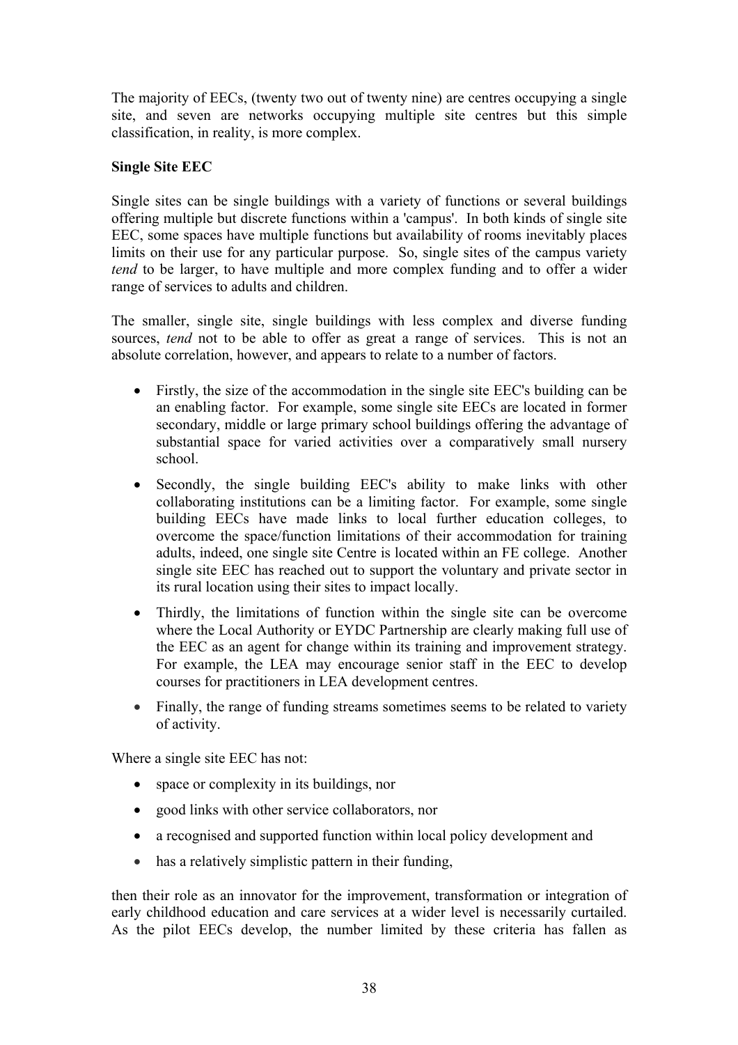The majority of EECs, (twenty two out of twenty nine) are centres occupying a single site, and seven are networks occupying multiple site centres but this simple classification, in reality, is more complex.

**Single Site EEC**

Single sites can be single buildings with a variety of functions or several buildings offering multiple but discrete functions within a 'campus'. In both kinds of single site EEC, some spaces have multiple functions but availability of rooms inevitably places limits on their use for any particular purpose. So, single sites of the campus variety *tend* to be larger, to have multiple and more complex funding and to offer a wider range of services to adults and children.

The smaller, single site, single buildings with less complex and diverse funding sources, *tend* not to be able to offer as great a range of services. This is not an absolute correlation, however, and appears to relate to a number of factors.

- Firstly, the size of the accommodation in the single site EEC's building can be an enabling factor. For example, some single site EECs are located in former secondary, middle or large primary school buildings offering the advantage of substantial space for varied activities over a comparatively small nursery school.
- Secondly, the single building EEC's ability to make links with other collaborating institutions can be a limiting factor. For example, some single building EECs have made links to local further education colleges, to overcome the space/function limitations of their accommodation for training adults, indeed, one single site Centre is located within an FE college. Another single site EEC has reached out to support the voluntary and private sector in its rural location using their sites to impact locally.
- Thirdly, the limitations of function within the single site can be overcome where the Local Authority or EYDC Partnership are clearly making full use of the EEC as an agent for change within its training and improvement strategy. For example, the LEA may encourage senior staff in the EEC to develop courses for practitioners in LEA development centres.
- Finally, the range of funding streams sometimes seems to be related to variety of activity.

Where a single site EEC has not:

- space or complexity in its buildings, nor
- good links with other service collaborators, nor
- a recognised and supported function within local policy development and
- has a relatively simplistic pattern in their funding,

then their role as an innovator for the improvement, transformation or integration of early childhood education and care services at a wider level is necessarily curtailed. As the pilot EECs develop, the number limited by these criteria has fallen as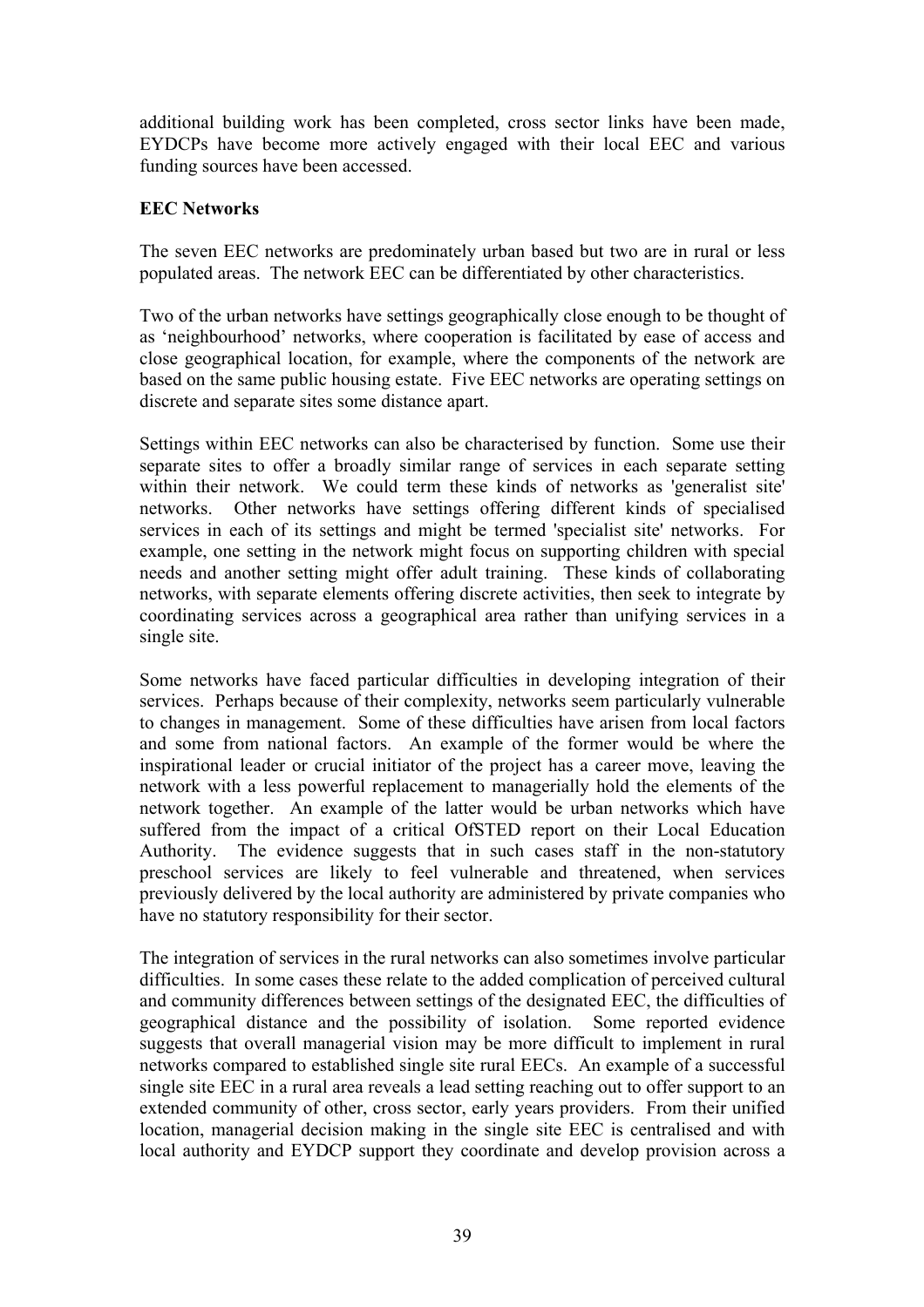additional building work has been completed, cross sector links have been made, EYDCPs have become more actively engaged with their local EEC and various funding sources have been accessed.

**EEC Networks**

The seven EEC networks are predominately urban based but two are in rural or less populated areas. The network EEC can be differentiated by other characteristics.

Two of the urban networks have settings geographically close enough to be thought of as 'neighbourhood' networks, where cooperation is facilitated by ease of access and close geographical location, for example, where the components of the network are based on the same public housing estate. Five EEC networks are operating settings on discrete and separate sites some distance apart.

Settings within EEC networks can also be characterised by function. Some use their separate sites to offer a broadly similar range of services in each separate setting within their network. We could term these kinds of networks as 'generalist site' networks. Other networks have settings offering different kinds of specialised services in each of its settings and might be termed 'specialist site' networks. For example, one setting in the network might focus on supporting children with special needs and another setting might offer adult training. These kinds of collaborating networks, with separate elements offering discrete activities, then seek to integrate by coordinating services across a geographical area rather than unifying services in a single site.

Some networks have faced particular difficulties in developing integration of their services. Perhaps because of their complexity, networks seem particularly vulnerable to changes in management. Some of these difficulties have arisen from local factors and some from national factors. An example of the former would be where the inspirational leader or crucial initiator of the project has a career move, leaving the network with a less powerful replacement to managerially hold the elements of the network together. An example of the latter would be urban networks which have suffered from the impact of a critical OfSTED report on their Local Education Authority. The evidence suggests that in such cases staff in the non-statutory preschool services are likely to feel vulnerable and threatened, when services previously delivered by the local authority are administered by private companies who have no statutory responsibility for their sector.

The integration of services in the rural networks can also sometimes involve particular difficulties. In some cases these relate to the added complication of perceived cultural and community differences between settings of the designated EEC, the difficulties of geographical distance and the possibility of isolation. Some reported evidence suggests that overall managerial vision may be more difficult to implement in rural networks compared to established single site rural EECs. An example of a successful single site EEC in a rural area reveals a lead setting reaching out to offer support to an extended community of other, cross sector, early years providers. From their unified location, managerial decision making in the single site EEC is centralised and with local authority and EYDCP support they coordinate and develop provision across a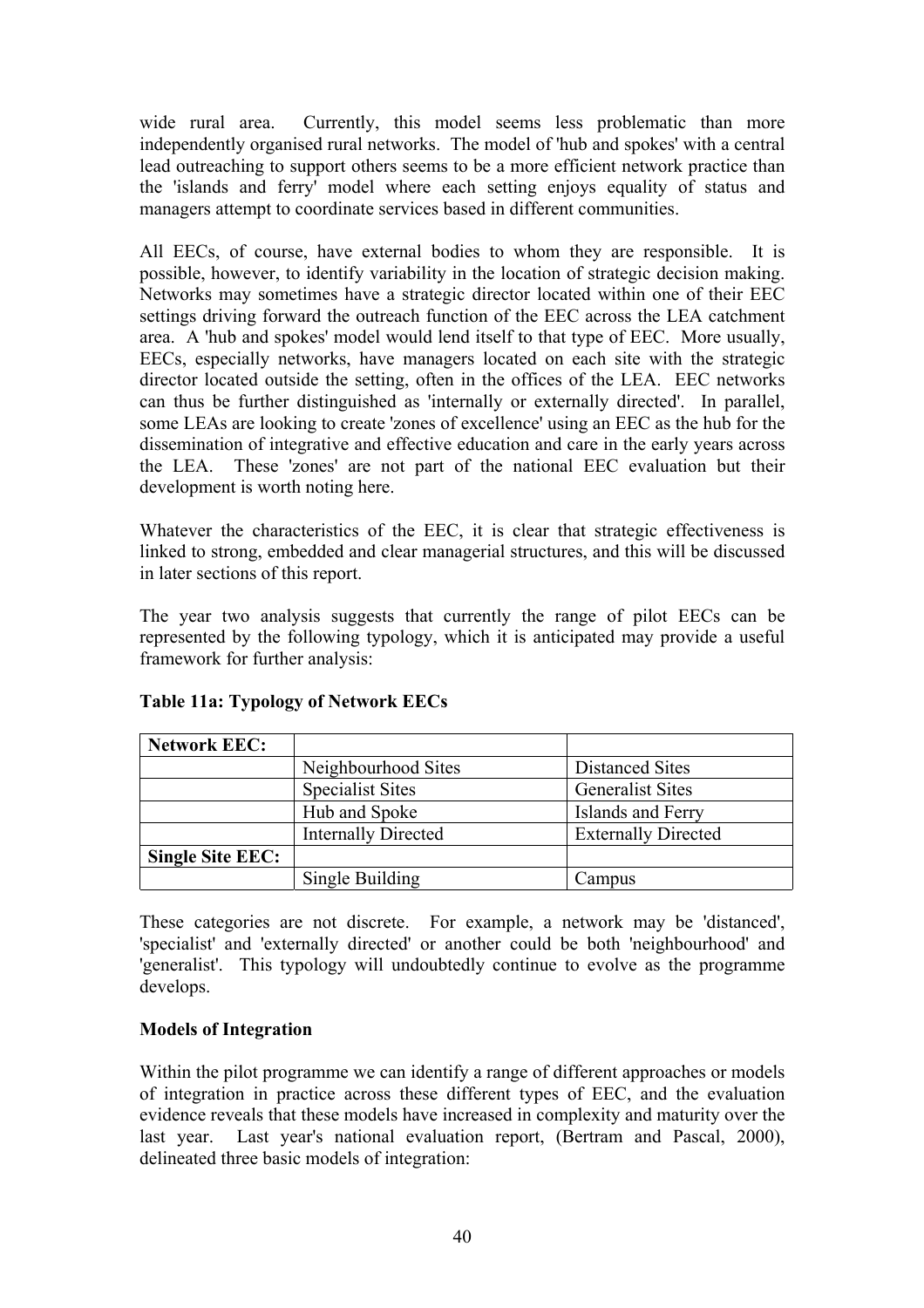wide rural area. Currently, this model seems less problematic than more independently organised rural networks. The model of 'hub and spokes' with a central lead outreaching to support others seems to be a more efficient network practice than the 'islands and ferry' model where each setting enjoys equality of status and managers attempt to coordinate services based in different communities.

All EECs, of course, have external bodies to whom they are responsible. It is possible, however, to identify variability in the location of strategic decision making. Networks may sometimes have a strategic director located within one of their EEC settings driving forward the outreach function of the EEC across the LEA catchment area. A 'hub and spokes' model would lend itself to that type of EEC. More usually, EECs, especially networks, have managers located on each site with the strategic director located outside the setting, often in the offices of the LEA. EEC networks can thus be further distinguished as 'internally or externally directed'. In parallel, some LEAs are looking to create 'zones of excellence' using an EEC as the hub for the dissemination of integrative and effective education and care in the early years across the LEA. These 'zones' are not part of the national EEC evaluation but their development is worth noting here.

Whatever the characteristics of the EEC, it is clear that strategic effectiveness is linked to strong, embedded and clear managerial structures, and this will be discussed in later sections of this report.

The year two analysis suggests that currently the range of pilot EECs can be represented by the following typology, which it is anticipated may provide a useful framework for further analysis:

**Table 11a: Typology of Network EECs**

| **Network EEC:** | | |
|---|---|---|
| | Neighbourhood Sites | Distanced Sites |
| | Specialist Sites | Generalist Sites |
| | Hub and Spoke | Islands and Ferry |
| | Internally Directed | Externally Directed |
| **Single Site EEC:** | | |
| | Single Building | Campus |

These categories are not discrete. For example, a network may be 'distanced', 'specialist' and 'externally directed' or another could be both 'neighbourhood' and 'generalist'. This typology will undoubtedly continue to evolve as the programme develops.

**Models of Integration**

Within the pilot programme we can identify a range of different approaches or models of integration in practice across these different types of EEC, and the evaluation evidence reveals that these models have increased in complexity and maturity over the last year. Last year's national evaluation report, (Bertram and Pascal, 2000), delineated three basic models of integration: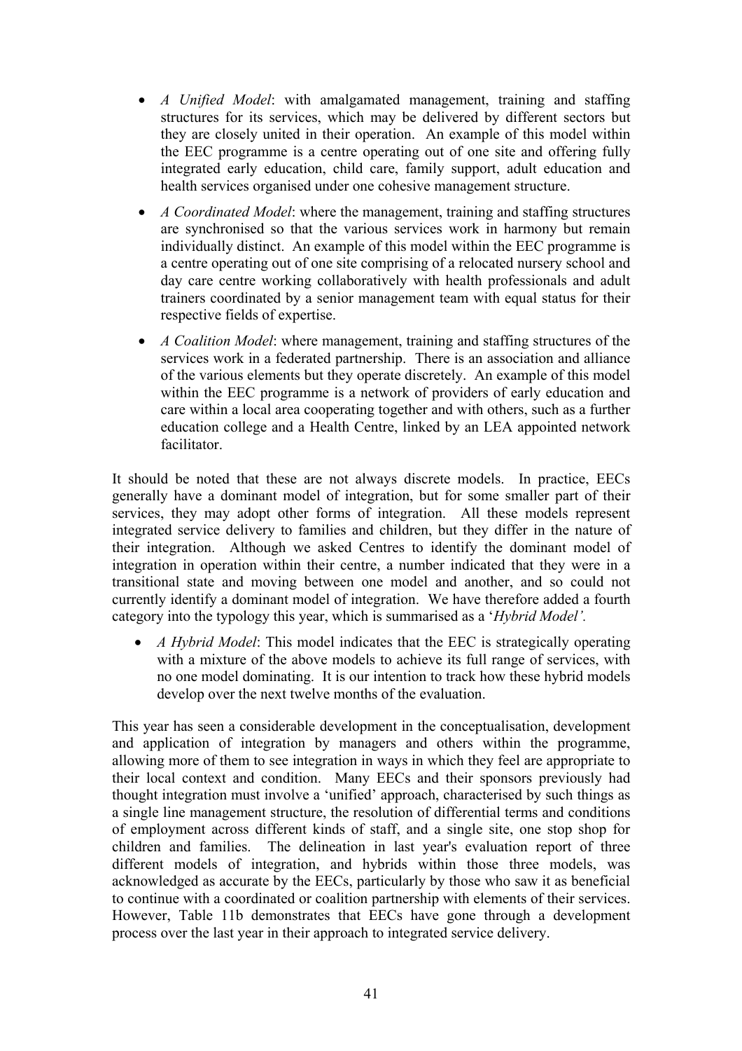- *A Unified Model*: with amalgamated management, training and staffing structures for its services, which may be delivered by different sectors but they are closely united in their operation. An example of this model within the EEC programme is a centre operating out of one site and offering fully integrated early education, child care, family support, adult education and health services organised under one cohesive management structure.
- *A Coordinated Model*: where the management, training and staffing structures are synchronised so that the various services work in harmony but remain individually distinct. An example of this model within the EEC programme is a centre operating out of one site comprising of a relocated nursery school and day care centre working collaboratively with health professionals and adult trainers coordinated by a senior management team with equal status for their respective fields of expertise.
- *A Coalition Model*: where management, training and staffing structures of the services work in a federated partnership. There is an association and alliance of the various elements but they operate discretely. An example of this model within the EEC programme is a network of providers of early education and care within a local area cooperating together and with others, such as a further education college and a Health Centre, linked by an LEA appointed network facilitator.

It should be noted that these are not always discrete models. In practice, EECs generally have a dominant model of integration, but for some smaller part of their services, they may adopt other forms of integration. All these models represent integrated service delivery to families and children, but they differ in the nature of their integration. Although we asked Centres to identify the dominant model of integration in operation within their centre, a number indicated that they were in a transitional state and moving between one model and another, and so could not currently identify a dominant model of integration. We have therefore added a fourth category into the typology this year, which is summarised as a '*Hybrid Model'.*

- *A Hybrid Model*: This model indicates that the EEC is strategically operating with a mixture of the above models to achieve its full range of services, with no one model dominating. It is our intention to track how these hybrid models develop over the next twelve months of the evaluation.

This year has seen a considerable development in the conceptualisation, development and application of integration by managers and others within the programme, allowing more of them to see integration in ways in which they feel are appropriate to their local context and condition. Many EECs and their sponsors previously had thought integration must involve a 'unified' approach, characterised by such things as a single line management structure, the resolution of differential terms and conditions of employment across different kinds of staff, and a single site, one stop shop for children and families. The delineation in last year's evaluation report of three different models of integration, and hybrids within those three models, was acknowledged as accurate by the EECs, particularly by those who saw it as beneficial to continue with a coordinated or coalition partnership with elements of their services. However, Table 11b demonstrates that EECs have gone through a development process over the last year in their approach to integrated service delivery.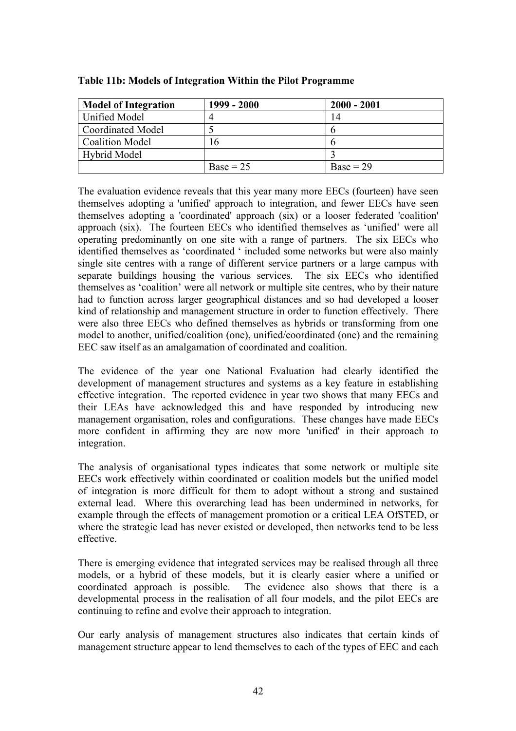**Table 11b: Models of Integration Within the Pilot Programme**

| Model of Integration | 1999 - 2000 | 2000 - 2001 |
|---|---|---|
| Unified Model | 4 | 14 |
| Coordinated Model | 5 | 6 |
| Coalition Model | 16 | 6 |
| Hybrid Model | | 3 |
| | Base = 25 | Base = 29 |

The evaluation evidence reveals that this year many more EECs (fourteen) have seen themselves adopting a 'unified' approach to integration, and fewer EECs have seen themselves adopting a 'coordinated' approach (six) or a looser federated 'coalition' approach (six). The fourteen EECs who identified themselves as 'unified' were all operating predominantly on one site with a range of partners. The six EECs who identified themselves as 'coordinated ' included some networks but were also mainly single site centres with a range of different service partners or a large campus with separate buildings housing the various services. The six EECs who identified themselves as 'coalition' were all network or multiple site centres, who by their nature had to function across larger geographical distances and so had developed a looser kind of relationship and management structure in order to function effectively. There were also three EECs who defined themselves as hybrids or transforming from one model to another, unified/coalition (one), unified/coordinated (one) and the remaining EEC saw itself as an amalgamation of coordinated and coalition.

The evidence of the year one National Evaluation had clearly identified the development of management structures and systems as a key feature in establishing effective integration. The reported evidence in year two shows that many EECs and their LEAs have acknowledged this and have responded by introducing new management organisation, roles and configurations. These changes have made EECs more confident in affirming they are now more 'unified' in their approach to integration.

The analysis of organisational types indicates that some network or multiple site EECs work effectively within coordinated or coalition models but the unified model of integration is more difficult for them to adopt without a strong and sustained external lead. Where this overarching lead has been undermined in networks, for example through the effects of management promotion or a critical LEA OfSTED, or where the strategic lead has never existed or developed, then networks tend to be less effective.

There is emerging evidence that integrated services may be realised through all three models, or a hybrid of these models, but it is clearly easier where a unified or coordinated approach is possible. The evidence also shows that there is a developmental process in the realisation of all four models, and the pilot EECs are continuing to refine and evolve their approach to integration.

Our early analysis of management structures also indicates that certain kinds of management structure appear to lend themselves to each of the types of EEC and each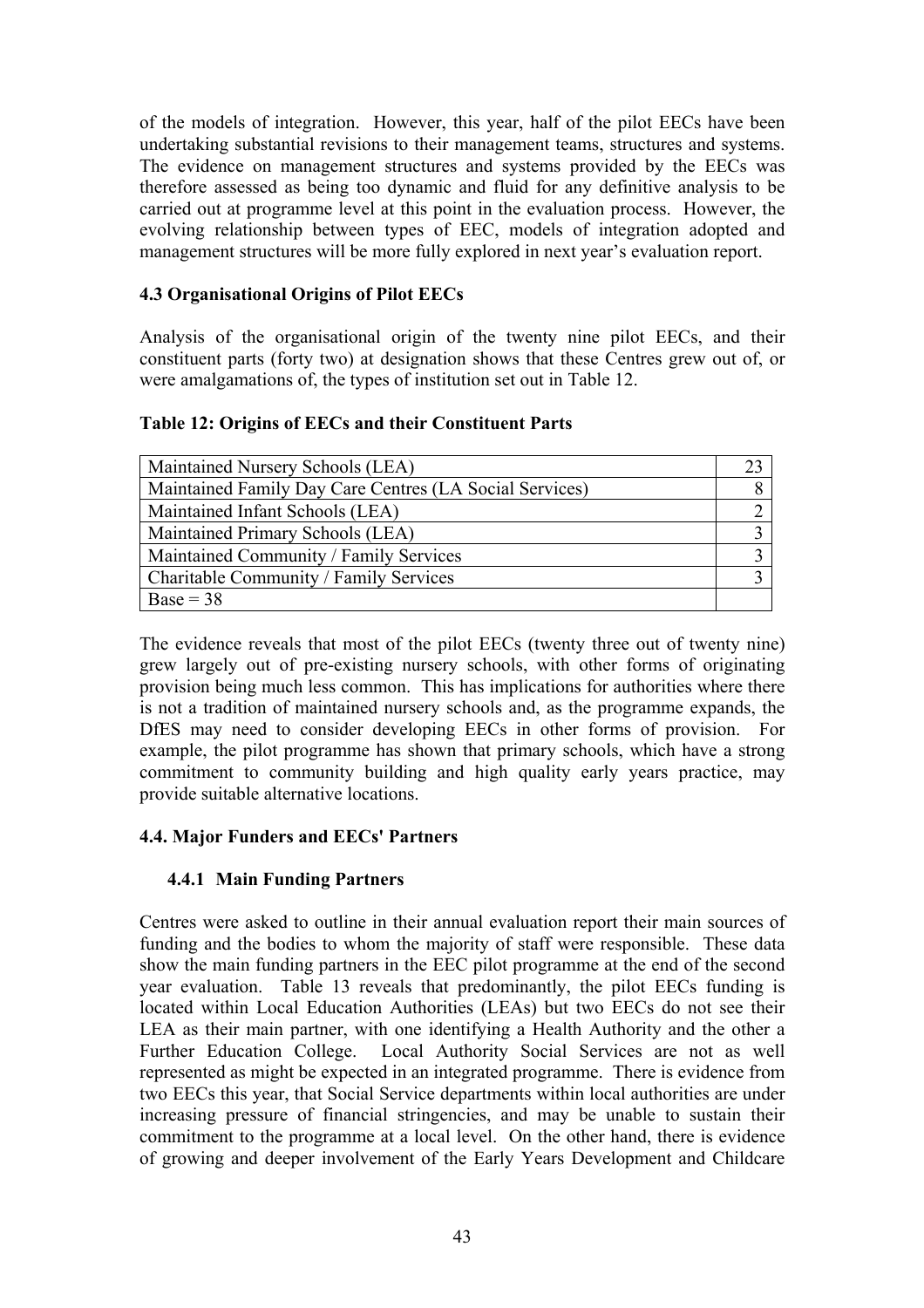of the models of integration. However, this year, half of the pilot EECs have been undertaking substantial revisions to their management teams, structures and systems. The evidence on management structures and systems provided by the EECs was therefore assessed as being too dynamic and fluid for any definitive analysis to be carried out at programme level at this point in the evaluation process. However, the evolving relationship between types of EEC, models of integration adopted and management structures will be more fully explored in next year's evaluation report.

### 4.3 Organisational Origins of Pilot EECs

Analysis of the organisational origin of the twenty nine pilot EECs, and their constituent parts (forty two) at designation shows that these Centres grew out of, or were amalgamations of, the types of institution set out in Table 12.

**Table 12: Origins of EECs and their Constituent Parts**

| | |
|---|---|
| Maintained Nursery Schools (LEA) | 23 |
| Maintained Family Day Care Centres (LA Social Services) | 8 |
| Maintained Infant Schools (LEA) | 2 |
| Maintained Primary Schools (LEA) | 3 |
| Maintained Community / Family Services | 3 |
| Charitable Community / Family Services | 3 |
| Base = 38 | |

The evidence reveals that most of the pilot EECs (twenty three out of twenty nine) grew largely out of pre-existing nursery schools, with other forms of originating provision being much less common. This has implications for authorities where there is not a tradition of maintained nursery schools and, as the programme expands, the DfES may need to consider developing EECs in other forms of provision. For example, the pilot programme has shown that primary schools, which have a strong commitment to community building and high quality early years practice, may provide suitable alternative locations.

### 4.4. Major Funders and EECs' Partners

#### 4.4.1 Main Funding Partners

Centres were asked to outline in their annual evaluation report their main sources of funding and the bodies to whom the majority of staff were responsible. These data show the main funding partners in the EEC pilot programme at the end of the second year evaluation. Table 13 reveals that predominantly, the pilot EECs funding is located within Local Education Authorities (LEAs) but two EECs do not see their LEA as their main partner, with one identifying a Health Authority and the other a Further Education College. Local Authority Social Services are not as well represented as might be expected in an integrated programme. There is evidence from two EECs this year, that Social Service departments within local authorities are under increasing pressure of financial stringencies, and may be unable to sustain their commitment to the programme at a local level. On the other hand, there is evidence of growing and deeper involvement of the Early Years Development and Childcare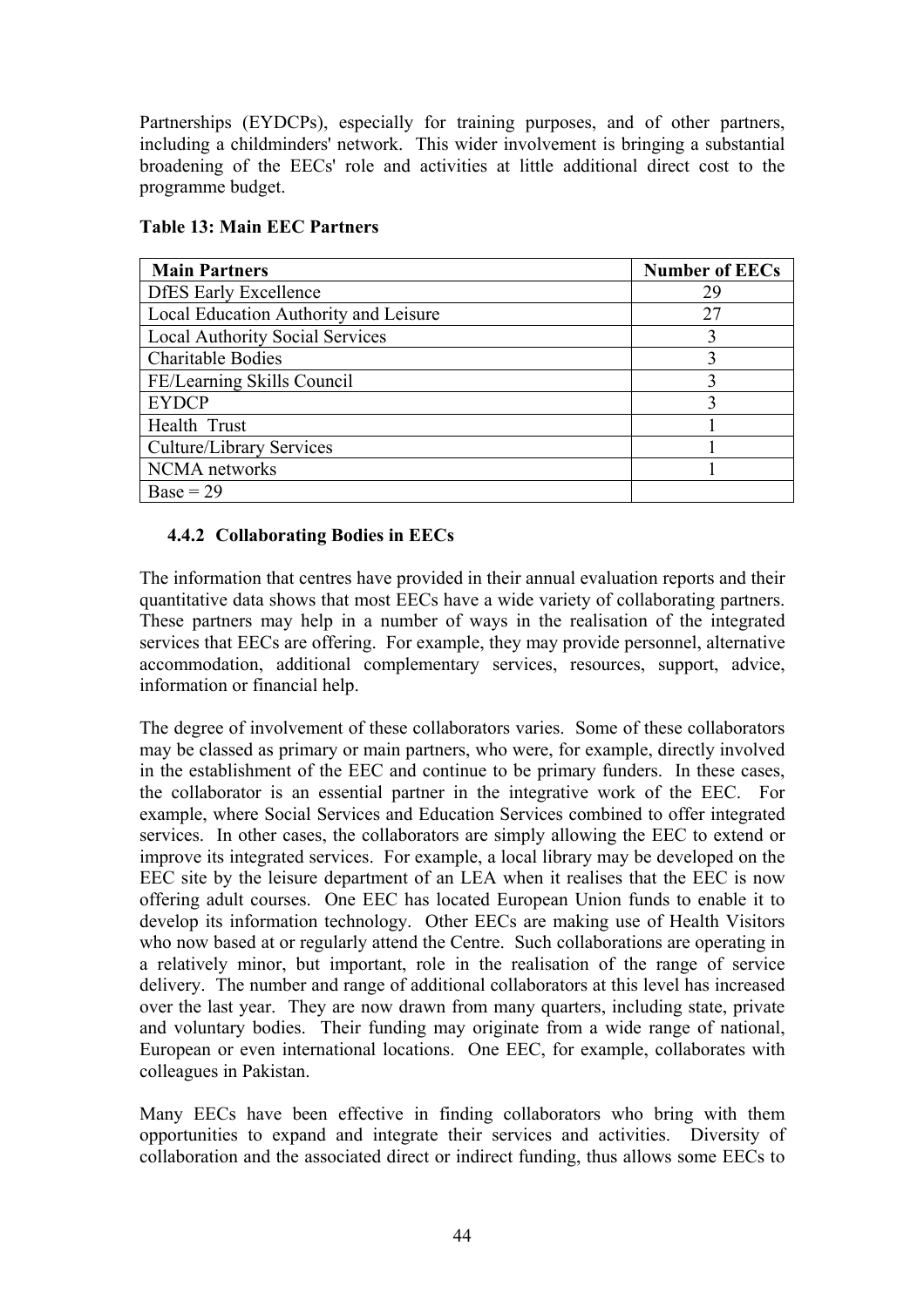Partnerships (EYDCPs), especially for training purposes, and of other partners, including a childminders' network. This wider involvement is bringing a substantial broadening of the EECs' role and activities at little additional direct cost to the programme budget.

**Table 13: Main EEC Partners**

| Main Partners | Number of EECs |
|---|---|
| DfES Early Excellence | 29 |
| Local Education Authority and Leisure | 27 |
| Local Authority Social Services | 3 |
| Charitable Bodies | 3 |
| FE/Learning Skills Council | 3 |
| EYDCP | 3 |
| Health Trust | 1 |
| Culture/Library Services | 1 |
| NCMA networks | 1 |
| Base = 29 | |

### 4.4.2 Collaborating Bodies in EECs

The information that centres have provided in their annual evaluation reports and their quantitative data shows that most EECs have a wide variety of collaborating partners. These partners may help in a number of ways in the realisation of the integrated services that EECs are offering. For example, they may provide personnel, alternative accommodation, additional complementary services, resources, support, advice, information or financial help.

The degree of involvement of these collaborators varies. Some of these collaborators may be classed as primary or main partners, who were, for example, directly involved in the establishment of the EEC and continue to be primary funders. In these cases, the collaborator is an essential partner in the integrative work of the EEC. For example, where Social Services and Education Services combined to offer integrated services. In other cases, the collaborators are simply allowing the EEC to extend or improve its integrated services. For example, a local library may be developed on the EEC site by the leisure department of an LEA when it realises that the EEC is now offering adult courses. One EEC has located European Union funds to enable it to develop its information technology. Other EECs are making use of Health Visitors who now based at or regularly attend the Centre. Such collaborations are operating in a relatively minor, but important, role in the realisation of the range of service delivery. The number and range of additional collaborators at this level has increased over the last year. They are now drawn from many quarters, including state, private and voluntary bodies. Their funding may originate from a wide range of national, European or even international locations. One EEC, for example, collaborates with colleagues in Pakistan.

Many EECs have been effective in finding collaborators who bring with them opportunities to expand and integrate their services and activities. Diversity of collaboration and the associated direct or indirect funding, thus allows some EECs to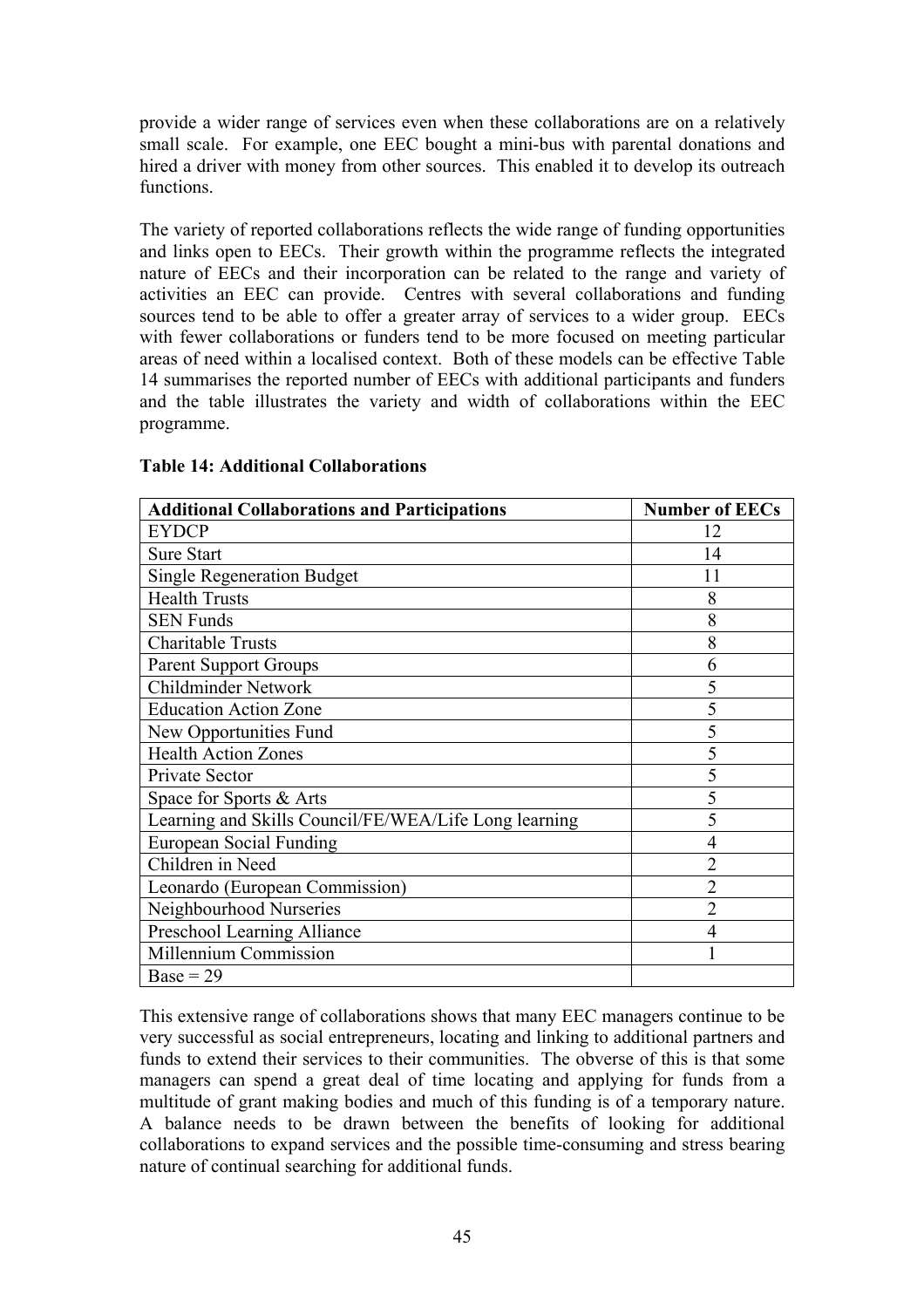provide a wider range of services even when these collaborations are on a relatively small scale. For example, one EEC bought a mini-bus with parental donations and hired a driver with money from other sources. This enabled it to develop its outreach functions.

The variety of reported collaborations reflects the wide range of funding opportunities and links open to EECs. Their growth within the programme reflects the integrated nature of EECs and their incorporation can be related to the range and variety of activities an EEC can provide. Centres with several collaborations and funding sources tend to be able to offer a greater array of services to a wider group. EECs with fewer collaborations or funders tend to be more focused on meeting particular areas of need within a localised context. Both of these models can be effective Table 14 summarises the reported number of EECs with additional participants and funders and the table illustrates the variety and width of collaborations within the EEC programme.

**Table 14: Additional Collaborations**

| Additional Collaborations and Participations | Number of EECs |
|---|---|
| EYDCP | 12 |
| Sure Start | 14 |
| Single Regeneration Budget | 11 |
| Health Trusts | 8 |
| SEN Funds | 8 |
| Charitable Trusts | 8 |
| Parent Support Groups | 6 |
| Childminder Network | 5 |
| Education Action Zone | 5 |
| New Opportunities Fund | 5 |
| Health Action Zones | 5 |
| Private Sector | 5 |
| Space for Sports & Arts | 5 |
| Learning and Skills Council/FE/WEA/Life Long learning | 5 |
| European Social Funding | 4 |
| Children in Need | 2 |
| Leonardo (European Commission) | 2 |
| Neighbourhood Nurseries | 2 |
| Preschool Learning Alliance | 4 |
| Millennium Commission | 1 |
| Base = 29 | |

This extensive range of collaborations shows that many EEC managers continue to be very successful as social entrepreneurs, locating and linking to additional partners and funds to extend their services to their communities. The obverse of this is that some managers can spend a great deal of time locating and applying for funds from a multitude of grant making bodies and much of this funding is of a temporary nature. A balance needs to be drawn between the benefits of looking for additional collaborations to expand services and the possible time-consuming and stress bearing nature of continual searching for additional funds.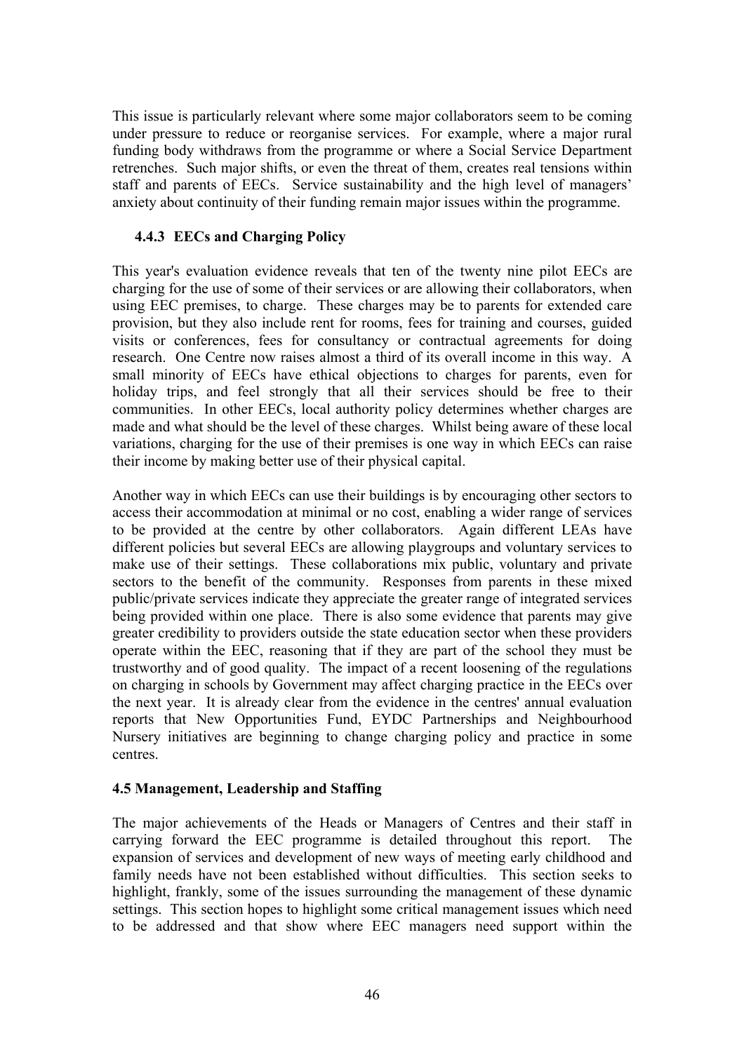This issue is particularly relevant where some major collaborators seem to be coming under pressure to reduce or reorganise services. For example, where a major rural funding body withdraws from the programme or where a Social Service Department retrenches. Such major shifts, or even the threat of them, creates real tensions within staff and parents of EECs. Service sustainability and the high level of managers' anxiety about continuity of their funding remain major issues within the programme.

### 4.4.3 EECs and Charging Policy

This year's evaluation evidence reveals that ten of the twenty nine pilot EECs are charging for the use of some of their services or are allowing their collaborators, when using EEC premises, to charge. These charges may be to parents for extended care provision, but they also include rent for rooms, fees for training and courses, guided visits or conferences, fees for consultancy or contractual agreements for doing research. One Centre now raises almost a third of its overall income in this way. A small minority of EECs have ethical objections to charges for parents, even for holiday trips, and feel strongly that all their services should be free to their communities. In other EECs, local authority policy determines whether charges are made and what should be the level of these charges. Whilst being aware of these local variations, charging for the use of their premises is one way in which EECs can raise their income by making better use of their physical capital.

Another way in which EECs can use their buildings is by encouraging other sectors to access their accommodation at minimal or no cost, enabling a wider range of services to be provided at the centre by other collaborators. Again different LEAs have different policies but several EECs are allowing playgroups and voluntary services to make use of their settings. These collaborations mix public, voluntary and private sectors to the benefit of the community. Responses from parents in these mixed public/private services indicate they appreciate the greater range of integrated services being provided within one place. There is also some evidence that parents may give greater credibility to providers outside the state education sector when these providers operate within the EEC, reasoning that if they are part of the school they must be trustworthy and of good quality. The impact of a recent loosening of the regulations on charging in schools by Government may affect charging practice in the EECs over the next year. It is already clear from the evidence in the centres' annual evaluation reports that New Opportunities Fund, EYDC Partnerships and Neighbourhood Nursery initiatives are beginning to change charging policy and practice in some centres.

### 4.5 Management, Leadership and Staffing

The major achievements of the Heads or Managers of Centres and their staff in carrying forward the EEC programme is detailed throughout this report. The expansion of services and development of new ways of meeting early childhood and family needs have not been established without difficulties. This section seeks to highlight, frankly, some of the issues surrounding the management of these dynamic settings. This section hopes to highlight some critical management issues which need to be addressed and that show where EEC managers need support within the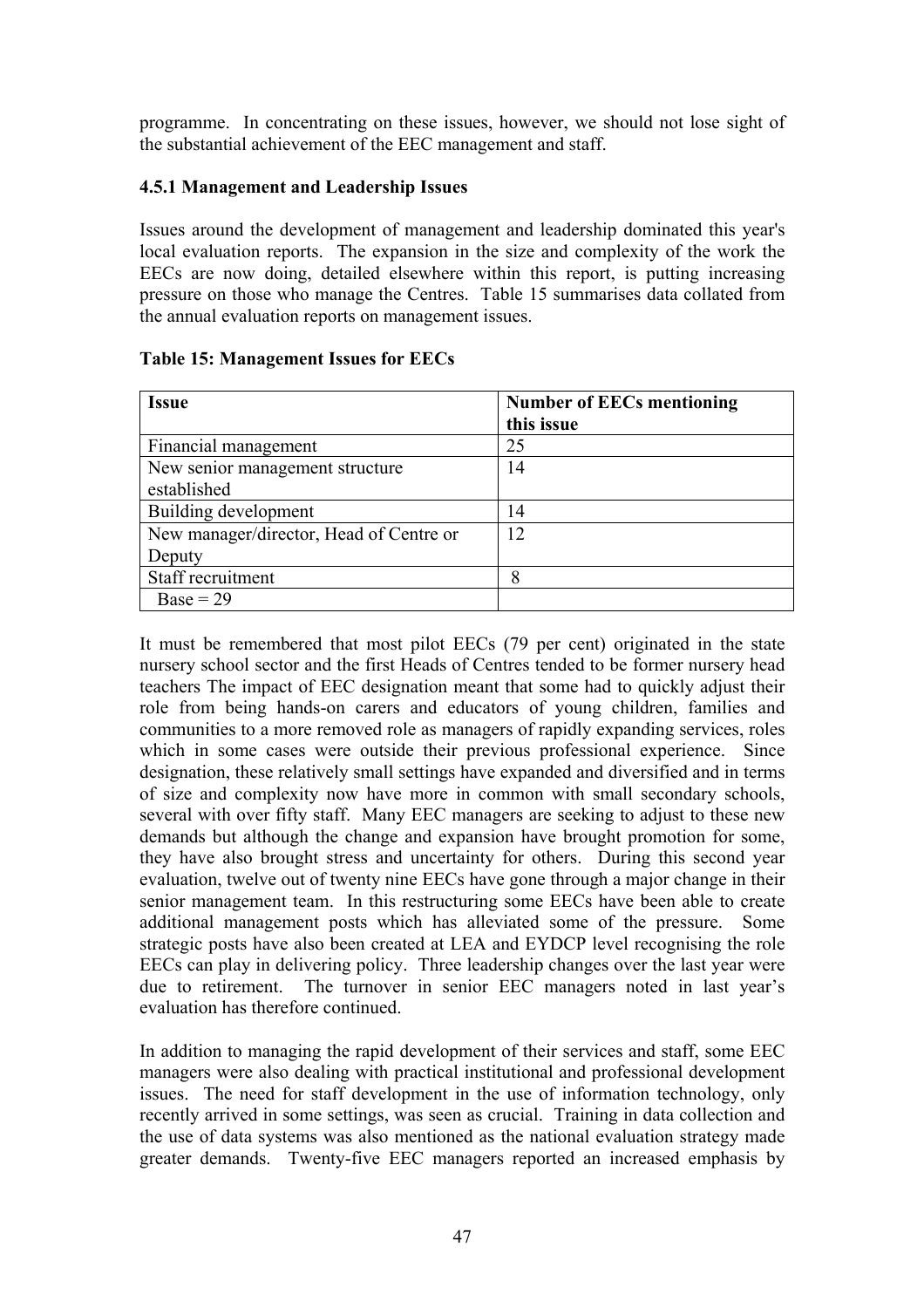programme. In concentrating on these issues, however, we should not lose sight of the substantial achievement of the EEC management and staff.

#### 4.5.1 Management and Leadership Issues

Issues around the development of management and leadership dominated this year's local evaluation reports. The expansion in the size and complexity of the work the EECs are now doing, detailed elsewhere within this report, is putting increasing pressure on those who manage the Centres. Table 15 summarises data collated from the annual evaluation reports on management issues.

**Table 15: Management Issues for EECs**

| Issue | Number of EECs mentioning this issue |
|---|---|
| Financial management | 25 |
| New senior management structure established | 14 |
| Building development | 14 |
| New manager/director, Head of Centre or Deputy | 12 |
| Staff recruitment | 8 |
| Base = 29 | |

It must be remembered that most pilot EECs (79 per cent) originated in the state nursery school sector and the first Heads of Centres tended to be former nursery head teachers The impact of EEC designation meant that some had to quickly adjust their role from being hands-on carers and educators of young children, families and communities to a more removed role as managers of rapidly expanding services, roles which in some cases were outside their previous professional experience. Since designation, these relatively small settings have expanded and diversified and in terms of size and complexity now have more in common with small secondary schools, several with over fifty staff. Many EEC managers are seeking to adjust to these new demands but although the change and expansion have brought promotion for some, they have also brought stress and uncertainty for others. During this second year evaluation, twelve out of twenty nine EECs have gone through a major change in their senior management team. In this restructuring some EECs have been able to create additional management posts which has alleviated some of the pressure. Some strategic posts have also been created at LEA and EYDCP level recognising the role EECs can play in delivering policy. Three leadership changes over the last year were due to retirement. The turnover in senior EEC managers noted in last year's evaluation has therefore continued.

In addition to managing the rapid development of their services and staff, some EEC managers were also dealing with practical institutional and professional development issues. The need for staff development in the use of information technology, only recently arrived in some settings, was seen as crucial. Training in data collection and the use of data systems was also mentioned as the national evaluation strategy made greater demands. Twenty-five EEC managers reported an increased emphasis by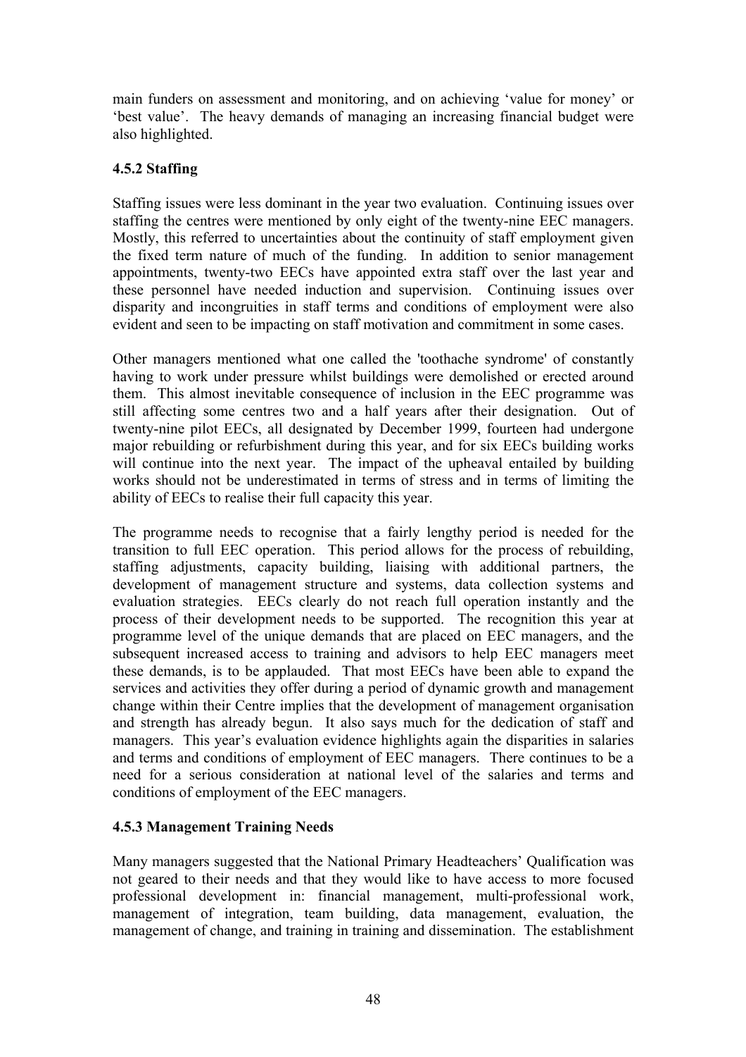main funders on assessment and monitoring, and on achieving 'value for money' or 'best value'. The heavy demands of managing an increasing financial budget were also highlighted.

### 4.5.2 Staffing

Staffing issues were less dominant in the year two evaluation. Continuing issues over staffing the centres were mentioned by only eight of the twenty-nine EEC managers. Mostly, this referred to uncertainties about the continuity of staff employment given the fixed term nature of much of the funding. In addition to senior management appointments, twenty-two EECs have appointed extra staff over the last year and these personnel have needed induction and supervision. Continuing issues over disparity and incongruities in staff terms and conditions of employment were also evident and seen to be impacting on staff motivation and commitment in some cases.

Other managers mentioned what one called the 'toothache syndrome' of constantly having to work under pressure whilst buildings were demolished or erected around them. This almost inevitable consequence of inclusion in the EEC programme was still affecting some centres two and a half years after their designation. Out of twenty-nine pilot EECs, all designated by December 1999, fourteen had undergone major rebuilding or refurbishment during this year, and for six EECs building works will continue into the next year. The impact of the upheaval entailed by building works should not be underestimated in terms of stress and in terms of limiting the ability of EECs to realise their full capacity this year.

The programme needs to recognise that a fairly lengthy period is needed for the transition to full EEC operation. This period allows for the process of rebuilding, staffing adjustments, capacity building, liaising with additional partners, the development of management structure and systems, data collection systems and evaluation strategies. EECs clearly do not reach full operation instantly and the process of their development needs to be supported. The recognition this year at programme level of the unique demands that are placed on EEC managers, and the subsequent increased access to training and advisors to help EEC managers meet these demands, is to be applauded. That most EECs have been able to expand the services and activities they offer during a period of dynamic growth and management change within their Centre implies that the development of management organisation and strength has already begun. It also says much for the dedication of staff and managers. This year's evaluation evidence highlights again the disparities in salaries and terms and conditions of employment of EEC managers. There continues to be a need for a serious consideration at national level of the salaries and terms and conditions of employment of the EEC managers.

### 4.5.3 Management Training Needs

Many managers suggested that the National Primary Headteachers' Qualification was not geared to their needs and that they would like to have access to more focused professional development in: financial management, multi-professional work, management of integration, team building, data management, evaluation, the management of change, and training in training and dissemination. The establishment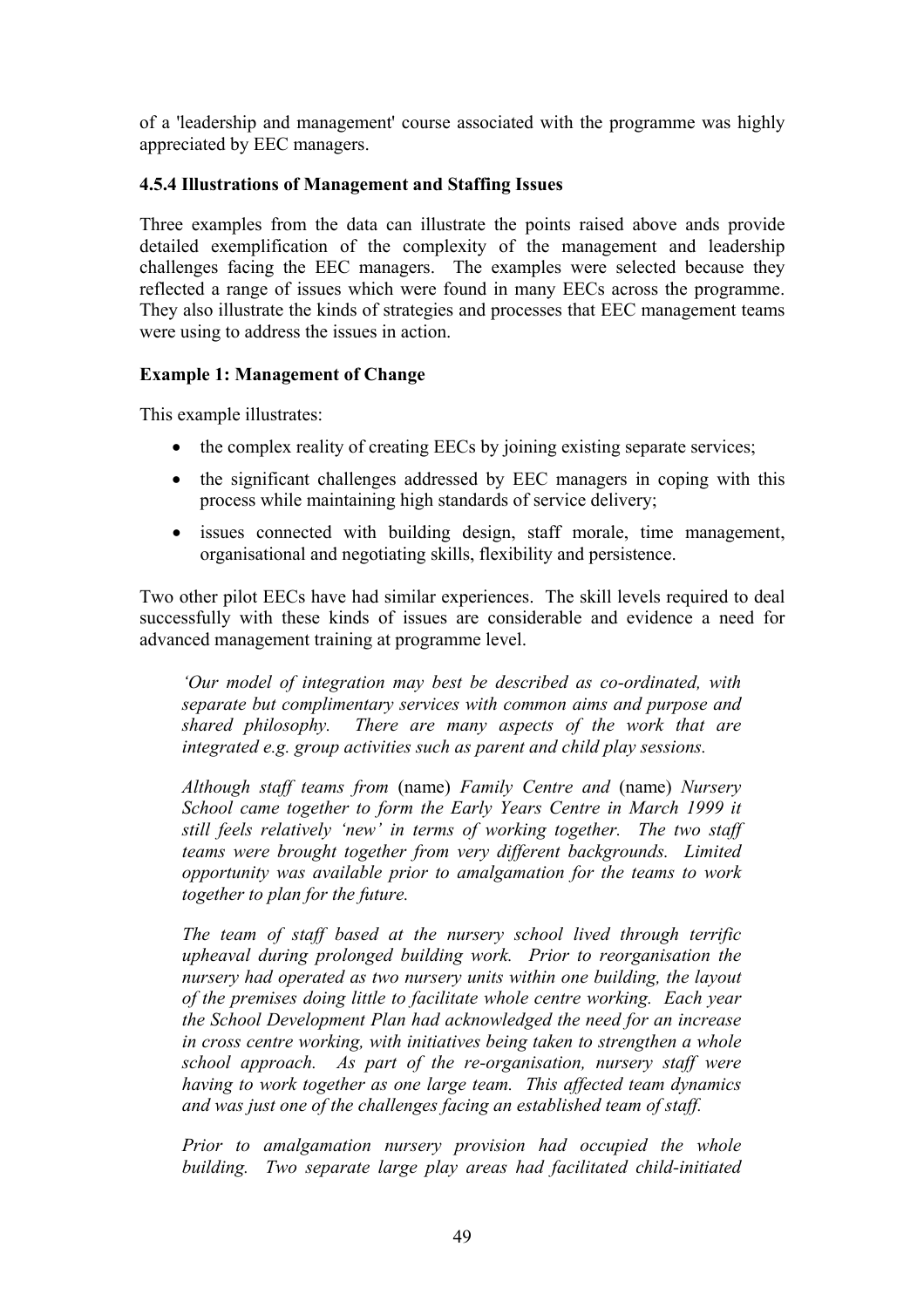of a 'leadership and management' course associated with the programme was highly appreciated by EEC managers.

### 4.5.4 Illustrations of Management and Staffing Issues

Three examples from the data can illustrate the points raised above ands provide detailed exemplification of the complexity of the management and leadership challenges facing the EEC managers. The examples were selected because they reflected a range of issues which were found in many EECs across the programme. They also illustrate the kinds of strategies and processes that EEC management teams were using to address the issues in action.

**Example 1: Management of Change**

This example illustrates:

- the complex reality of creating EECs by joining existing separate services;
- the significant challenges addressed by EEC managers in coping with this process while maintaining high standards of service delivery;
- issues connected with building design, staff morale, time management, organisational and negotiating skills, flexibility and persistence.

Two other pilot EECs have had similar experiences. The skill levels required to deal successfully with these kinds of issues are considerable and evidence a need for advanced management training at programme level.

> *'Our model of integration may best be described as co-ordinated, with separate but complimentary services with common aims and purpose and shared philosophy. There are many aspects of the work that are integrated e.g. group activities such as parent and child play sessions.*
>
> *Although staff teams from* (name) *Family Centre and* (name) *Nursery School came together to form the Early Years Centre in March 1999 it still feels relatively 'new' in terms of working together. The two staff teams were brought together from very different backgrounds. Limited opportunity was available prior to amalgamation for the teams to work together to plan for the future.*
>
> *The team of staff based at the nursery school lived through terrific upheaval during prolonged building work. Prior to reorganisation the nursery had operated as two nursery units within one building, the layout of the premises doing little to facilitate whole centre working. Each year the School Development Plan had acknowledged the need for an increase in cross centre working, with initiatives being taken to strengthen a whole school approach. As part of the re-organisation, nursery staff were having to work together as one large team. This affected team dynamics and was just one of the challenges facing an established team of staff.*
>
> *Prior to amalgamation nursery provision had occupied the whole building. Two separate large play areas had facilitated child-initiated*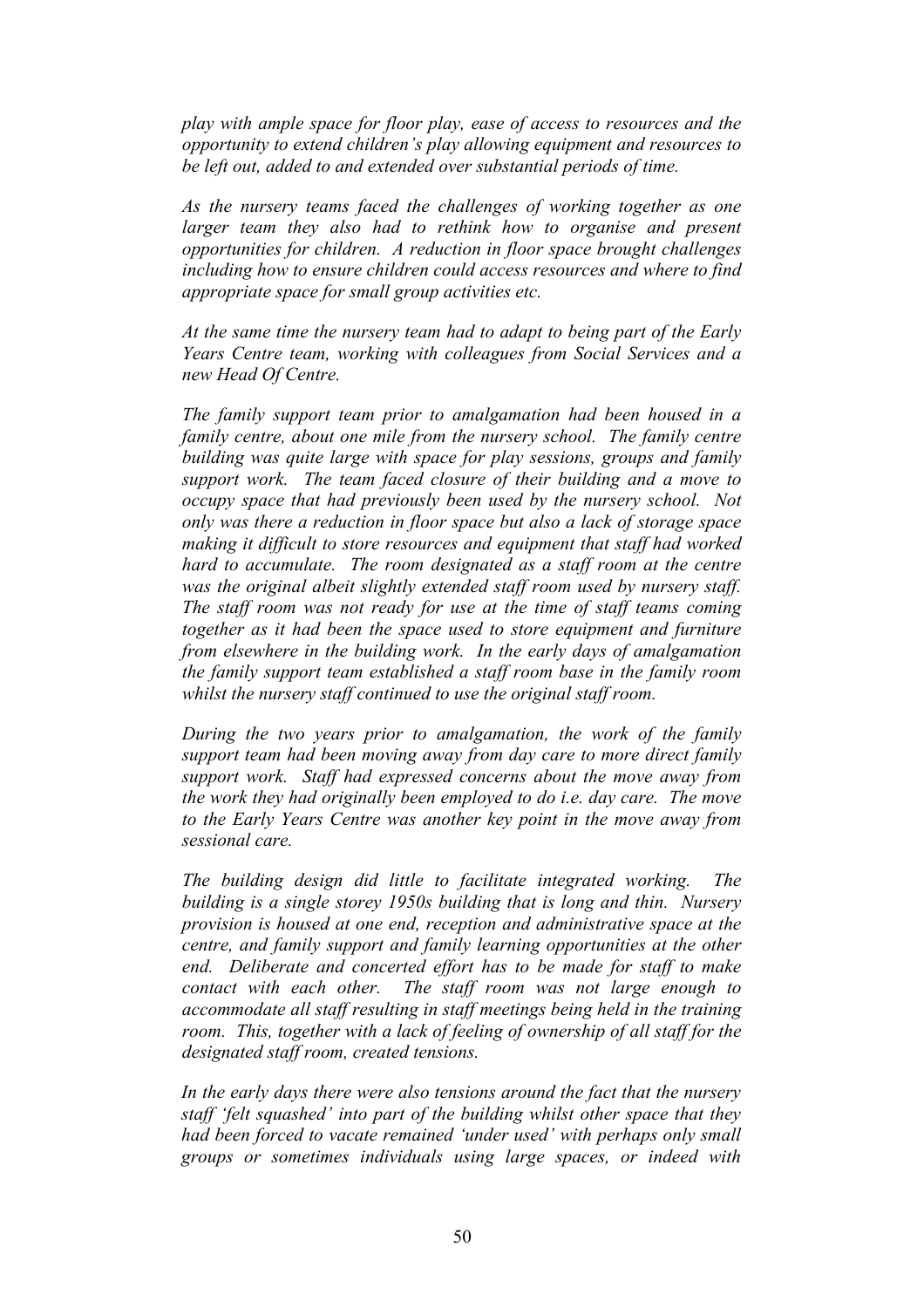*play with ample space for floor play, ease of access to resources and the opportunity to extend children's play allowing equipment and resources to be left out, added to and extended over substantial periods of time.*

*As the nursery teams faced the challenges of working together as one larger team they also had to rethink how to organise and present opportunities for children. A reduction in floor space brought challenges including how to ensure children could access resources and where to find appropriate space for small group activities etc.*

*At the same time the nursery team had to adapt to being part of the Early Years Centre team, working with colleagues from Social Services and a new Head Of Centre.*

*The family support team prior to amalgamation had been housed in a family centre, about one mile from the nursery school. The family centre building was quite large with space for play sessions, groups and family support work. The team faced closure of their building and a move to occupy space that had previously been used by the nursery school. Not only was there a reduction in floor space but also a lack of storage space making it difficult to store resources and equipment that staff had worked hard to accumulate. The room designated as a staff room at the centre was the original albeit slightly extended staff room used by nursery staff. The staff room was not ready for use at the time of staff teams coming together as it had been the space used to store equipment and furniture from elsewhere in the building work. In the early days of amalgamation the family support team established a staff room base in the family room whilst the nursery staff continued to use the original staff room.*

*During the two years prior to amalgamation, the work of the family support team had been moving away from day care to more direct family support work. Staff had expressed concerns about the move away from the work they had originally been employed to do i.e. day care. The move to the Early Years Centre was another key point in the move away from sessional care.*

*The building design did little to facilitate integrated working. The building is a single storey 1950s building that is long and thin. Nursery provision is housed at one end, reception and administrative space at the centre, and family support and family learning opportunities at the other end. Deliberate and concerted effort has to be made for staff to make contact with each other. The staff room was not large enough to accommodate all staff resulting in staff meetings being held in the training room. This, together with a lack of feeling of ownership of all staff for the designated staff room, created tensions.*

*In the early days there were also tensions around the fact that the nursery staff 'felt squashed' into part of the building whilst other space that they had been forced to vacate remained 'under used' with perhaps only small groups or sometimes individuals using large spaces, or indeed with*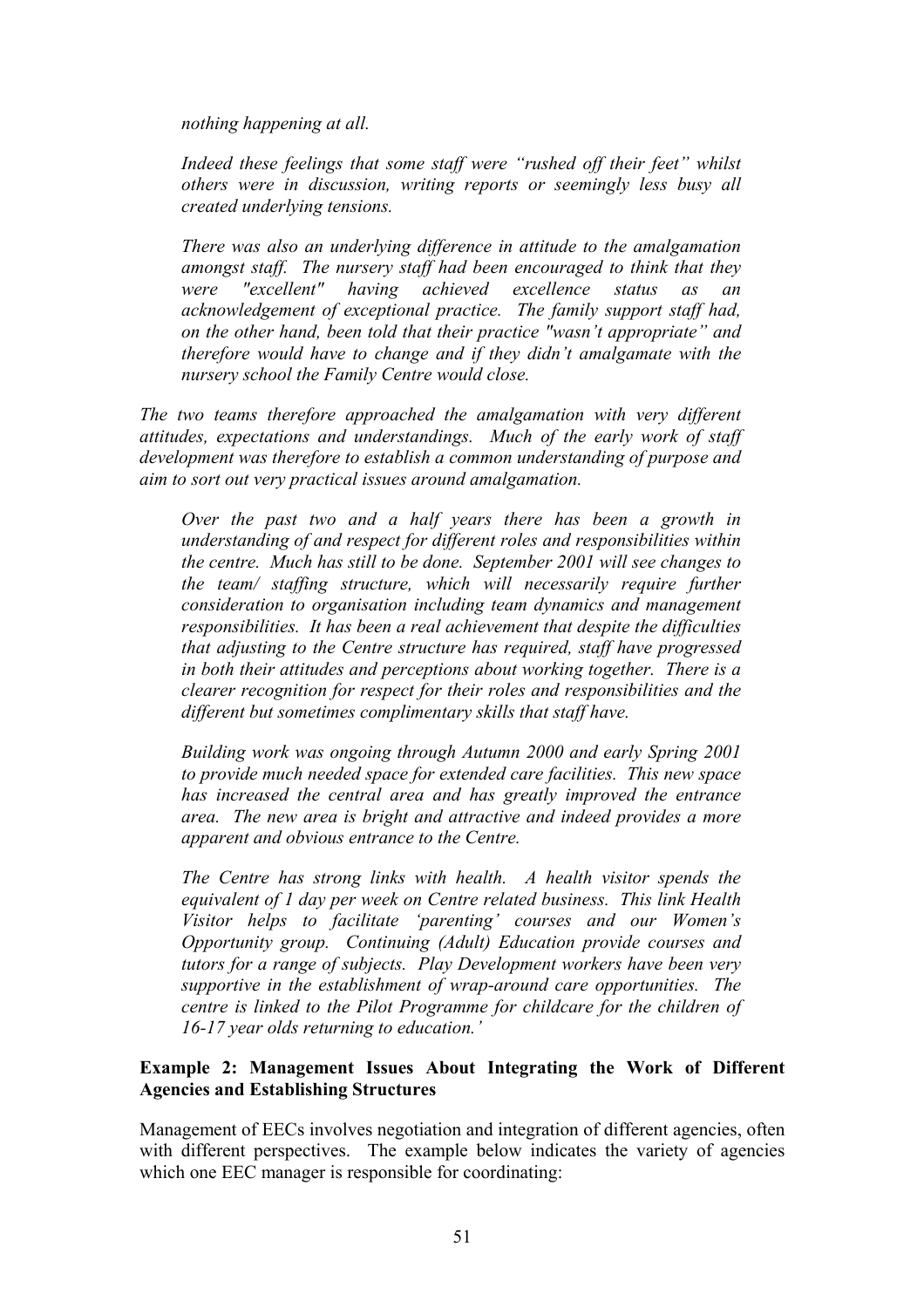*nothing happening at all.*

*Indeed these feelings that some staff were "rushed off their feet" whilst others were in discussion, writing reports or seemingly less busy all created underlying tensions.*

*There was also an underlying difference in attitude to the amalgamation amongst staff. The nursery staff had been encouraged to think that they were "excellent" having achieved excellence status as an acknowledgement of exceptional practice. The family support staff had, on the other hand, been told that their practice "wasn't appropriate" and therefore would have to change and if they didn't amalgamate with the nursery school the Family Centre would close.*

*The two teams therefore approached the amalgamation with very different attitudes, expectations and understandings. Much of the early work of staff development was therefore to establish a common understanding of purpose and aim to sort out very practical issues around amalgamation.*

*Over the past two and a half years there has been a growth in understanding of and respect for different roles and responsibilities within the centre. Much has still to be done. September 2001 will see changes to the team/ staffing structure, which will necessarily require further consideration to organisation including team dynamics and management responsibilities. It has been a real achievement that despite the difficulties that adjusting to the Centre structure has required, staff have progressed in both their attitudes and perceptions about working together. There is a clearer recognition for respect for their roles and responsibilities and the different but sometimes complimentary skills that staff have.*

*Building work was ongoing through Autumn 2000 and early Spring 2001 to provide much needed space for extended care facilities. This new space has increased the central area and has greatly improved the entrance area. The new area is bright and attractive and indeed provides a more apparent and obvious entrance to the Centre.*

*The Centre has strong links with health. A health visitor spends the equivalent of 1 day per week on Centre related business. This link Health Visitor helps to facilitate 'parenting' courses and our Women's Opportunity group. Continuing (Adult) Education provide courses and tutors for a range of subjects. Play Development workers have been very supportive in the establishment of wrap-around care opportunities. The centre is linked to the Pilot Programme for childcare for the children of 16-17 year olds returning to education.'*

**Example 2: Management Issues About Integrating the Work of Different Agencies and Establishing Structures**

Management of EECs involves negotiation and integration of different agencies, often with different perspectives. The example below indicates the variety of agencies which one EEC manager is responsible for coordinating: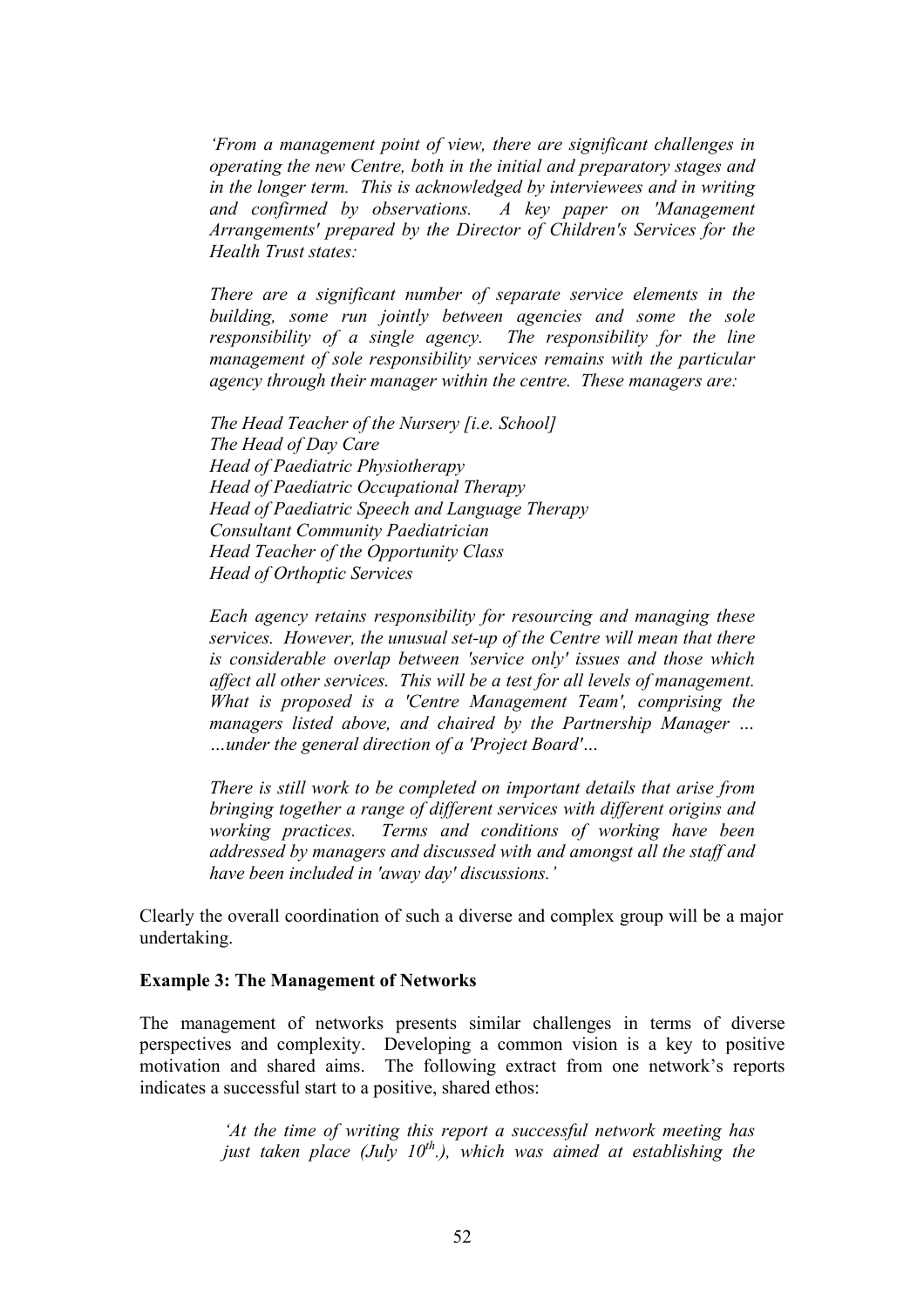> *'From a management point of view, there are significant challenges in operating the new Centre, both in the initial and preparatory stages and in the longer term. This is acknowledged by interviewees and in writing and confirmed by observations. A key paper on 'Management Arrangements' prepared by the Director of Children's Services for the Health Trust states:*
>
> *There are a significant number of separate service elements in the building, some run jointly between agencies and some the sole responsibility of a single agency. The responsibility for the line management of sole responsibility services remains with the particular agency through their manager within the centre. These managers are:*
>
> *The Head Teacher of the Nursery [i.e. School]*
> *The Head of Day Care*
> *Head of Paediatric Physiotherapy*
> *Head of Paediatric Occupational Therapy*
> *Head of Paediatric Speech and Language Therapy*
> *Consultant Community Paediatrician*
> *Head Teacher of the Opportunity Class*
> *Head of Orthoptic Services*
>
> *Each agency retains responsibility for resourcing and managing these services. However, the unusual set-up of the Centre will mean that there is considerable overlap between 'service only' issues and those which affect all other services. This will be a test for all levels of management. What is proposed is a 'Centre Management Team', comprising the managers listed above, and chaired by the Partnership Manager … …under the general direction of a 'Project Board'…*
>
> *There is still work to be completed on important details that arise from bringing together a range of different services with different origins and working practices. Terms and conditions of working have been addressed by managers and discussed with and amongst all the staff and have been included in 'away day' discussions.'*

Clearly the overall coordination of such a diverse and complex group will be a major undertaking.

**Example 3: The Management of Networks**

The management of networks presents similar challenges in terms of diverse perspectives and complexity. Developing a common vision is a key to positive motivation and shared aims. The following extract from one network's reports indicates a successful start to a positive, shared ethos:

> *'At the time of writing this report a successful network meeting has just taken place (July 10th.), which was aimed at establishing the*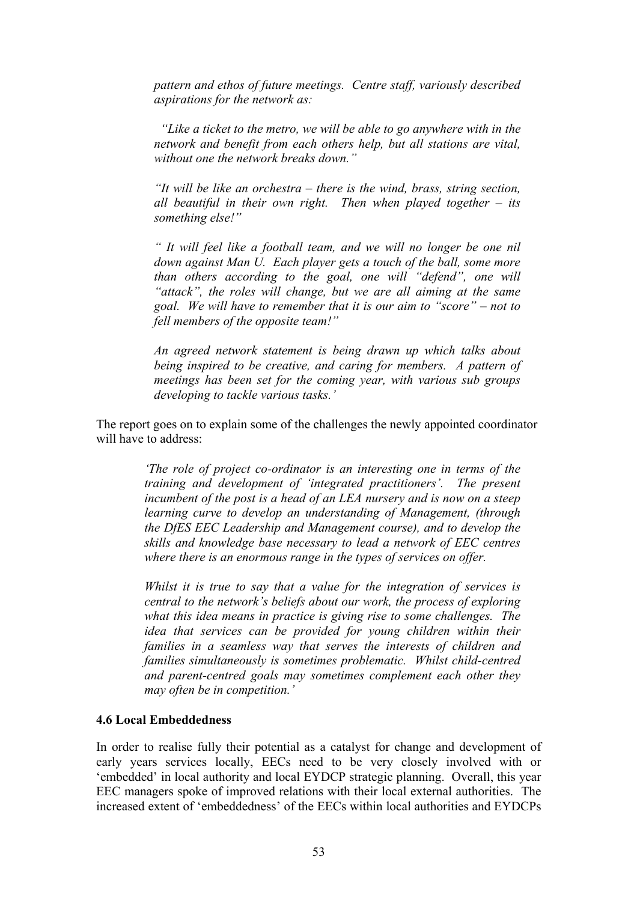*pattern and ethos of future meetings. Centre staff, variously described aspirations for the network as:*

> *"Like a ticket to the metro, we will be able to go anywhere with in the network and benefit from each others help, but all stations are vital, without one the network breaks down."*
>
> *"It will be like an orchestra – there is the wind, brass, string section, all beautiful in their own right. Then when played together – its something else!"*
>
> *" It will feel like a football team, and we will no longer be one nil down against Man U. Each player gets a touch of the ball, some more than others according to the goal, one will "defend", one will "attack", the roles will change, but we are all aiming at the same goal. We will have to remember that it is our aim to "score" – not to fell members of the opposite team!"*
>
> *An agreed network statement is being drawn up which talks about being inspired to be creative, and caring for members. A pattern of meetings has been set for the coming year, with various sub groups developing to tackle various tasks.'*

The report goes on to explain some of the challenges the newly appointed coordinator will have to address:

> *'The role of project co-ordinator is an interesting one in terms of the training and development of 'integrated practitioners'. The present incumbent of the post is a head of an LEA nursery and is now on a steep learning curve to develop an understanding of Management, (through the DfES EEC Leadership and Management course), and to develop the skills and knowledge base necessary to lead a network of EEC centres where there is an enormous range in the types of services on offer.*
>
> *Whilst it is true to say that a value for the integration of services is central to the network's beliefs about our work, the process of exploring what this idea means in practice is giving rise to some challenges. The idea that services can be provided for young children within their families in a seamless way that serves the interests of children and families simultaneously is sometimes problematic. Whilst child-centred and parent-centred goals may sometimes complement each other they may often be in competition.'*

**4.6 Local Embeddedness**

In order to realise fully their potential as a catalyst for change and development of early years services locally, EECs need to be very closely involved with or 'embedded' in local authority and local EYDCP strategic planning. Overall, this year EEC managers spoke of improved relations with their local external authorities. The increased extent of 'embeddedness' of the EECs within local authorities and EYDCPs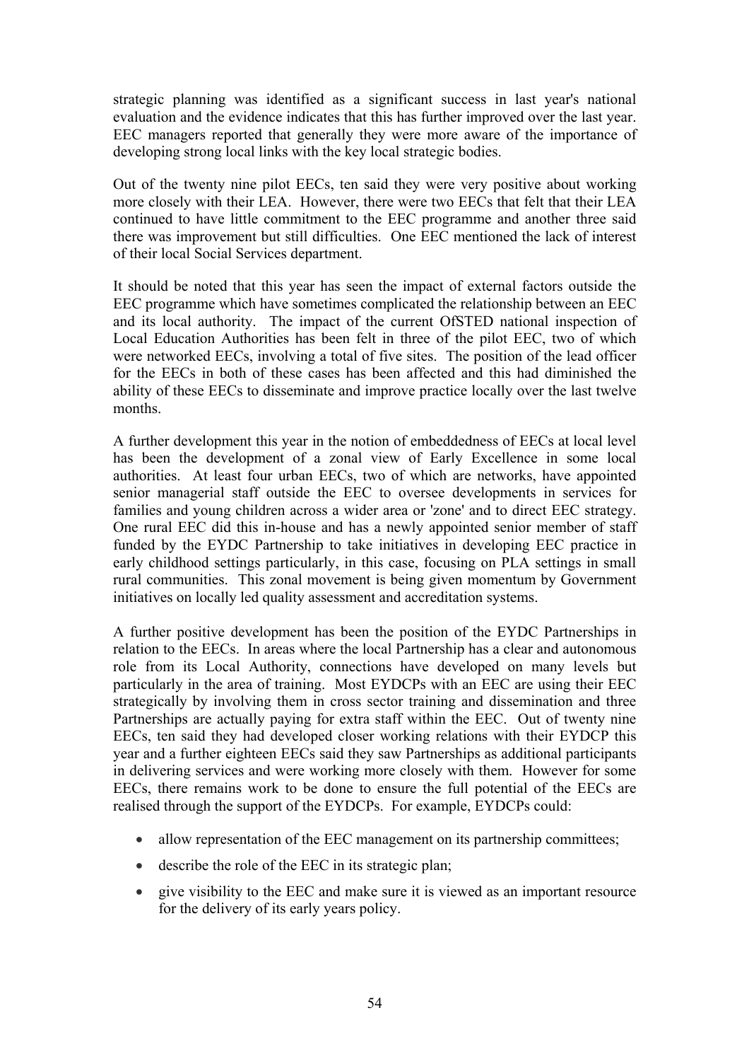strategic planning was identified as a significant success in last year's national evaluation and the evidence indicates that this has further improved over the last year. EEC managers reported that generally they were more aware of the importance of developing strong local links with the key local strategic bodies.

Out of the twenty nine pilot EECs, ten said they were very positive about working more closely with their LEA. However, there were two EECs that felt that their LEA continued to have little commitment to the EEC programme and another three said there was improvement but still difficulties. One EEC mentioned the lack of interest of their local Social Services department.

It should be noted that this year has seen the impact of external factors outside the EEC programme which have sometimes complicated the relationship between an EEC and its local authority. The impact of the current OfSTED national inspection of Local Education Authorities has been felt in three of the pilot EEC, two of which were networked EECs, involving a total of five sites. The position of the lead officer for the EECs in both of these cases has been affected and this had diminished the ability of these EECs to disseminate and improve practice locally over the last twelve months.

A further development this year in the notion of embeddedness of EECs at local level has been the development of a zonal view of Early Excellence in some local authorities. At least four urban EECs, two of which are networks, have appointed senior managerial staff outside the EEC to oversee developments in services for families and young children across a wider area or 'zone' and to direct EEC strategy. One rural EEC did this in-house and has a newly appointed senior member of staff funded by the EYDC Partnership to take initiatives in developing EEC practice in early childhood settings particularly, in this case, focusing on PLA settings in small rural communities. This zonal movement is being given momentum by Government initiatives on locally led quality assessment and accreditation systems.

A further positive development has been the position of the EYDC Partnerships in relation to the EECs. In areas where the local Partnership has a clear and autonomous role from its Local Authority, connections have developed on many levels but particularly in the area of training. Most EYDCPs with an EEC are using their EEC strategically by involving them in cross sector training and dissemination and three Partnerships are actually paying for extra staff within the EEC. Out of twenty nine EECs, ten said they had developed closer working relations with their EYDCP this year and a further eighteen EECs said they saw Partnerships as additional participants in delivering services and were working more closely with them. However for some EECs, there remains work to be done to ensure the full potential of the EECs are realised through the support of the EYDCPs. For example, EYDCPs could:

- allow representation of the EEC management on its partnership committees;
- describe the role of the EEC in its strategic plan;
- give visibility to the EEC and make sure it is viewed as an important resource for the delivery of its early years policy.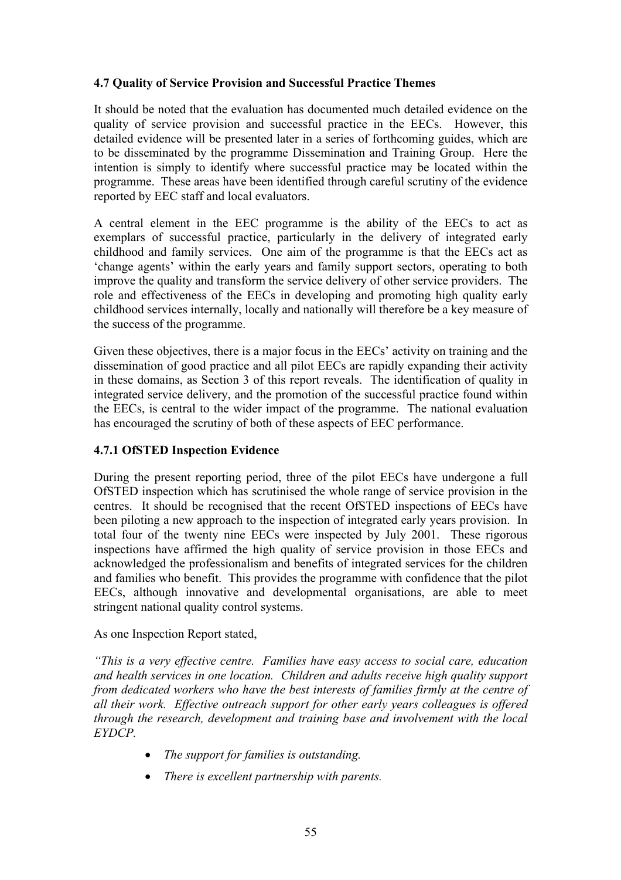### 4.7 Quality of Service Provision and Successful Practice Themes

It should be noted that the evaluation has documented much detailed evidence on the quality of service provision and successful practice in the EECs. However, this detailed evidence will be presented later in a series of forthcoming guides, which are to be disseminated by the programme Dissemination and Training Group. Here the intention is simply to identify where successful practice may be located within the programme. These areas have been identified through careful scrutiny of the evidence reported by EEC staff and local evaluators.

A central element in the EEC programme is the ability of the EECs to act as exemplars of successful practice, particularly in the delivery of integrated early childhood and family services. One aim of the programme is that the EECs act as 'change agents' within the early years and family support sectors, operating to both improve the quality and transform the service delivery of other service providers. The role and effectiveness of the EECs in developing and promoting high quality early childhood services internally, locally and nationally will therefore be a key measure of the success of the programme.

Given these objectives, there is a major focus in the EECs' activity on training and the dissemination of good practice and all pilot EECs are rapidly expanding their activity in these domains, as Section 3 of this report reveals. The identification of quality in integrated service delivery, and the promotion of the successful practice found within the EECs, is central to the wider impact of the programme. The national evaluation has encouraged the scrutiny of both of these aspects of EEC performance.

#### 4.7.1 OfSTED Inspection Evidence

During the present reporting period, three of the pilot EECs have undergone a full OfSTED inspection which has scrutinised the whole range of service provision in the centres. It should be recognised that the recent OfSTED inspections of EECs have been piloting a new approach to the inspection of integrated early years provision. In total four of the twenty nine EECs were inspected by July 2001. These rigorous inspections have affirmed the high quality of service provision in those EECs and acknowledged the professionalism and benefits of integrated services for the children and families who benefit. This provides the programme with confidence that the pilot EECs, although innovative and developmental organisations, are able to meet stringent national quality control systems.

As one Inspection Report stated,

*"This is a very effective centre. Families have easy access to social care, education and health services in one location. Children and adults receive high quality support from dedicated workers who have the best interests of families firmly at the centre of all their work. Effective outreach support for other early years colleagues is offered through the research, development and training base and involvement with the local EYDCP.*

- *The support for families is outstanding.*
- *There is excellent partnership with parents.*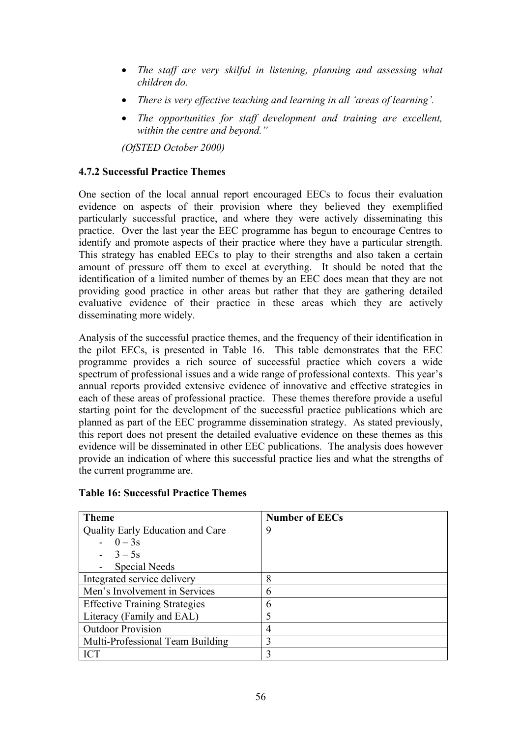- *The staff are very skilful in listening, planning and assessing what children do.*
- *There is very effective teaching and learning in all 'areas of learning'.*
- *The opportunities for staff development and training are excellent, within the centre and beyond."*

*(OfSTED October 2000)*

### 4.7.2 Successful Practice Themes

One section of the local annual report encouraged EECs to focus their evaluation evidence on aspects of their provision where they believed they exemplified particularly successful practice, and where they were actively disseminating this practice. Over the last year the EEC programme has begun to encourage Centres to identify and promote aspects of their practice where they have a particular strength. This strategy has enabled EECs to play to their strengths and also taken a certain amount of pressure off them to excel at everything. It should be noted that the identification of a limited number of themes by an EEC does mean that they are not providing good practice in other areas but rather that they are gathering detailed evaluative evidence of their practice in these areas which they are actively disseminating more widely.

Analysis of the successful practice themes, and the frequency of their identification in the pilot EECs, is presented in Table 16. This table demonstrates that the EEC programme provides a rich source of successful practice which covers a wide spectrum of professional issues and a wide range of professional contexts. This year's annual reports provided extensive evidence of innovative and effective strategies in each of these areas of professional practice. These themes therefore provide a useful starting point for the development of the successful practice publications which are planned as part of the EEC programme dissemination strategy. As stated previously, this report does not present the detailed evaluative evidence on these themes as this evidence will be disseminated in other EEC publications. The analysis does however provide an indication of where this successful practice lies and what the strengths of the current programme are.

**Table 16: Successful Practice Themes**

| Theme | Number of EECs |
|---|---|
| Quality Early Education and Care<br>- 0 – 3s<br>- 3 – 5s<br>- Special Needs | 9 |
| Integrated service delivery | 8 |
| Men's Involvement in Services | 6 |
| Effective Training Strategies | 6 |
| Literacy (Family and EAL) | 5 |
| Outdoor Provision | 4 |
| Multi-Professional Team Building | 3 |
| ICT | 3 |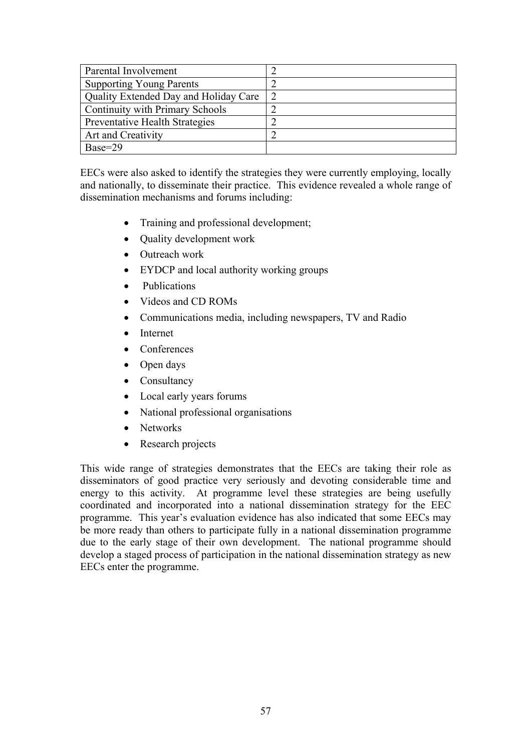| Parental Involvement | 2 |
|---|---|
| Supporting Young Parents | 2 |
| Quality Extended Day and Holiday Care | 2 |
| Continuity with Primary Schools | 2 |
| Preventative Health Strategies | 2 |
| Art and Creativity | 2 |
| Base=29 | |

EECs were also asked to identify the strategies they were currently employing, locally and nationally, to disseminate their practice. This evidence revealed a whole range of dissemination mechanisms and forums including:

- Training and professional development;
- Quality development work
- Outreach work
- EYDCP and local authority working groups
- Publications
- Videos and CD ROMs
- Communications media, including newspapers, TV and Radio
- Internet
- Conferences
- Open days
- Consultancy
- Local early years forums
- National professional organisations
- Networks
- Research projects

This wide range of strategies demonstrates that the EECs are taking their role as disseminators of good practice very seriously and devoting considerable time and energy to this activity. At programme level these strategies are being usefully coordinated and incorporated into a national dissemination strategy for the EEC programme. This year's evaluation evidence has also indicated that some EECs may be more ready than others to participate fully in a national dissemination programme due to the early stage of their own development. The national programme should develop a staged process of participation in the national dissemination strategy as new EECs enter the programme.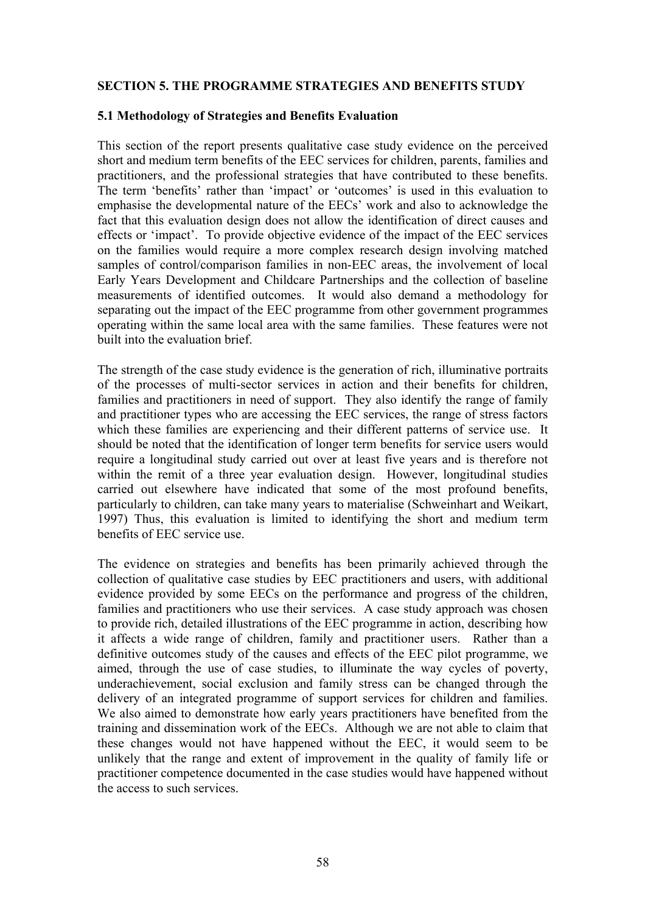## SECTION 5. THE PROGRAMME STRATEGIES AND BENEFITS STUDY

### 5.1 Methodology of Strategies and Benefits Evaluation

This section of the report presents qualitative case study evidence on the perceived short and medium term benefits of the EEC services for children, parents, families and practitioners, and the professional strategies that have contributed to these benefits. The term 'benefits' rather than 'impact' or 'outcomes' is used in this evaluation to emphasise the developmental nature of the EECs' work and also to acknowledge the fact that this evaluation design does not allow the identification of direct causes and effects or 'impact'. To provide objective evidence of the impact of the EEC services on the families would require a more complex research design involving matched samples of control/comparison families in non-EEC areas, the involvement of local Early Years Development and Childcare Partnerships and the collection of baseline measurements of identified outcomes. It would also demand a methodology for separating out the impact of the EEC programme from other government programmes operating within the same local area with the same families. These features were not built into the evaluation brief.

The strength of the case study evidence is the generation of rich, illuminative portraits of the processes of multi-sector services in action and their benefits for children, families and practitioners in need of support. They also identify the range of family and practitioner types who are accessing the EEC services, the range of stress factors which these families are experiencing and their different patterns of service use. It should be noted that the identification of longer term benefits for service users would require a longitudinal study carried out over at least five years and is therefore not within the remit of a three year evaluation design. However, longitudinal studies carried out elsewhere have indicated that some of the most profound benefits, particularly to children, can take many years to materialise (Schweinhart and Weikart, 1997) Thus, this evaluation is limited to identifying the short and medium term benefits of EEC service use.

The evidence on strategies and benefits has been primarily achieved through the collection of qualitative case studies by EEC practitioners and users, with additional evidence provided by some EECs on the performance and progress of the children, families and practitioners who use their services. A case study approach was chosen to provide rich, detailed illustrations of the EEC programme in action, describing how it affects a wide range of children, family and practitioner users. Rather than a definitive outcomes study of the causes and effects of the EEC pilot programme, we aimed, through the use of case studies, to illuminate the way cycles of poverty, underachievement, social exclusion and family stress can be changed through the delivery of an integrated programme of support services for children and families. We also aimed to demonstrate how early years practitioners have benefited from the training and dissemination work of the EECs. Although we are not able to claim that these changes would not have happened without the EEC, it would seem to be unlikely that the range and extent of improvement in the quality of family life or practitioner competence documented in the case studies would have happened without the access to such services.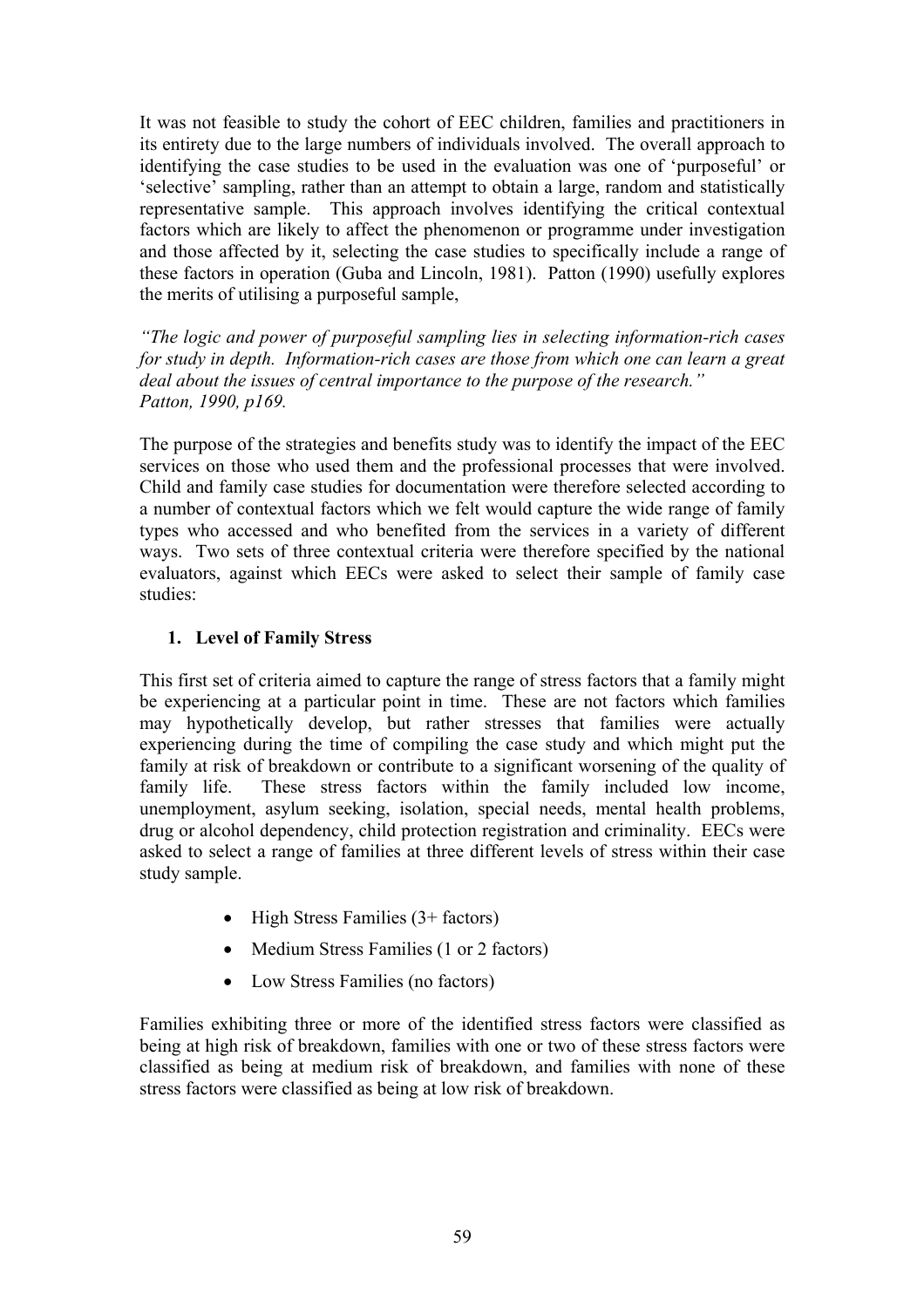It was not feasible to study the cohort of EEC children, families and practitioners in its entirety due to the large numbers of individuals involved. The overall approach to identifying the case studies to be used in the evaluation was one of 'purposeful' or 'selective' sampling, rather than an attempt to obtain a large, random and statistically representative sample. This approach involves identifying the critical contextual factors which are likely to affect the phenomenon or programme under investigation and those affected by it, selecting the case studies to specifically include a range of these factors in operation (Guba and Lincoln, 1981). Patton (1990) usefully explores the merits of utilising a purposeful sample,

*"The logic and power of purposeful sampling lies in selecting information-rich cases for study in depth. Information-rich cases are those from which one can learn a great deal about the issues of central importance to the purpose of the research."*
*Patton, 1990, p169.*

The purpose of the strategies and benefits study was to identify the impact of the EEC services on those who used them and the professional processes that were involved. Child and family case studies for documentation were therefore selected according to a number of contextual factors which we felt would capture the wide range of family types who accessed and who benefited from the services in a variety of different ways. Two sets of three contextual criteria were therefore specified by the national evaluators, against which EECs were asked to select their sample of family case studies:

1. **Level of Family Stress**

This first set of criteria aimed to capture the range of stress factors that a family might be experiencing at a particular point in time. These are not factors which families may hypothetically develop, but rather stresses that families were actually experiencing during the time of compiling the case study and which might put the family at risk of breakdown or contribute to a significant worsening of the quality of family life. These stress factors within the family included low income, unemployment, asylum seeking, isolation, special needs, mental health problems, drug or alcohol dependency, child protection registration and criminality. EECs were asked to select a range of families at three different levels of stress within their case study sample.

- High Stress Families (3+ factors)
- Medium Stress Families (1 or 2 factors)
- Low Stress Families (no factors)

Families exhibiting three or more of the identified stress factors were classified as being at high risk of breakdown, families with one or two of these stress factors were classified as being at medium risk of breakdown, and families with none of these stress factors were classified as being at low risk of breakdown.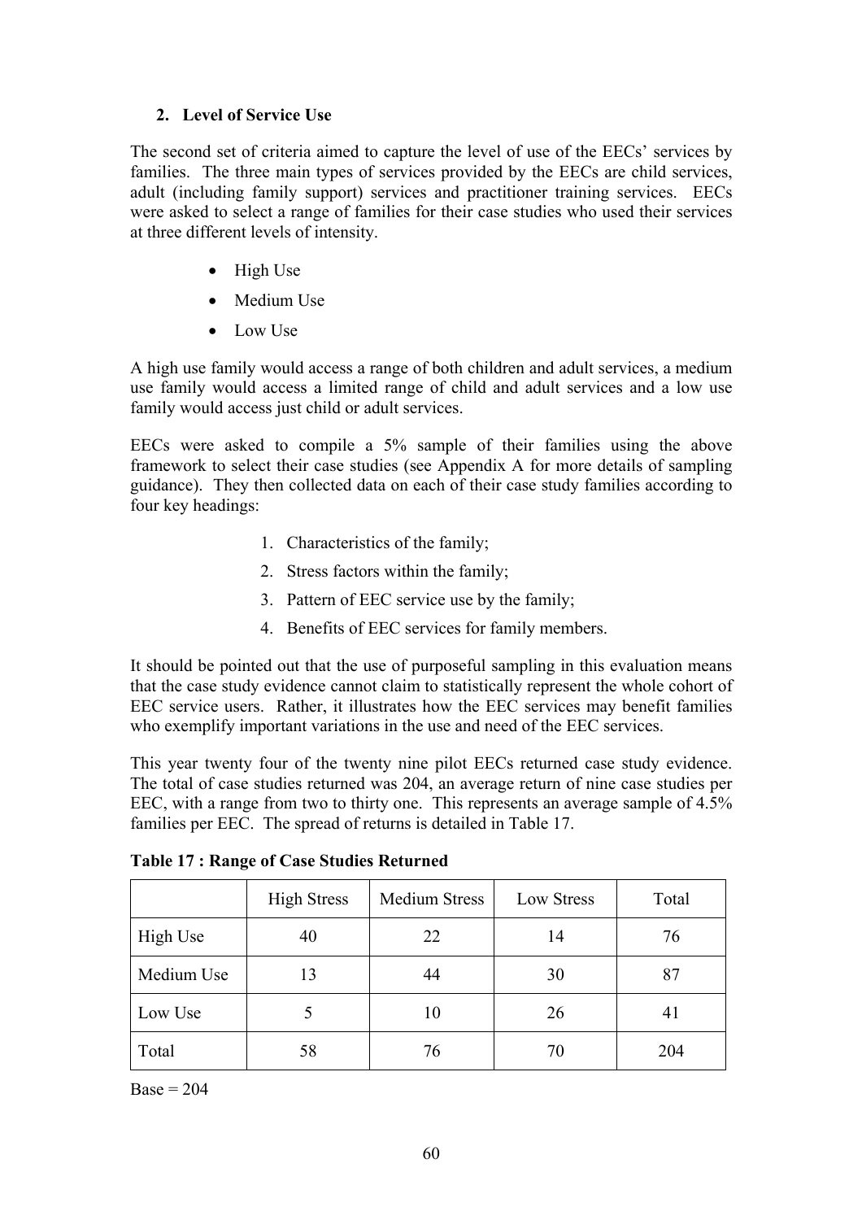### 2. Level of Service Use

The second set of criteria aimed to capture the level of use of the EECs' services by families. The three main types of services provided by the EECs are child services, adult (including family support) services and practitioner training services. EECs were asked to select a range of families for their case studies who used their services at three different levels of intensity.

- High Use
- Medium Use
- Low Use

A high use family would access a range of both children and adult services, a medium use family would access a limited range of child and adult services and a low use family would access just child or adult services.

EECs were asked to compile a 5% sample of their families using the above framework to select their case studies (see Appendix A for more details of sampling guidance). They then collected data on each of their case study families according to four key headings:

1. Characteristics of the family;
2. Stress factors within the family;
3. Pattern of EEC service use by the family;
4. Benefits of EEC services for family members.

It should be pointed out that the use of purposeful sampling in this evaluation means that the case study evidence cannot claim to statistically represent the whole cohort of EEC service users. Rather, it illustrates how the EEC services may benefit families who exemplify important variations in the use and need of the EEC services.

This year twenty four of the twenty nine pilot EECs returned case study evidence. The total of case studies returned was 204, an average return of nine case studies per EEC, with a range from two to thirty one. This represents an average sample of 4.5% families per EEC. The spread of returns is detailed in Table 17.

**Table 17 : Range of Case Studies Returned**

| | High Stress | Medium Stress | Low Stress | Total |
|---|---|---|---|---|
| High Use | 40 | 22 | 14 | 76 |
| Medium Use | 13 | 44 | 30 | 87 |
| Low Use | 5 | 10 | 26 | 41 |
| Total | 58 | 76 | 70 | 204 |

Base = 204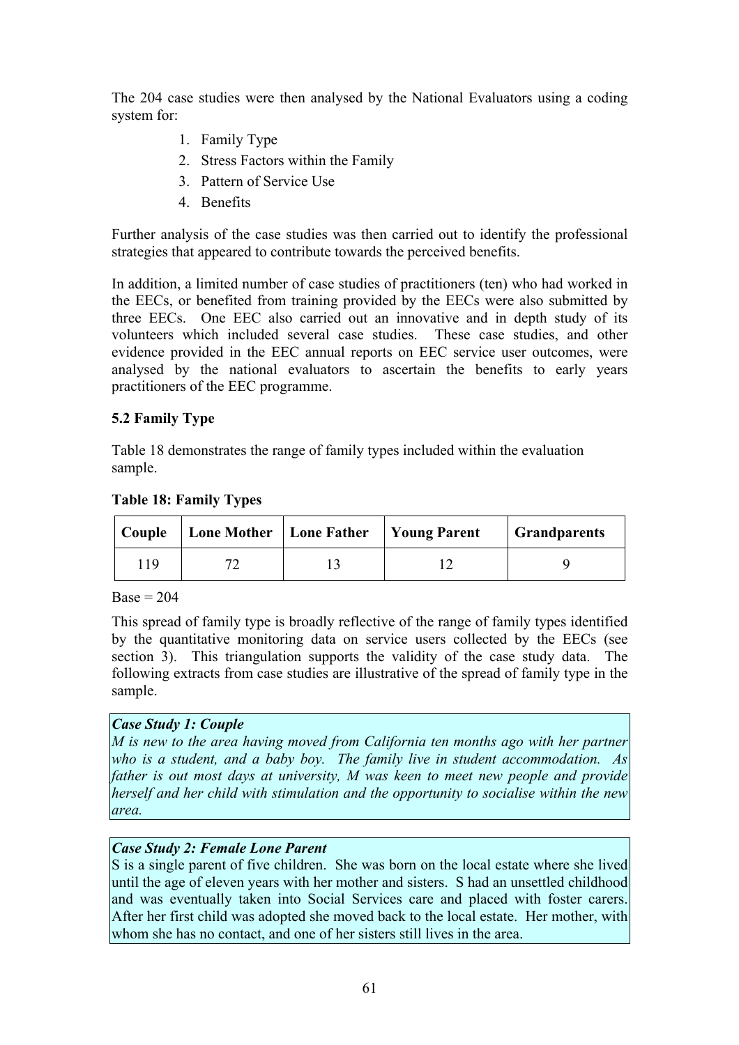The 204 case studies were then analysed by the National Evaluators using a coding system for:

1. Family Type
2. Stress Factors within the Family
3. Pattern of Service Use
4. Benefits

Further analysis of the case studies was then carried out to identify the professional strategies that appeared to contribute towards the perceived benefits.

In addition, a limited number of case studies of practitioners (ten) who had worked in the EECs, or benefited from training provided by the EECs were also submitted by three EECs. One EEC also carried out an innovative and in depth study of its volunteers which included several case studies. These case studies, and other evidence provided in the EEC annual reports on EEC service user outcomes, were analysed by the national evaluators to ascertain the benefits to early years practitioners of the EEC programme.

### 5.2 Family Type

Table 18 demonstrates the range of family types included within the evaluation sample.

**Table 18: Family Types**

| Couple | Lone Mother | Lone Father | Young Parent | Grandparents |
|---|---|---|---|---|
| 119 | 72 | 13 | 12 | 9 |

Base = 204

This spread of family type is broadly reflective of the range of family types identified by the quantitative monitoring data on service users collected by the EECs (see section 3). This triangulation supports the validity of the case study data. The following extracts from case studies are illustrative of the spread of family type in the sample.

***Case Study 1: Couple***
*M is new to the area having moved from California ten months ago with her partner who is a student, and a baby boy. The family live in student accommodation. As father is out most days at university, M was keen to meet new people and provide herself and her child with stimulation and the opportunity to socialise within the new area.*

***Case Study 2: Female Lone Parent***
S is a single parent of five children. She was born on the local estate where she lived until the age of eleven years with her mother and sisters. S had an unsettled childhood and was eventually taken into Social Services care and placed with foster carers. After her first child was adopted she moved back to the local estate. Her mother, with whom she has no contact, and one of her sisters still lives in the area.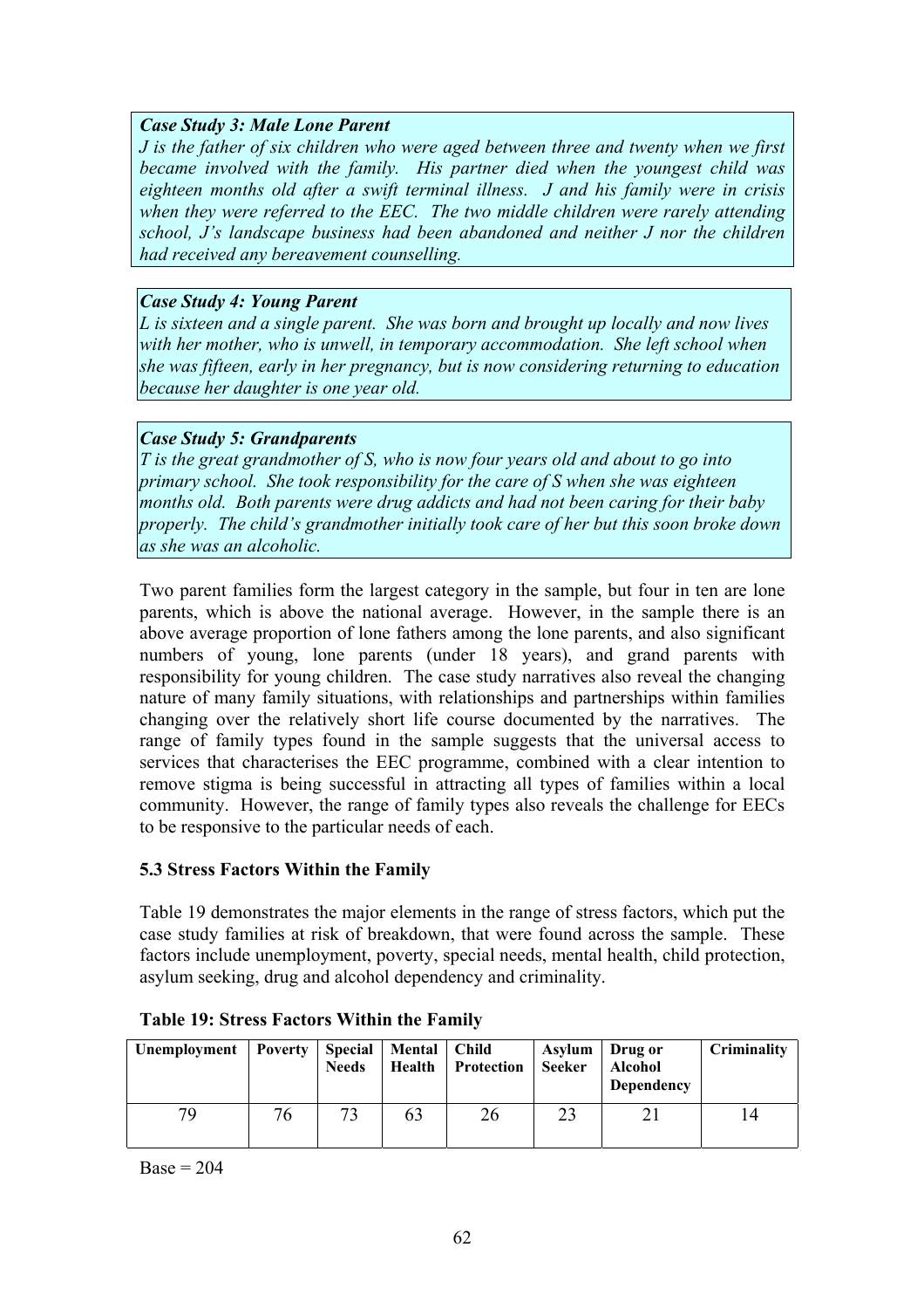***Case Study 3: Male Lone Parent***
*J is the father of six children who were aged between three and twenty when we first became involved with the family. His partner died when the youngest child was eighteen months old after a swift terminal illness. J and his family were in crisis when they were referred to the EEC. The two middle children were rarely attending school, J's landscape business had been abandoned and neither J nor the children had received any bereavement counselling.*

***Case Study 4: Young Parent***
*L is sixteen and a single parent. She was born and brought up locally and now lives with her mother, who is unwell, in temporary accommodation. She left school when she was fifteen, early in her pregnancy, but is now considering returning to education because her daughter is one year old.*

***Case Study 5: Grandparents***
*T is the great grandmother of S, who is now four years old and about to go into primary school. She took responsibility for the care of S when she was eighteen months old. Both parents were drug addicts and had not been caring for their baby properly. The child's grandmother initially took care of her but this soon broke down as she was an alcoholic.*

Two parent families form the largest category in the sample, but four in ten are lone parents, which is above the national average. However, in the sample there is an above average proportion of lone fathers among the lone parents, and also significant numbers of young, lone parents (under 18 years), and grand parents with responsibility for young children. The case study narratives also reveal the changing nature of many family situations, with relationships and partnerships within families changing over the relatively short life course documented by the narratives. The range of family types found in the sample suggests that the universal access to services that characterises the EEC programme, combined with a clear intention to remove stigma is being successful in attracting all types of families within a local community. However, the range of family types also reveals the challenge for EECs to be responsive to the particular needs of each.

### 5.3 Stress Factors Within the Family

Table 19 demonstrates the major elements in the range of stress factors, which put the case study families at risk of breakdown, that were found across the sample. These factors include unemployment, poverty, special needs, mental health, child protection, asylum seeking, drug and alcohol dependency and criminality.

**Table 19: Stress Factors Within the Family**

| Unemployment | Poverty | Special Needs | Mental Health | Child Protection | Asylum Seeker | Drug or Alcohol Dependency | Criminality |
|---|---|---|---|---|---|---|---|
| 79 | 76 | 73 | 63 | 26 | 23 | 21 | 14 |

Base = 204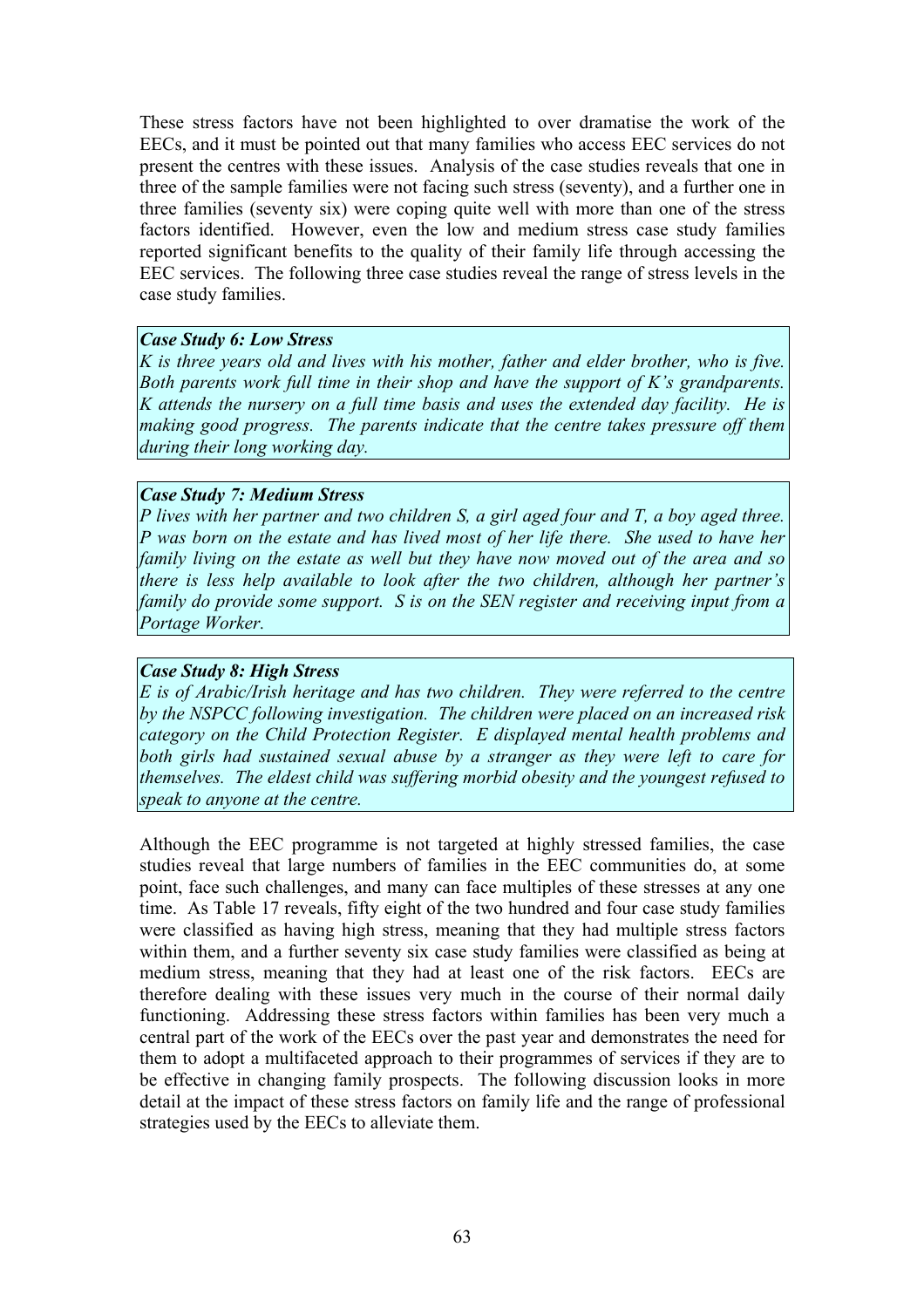These stress factors have not been highlighted to over dramatise the work of the EECs, and it must be pointed out that many families who access EEC services do not present the centres with these issues. Analysis of the case studies reveals that one in three of the sample families were not facing such stress (seventy), and a further one in three families (seventy six) were coping quite well with more than one of the stress factors identified. However, even the low and medium stress case study families reported significant benefits to the quality of their family life through accessing the EEC services. The following three case studies reveal the range of stress levels in the case study families.

***Case Study 6: Low Stress***
*K is three years old and lives with his mother, father and elder brother, who is five. Both parents work full time in their shop and have the support of K's grandparents. K attends the nursery on a full time basis and uses the extended day facility. He is making good progress. The parents indicate that the centre takes pressure off them during their long working day.*

***Case Study 7: Medium Stress***
*P lives with her partner and two children S, a girl aged four and T, a boy aged three. P was born on the estate and has lived most of her life there. She used to have her family living on the estate as well but they have now moved out of the area and so there is less help available to look after the two children, although her partner's family do provide some support. S is on the SEN register and receiving input from a Portage Worker.*

***Case Study 8: High Stress***
*E is of Arabic/Irish heritage and has two children. They were referred to the centre by the NSPCC following investigation. The children were placed on an increased risk category on the Child Protection Register. E displayed mental health problems and both girls had sustained sexual abuse by a stranger as they were left to care for themselves. The eldest child was suffering morbid obesity and the youngest refused to speak to anyone at the centre.*

Although the EEC programme is not targeted at highly stressed families, the case studies reveal that large numbers of families in the EEC communities do, at some point, face such challenges, and many can face multiples of these stresses at any one time. As Table 17 reveals, fifty eight of the two hundred and four case study families were classified as having high stress, meaning that they had multiple stress factors within them, and a further seventy six case study families were classified as being at medium stress, meaning that they had at least one of the risk factors. EECs are therefore dealing with these issues very much in the course of their normal daily functioning. Addressing these stress factors within families has been very much a central part of the work of the EECs over the past year and demonstrates the need for them to adopt a multifaceted approach to their programmes of services if they are to be effective in changing family prospects. The following discussion looks in more detail at the impact of these stress factors on family life and the range of professional strategies used by the EECs to alleviate them.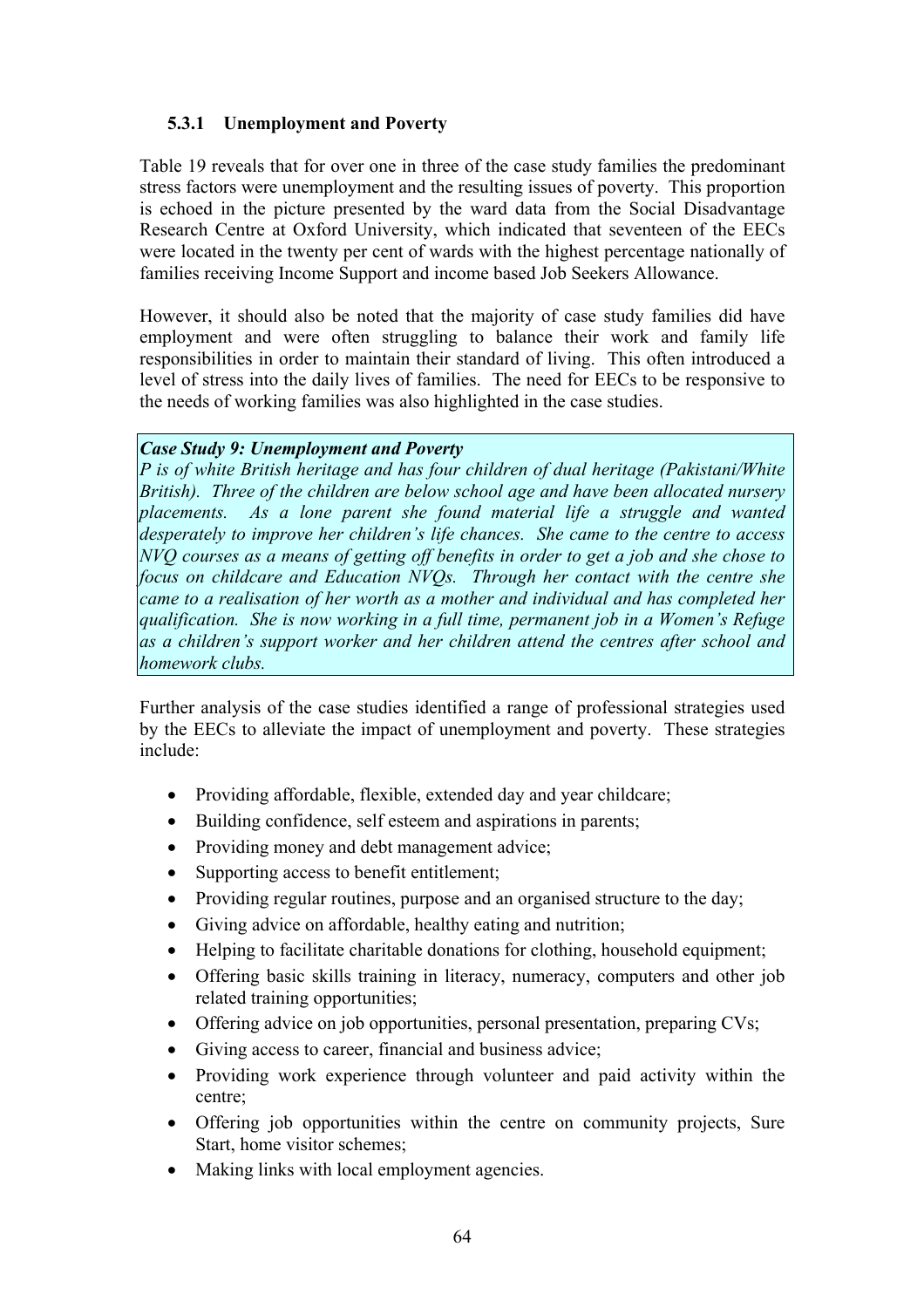### 5.3.1 Unemployment and Poverty

Table 19 reveals that for over one in three of the case study families the predominant stress factors were unemployment and the resulting issues of poverty. This proportion is echoed in the picture presented by the ward data from the Social Disadvantage Research Centre at Oxford University, which indicated that seventeen of the EECs were located in the twenty per cent of wards with the highest percentage nationally of families receiving Income Support and income based Job Seekers Allowance.

However, it should also be noted that the majority of case study families did have employment and were often struggling to balance their work and family life responsibilities in order to maintain their standard of living. This often introduced a level of stress into the daily lives of families. The need for EECs to be responsive to the needs of working families was also highlighted in the case studies.

> ***Case Study 9: Unemployment and Poverty***
> *P is of white British heritage and has four children of dual heritage (Pakistani/White British). Three of the children are below school age and have been allocated nursery placements. As a lone parent she found material life a struggle and wanted desperately to improve her children's life chances. She came to the centre to access NVQ courses as a means of getting off benefits in order to get a job and she chose to focus on childcare and Education NVQs. Through her contact with the centre she came to a realisation of her worth as a mother and individual and has completed her qualification. She is now working in a full time, permanent job in a Women's Refuge as a children's support worker and her children attend the centres after school and homework clubs.*

Further analysis of the case studies identified a range of professional strategies used by the EECs to alleviate the impact of unemployment and poverty. These strategies include:

- Providing affordable, flexible, extended day and year childcare;
- Building confidence, self esteem and aspirations in parents;
- Providing money and debt management advice;
- Supporting access to benefit entitlement;
- Providing regular routines, purpose and an organised structure to the day;
- Giving advice on affordable, healthy eating and nutrition;
- Helping to facilitate charitable donations for clothing, household equipment;
- Offering basic skills training in literacy, numeracy, computers and other job related training opportunities;
- Offering advice on job opportunities, personal presentation, preparing CVs;
- Giving access to career, financial and business advice;
- Providing work experience through volunteer and paid activity within the centre;
- Offering job opportunities within the centre on community projects, Sure Start, home visitor schemes;
- Making links with local employment agencies.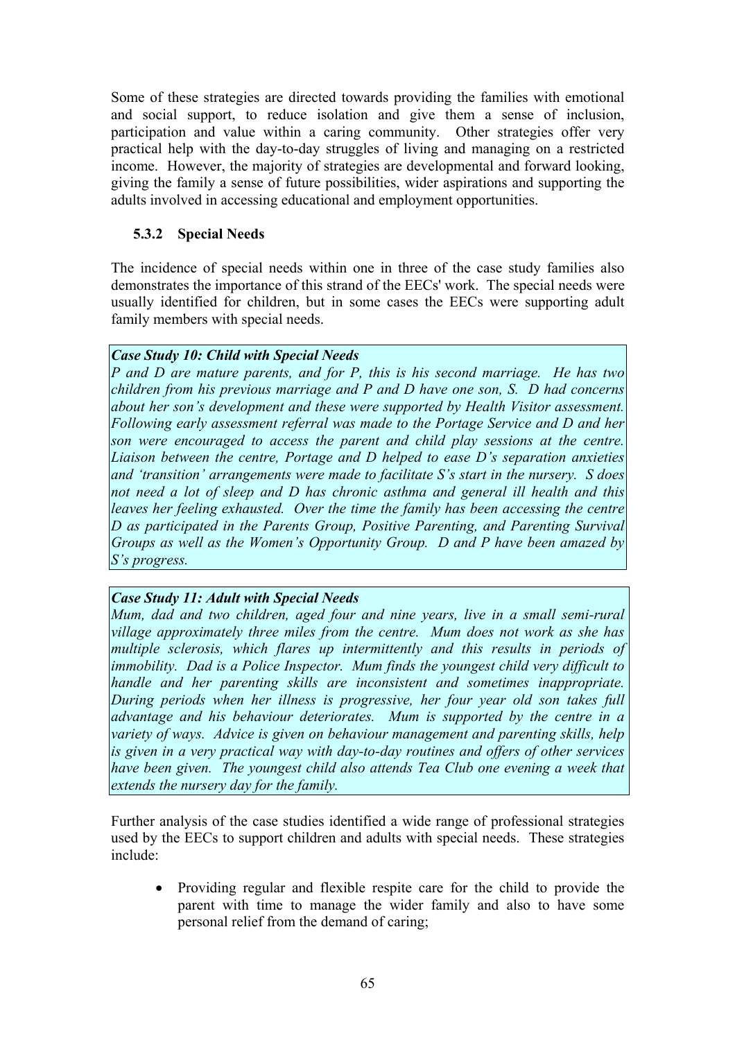Some of these strategies are directed towards providing the families with emotional and social support, to reduce isolation and give them a sense of inclusion, participation and value within a caring community. Other strategies offer very practical help with the day-to-day struggles of living and managing on a restricted income. However, the majority of strategies are developmental and forward looking, giving the family a sense of future possibilities, wider aspirations and supporting the adults involved in accessing educational and employment opportunities.

### 5.3.2 Special Needs

The incidence of special needs within one in three of the case study families also demonstrates the importance of this strand of the EECs' work. The special needs were usually identified for children, but in some cases the EECs were supporting adult family members with special needs.

> ***Case Study 10: Child with Special Needs***
> *P and D are mature parents, and for P, this is his second marriage. He has two children from his previous marriage and P and D have one son, S. D had concerns about her son's development and these were supported by Health Visitor assessment. Following early assessment referral was made to the Portage Service and D and her son were encouraged to access the parent and child play sessions at the centre. Liaison between the centre, Portage and D helped to ease D's separation anxieties and 'transition' arrangements were made to facilitate S's start in the nursery. S does not need a lot of sleep and D has chronic asthma and general ill health and this leaves her feeling exhausted. Over the time the family has been accessing the centre D as participated in the Parents Group, Positive Parenting, and Parenting Survival Groups as well as the Women's Opportunity Group. D and P have been amazed by S's progress.*

> ***Case Study 11: Adult with Special Needs***
> *Mum, dad and two children, aged four and nine years, live in a small semi-rural village approximately three miles from the centre. Mum does not work as she has multiple sclerosis, which flares up intermittently and this results in periods of immobility. Dad is a Police Inspector. Mum finds the youngest child very difficult to handle and her parenting skills are inconsistent and sometimes inappropriate. During periods when her illness is progressive, her four year old son takes full advantage and his behaviour deteriorates. Mum is supported by the centre in a variety of ways. Advice is given on behaviour management and parenting skills, help is given in a very practical way with day-to-day routines and offers of other services have been given. The youngest child also attends Tea Club one evening a week that extends the nursery day for the family.*

Further analysis of the case studies identified a wide range of professional strategies used by the EECs to support children and adults with special needs. These strategies include:

- Providing regular and flexible respite care for the child to provide the parent with time to manage the wider family and also to have some personal relief from the demand of caring;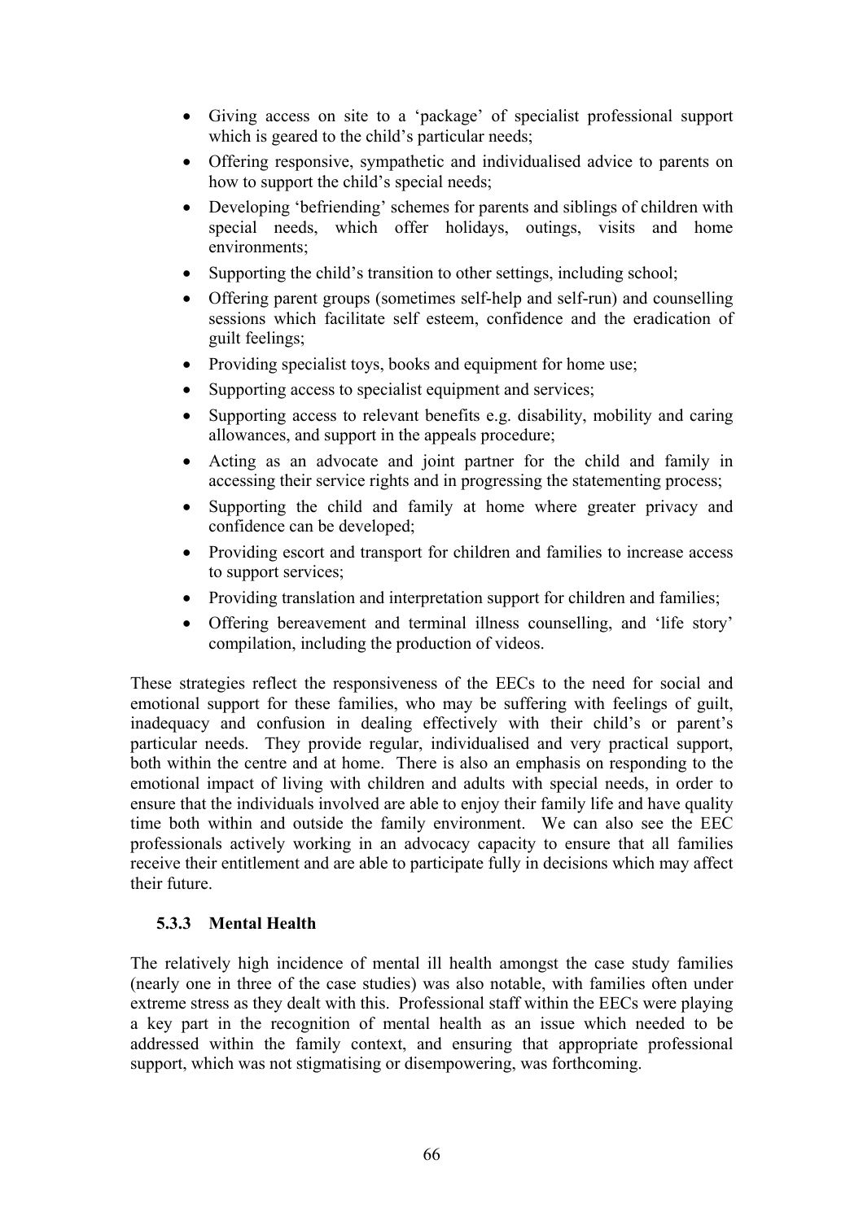- Giving access on site to a 'package' of specialist professional support which is geared to the child's particular needs;
- Offering responsive, sympathetic and individualised advice to parents on how to support the child's special needs;
- Developing 'befriending' schemes for parents and siblings of children with special needs, which offer holidays, outings, visits and home environments;
- Supporting the child's transition to other settings, including school;
- Offering parent groups (sometimes self-help and self-run) and counselling sessions which facilitate self esteem, confidence and the eradication of guilt feelings;
- Providing specialist toys, books and equipment for home use;
- Supporting access to specialist equipment and services;
- Supporting access to relevant benefits e.g. disability, mobility and caring allowances, and support in the appeals procedure;
- Acting as an advocate and joint partner for the child and family in accessing their service rights and in progressing the statementing process;
- Supporting the child and family at home where greater privacy and confidence can be developed;
- Providing escort and transport for children and families to increase access to support services;
- Providing translation and interpretation support for children and families;
- Offering bereavement and terminal illness counselling, and 'life story' compilation, including the production of videos.

These strategies reflect the responsiveness of the EECs to the need for social and emotional support for these families, who may be suffering with feelings of guilt, inadequacy and confusion in dealing effectively with their child's or parent's particular needs. They provide regular, individualised and very practical support, both within the centre and at home. There is also an emphasis on responding to the emotional impact of living with children and adults with special needs, in order to ensure that the individuals involved are able to enjoy their family life and have quality time both within and outside the family environment. We can also see the EEC professionals actively working in an advocacy capacity to ensure that all families receive their entitlement and are able to participate fully in decisions which may affect their future.

### 5.3.3 Mental Health

The relatively high incidence of mental ill health amongst the case study families (nearly one in three of the case studies) was also notable, with families often under extreme stress as they dealt with this. Professional staff within the EECs were playing a key part in the recognition of mental health as an issue which needed to be addressed within the family context, and ensuring that appropriate professional support, which was not stigmatising or disempowering, was forthcoming.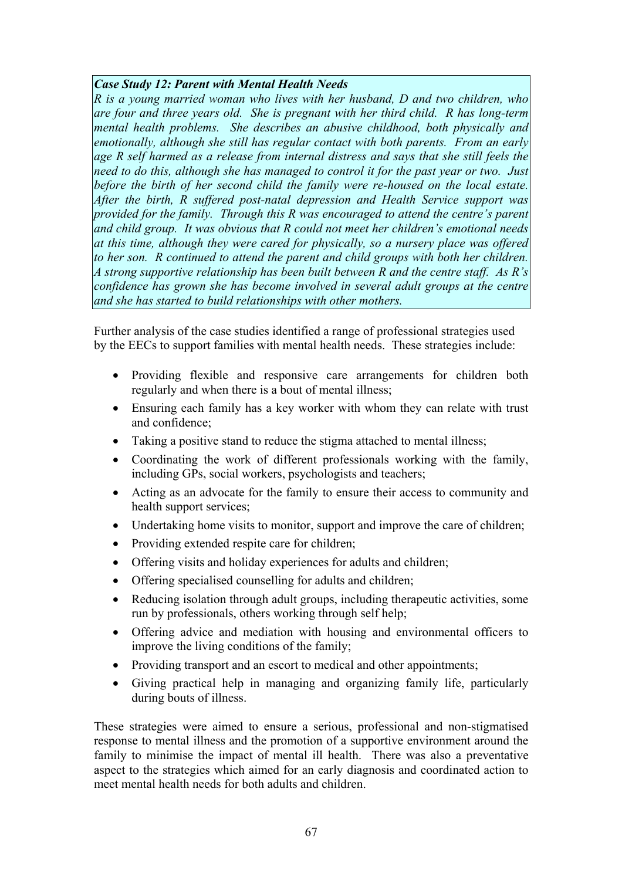***Case Study 12: Parent with Mental Health Needs***

*R is a young married woman who lives with her husband, D and two children, who are four and three years old. She is pregnant with her third child. R has long-term mental health problems. She describes an abusive childhood, both physically and emotionally, although she still has regular contact with both parents. From an early age R self harmed as a release from internal distress and says that she still feels the need to do this, although she has managed to control it for the past year or two. Just before the birth of her second child the family were re-housed on the local estate. After the birth, R suffered post-natal depression and Health Service support was provided for the family. Through this R was encouraged to attend the centre's parent and child group. It was obvious that R could not meet her children's emotional needs at this time, although they were cared for physically, so a nursery place was offered to her son. R continued to attend the parent and child groups with both her children. A strong supportive relationship has been built between R and the centre staff. As R's confidence has grown she has become involved in several adult groups at the centre and she has started to build relationships with other mothers.*

Further analysis of the case studies identified a range of professional strategies used by the EECs to support families with mental health needs. These strategies include:

- Providing flexible and responsive care arrangements for children both regularly and when there is a bout of mental illness;
- Ensuring each family has a key worker with whom they can relate with trust and confidence;
- Taking a positive stand to reduce the stigma attached to mental illness;
- Coordinating the work of different professionals working with the family, including GPs, social workers, psychologists and teachers;
- Acting as an advocate for the family to ensure their access to community and health support services;
- Undertaking home visits to monitor, support and improve the care of children;
- Providing extended respite care for children;
- Offering visits and holiday experiences for adults and children;
- Offering specialised counselling for adults and children;
- Reducing isolation through adult groups, including therapeutic activities, some run by professionals, others working through self help;
- Offering advice and mediation with housing and environmental officers to improve the living conditions of the family;
- Providing transport and an escort to medical and other appointments;
- Giving practical help in managing and organizing family life, particularly during bouts of illness.

These strategies were aimed to ensure a serious, professional and non-stigmatised response to mental illness and the promotion of a supportive environment around the family to minimise the impact of mental ill health. There was also a preventative aspect to the strategies which aimed for an early diagnosis and coordinated action to meet mental health needs for both adults and children.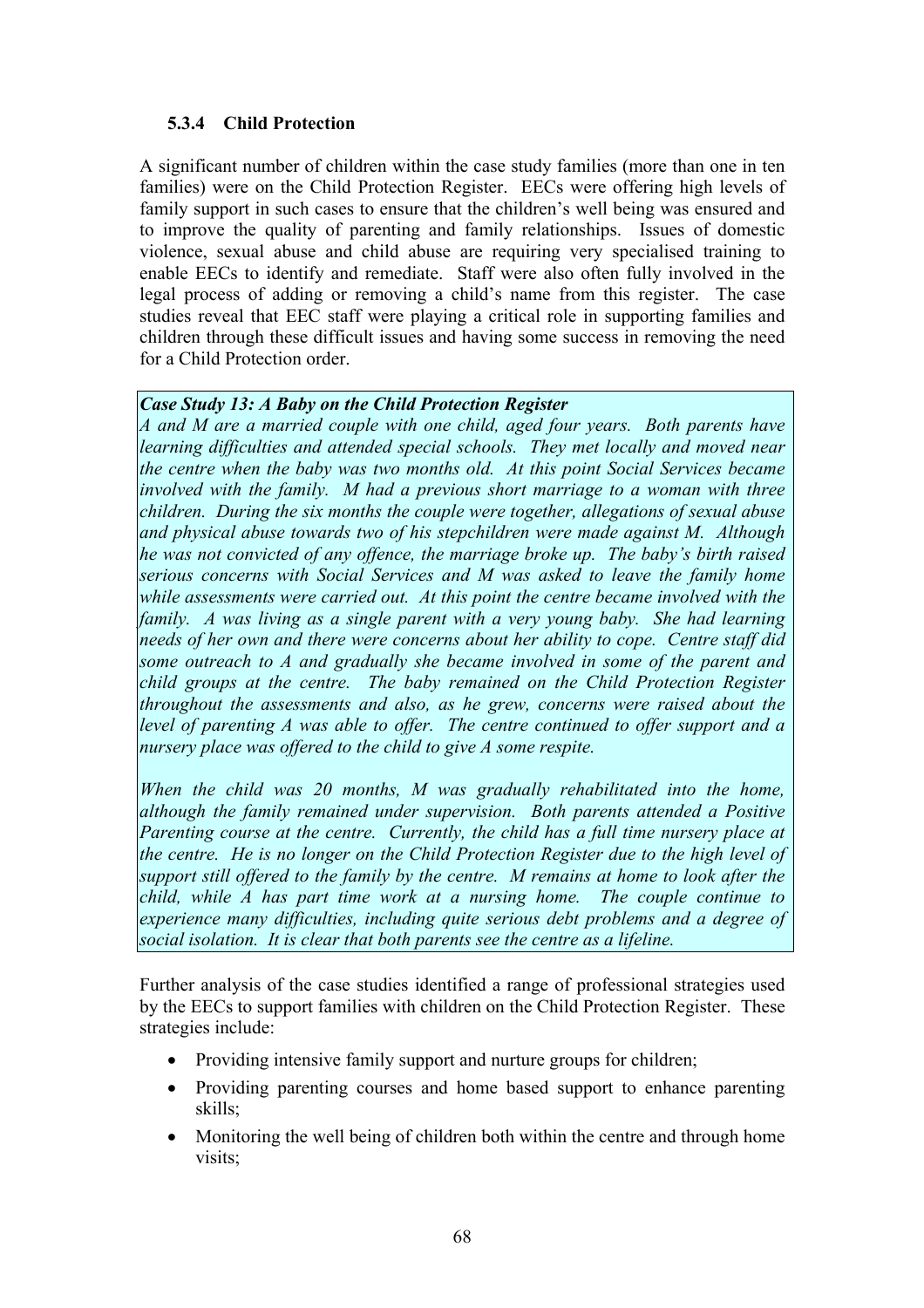### 5.3.4 Child Protection

A significant number of children within the case study families (more than one in ten families) were on the Child Protection Register. EECs were offering high levels of family support in such cases to ensure that the children's well being was ensured and to improve the quality of parenting and family relationships. Issues of domestic violence, sexual abuse and child abuse are requiring very specialised training to enable EECs to identify and remediate. Staff were also often fully involved in the legal process of adding or removing a child's name from this register. The case studies reveal that EEC staff were playing a critical role in supporting families and children through these difficult issues and having some success in removing the need for a Child Protection order.

***Case Study 13: A Baby on the Child Protection Register***

*A and M are a married couple with one child, aged four years. Both parents have learning difficulties and attended special schools. They met locally and moved near the centre when the baby was two months old. At this point Social Services became involved with the family. M had a previous short marriage to a woman with three children. During the six months the couple were together, allegations of sexual abuse and physical abuse towards two of his stepchildren were made against M. Although he was not convicted of any offence, the marriage broke up. The baby's birth raised serious concerns with Social Services and M was asked to leave the family home while assessments were carried out. At this point the centre became involved with the family. A was living as a single parent with a very young baby. She had learning needs of her own and there were concerns about her ability to cope. Centre staff did some outreach to A and gradually she became involved in some of the parent and child groups at the centre. The baby remained on the Child Protection Register throughout the assessments and also, as he grew, concerns were raised about the level of parenting A was able to offer. The centre continued to offer support and a nursery place was offered to the child to give A some respite.*

*When the child was 20 months, M was gradually rehabilitated into the home, although the family remained under supervision. Both parents attended a Positive Parenting course at the centre. Currently, the child has a full time nursery place at the centre. He is no longer on the Child Protection Register due to the high level of support still offered to the family by the centre. M remains at home to look after the child, while A has part time work at a nursing home. The couple continue to experience many difficulties, including quite serious debt problems and a degree of social isolation. It is clear that both parents see the centre as a lifeline.*

Further analysis of the case studies identified a range of professional strategies used by the EECs to support families with children on the Child Protection Register. These strategies include:

- Providing intensive family support and nurture groups for children;
- Providing parenting courses and home based support to enhance parenting skills;
- Monitoring the well being of children both within the centre and through home visits;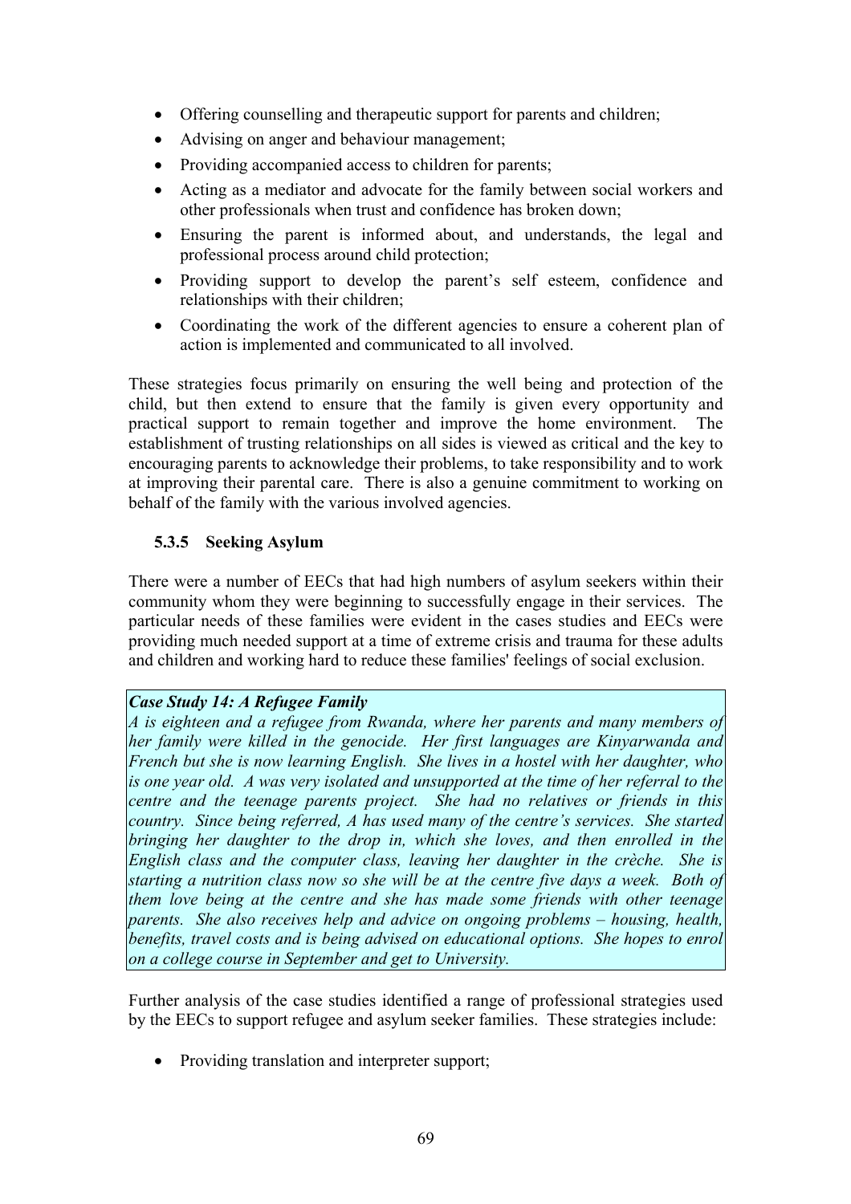- Offering counselling and therapeutic support for parents and children;
- Advising on anger and behaviour management;
- Providing accompanied access to children for parents;
- Acting as a mediator and advocate for the family between social workers and other professionals when trust and confidence has broken down;
- Ensuring the parent is informed about, and understands, the legal and professional process around child protection;
- Providing support to develop the parent's self esteem, confidence and relationships with their children;
- Coordinating the work of the different agencies to ensure a coherent plan of action is implemented and communicated to all involved.

These strategies focus primarily on ensuring the well being and protection of the child, but then extend to ensure that the family is given every opportunity and practical support to remain together and improve the home environment. The establishment of trusting relationships on all sides is viewed as critical and the key to encouraging parents to acknowledge their problems, to take responsibility and to work at improving their parental care. There is also a genuine commitment to working on behalf of the family with the various involved agencies.

### 5.3.5 Seeking Asylum

There were a number of EECs that had high numbers of asylum seekers within their community whom they were beginning to successfully engage in their services. The particular needs of these families were evident in the cases studies and EECs were providing much needed support at a time of extreme crisis and trauma for these adults and children and working hard to reduce these families' feelings of social exclusion.

***Case Study 14: A Refugee Family***
*A is eighteen and a refugee from Rwanda, where her parents and many members of her family were killed in the genocide. Her first languages are Kinyarwanda and French but she is now learning English. She lives in a hostel with her daughter, who is one year old. A was very isolated and unsupported at the time of her referral to the centre and the teenage parents project. She had no relatives or friends in this country. Since being referred, A has used many of the centre's services. She started bringing her daughter to the drop in, which she loves, and then enrolled in the English class and the computer class, leaving her daughter in the crèche. She is starting a nutrition class now so she will be at the centre five days a week. Both of them love being at the centre and she has made some friends with other teenage parents. She also receives help and advice on ongoing problems – housing, health, benefits, travel costs and is being advised on educational options. She hopes to enrol on a college course in September and get to University.*

Further analysis of the case studies identified a range of professional strategies used by the EECs to support refugee and asylum seeker families. These strategies include:

- Providing translation and interpreter support;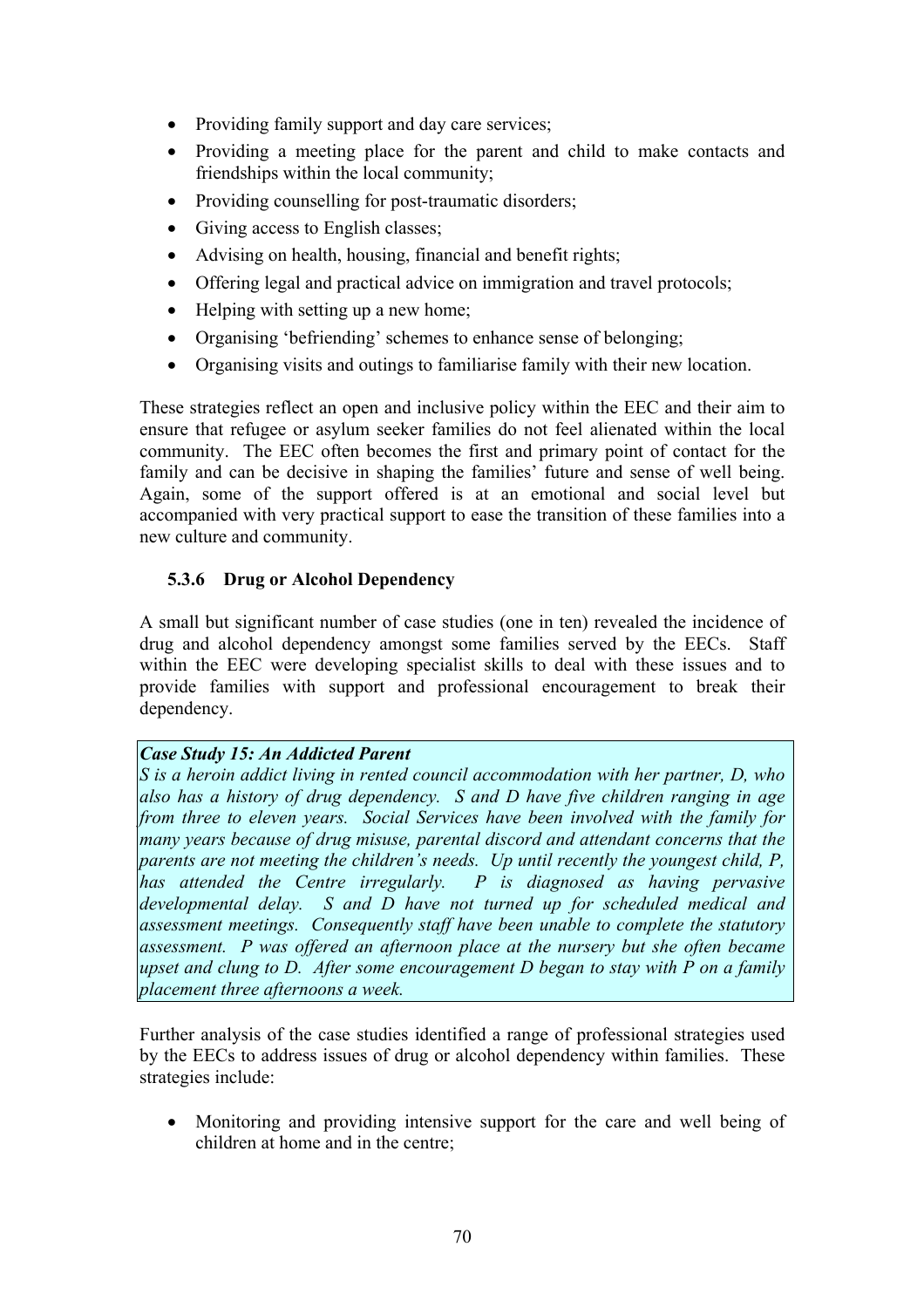- Providing family support and day care services;
- Providing a meeting place for the parent and child to make contacts and friendships within the local community;
- Providing counselling for post-traumatic disorders;
- Giving access to English classes;
- Advising on health, housing, financial and benefit rights;
- Offering legal and practical advice on immigration and travel protocols;
- Helping with setting up a new home;
- Organising 'befriending' schemes to enhance sense of belonging;
- Organising visits and outings to familiarise family with their new location.

These strategies reflect an open and inclusive policy within the EEC and their aim to ensure that refugee or asylum seeker families do not feel alienated within the local community. The EEC often becomes the first and primary point of contact for the family and can be decisive in shaping the families' future and sense of well being. Again, some of the support offered is at an emotional and social level but accompanied with very practical support to ease the transition of these families into a new culture and community.

### 5.3.6 Drug or Alcohol Dependency

A small but significant number of case studies (one in ten) revealed the incidence of drug and alcohol dependency amongst some families served by the EECs. Staff within the EEC were developing specialist skills to deal with these issues and to provide families with support and professional encouragement to break their dependency.

> ***Case Study 15: An Addicted Parent***
> *S is a heroin addict living in rented council accommodation with her partner, D, who also has a history of drug dependency. S and D have five children ranging in age from three to eleven years. Social Services have been involved with the family for many years because of drug misuse, parental discord and attendant concerns that the parents are not meeting the children's needs. Up until recently the youngest child, P, has attended the Centre irregularly. P is diagnosed as having pervasive developmental delay. S and D have not turned up for scheduled medical and assessment meetings. Consequently staff have been unable to complete the statutory assessment. P was offered an afternoon place at the nursery but she often became upset and clung to D. After some encouragement D began to stay with P on a family placement three afternoons a week.*

Further analysis of the case studies identified a range of professional strategies used by the EECs to address issues of drug or alcohol dependency within families. These strategies include:

- Monitoring and providing intensive support for the care and well being of children at home and in the centre;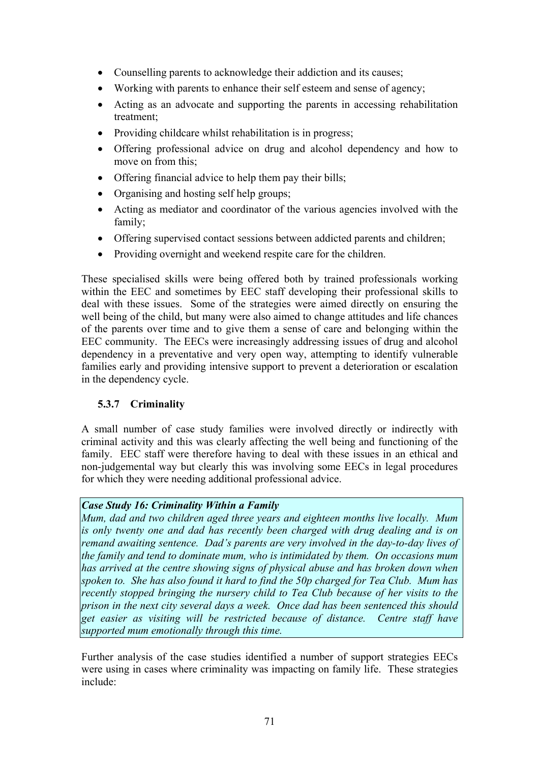- Counselling parents to acknowledge their addiction and its causes;
- Working with parents to enhance their self esteem and sense of agency;
- Acting as an advocate and supporting the parents in accessing rehabilitation treatment;
- Providing childcare whilst rehabilitation is in progress;
- Offering professional advice on drug and alcohol dependency and how to move on from this;
- Offering financial advice to help them pay their bills;
- Organising and hosting self help groups;
- Acting as mediator and coordinator of the various agencies involved with the family;
- Offering supervised contact sessions between addicted parents and children;
- Providing overnight and weekend respite care for the children.

These specialised skills were being offered both by trained professionals working within the EEC and sometimes by EEC staff developing their professional skills to deal with these issues. Some of the strategies were aimed directly on ensuring the well being of the child, but many were also aimed to change attitudes and life chances of the parents over time and to give them a sense of care and belonging within the EEC community. The EECs were increasingly addressing issues of drug and alcohol dependency in a preventative and very open way, attempting to identify vulnerable families early and providing intensive support to prevent a deterioration or escalation in the dependency cycle.

### 5.3.7 Criminality

A small number of case study families were involved directly or indirectly with criminal activity and this was clearly affecting the well being and functioning of the family. EEC staff were therefore having to deal with these issues in an ethical and non-judgemental way but clearly this was involving some EECs in legal procedures for which they were needing additional professional advice.

***Case Study 16: Criminality Within a Family***
*Mum, dad and two children aged three years and eighteen months live locally. Mum is only twenty one and dad has recently been charged with drug dealing and is on remand awaiting sentence. Dad's parents are very involved in the day-to-day lives of the family and tend to dominate mum, who is intimidated by them. On occasions mum has arrived at the centre showing signs of physical abuse and has broken down when spoken to. She has also found it hard to find the 50p charged for Tea Club. Mum has recently stopped bringing the nursery child to Tea Club because of her visits to the prison in the next city several days a week. Once dad has been sentenced this should get easier as visiting will be restricted because of distance. Centre staff have supported mum emotionally through this time.*

Further analysis of the case studies identified a number of support strategies EECs were using in cases where criminality was impacting on family life. These strategies include: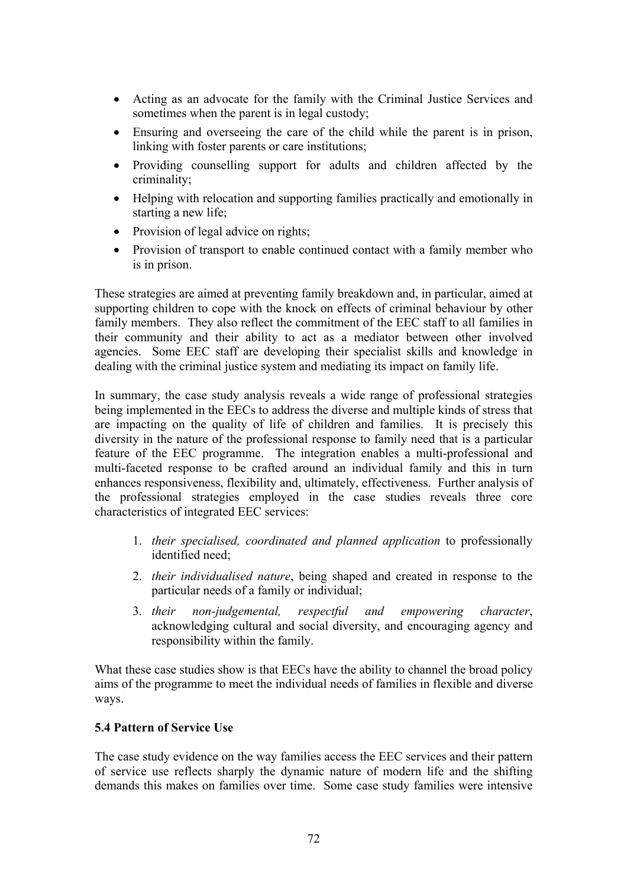- Acting as an advocate for the family with the Criminal Justice Services and sometimes when the parent is in legal custody;
- Ensuring and overseeing the care of the child while the parent is in prison, linking with foster parents or care institutions;
- Providing counselling support for adults and children affected by the criminality;
- Helping with relocation and supporting families practically and emotionally in starting a new life;
- Provision of legal advice on rights;
- Provision of transport to enable continued contact with a family member who is in prison.

These strategies are aimed at preventing family breakdown and, in particular, aimed at supporting children to cope with the knock on effects of criminal behaviour by other family members. They also reflect the commitment of the EEC staff to all families in their community and their ability to act as a mediator between other involved agencies. Some EEC staff are developing their specialist skills and knowledge in dealing with the criminal justice system and mediating its impact on family life.

In summary, the case study analysis reveals a wide range of professional strategies being implemented in the EECs to address the diverse and multiple kinds of stress that are impacting on the quality of life of children and families. It is precisely this diversity in the nature of the professional response to family need that is a particular feature of the EEC programme. The integration enables a multi-professional and multi-faceted response to be crafted around an individual family and this in turn enhances responsiveness, flexibility and, ultimately, effectiveness. Further analysis of the professional strategies employed in the case studies reveals three core characteristics of integrated EEC services:

1. *their specialised, coordinated and planned application* to professionally identified need;
2. *their individualised nature*, being shaped and created in response to the particular needs of a family or individual;
3. *their non-judgemental, respectful and empowering character*, acknowledging cultural and social diversity, and encouraging agency and responsibility within the family.

What these case studies show is that EECs have the ability to channel the broad policy aims of the programme to meet the individual needs of families in flexible and diverse ways.

### 5.4 Pattern of Service Use

The case study evidence on the way families access the EEC services and their pattern of service use reflects sharply the dynamic nature of modern life and the shifting demands this makes on families over time. Some case study families were intensive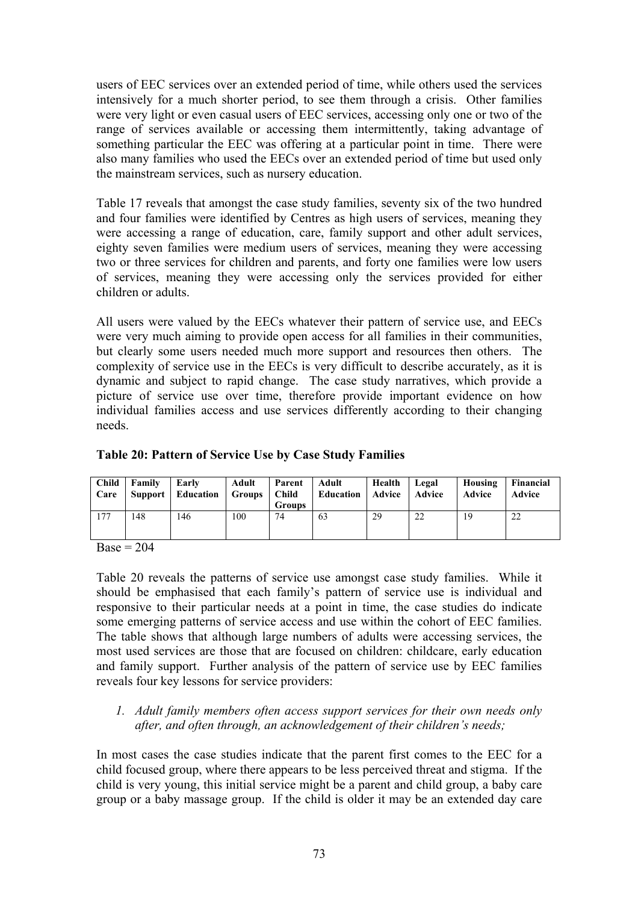users of EEC services over an extended period of time, while others used the services intensively for a much shorter period, to see them through a crisis. Other families were very light or even casual users of EEC services, accessing only one or two of the range of services available or accessing them intermittently, taking advantage of something particular the EEC was offering at a particular point in time. There were also many families who used the EECs over an extended period of time but used only the mainstream services, such as nursery education.

Table 17 reveals that amongst the case study families, seventy six of the two hundred and four families were identified by Centres as high users of services, meaning they were accessing a range of education, care, family support and other adult services, eighty seven families were medium users of services, meaning they were accessing two or three services for children and parents, and forty one families were low users of services, meaning they were accessing only the services provided for either children or adults.

All users were valued by the EECs whatever their pattern of service use, and EECs were very much aiming to provide open access for all families in their communities, but clearly some users needed much more support and resources then others. The complexity of service use in the EECs is very difficult to describe accurately, as it is dynamic and subject to rapid change. The case study narratives, which provide a picture of service use over time, therefore provide important evidence on how individual families access and use services differently according to their changing needs.

**Table 20: Pattern of Service Use by Case Study Families**

| Child Care | Family Support | Early Education | Adult Groups | Parent Child Groups | Adult Education | Health Advice | Legal Advice | Housing Advice | Financial Advice |
|---|---|---|---|---|---|---|---|---|---|
| 177 | 148 | 146 | 100 | 74 | 63 | 29 | 22 | 19 | 22 |

Base = 204

Table 20 reveals the patterns of service use amongst case study families. While it should be emphasised that each family's pattern of service use is individual and responsive to their particular needs at a point in time, the case studies do indicate some emerging patterns of service access and use within the cohort of EEC families. The table shows that although large numbers of adults were accessing services, the most used services are those that are focused on children: childcare, early education and family support. Further analysis of the pattern of service use by EEC families reveals four key lessons for service providers:

1. *Adult family members often access support services for their own needs only after, and often through, an acknowledgement of their children's needs;*

In most cases the case studies indicate that the parent first comes to the EEC for a child focused group, where there appears to be less perceived threat and stigma. If the child is very young, this initial service might be a parent and child group, a baby care group or a baby massage group. If the child is older it may be an extended day care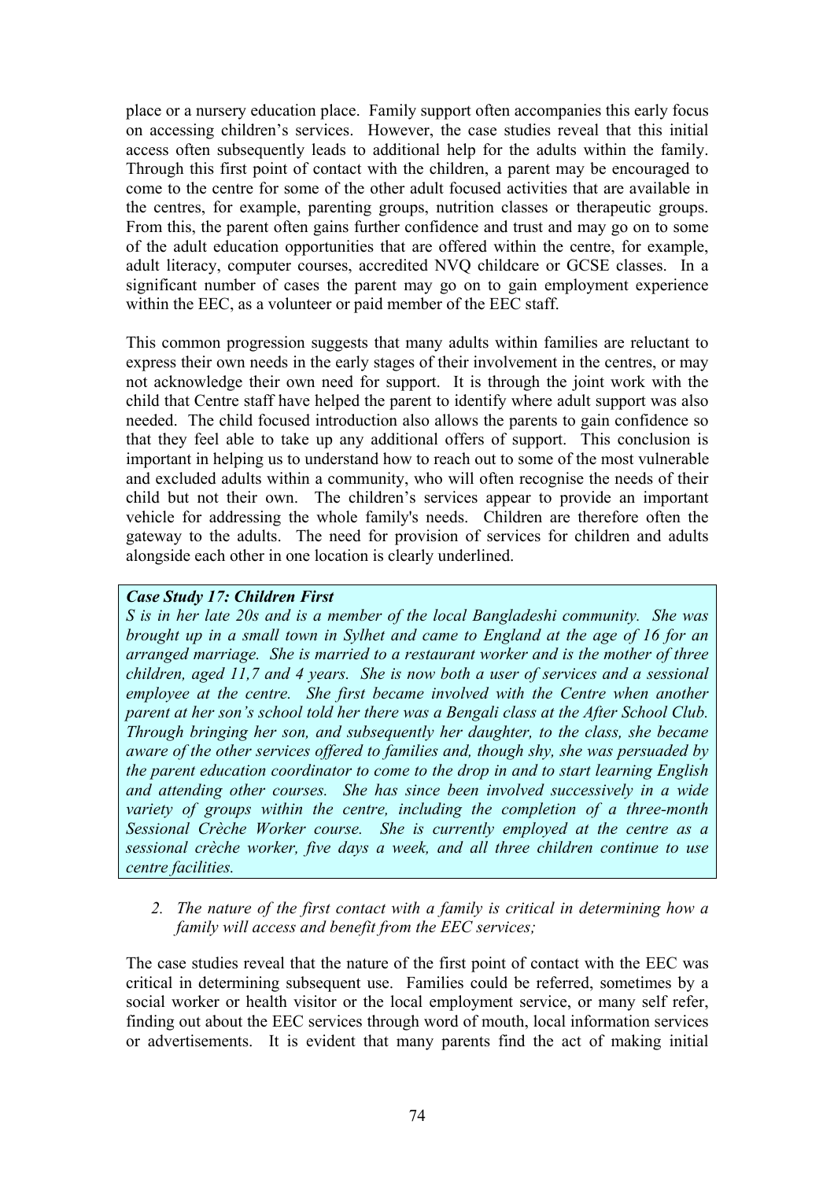place or a nursery education place. Family support often accompanies this early focus on accessing children's services. However, the case studies reveal that this initial access often subsequently leads to additional help for the adults within the family. Through this first point of contact with the children, a parent may be encouraged to come to the centre for some of the other adult focused activities that are available in the centres, for example, parenting groups, nutrition classes or therapeutic groups. From this, the parent often gains further confidence and trust and may go on to some of the adult education opportunities that are offered within the centre, for example, adult literacy, computer courses, accredited NVQ childcare or GCSE classes. In a significant number of cases the parent may go on to gain employment experience within the EEC, as a volunteer or paid member of the EEC staff.

This common progression suggests that many adults within families are reluctant to express their own needs in the early stages of their involvement in the centres, or may not acknowledge their own need for support. It is through the joint work with the child that Centre staff have helped the parent to identify where adult support was also needed. The child focused introduction also allows the parents to gain confidence so that they feel able to take up any additional offers of support. This conclusion is important in helping us to understand how to reach out to some of the most vulnerable and excluded adults within a community, who will often recognise the needs of their child but not their own. The children's services appear to provide an important vehicle for addressing the whole family's needs. Children are therefore often the gateway to the adults. The need for provision of services for children and adults alongside each other in one location is clearly underlined.

***Case Study 17: Children First***
*S is in her late 20s and is a member of the local Bangladeshi community. She was brought up in a small town in Sylhet and came to England at the age of 16 for an arranged marriage. She is married to a restaurant worker and is the mother of three children, aged 11,7 and 4 years. She is now both a user of services and a sessional employee at the centre. She first became involved with the Centre when another parent at her son's school told her there was a Bengali class at the After School Club. Through bringing her son, and subsequently her daughter, to the class, she became aware of the other services offered to families and, though shy, she was persuaded by the parent education coordinator to come to the drop in and to start learning English and attending other courses. She has since been involved successively in a wide variety of groups within the centre, including the completion of a three-month Sessional Crèche Worker course. She is currently employed at the centre as a sessional crèche worker, five days a week, and all three children continue to use centre facilities.*

2. *The nature of the first contact with a family is critical in determining how a family will access and benefit from the EEC services;*

The case studies reveal that the nature of the first point of contact with the EEC was critical in determining subsequent use. Families could be referred, sometimes by a social worker or health visitor or the local employment service, or many self refer, finding out about the EEC services through word of mouth, local information services or advertisements. It is evident that many parents find the act of making initial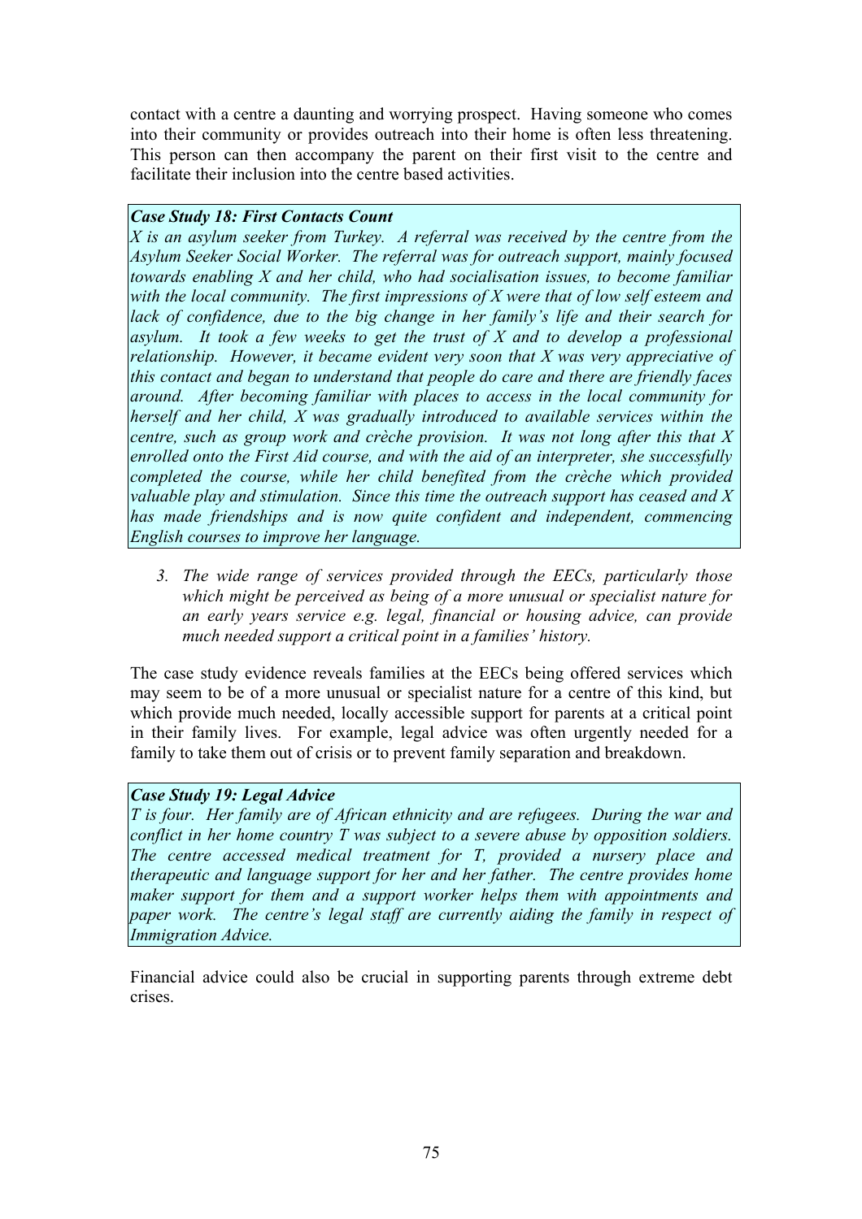contact with a centre a daunting and worrying prospect. Having someone who comes into their community or provides outreach into their home is often less threatening. This person can then accompany the parent on their first visit to the centre and facilitate their inclusion into the centre based activities.

> ***Case Study 18: First Contacts Count***
> *X is an asylum seeker from Turkey. A referral was received by the centre from the Asylum Seeker Social Worker. The referral was for outreach support, mainly focused towards enabling X and her child, who had socialisation issues, to become familiar with the local community. The first impressions of X were that of low self esteem and lack of confidence, due to the big change in her family's life and their search for asylum. It took a few weeks to get the trust of X and to develop a professional relationship. However, it became evident very soon that X was very appreciative of this contact and began to understand that people do care and there are friendly faces around. After becoming familiar with places to access in the local community for herself and her child, X was gradually introduced to available services within the centre, such as group work and crèche provision. It was not long after this that X enrolled onto the First Aid course, and with the aid of an interpreter, she successfully completed the course, while her child benefited from the crèche which provided valuable play and stimulation. Since this time the outreach support has ceased and X has made friendships and is now quite confident and independent, commencing English courses to improve her language.*

3. *The wide range of services provided through the EECs, particularly those which might be perceived as being of a more unusual or specialist nature for an early years service e.g. legal, financial or housing advice, can provide much needed support a critical point in a families' history.*

The case study evidence reveals families at the EECs being offered services which may seem to be of a more unusual or specialist nature for a centre of this kind, but which provide much needed, locally accessible support for parents at a critical point in their family lives. For example, legal advice was often urgently needed for a family to take them out of crisis or to prevent family separation and breakdown.

> ***Case Study 19: Legal Advice***
> *T is four. Her family are of African ethnicity and are refugees. During the war and conflict in her home country T was subject to a severe abuse by opposition soldiers. The centre accessed medical treatment for T, provided a nursery place and therapeutic and language support for her and her father. The centre provides home maker support for them and a support worker helps them with appointments and paper work. The centre's legal staff are currently aiding the family in respect of Immigration Advice.*

Financial advice could also be crucial in supporting parents through extreme debt crises.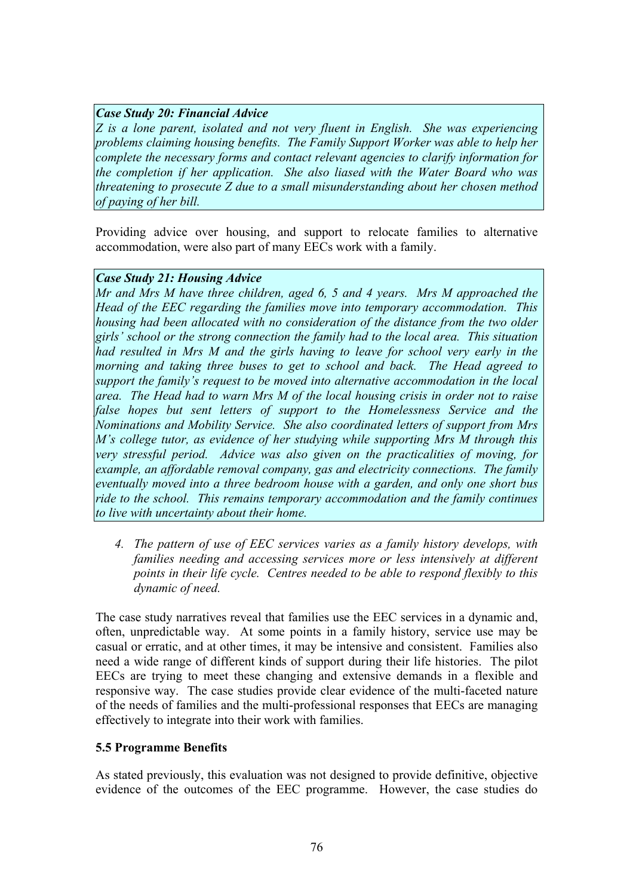***Case Study 20: Financial Advice***

*Z is a lone parent, isolated and not very fluent in English. She was experiencing problems claiming housing benefits. The Family Support Worker was able to help her complete the necessary forms and contact relevant agencies to clarify information for the completion if her application. She also liased with the Water Board who was threatening to prosecute Z due to a small misunderstanding about her chosen method of paying of her bill.*

Providing advice over housing, and support to relocate families to alternative accommodation, were also part of many EECs work with a family.

***Case Study 21: Housing Advice***

*Mr and Mrs M have three children, aged 6, 5 and 4 years. Mrs M approached the Head of the EEC regarding the families move into temporary accommodation. This housing had been allocated with no consideration of the distance from the two older girls' school or the strong connection the family had to the local area. This situation had resulted in Mrs M and the girls having to leave for school very early in the morning and taking three buses to get to school and back. The Head agreed to support the family's request to be moved into alternative accommodation in the local area. The Head had to warn Mrs M of the local housing crisis in order not to raise false hopes but sent letters of support to the Homelessness Service and the Nominations and Mobility Service. She also coordinated letters of support from Mrs M's college tutor, as evidence of her studying while supporting Mrs M through this very stressful period. Advice was also given on the practicalities of moving, for example, an affordable removal company, gas and electricity connections. The family eventually moved into a three bedroom house with a garden, and only one short bus ride to the school. This remains temporary accommodation and the family continues to live with uncertainty about their home.*

4. *The pattern of use of EEC services varies as a family history develops, with families needing and accessing services more or less intensively at different points in their life cycle. Centres needed to be able to respond flexibly to this dynamic of need.*

The case study narratives reveal that families use the EEC services in a dynamic and, often, unpredictable way. At some points in a family history, service use may be casual or erratic, and at other times, it may be intensive and consistent. Families also need a wide range of different kinds of support during their life histories. The pilot EECs are trying to meet these changing and extensive demands in a flexible and responsive way. The case studies provide clear evidence of the multi-faceted nature of the needs of families and the multi-professional responses that EECs are managing effectively to integrate into their work with families.

### 5.5 Programme Benefits

As stated previously, this evaluation was not designed to provide definitive, objective evidence of the outcomes of the EEC programme. However, the case studies do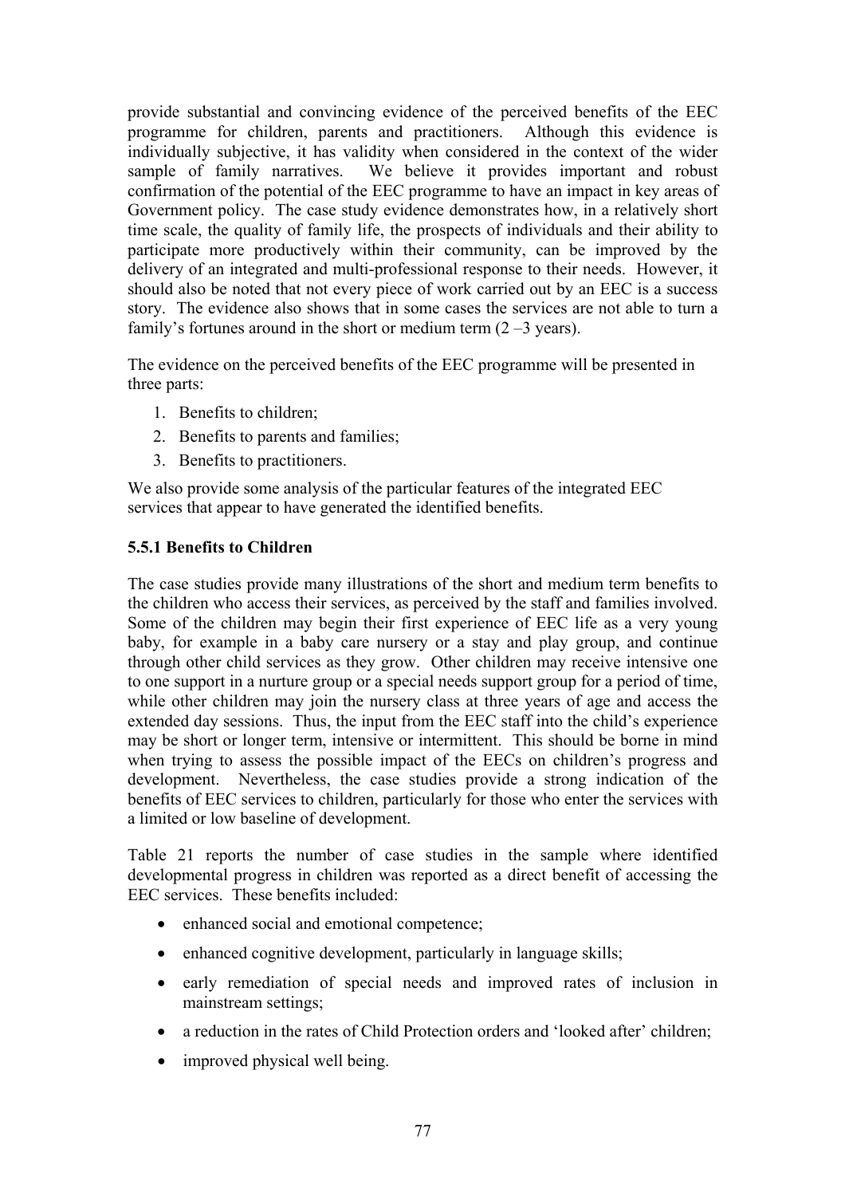provide substantial and convincing evidence of the perceived benefits of the EEC programme for children, parents and practitioners. Although this evidence is individually subjective, it has validity when considered in the context of the wider sample of family narratives. We believe it provides important and robust confirmation of the potential of the EEC programme to have an impact in key areas of Government policy. The case study evidence demonstrates how, in a relatively short time scale, the quality of family life, the prospects of individuals and their ability to participate more productively within their community, can be improved by the delivery of an integrated and multi-professional response to their needs. However, it should also be noted that not every piece of work carried out by an EEC is a success story. The evidence also shows that in some cases the services are not able to turn a family's fortunes around in the short or medium term (2 –3 years).

The evidence on the perceived benefits of the EEC programme will be presented in three parts:

1. Benefits to children;
2. Benefits to parents and families;
3. Benefits to practitioners.

We also provide some analysis of the particular features of the integrated EEC services that appear to have generated the identified benefits.

### 5.5.1 Benefits to Children

The case studies provide many illustrations of the short and medium term benefits to the children who access their services, as perceived by the staff and families involved. Some of the children may begin their first experience of EEC life as a very young baby, for example in a baby care nursery or a stay and play group, and continue through other child services as they grow. Other children may receive intensive one to one support in a nurture group or a special needs support group for a period of time, while other children may join the nursery class at three years of age and access the extended day sessions. Thus, the input from the EEC staff into the child's experience may be short or longer term, intensive or intermittent. This should be borne in mind when trying to assess the possible impact of the EECs on children's progress and development. Nevertheless, the case studies provide a strong indication of the benefits of EEC services to children, particularly for those who enter the services with a limited or low baseline of development.

Table 21 reports the number of case studies in the sample where identified developmental progress in children was reported as a direct benefit of accessing the EEC services. These benefits included:

- enhanced social and emotional competence;
- enhanced cognitive development, particularly in language skills;
- early remediation of special needs and improved rates of inclusion in mainstream settings;
- a reduction in the rates of Child Protection orders and 'looked after' children;
- improved physical well being.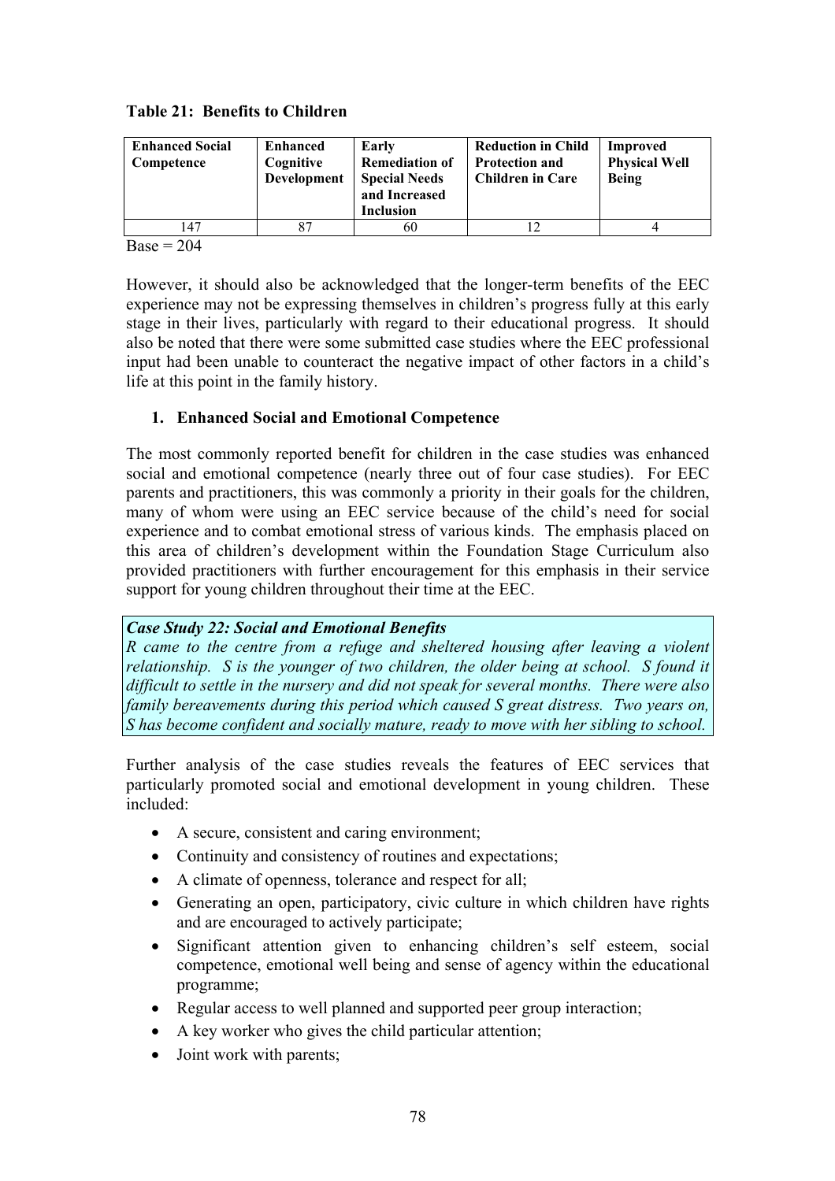**Table 21: Benefits to Children**

| Enhanced Social Competence | Enhanced Cognitive Development | Early Remediation of Special Needs and Increased Inclusion | Reduction in Child Protection and Children in Care | Improved Physical Well Being |
|---|---|---|---|---|
| 147 | 87 | 60 | 12 | 4 |

Base = 204

However, it should also be acknowledged that the longer-term benefits of the EEC experience may not be expressing themselves in children's progress fully at this early stage in their lives, particularly with regard to their educational progress. It should also be noted that there were some submitted case studies where the EEC professional input had been unable to counteract the negative impact of other factors in a child's life at this point in the family history.

1. **Enhanced Social and Emotional Competence**

The most commonly reported benefit for children in the case studies was enhanced social and emotional competence (nearly three out of four case studies). For EEC parents and practitioners, this was commonly a priority in their goals for the children, many of whom were using an EEC service because of the child's need for social experience and to combat emotional stress of various kinds. The emphasis placed on this area of children's development within the Foundation Stage Curriculum also provided practitioners with further encouragement for this emphasis in their service support for young children throughout their time at the EEC.

***Case Study 22: Social and Emotional Benefits***

*R came to the centre from a refuge and sheltered housing after leaving a violent relationship. S is the younger of two children, the older being at school. S found it difficult to settle in the nursery and did not speak for several months. There were also family bereavements during this period which caused S great distress. Two years on, S has become confident and socially mature, ready to move with her sibling to school.*

Further analysis of the case studies reveals the features of EEC services that particularly promoted social and emotional development in young children. These included:

- A secure, consistent and caring environment;
- Continuity and consistency of routines and expectations;
- A climate of openness, tolerance and respect for all;
- Generating an open, participatory, civic culture in which children have rights and are encouraged to actively participate;
- Significant attention given to enhancing children's self esteem, social competence, emotional well being and sense of agency within the educational programme;
- Regular access to well planned and supported peer group interaction;
- A key worker who gives the child particular attention;
- Joint work with parents;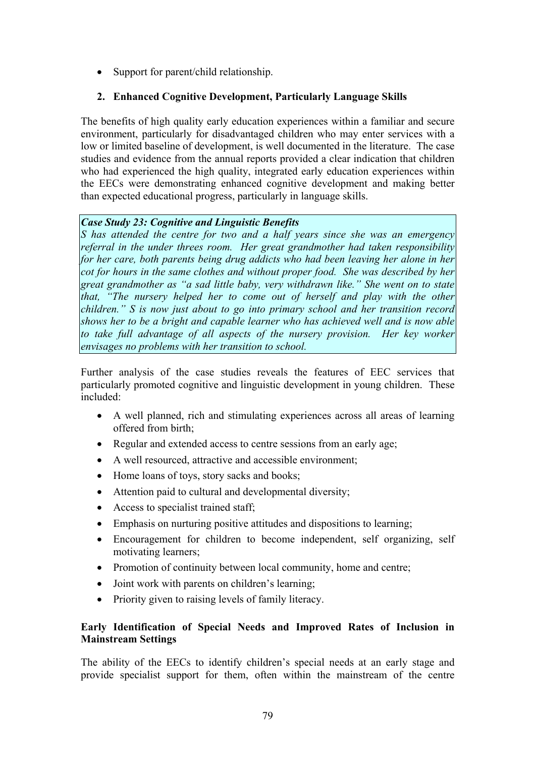- Support for parent/child relationship.

## 2. Enhanced Cognitive Development, Particularly Language Skills

The benefits of high quality early education experiences within a familiar and secure environment, particularly for disadvantaged children who may enter services with a low or limited baseline of development, is well documented in the literature. The case studies and evidence from the annual reports provided a clear indication that children who had experienced the high quality, integrated early education experiences within the EECs were demonstrating enhanced cognitive development and making better than expected educational progress, particularly in language skills.

> ***Case Study 23: Cognitive and Linguistic Benefits***
> *S has attended the centre for two and a half years since she was an emergency referral in the under threes room. Her great grandmother had taken responsibility for her care, both parents being drug addicts who had been leaving her alone in her cot for hours in the same clothes and without proper food. She was described by her great grandmother as "a sad little baby, very withdrawn like." She went on to state that, "The nursery helped her to come out of herself and play with the other children." S is now just about to go into primary school and her transition record shows her to be a bright and capable learner who has achieved well and is now able to take full advantage of all aspects of the nursery provision. Her key worker envisages no problems with her transition to school.*

Further analysis of the case studies reveals the features of EEC services that particularly promoted cognitive and linguistic development in young children. These included:

- A well planned, rich and stimulating experiences across all areas of learning offered from birth;
- Regular and extended access to centre sessions from an early age;
- A well resourced, attractive and accessible environment;
- Home loans of toys, story sacks and books;
- Attention paid to cultural and developmental diversity;
- Access to specialist trained staff;
- Emphasis on nurturing positive attitudes and dispositions to learning;
- Encouragement for children to become independent, self organizing, self motivating learners;
- Promotion of continuity between local community, home and centre;
- Joint work with parents on children's learning;
- Priority given to raising levels of family literacy.

### Early Identification of Special Needs and Improved Rates of Inclusion in Mainstream Settings

The ability of the EECs to identify children's special needs at an early stage and provide specialist support for them, often within the mainstream of the centre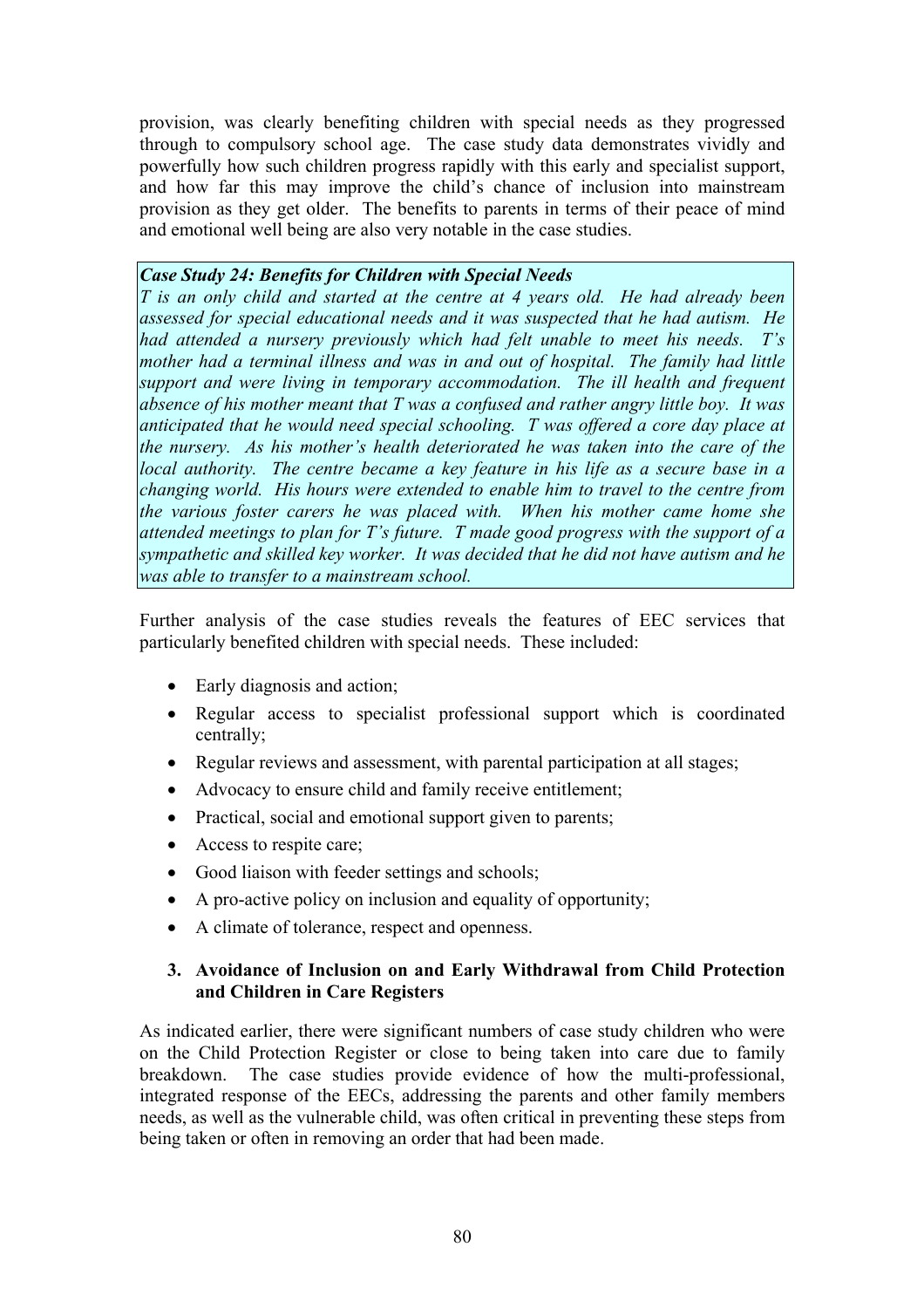provision, was clearly benefiting children with special needs as they progressed through to compulsory school age. The case study data demonstrates vividly and powerfully how such children progress rapidly with this early and specialist support, and how far this may improve the child's chance of inclusion into mainstream provision as they get older. The benefits to parents in terms of their peace of mind and emotional well being are also very notable in the case studies.

> ***Case Study 24: Benefits for Children with Special Needs***
> *T is an only child and started at the centre at 4 years old. He had already been assessed for special educational needs and it was suspected that he had autism. He had attended a nursery previously which had felt unable to meet his needs. T's mother had a terminal illness and was in and out of hospital. The family had little support and were living in temporary accommodation. The ill health and frequent absence of his mother meant that T was a confused and rather angry little boy. It was anticipated that he would need special schooling. T was offered a core day place at the nursery. As his mother's health deteriorated he was taken into the care of the local authority. The centre became a key feature in his life as a secure base in a changing world. His hours were extended to enable him to travel to the centre from the various foster carers he was placed with. When his mother came home she attended meetings to plan for T's future. T made good progress with the support of a sympathetic and skilled key worker. It was decided that he did not have autism and he was able to transfer to a mainstream school.*

Further analysis of the case studies reveals the features of EEC services that particularly benefited children with special needs. These included:

- Early diagnosis and action;
- Regular access to specialist professional support which is coordinated centrally;
- Regular reviews and assessment, with parental participation at all stages;
- Advocacy to ensure child and family receive entitlement;
- Practical, social and emotional support given to parents;
- Access to respite care;
- Good liaison with feeder settings and schools;
- A pro-active policy on inclusion and equality of opportunity;
- A climate of tolerance, respect and openness.

### 3. Avoidance of Inclusion on and Early Withdrawal from Child Protection and Children in Care Registers

As indicated earlier, there were significant numbers of case study children who were on the Child Protection Register or close to being taken into care due to family breakdown. The case studies provide evidence of how the multi-professional, integrated response of the EECs, addressing the parents and other family members needs, as well as the vulnerable child, was often critical in preventing these steps from being taken or often in removing an order that had been made.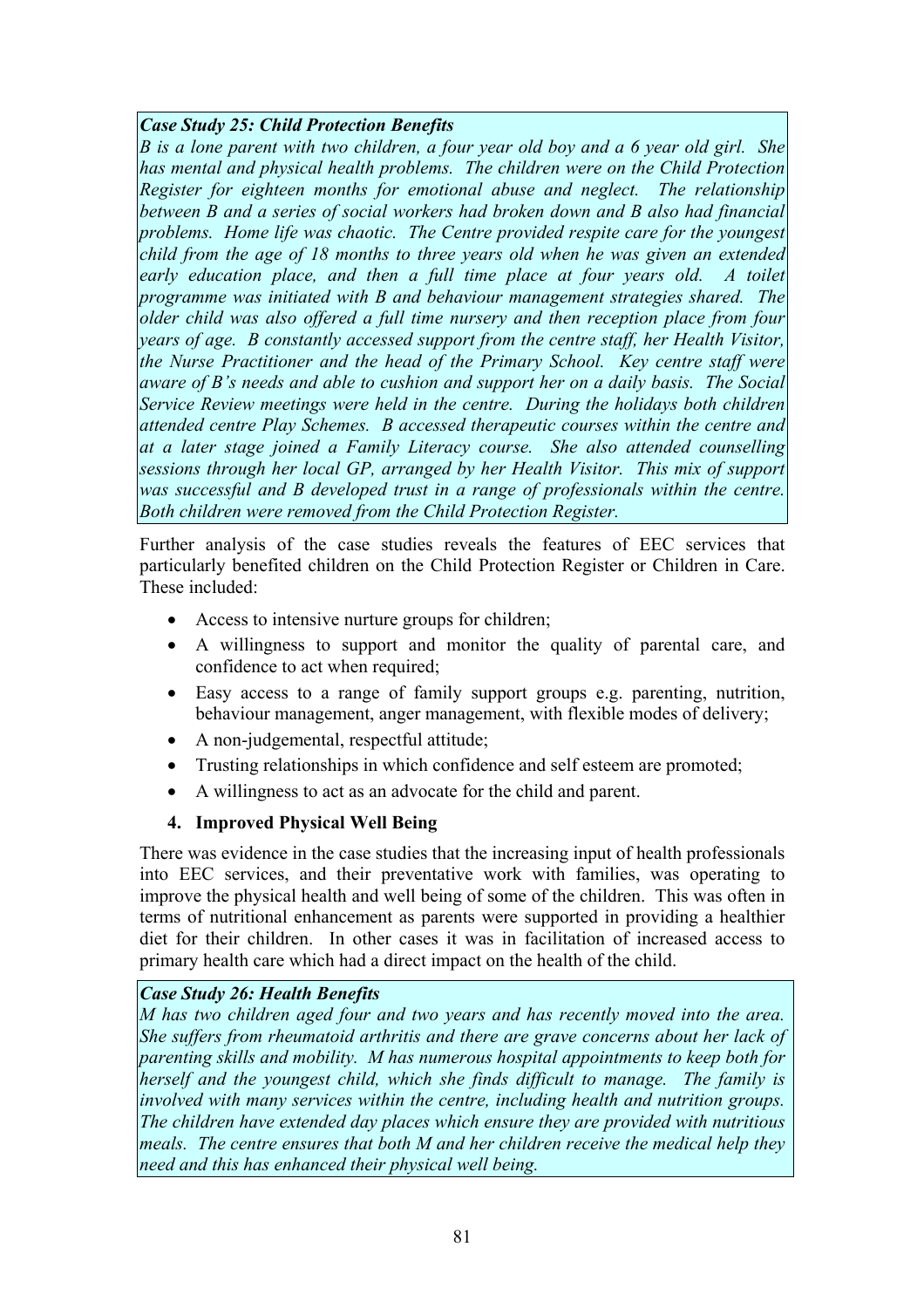***Case Study 25: Child Protection Benefits***

*B is a lone parent with two children, a four year old boy and a 6 year old girl. She has mental and physical health problems. The children were on the Child Protection Register for eighteen months for emotional abuse and neglect. The relationship between B and a series of social workers had broken down and B also had financial problems. Home life was chaotic. The Centre provided respite care for the youngest child from the age of 18 months to three years old when he was given an extended early education place, and then a full time place at four years old. A toilet programme was initiated with B and behaviour management strategies shared. The older child was also offered a full time nursery and then reception place from four years of age. B constantly accessed support from the centre staff, her Health Visitor, the Nurse Practitioner and the head of the Primary School. Key centre staff were aware of B's needs and able to cushion and support her on a daily basis. The Social Service Review meetings were held in the centre. During the holidays both children attended centre Play Schemes. B accessed therapeutic courses within the centre and at a later stage joined a Family Literacy course. She also attended counselling sessions through her local GP, arranged by her Health Visitor. This mix of support was successful and B developed trust in a range of professionals within the centre. Both children were removed from the Child Protection Register.*

Further analysis of the case studies reveals the features of EEC services that particularly benefited children on the Child Protection Register or Children in Care. These included:

- Access to intensive nurture groups for children;
- A willingness to support and monitor the quality of parental care, and confidence to act when required;
- Easy access to a range of family support groups e.g. parenting, nutrition, behaviour management, anger management, with flexible modes of delivery;
- A non-judgemental, respectful attitude;
- Trusting relationships in which confidence and self esteem are promoted;
- A willingness to act as an advocate for the child and parent.

**4. Improved Physical Well Being**

There was evidence in the case studies that the increasing input of health professionals into EEC services, and their preventative work with families, was operating to improve the physical health and well being of some of the children. This was often in terms of nutritional enhancement as parents were supported in providing a healthier diet for their children. In other cases it was in facilitation of increased access to primary health care which had a direct impact on the health of the child.

***Case Study 26: Health Benefits***

*M has two children aged four and two years and has recently moved into the area. She suffers from rheumatoid arthritis and there are grave concerns about her lack of parenting skills and mobility. M has numerous hospital appointments to keep both for herself and the youngest child, which she finds difficult to manage. The family is involved with many services within the centre, including health and nutrition groups. The children have extended day places which ensure they are provided with nutritious meals. The centre ensures that both M and her children receive the medical help they need and this has enhanced their physical well being.*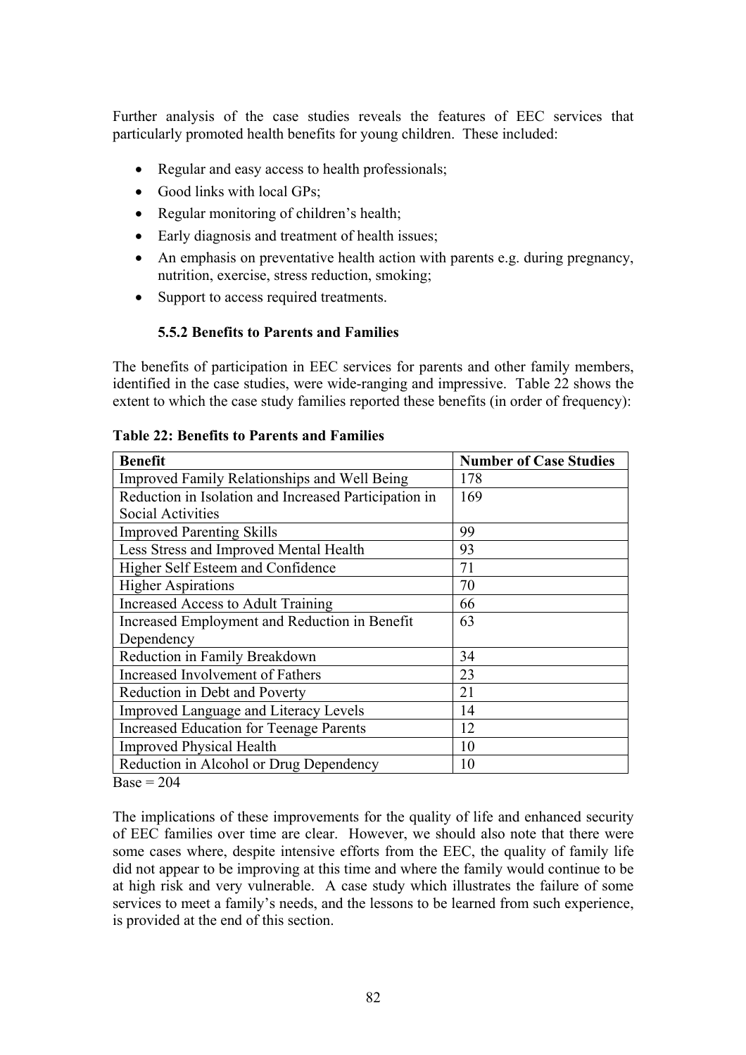Further analysis of the case studies reveals the features of EEC services that particularly promoted health benefits for young children. These included:

- Regular and easy access to health professionals;
- Good links with local GPs;
- Regular monitoring of children's health;
- Early diagnosis and treatment of health issues;
- An emphasis on preventative health action with parents e.g. during pregnancy, nutrition, exercise, stress reduction, smoking;
- Support to access required treatments.

### 5.5.2 Benefits to Parents and Families

The benefits of participation in EEC services for parents and other family members, identified in the case studies, were wide-ranging and impressive. Table 22 shows the extent to which the case study families reported these benefits (in order of frequency):

**Table 22: Benefits to Parents and Families**

| Benefit | Number of Case Studies |
|---|---|
| Improved Family Relationships and Well Being | 178 |
| Reduction in Isolation and Increased Participation in Social Activities | 169 |
| Improved Parenting Skills | 99 |
| Less Stress and Improved Mental Health | 93 |
| Higher Self Esteem and Confidence | 71 |
| Higher Aspirations | 70 |
| Increased Access to Adult Training | 66 |
| Increased Employment and Reduction in Benefit Dependency | 63 |
| Reduction in Family Breakdown | 34 |
| Increased Involvement of Fathers | 23 |
| Reduction in Debt and Poverty | 21 |
| Improved Language and Literacy Levels | 14 |
| Increased Education for Teenage Parents | 12 |
| Improved Physical Health | 10 |
| Reduction in Alcohol or Drug Dependency | 10 |

Base = 204

The implications of these improvements for the quality of life and enhanced security of EEC families over time are clear. However, we should also note that there were some cases where, despite intensive efforts from the EEC, the quality of family life did not appear to be improving at this time and where the family would continue to be at high risk and very vulnerable. A case study which illustrates the failure of some services to meet a family's needs, and the lessons to be learned from such experience, is provided at the end of this section.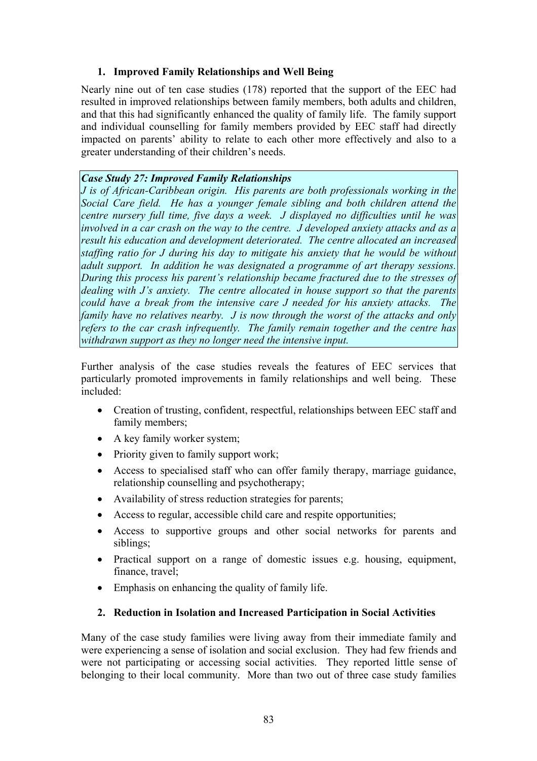### 1. Improved Family Relationships and Well Being

Nearly nine out of ten case studies (178) reported that the support of the EEC had resulted in improved relationships between family members, both adults and children, and that this had significantly enhanced the quality of family life. The family support and individual counselling for family members provided by EEC staff had directly impacted on parents' ability to relate to each other more effectively and also to a greater understanding of their children's needs.

> ***Case Study 27: Improved Family Relationships***
>
> *J is of African-Caribbean origin. His parents are both professionals working in the Social Care field. He has a younger female sibling and both children attend the centre nursery full time, five days a week. J displayed no difficulties until he was involved in a car crash on the way to the centre. J developed anxiety attacks and as a result his education and development deteriorated. The centre allocated an increased staffing ratio for J during his day to mitigate his anxiety that he would be without adult support. In addition he was designated a programme of art therapy sessions. During this process his parent's relationship became fractured due to the stresses of dealing with J's anxiety. The centre allocated in house support so that the parents could have a break from the intensive care J needed for his anxiety attacks. The family have no relatives nearby. J is now through the worst of the attacks and only refers to the car crash infrequently. The family remain together and the centre has withdrawn support as they no longer need the intensive input.*

Further analysis of the case studies reveals the features of EEC services that particularly promoted improvements in family relationships and well being. These included:

- Creation of trusting, confident, respectful, relationships between EEC staff and family members;
- A key family worker system;
- Priority given to family support work;
- Access to specialised staff who can offer family therapy, marriage guidance, relationship counselling and psychotherapy;
- Availability of stress reduction strategies for parents;
- Access to regular, accessible child care and respite opportunities;
- Access to supportive groups and other social networks for parents and siblings;
- Practical support on a range of domestic issues e.g. housing, equipment, finance, travel;
- Emphasis on enhancing the quality of family life.

### 2. Reduction in Isolation and Increased Participation in Social Activities

Many of the case study families were living away from their immediate family and were experiencing a sense of isolation and social exclusion. They had few friends and were not participating or accessing social activities. They reported little sense of belonging to their local community. More than two out of three case study families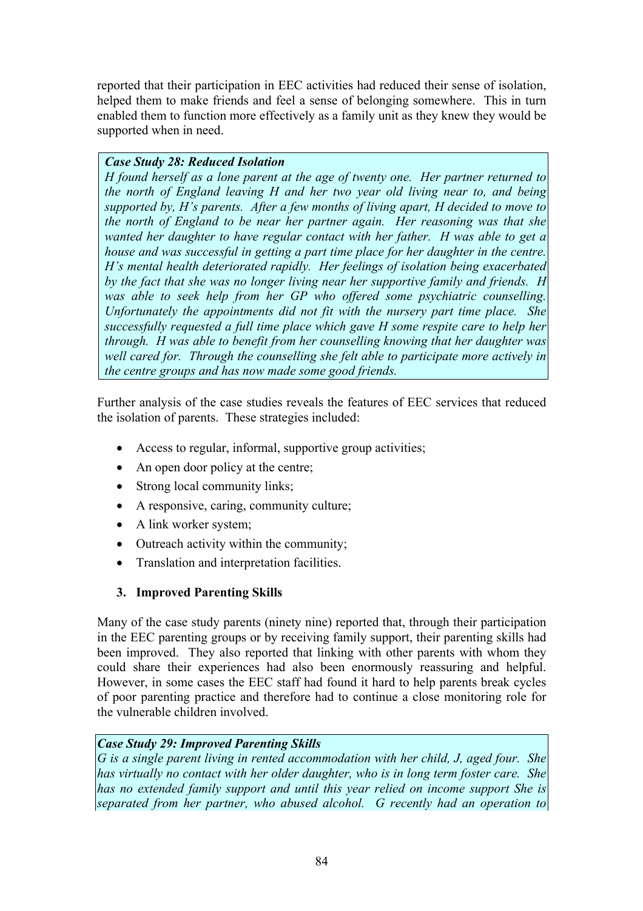reported that their participation in EEC activities had reduced their sense of isolation, helped them to make friends and feel a sense of belonging somewhere. This in turn enabled them to function more effectively as a family unit as they knew they would be supported when in need.

> ***Case Study 28: Reduced Isolation***
> *H found herself as a lone parent at the age of twenty one. Her partner returned to the north of England leaving H and her two year old living near to, and being supported by, H's parents. After a few months of living apart, H decided to move to the north of England to be near her partner again. Her reasoning was that she wanted her daughter to have regular contact with her father. H was able to get a house and was successful in getting a part time place for her daughter in the centre. H's mental health deteriorated rapidly. Her feelings of isolation being exacerbated by the fact that she was no longer living near her supportive family and friends. H was able to seek help from her GP who offered some psychiatric counselling. Unfortunately the appointments did not fit with the nursery part time place. She successfully requested a full time place which gave H some respite care to help her through. H was able to benefit from her counselling knowing that her daughter was well cared for. Through the counselling she felt able to participate more actively in the centre groups and has now made some good friends.*

Further analysis of the case studies reveals the features of EEC services that reduced the isolation of parents. These strategies included:

- Access to regular, informal, supportive group activities;
- An open door policy at the centre;
- Strong local community links;
- A responsive, caring, community culture;
- A link worker system;
- Outreach activity within the community;
- Translation and interpretation facilities.

### 3. Improved Parenting Skills

Many of the case study parents (ninety nine) reported that, through their participation in the EEC parenting groups or by receiving family support, their parenting skills had been improved. They also reported that linking with other parents with whom they could share their experiences had also been enormously reassuring and helpful. However, in some cases the EEC staff had found it hard to help parents break cycles of poor parenting practice and therefore had to continue a close monitoring role for the vulnerable children involved.

> ***Case Study 29: Improved Parenting Skills***
> *G is a single parent living in rented accommodation with her child, J, aged four. She has virtually no contact with her older daughter, who is in long term foster care. She has no extended family support and until this year relied on income support She is separated from her partner, who abused alcohol. G recently had an operation to*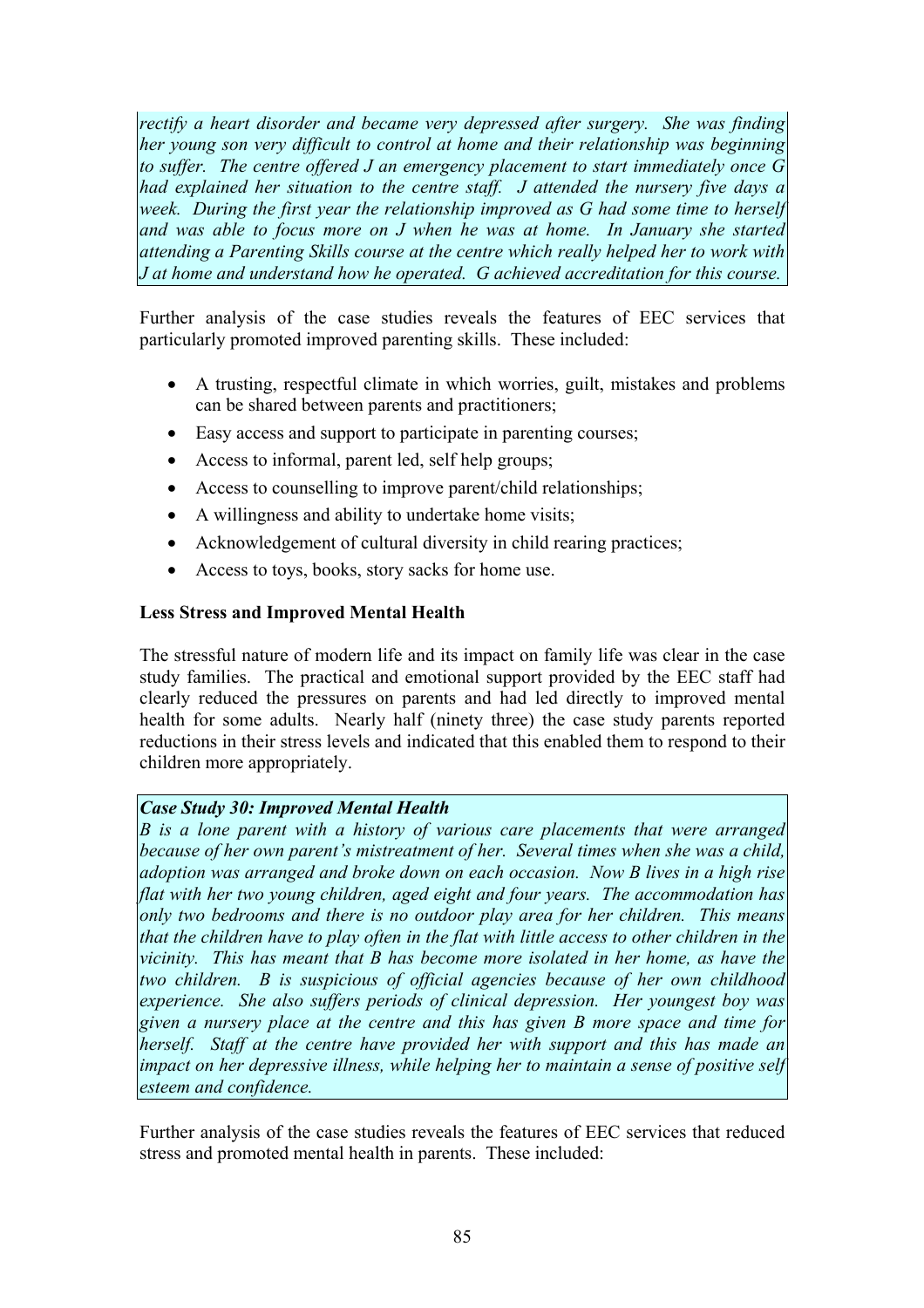*rectify a heart disorder and became very depressed after surgery. She was finding her young son very difficult to control at home and their relationship was beginning to suffer. The centre offered J an emergency placement to start immediately once G had explained her situation to the centre staff. J attended the nursery five days a week. During the first year the relationship improved as G had some time to herself and was able to focus more on J when he was at home. In January she started attending a Parenting Skills course at the centre which really helped her to work with J at home and understand how he operated. G achieved accreditation for this course.*

Further analysis of the case studies reveals the features of EEC services that particularly promoted improved parenting skills. These included:

- A trusting, respectful climate in which worries, guilt, mistakes and problems can be shared between parents and practitioners;
- Easy access and support to participate in parenting courses;
- Access to informal, parent led, self help groups;
- Access to counselling to improve parent/child relationships;
- A willingness and ability to undertake home visits;
- Acknowledgement of cultural diversity in child rearing practices;
- Access to toys, books, story sacks for home use.

**Less Stress and Improved Mental Health**

The stressful nature of modern life and its impact on family life was clear in the case study families. The practical and emotional support provided by the EEC staff had clearly reduced the pressures on parents and had led directly to improved mental health for some adults. Nearly half (ninety three) the case study parents reported reductions in their stress levels and indicated that this enabled them to respond to their children more appropriately.

***Case Study 30: Improved Mental Health***

*B is a lone parent with a history of various care placements that were arranged because of her own parent's mistreatment of her. Several times when she was a child, adoption was arranged and broke down on each occasion. Now B lives in a high rise flat with her two young children, aged eight and four years. The accommodation has only two bedrooms and there is no outdoor play area for her children. This means that the children have to play often in the flat with little access to other children in the vicinity. This has meant that B has become more isolated in her home, as have the two children. B is suspicious of official agencies because of her own childhood experience. She also suffers periods of clinical depression. Her youngest boy was given a nursery place at the centre and this has given B more space and time for herself. Staff at the centre have provided her with support and this has made an impact on her depressive illness, while helping her to maintain a sense of positive self esteem and confidence.*

Further analysis of the case studies reveals the features of EEC services that reduced stress and promoted mental health in parents. These included: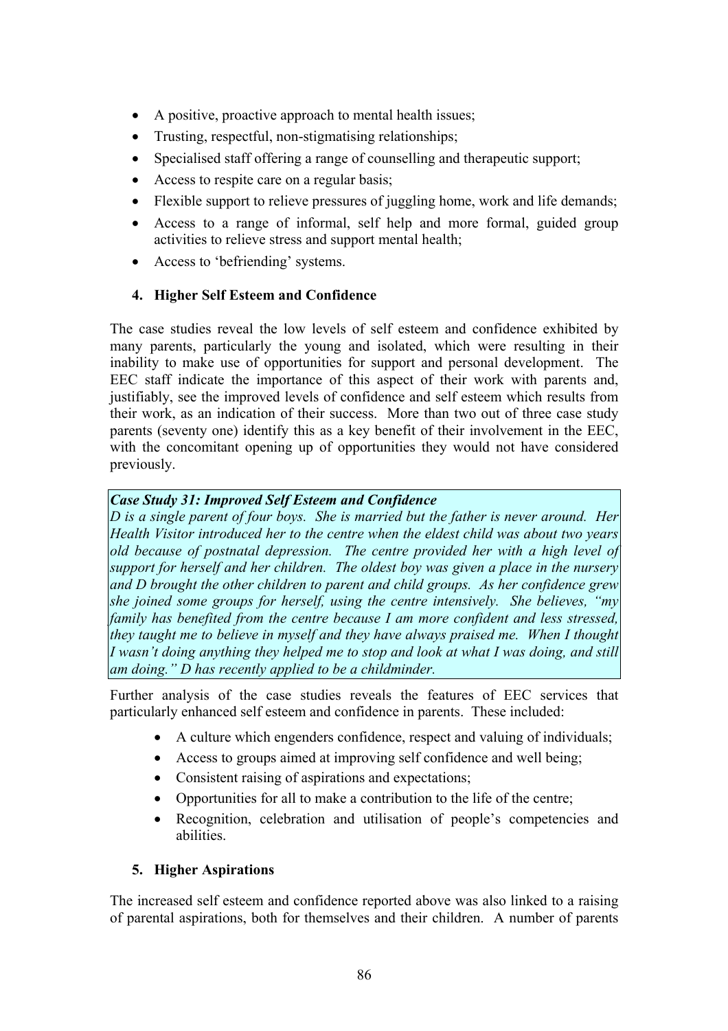- A positive, proactive approach to mental health issues;
- Trusting, respectful, non-stigmatising relationships;
- Specialised staff offering a range of counselling and therapeutic support;
- Access to respite care on a regular basis;
- Flexible support to relieve pressures of juggling home, work and life demands;
- Access to a range of informal, self help and more formal, guided group activities to relieve stress and support mental health;
- Access to 'befriending' systems.

### 4. Higher Self Esteem and Confidence

The case studies reveal the low levels of self esteem and confidence exhibited by many parents, particularly the young and isolated, which were resulting in their inability to make use of opportunities for support and personal development. The EEC staff indicate the importance of this aspect of their work with parents and, justifiably, see the improved levels of confidence and self esteem which results from their work, as an indication of their success. More than two out of three case study parents (seventy one) identify this as a key benefit of their involvement in the EEC, with the concomitant opening up of opportunities they would not have considered previously.

***Case Study 31: Improved Self Esteem and Confidence***
*D is a single parent of four boys. She is married but the father is never around. Her Health Visitor introduced her to the centre when the eldest child was about two years old because of postnatal depression. The centre provided her with a high level of support for herself and her children. The oldest boy was given a place in the nursery and D brought the other children to parent and child groups. As her confidence grew she joined some groups for herself, using the centre intensively. She believes, "my family has benefited from the centre because I am more confident and less stressed, they taught me to believe in myself and they have always praised me. When I thought I wasn't doing anything they helped me to stop and look at what I was doing, and still am doing." D has recently applied to be a childminder.*

Further analysis of the case studies reveals the features of EEC services that particularly enhanced self esteem and confidence in parents. These included:

- A culture which engenders confidence, respect and valuing of individuals;
- Access to groups aimed at improving self confidence and well being;
- Consistent raising of aspirations and expectations;
- Opportunities for all to make a contribution to the life of the centre;
- Recognition, celebration and utilisation of people's competencies and abilities.

### 5. Higher Aspirations

The increased self esteem and confidence reported above was also linked to a raising of parental aspirations, both for themselves and their children. A number of parents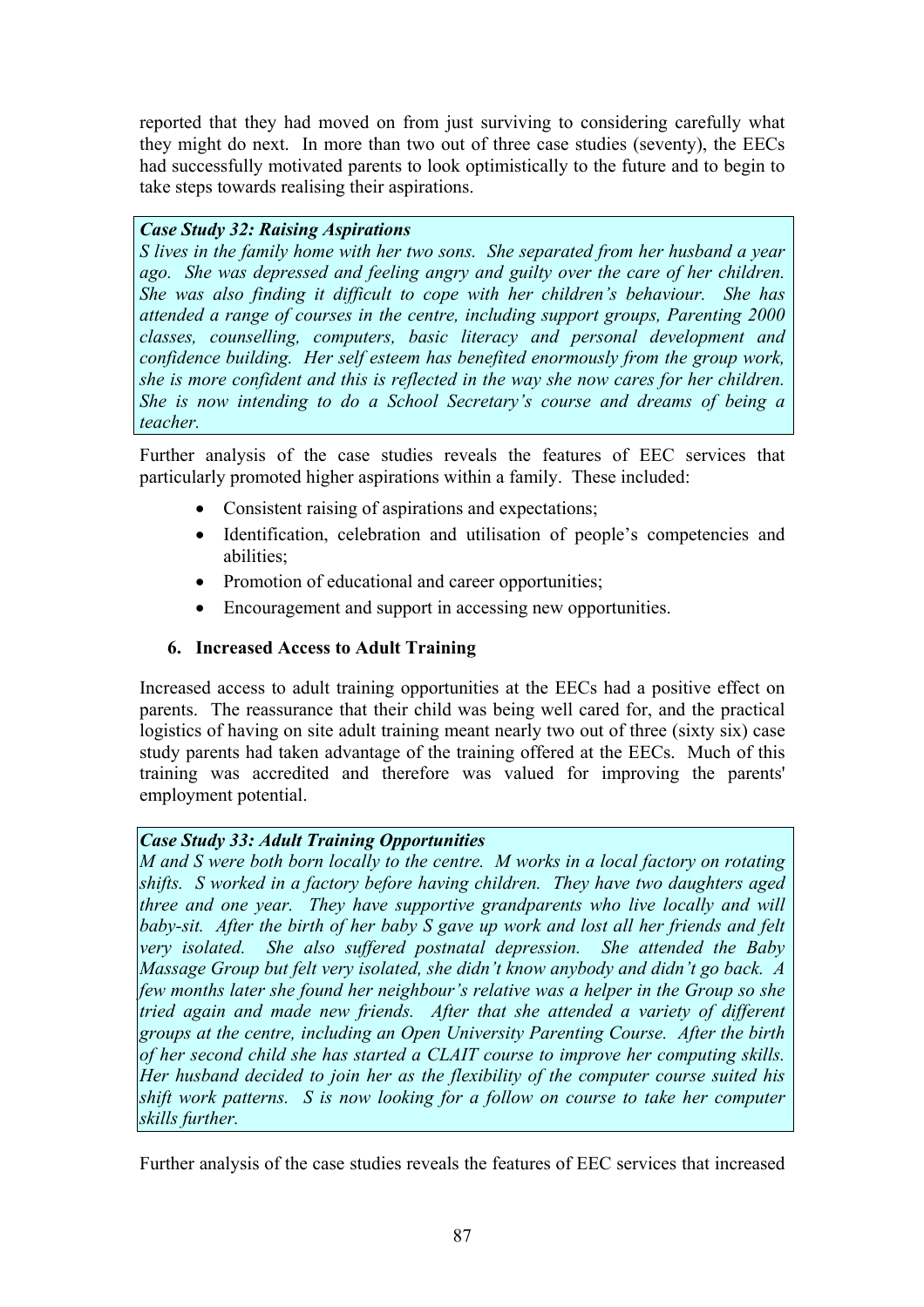reported that they had moved on from just surviving to considering carefully what they might do next. In more than two out of three case studies (seventy), the EECs had successfully motivated parents to look optimistically to the future and to begin to take steps towards realising their aspirations.

> ***Case Study 32: Raising Aspirations***
> *S lives in the family home with her two sons. She separated from her husband a year ago. She was depressed and feeling angry and guilty over the care of her children. She was also finding it difficult to cope with her children's behaviour. She has attended a range of courses in the centre, including support groups, Parenting 2000 classes, counselling, computers, basic literacy and personal development and confidence building. Her self esteem has benefited enormously from the group work, she is more confident and this is reflected in the way she now cares for her children. She is now intending to do a School Secretary's course and dreams of being a teacher.*

Further analysis of the case studies reveals the features of EEC services that particularly promoted higher aspirations within a family. These included:

- Consistent raising of aspirations and expectations;
- Identification, celebration and utilisation of people's competencies and abilities;
- Promotion of educational and career opportunities;
- Encouragement and support in accessing new opportunities.

### 6. Increased Access to Adult Training

Increased access to adult training opportunities at the EECs had a positive effect on parents. The reassurance that their child was being well cared for, and the practical logistics of having on site adult training meant nearly two out of three (sixty six) case study parents had taken advantage of the training offered at the EECs. Much of this training was accredited and therefore was valued for improving the parents' employment potential.

> ***Case Study 33: Adult Training Opportunities***
> *M and S were both born locally to the centre. M works in a local factory on rotating shifts. S worked in a factory before having children. They have two daughters aged three and one year. They have supportive grandparents who live locally and will baby-sit. After the birth of her baby S gave up work and lost all her friends and felt very isolated. She also suffered postnatal depression. She attended the Baby Massage Group but felt very isolated, she didn't know anybody and didn't go back. A few months later she found her neighbour's relative was a helper in the Group so she tried again and made new friends. After that she attended a variety of different groups at the centre, including an Open University Parenting Course. After the birth of her second child she has started a CLAIT course to improve her computing skills. Her husband decided to join her as the flexibility of the computer course suited his shift work patterns. S is now looking for a follow on course to take her computer skills further.*

Further analysis of the case studies reveals the features of EEC services that increased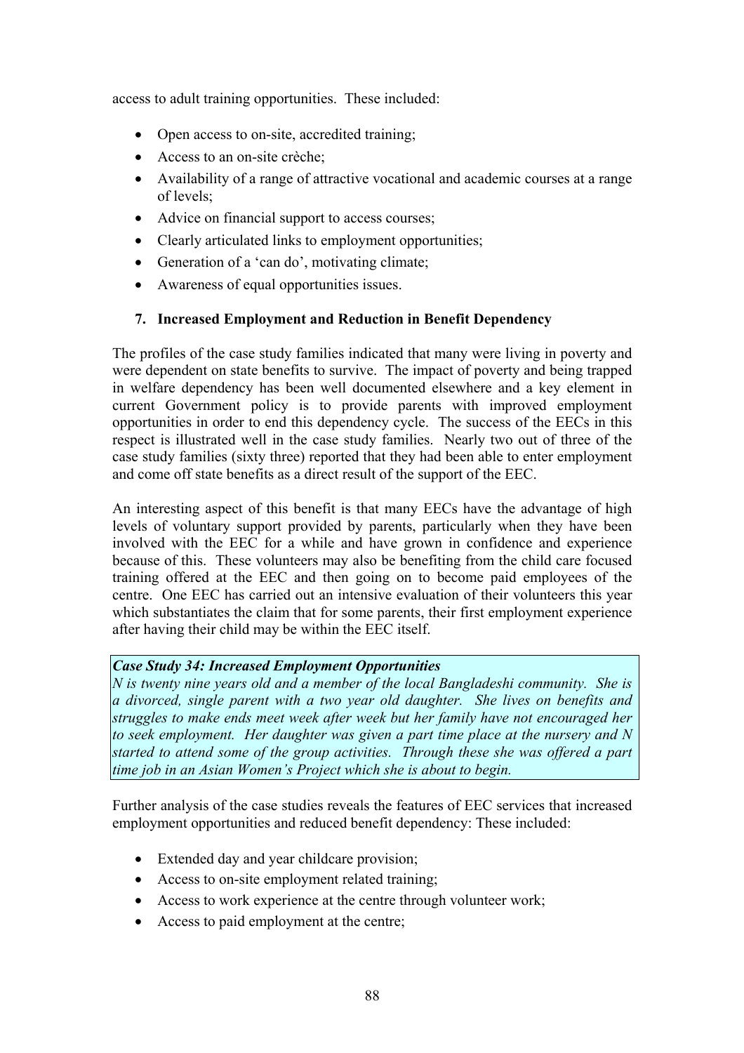access to adult training opportunities. These included:

- Open access to on-site, accredited training;
- Access to an on-site crèche;
- Availability of a range of attractive vocational and academic courses at a range of levels;
- Advice on financial support to access courses;
- Clearly articulated links to employment opportunities;
- Generation of a 'can do', motivating climate;
- Awareness of equal opportunities issues.

### 7. Increased Employment and Reduction in Benefit Dependency

The profiles of the case study families indicated that many were living in poverty and were dependent on state benefits to survive. The impact of poverty and being trapped in welfare dependency has been well documented elsewhere and a key element in current Government policy is to provide parents with improved employment opportunities in order to end this dependency cycle. The success of the EECs in this respect is illustrated well in the case study families. Nearly two out of three of the case study families (sixty three) reported that they had been able to enter employment and come off state benefits as a direct result of the support of the EEC.

An interesting aspect of this benefit is that many EECs have the advantage of high levels of voluntary support provided by parents, particularly when they have been involved with the EEC for a while and have grown in confidence and experience because of this. These volunteers may also be benefiting from the child care focused training offered at the EEC and then going on to become paid employees of the centre. One EEC has carried out an intensive evaluation of their volunteers this year which substantiates the claim that for some parents, their first employment experience after having their child may be within the EEC itself.

***Case Study 34: Increased Employment Opportunities***
*N is twenty nine years old and a member of the local Bangladeshi community. She is a divorced, single parent with a two year old daughter. She lives on benefits and struggles to make ends meet week after week but her family have not encouraged her to seek employment. Her daughter was given a part time place at the nursery and N started to attend some of the group activities. Through these she was offered a part time job in an Asian Women's Project which she is about to begin.*

Further analysis of the case studies reveals the features of EEC services that increased employment opportunities and reduced benefit dependency: These included:

- Extended day and year childcare provision;
- Access to on-site employment related training;
- Access to work experience at the centre through volunteer work;
- Access to paid employment at the centre;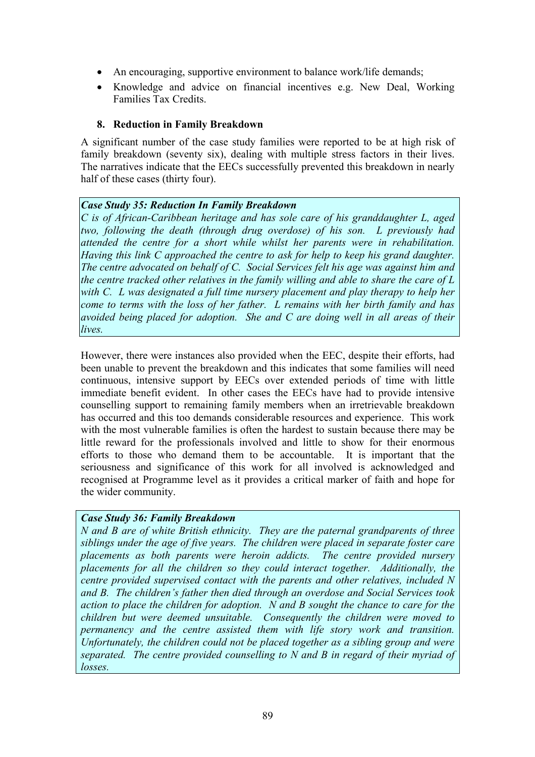- An encouraging, supportive environment to balance work/life demands;
- Knowledge and advice on financial incentives e.g. New Deal, Working Families Tax Credits.

### 8. Reduction in Family Breakdown

A significant number of the case study families were reported to be at high risk of family breakdown (seventy six), dealing with multiple stress factors in their lives. The narratives indicate that the EECs successfully prevented this breakdown in nearly half of these cases (thirty four).

> ***Case Study 35: Reduction In Family Breakdown***
> *C is of African-Caribbean heritage and has sole care of his granddaughter L, aged two, following the death (through drug overdose) of his son. L previously had attended the centre for a short while whilst her parents were in rehabilitation. Having this link C approached the centre to ask for help to keep his grand daughter. The centre advocated on behalf of C. Social Services felt his age was against him and the centre tracked other relatives in the family willing and able to share the care of L with C. L was designated a full time nursery placement and play therapy to help her come to terms with the loss of her father. L remains with her birth family and has avoided being placed for adoption. She and C are doing well in all areas of their lives.*

However, there were instances also provided when the EEC, despite their efforts, had been unable to prevent the breakdown and this indicates that some families will need continuous, intensive support by EECs over extended periods of time with little immediate benefit evident. In other cases the EECs have had to provide intensive counselling support to remaining family members when an irretrievable breakdown has occurred and this too demands considerable resources and experience. This work with the most vulnerable families is often the hardest to sustain because there may be little reward for the professionals involved and little to show for their enormous efforts to those who demand them to be accountable. It is important that the seriousness and significance of this work for all involved is acknowledged and recognised at Programme level as it provides a critical marker of faith and hope for the wider community.

> ***Case Study 36: Family Breakdown***
> *N and B are of white British ethnicity. They are the paternal grandparents of three siblings under the age of five years. The children were placed in separate foster care placements as both parents were heroin addicts. The centre provided nursery placements for all the children so they could interact together. Additionally, the centre provided supervised contact with the parents and other relatives, included N and B. The children's father then died through an overdose and Social Services took action to place the children for adoption. N and B sought the chance to care for the children but were deemed unsuitable. Consequently the children were moved to permanency and the centre assisted them with life story work and transition. Unfortunately, the children could not be placed together as a sibling group and were separated. The centre provided counselling to N and B in regard of their myriad of losses.*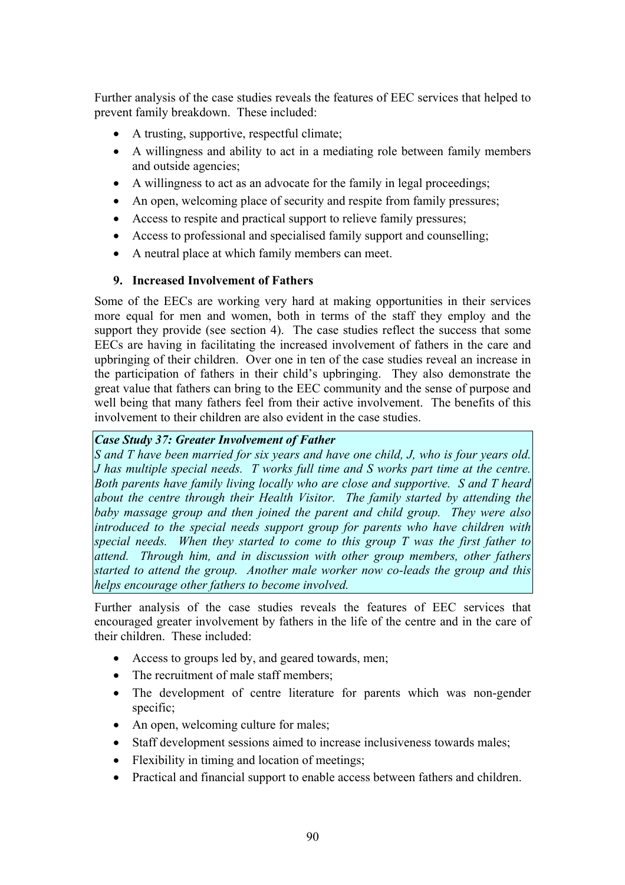Further analysis of the case studies reveals the features of EEC services that helped to prevent family breakdown. These included:

- A trusting, supportive, respectful climate;
- A willingness and ability to act in a mediating role between family members and outside agencies;
- A willingness to act as an advocate for the family in legal proceedings;
- An open, welcoming place of security and respite from family pressures;
- Access to respite and practical support to relieve family pressures;
- Access to professional and specialised family support and counselling;
- A neutral place at which family members can meet.

## 9. Increased Involvement of Fathers

Some of the EECs are working very hard at making opportunities in their services more equal for men and women, both in terms of the staff they employ and the support they provide (see section 4). The case studies reflect the success that some EECs are having in facilitating the increased involvement of fathers in the care and upbringing of their children. Over one in ten of the case studies reveal an increase in the participation of fathers in their child's upbringing. They also demonstrate the great value that fathers can bring to the EEC community and the sense of purpose and well being that many fathers feel from their active involvement. The benefits of this involvement to their children are also evident in the case studies.

***Case Study 37: Greater Involvement of Father***

*S and T have been married for six years and have one child, J, who is four years old. J has multiple special needs. T works full time and S works part time at the centre. Both parents have family living locally who are close and supportive. S and T heard about the centre through their Health Visitor. The family started by attending the baby massage group and then joined the parent and child group. They were also introduced to the special needs support group for parents who have children with special needs. When they started to come to this group T was the first father to attend. Through him, and in discussion with other group members, other fathers started to attend the group. Another male worker now co-leads the group and this helps encourage other fathers to become involved.*

Further analysis of the case studies reveals the features of EEC services that encouraged greater involvement by fathers in the life of the centre and in the care of their children. These included:

- Access to groups led by, and geared towards, men;
- The recruitment of male staff members;
- The development of centre literature for parents which was non-gender specific;
- An open, welcoming culture for males;
- Staff development sessions aimed to increase inclusiveness towards males;
- Flexibility in timing and location of meetings;
- Practical and financial support to enable access between fathers and children.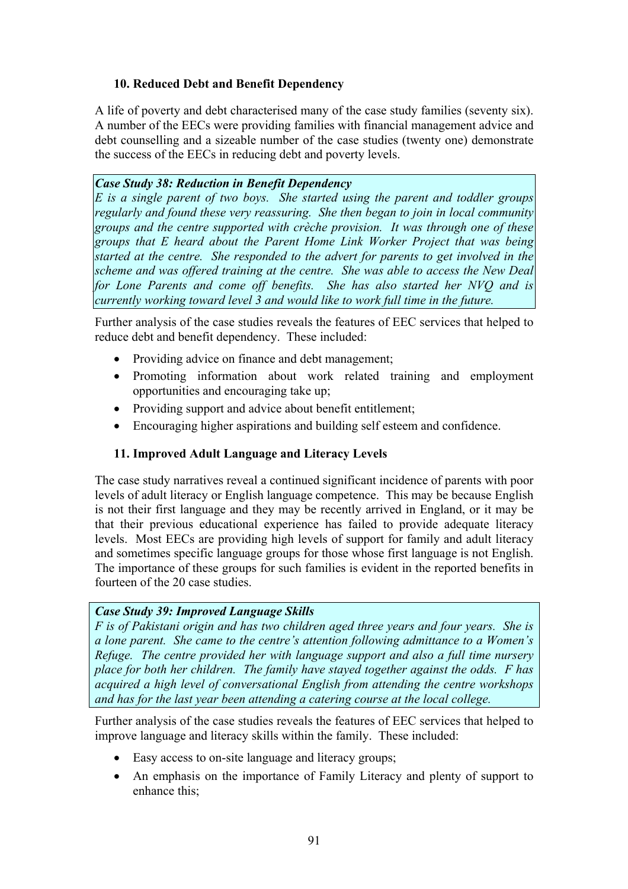### 10. Reduced Debt and Benefit Dependency

A life of poverty and debt characterised many of the case study families (seventy six). A number of the EECs were providing families with financial management advice and debt counselling and a sizeable number of the case studies (twenty one) demonstrate the success of the EECs in reducing debt and poverty levels.

> ***Case Study 38: Reduction in Benefit Dependency***
> *E is a single parent of two boys. She started using the parent and toddler groups regularly and found these very reassuring. She then began to join in local community groups and the centre supported with crèche provision. It was through one of these groups that E heard about the Parent Home Link Worker Project that was being started at the centre. She responded to the advert for parents to get involved in the scheme and was offered training at the centre. She was able to access the New Deal for Lone Parents and come off benefits. She has also started her NVQ and is currently working toward level 3 and would like to work full time in the future.*

Further analysis of the case studies reveals the features of EEC services that helped to reduce debt and benefit dependency. These included:

- Providing advice on finance and debt management;
- Promoting information about work related training and employment opportunities and encouraging take up;
- Providing support and advice about benefit entitlement;
- Encouraging higher aspirations and building self esteem and confidence.

### 11. Improved Adult Language and Literacy Levels

The case study narratives reveal a continued significant incidence of parents with poor levels of adult literacy or English language competence. This may be because English is not their first language and they may be recently arrived in England, or it may be that their previous educational experience has failed to provide adequate literacy levels. Most EECs are providing high levels of support for family and adult literacy and sometimes specific language groups for those whose first language is not English. The importance of these groups for such families is evident in the reported benefits in fourteen of the 20 case studies.

> ***Case Study 39: Improved Language Skills***
> *F is of Pakistani origin and has two children aged three years and four years. She is a lone parent. She came to the centre's attention following admittance to a Women's Refuge. The centre provided her with language support and also a full time nursery place for both her children. The family have stayed together against the odds. F has acquired a high level of conversational English from attending the centre workshops and has for the last year been attending a catering course at the local college.*

Further analysis of the case studies reveals the features of EEC services that helped to improve language and literacy skills within the family. These included:

- Easy access to on-site language and literacy groups;
- An emphasis on the importance of Family Literacy and plenty of support to enhance this;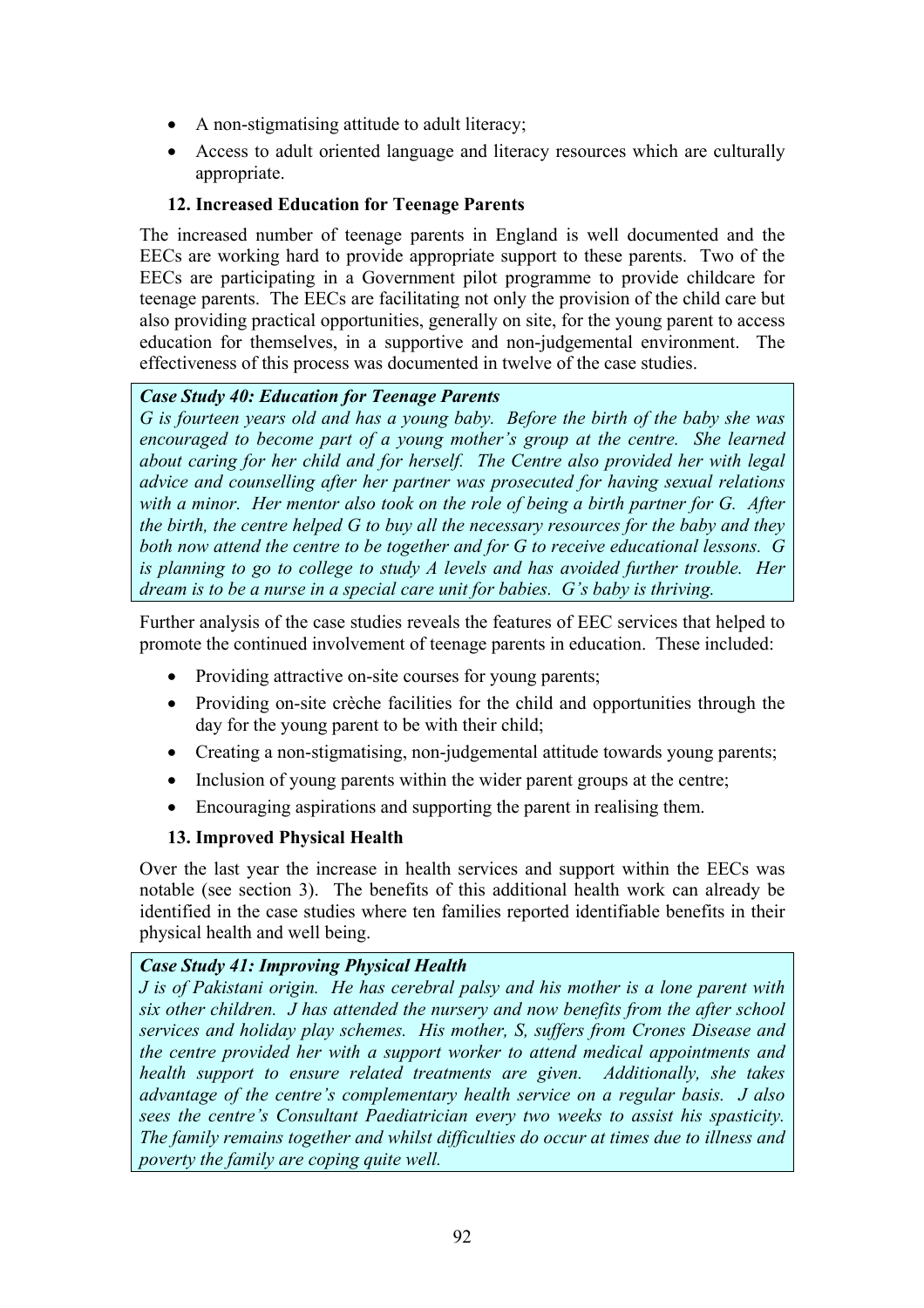- A non-stigmatising attitude to adult literacy;
- Access to adult oriented language and literacy resources which are culturally appropriate.

### 12. Increased Education for Teenage Parents

The increased number of teenage parents in England is well documented and the EECs are working hard to provide appropriate support to these parents. Two of the EECs are participating in a Government pilot programme to provide childcare for teenage parents. The EECs are facilitating not only the provision of the child care but also providing practical opportunities, generally on site, for the young parent to access education for themselves, in a supportive and non-judgemental environment. The effectiveness of this process was documented in twelve of the case studies.

***Case Study 40: Education for Teenage Parents***
*G is fourteen years old and has a young baby. Before the birth of the baby she was encouraged to become part of a young mother's group at the centre. She learned about caring for her child and for herself. The Centre also provided her with legal advice and counselling after her partner was prosecuted for having sexual relations with a minor. Her mentor also took on the role of being a birth partner for G. After the birth, the centre helped G to buy all the necessary resources for the baby and they both now attend the centre to be together and for G to receive educational lessons. G is planning to go to college to study A levels and has avoided further trouble. Her dream is to be a nurse in a special care unit for babies. G's baby is thriving.*

Further analysis of the case studies reveals the features of EEC services that helped to promote the continued involvement of teenage parents in education. These included:

- Providing attractive on-site courses for young parents;
- Providing on-site crèche facilities for the child and opportunities through the day for the young parent to be with their child;
- Creating a non-stigmatising, non-judgemental attitude towards young parents;
- Inclusion of young parents within the wider parent groups at the centre;
- Encouraging aspirations and supporting the parent in realising them.

### 13. Improved Physical Health

Over the last year the increase in health services and support within the EECs was notable (see section 3). The benefits of this additional health work can already be identified in the case studies where ten families reported identifiable benefits in their physical health and well being.

***Case Study 41: Improving Physical Health***
*J is of Pakistani origin. He has cerebral palsy and his mother is a lone parent with six other children. J has attended the nursery and now benefits from the after school services and holiday play schemes. His mother, S, suffers from Crones Disease and the centre provided her with a support worker to attend medical appointments and health support to ensure related treatments are given. Additionally, she takes advantage of the centre's complementary health service on a regular basis. J also sees the centre's Consultant Paediatrician every two weeks to assist his spasticity. The family remains together and whilst difficulties do occur at times due to illness and poverty the family are coping quite well.*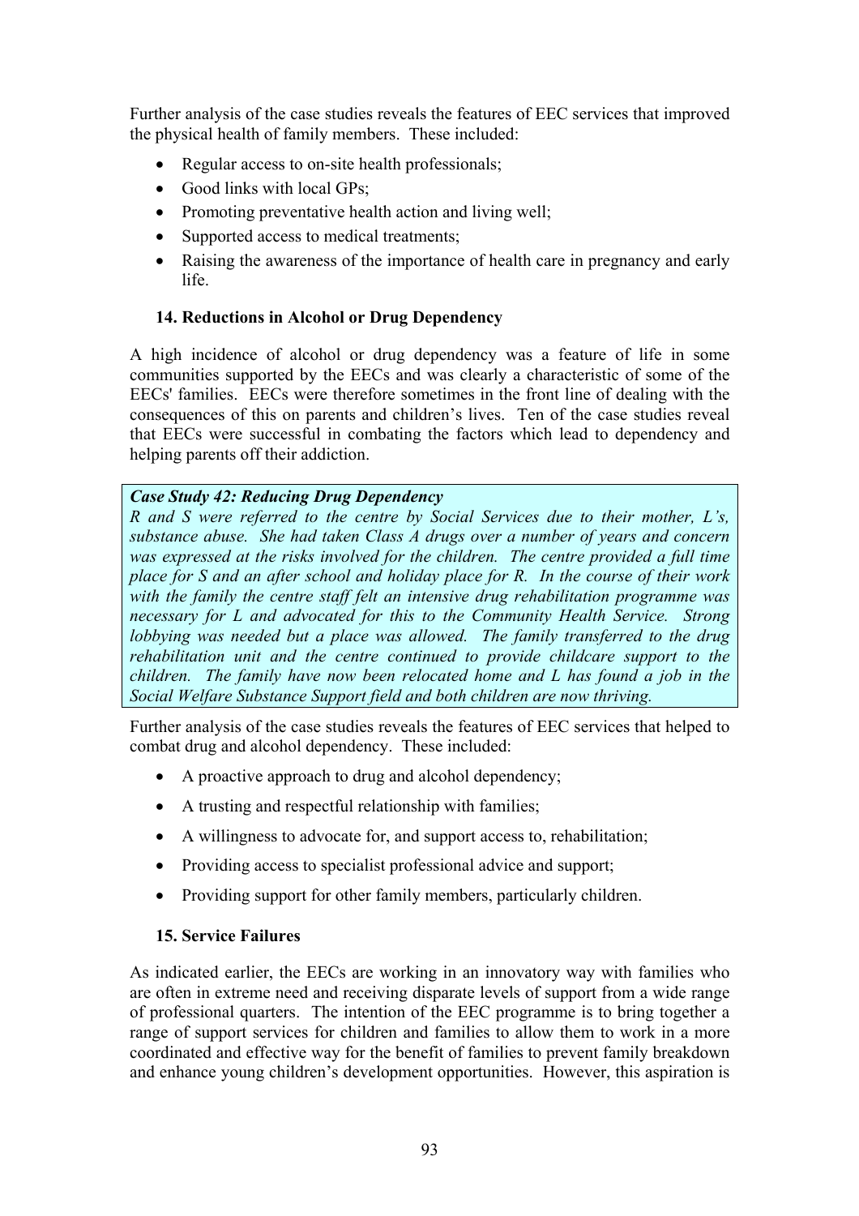Further analysis of the case studies reveals the features of EEC services that improved the physical health of family members. These included:

- Regular access to on-site health professionals;
- Good links with local GPs;
- Promoting preventative health action and living well;
- Supported access to medical treatments;
- Raising the awareness of the importance of health care in pregnancy and early life.

### 14. Reductions in Alcohol or Drug Dependency

A high incidence of alcohol or drug dependency was a feature of life in some communities supported by the EECs and was clearly a characteristic of some of the EECs' families. EECs were therefore sometimes in the front line of dealing with the consequences of this on parents and children's lives. Ten of the case studies reveal that EECs were successful in combating the factors which lead to dependency and helping parents off their addiction.

> ***Case Study 42: Reducing Drug Dependency***
> *R and S were referred to the centre by Social Services due to their mother, L's, substance abuse. She had taken Class A drugs over a number of years and concern was expressed at the risks involved for the children. The centre provided a full time place for S and an after school and holiday place for R. In the course of their work with the family the centre staff felt an intensive drug rehabilitation programme was necessary for L and advocated for this to the Community Health Service. Strong lobbying was needed but a place was allowed. The family transferred to the drug rehabilitation unit and the centre continued to provide childcare support to the children. The family have now been relocated home and L has found a job in the Social Welfare Substance Support field and both children are now thriving.*

Further analysis of the case studies reveals the features of EEC services that helped to combat drug and alcohol dependency. These included:

- A proactive approach to drug and alcohol dependency;
- A trusting and respectful relationship with families;
- A willingness to advocate for, and support access to, rehabilitation;
- Providing access to specialist professional advice and support;
- Providing support for other family members, particularly children.

### 15. Service Failures

As indicated earlier, the EECs are working in an innovatory way with families who are often in extreme need and receiving disparate levels of support from a wide range of professional quarters. The intention of the EEC programme is to bring together a range of support services for children and families to allow them to work in a more coordinated and effective way for the benefit of families to prevent family breakdown and enhance young children's development opportunities. However, this aspiration is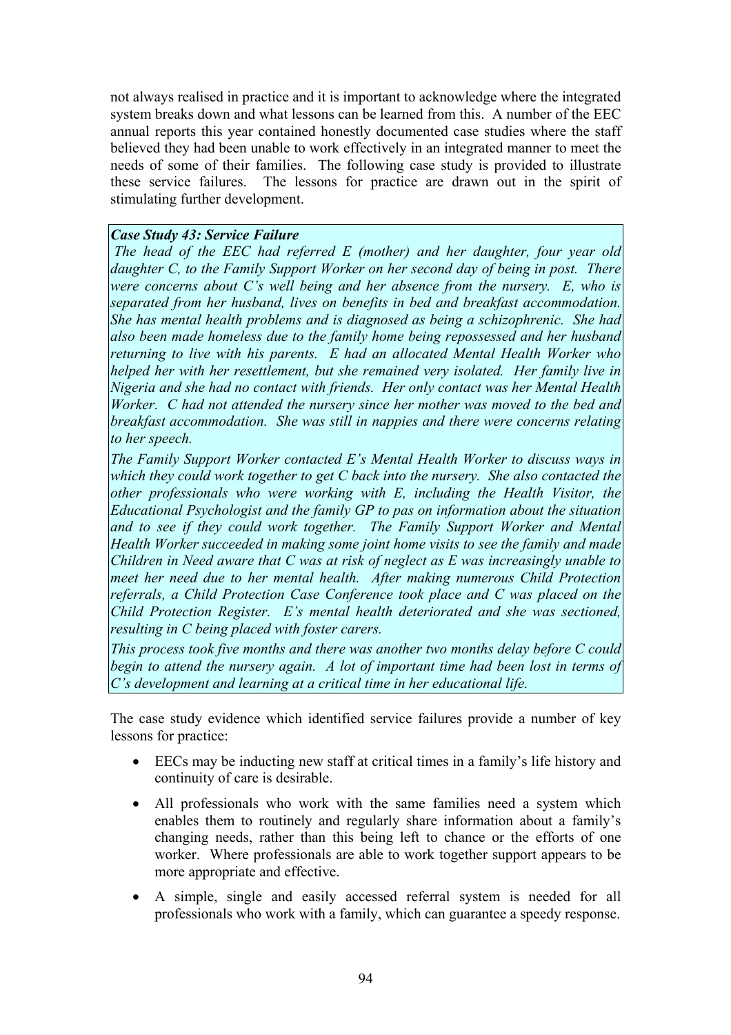not always realised in practice and it is important to acknowledge where the integrated system breaks down and what lessons can be learned from this. A number of the EEC annual reports this year contained honestly documented case studies where the staff believed they had been unable to work effectively in an integrated manner to meet the needs of some of their families. The following case study is provided to illustrate these service failures. The lessons for practice are drawn out in the spirit of stimulating further development.

> ***Case Study 43: Service Failure***
>
> *The head of the EEC had referred E (mother) and her daughter, four year old daughter C, to the Family Support Worker on her second day of being in post. There were concerns about C's well being and her absence from the nursery. E, who is separated from her husband, lives on benefits in bed and breakfast accommodation. She has mental health problems and is diagnosed as being a schizophrenic. She had also been made homeless due to the family home being repossessed and her husband returning to live with his parents. E had an allocated Mental Health Worker who helped her with her resettlement, but she remained very isolated. Her family live in Nigeria and she had no contact with friends. Her only contact was her Mental Health Worker. C had not attended the nursery since her mother was moved to the bed and breakfast accommodation. She was still in nappies and there were concerns relating to her speech.*
>
> *The Family Support Worker contacted E's Mental Health Worker to discuss ways in which they could work together to get C back into the nursery. She also contacted the other professionals who were working with E, including the Health Visitor, the Educational Psychologist and the family GP to pas on information about the situation and to see if they could work together. The Family Support Worker and Mental Health Worker succeeded in making some joint home visits to see the family and made Children in Need aware that C was at risk of neglect as E was increasingly unable to meet her need due to her mental health. After making numerous Child Protection referrals, a Child Protection Case Conference took place and C was placed on the Child Protection Register. E's mental health deteriorated and she was sectioned, resulting in C being placed with foster carers.*
>
> *This process took five months and there was another two months delay before C could begin to attend the nursery again. A lot of important time had been lost in terms of C's development and learning at a critical time in her educational life.*

The case study evidence which identified service failures provide a number of key lessons for practice:

- EECs may be inducting new staff at critical times in a family's life history and continuity of care is desirable.
- All professionals who work with the same families need a system which enables them to routinely and regularly share information about a family's changing needs, rather than this being left to chance or the efforts of one worker. Where professionals are able to work together support appears to be more appropriate and effective.
- A simple, single and easily accessed referral system is needed for all professionals who work with a family, which can guarantee a speedy response.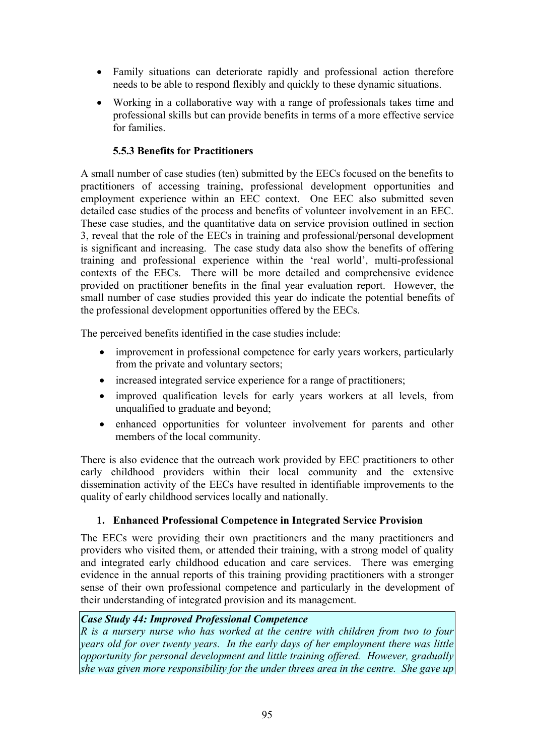- Family situations can deteriorate rapidly and professional action therefore needs to be able to respond flexibly and quickly to these dynamic situations.
- Working in a collaborative way with a range of professionals takes time and professional skills but can provide benefits in terms of a more effective service for families.

### 5.5.3 Benefits for Practitioners

A small number of case studies (ten) submitted by the EECs focused on the benefits to practitioners of accessing training, professional development opportunities and employment experience within an EEC context. One EEC also submitted seven detailed case studies of the process and benefits of volunteer involvement in an EEC. These case studies, and the quantitative data on service provision outlined in section 3, reveal that the role of the EECs in training and professional/personal development is significant and increasing. The case study data also show the benefits of offering training and professional experience within the 'real world', multi-professional contexts of the EECs. There will be more detailed and comprehensive evidence provided on practitioner benefits in the final year evaluation report. However, the small number of case studies provided this year do indicate the potential benefits of the professional development opportunities offered by the EECs.

The perceived benefits identified in the case studies include:

- improvement in professional competence for early years workers, particularly from the private and voluntary sectors;
- increased integrated service experience for a range of practitioners;
- improved qualification levels for early years workers at all levels, from unqualified to graduate and beyond;
- enhanced opportunities for volunteer involvement for parents and other members of the local community.

There is also evidence that the outreach work provided by EEC practitioners to other early childhood providers within their local community and the extensive dissemination activity of the EECs have resulted in identifiable improvements to the quality of early childhood services locally and nationally.

**1. Enhanced Professional Competence in Integrated Service Provision**

The EECs were providing their own practitioners and the many practitioners and providers who visited them, or attended their training, with a strong model of quality and integrated early childhood education and care services. There was emerging evidence in the annual reports of this training providing practitioners with a stronger sense of their own professional competence and particularly in the development of their understanding of integrated provision and its management.

***Case Study 44: Improved Professional Competence***
*R is a nursery nurse who has worked at the centre with children from two to four years old for over twenty years. In the early days of her employment there was little opportunity for personal development and little training offered. However, gradually she was given more responsibility for the under threes area in the centre. She gave up*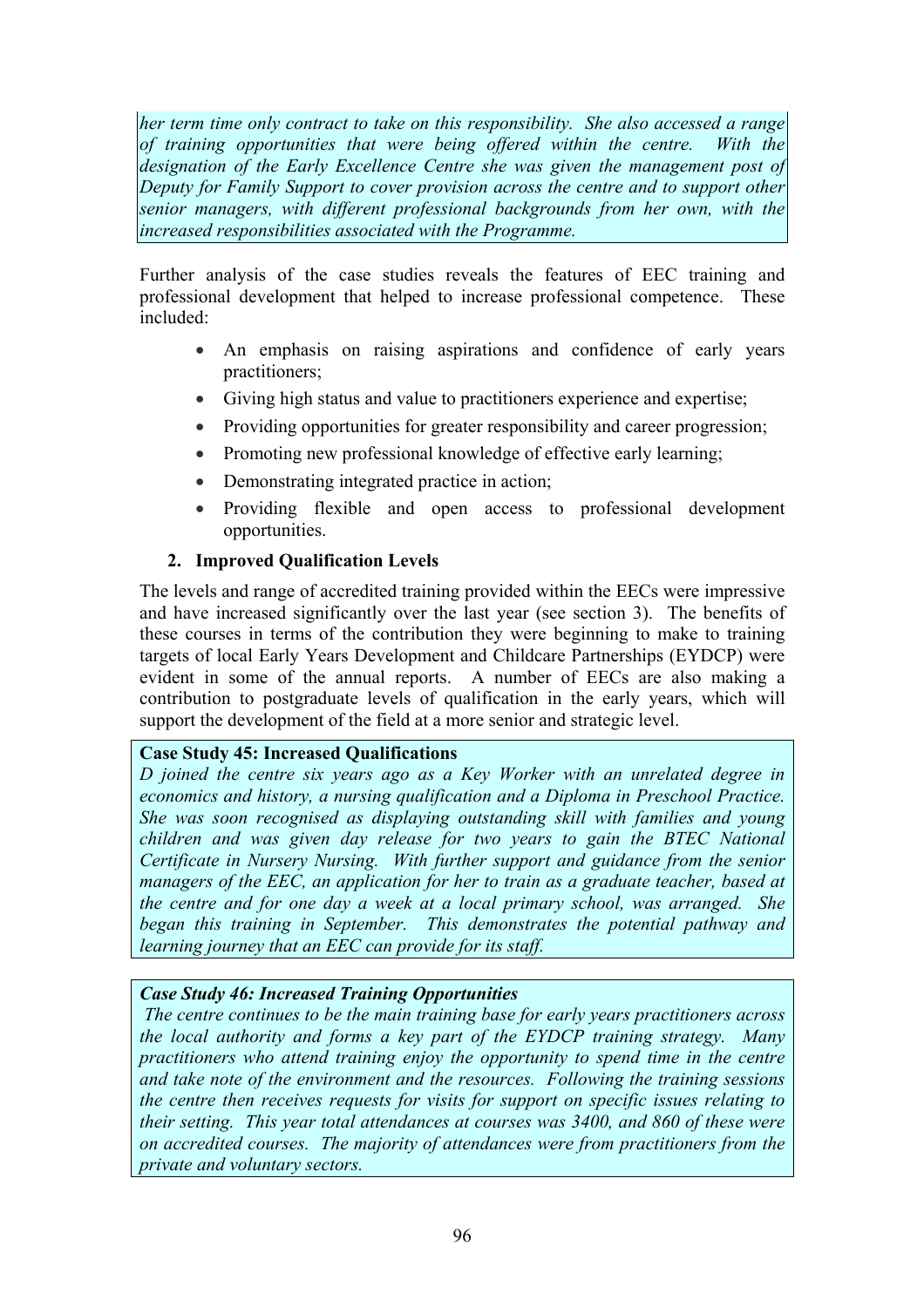*her term time only contract to take on this responsibility. She also accessed a range of training opportunities that were being offered within the centre. With the designation of the Early Excellence Centre she was given the management post of Deputy for Family Support to cover provision across the centre and to support other senior managers, with different professional backgrounds from her own, with the increased responsibilities associated with the Programme.*

Further analysis of the case studies reveals the features of EEC training and professional development that helped to increase professional competence. These included:

- An emphasis on raising aspirations and confidence of early years practitioners;
- Giving high status and value to practitioners experience and expertise;
- Providing opportunities for greater responsibility and career progression;
- Promoting new professional knowledge of effective early learning;
- Demonstrating integrated practice in action;
- Providing flexible and open access to professional development opportunities.

**2. Improved Qualification Levels**

The levels and range of accredited training provided within the EECs were impressive and have increased significantly over the last year (see section 3). The benefits of these courses in terms of the contribution they were beginning to make to training targets of local Early Years Development and Childcare Partnerships (EYDCP) were evident in some of the annual reports. A number of EECs are also making a contribution to postgraduate levels of qualification in the early years, which will support the development of the field at a more senior and strategic level.

**Case Study 45: Increased Qualifications**

*D joined the centre six years ago as a Key Worker with an unrelated degree in economics and history, a nursing qualification and a Diploma in Preschool Practice. She was soon recognised as displaying outstanding skill with families and young children and was given day release for two years to gain the BTEC National Certificate in Nursery Nursing. With further support and guidance from the senior managers of the EEC, an application for her to train as a graduate teacher, based at the centre and for one day a week at a local primary school, was arranged. She began this training in September. This demonstrates the potential pathway and learning journey that an EEC can provide for its staff.*

***Case Study 46: Increased Training Opportunities***

*The centre continues to be the main training base for early years practitioners across the local authority and forms a key part of the EYDCP training strategy. Many practitioners who attend training enjoy the opportunity to spend time in the centre and take note of the environment and the resources. Following the training sessions the centre then receives requests for visits for support on specific issues relating to their setting. This year total attendances at courses was 3400, and 860 of these were on accredited courses. The majority of attendances were from practitioners from the private and voluntary sectors.*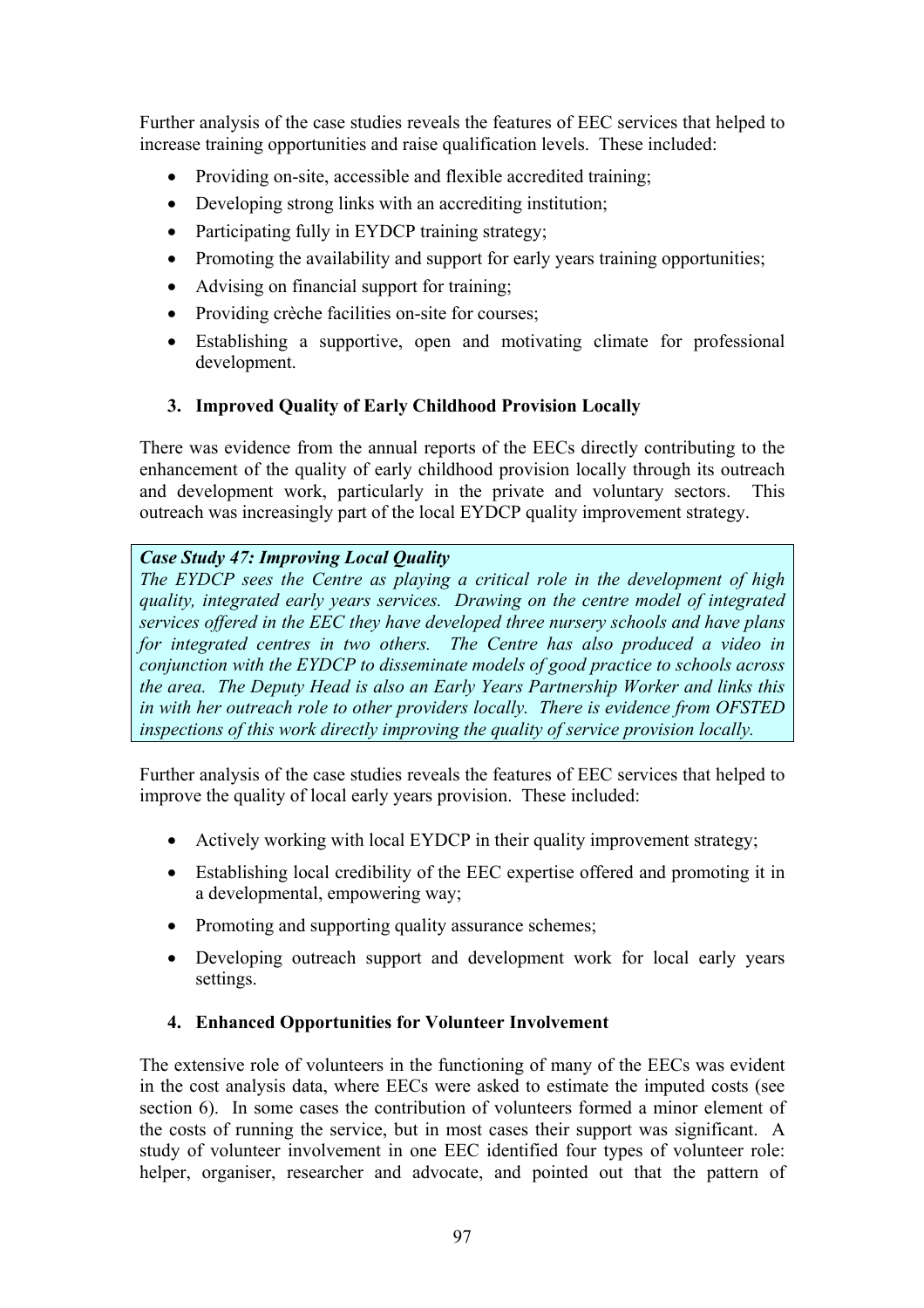Further analysis of the case studies reveals the features of EEC services that helped to increase training opportunities and raise qualification levels. These included:

- Providing on-site, accessible and flexible accredited training;
- Developing strong links with an accrediting institution;
- Participating fully in EYDCP training strategy;
- Promoting the availability and support for early years training opportunities;
- Advising on financial support for training;
- Providing crèche facilities on-site for courses;
- Establishing a supportive, open and motivating climate for professional development.

### 3. Improved Quality of Early Childhood Provision Locally

There was evidence from the annual reports of the EECs directly contributing to the enhancement of the quality of early childhood provision locally through its outreach and development work, particularly in the private and voluntary sectors. This outreach was increasingly part of the local EYDCP quality improvement strategy.

> ***Case Study 47: Improving Local Quality***
> *The EYDCP sees the Centre as playing a critical role in the development of high quality, integrated early years services. Drawing on the centre model of integrated services offered in the EEC they have developed three nursery schools and have plans for integrated centres in two others. The Centre has also produced a video in conjunction with the EYDCP to disseminate models of good practice to schools across the area. The Deputy Head is also an Early Years Partnership Worker and links this in with her outreach role to other providers locally. There is evidence from OFSTED inspections of this work directly improving the quality of service provision locally.*

Further analysis of the case studies reveals the features of EEC services that helped to improve the quality of local early years provision. These included:

- Actively working with local EYDCP in their quality improvement strategy;
- Establishing local credibility of the EEC expertise offered and promoting it in a developmental, empowering way;
- Promoting and supporting quality assurance schemes;
- Developing outreach support and development work for local early years settings.

### 4. Enhanced Opportunities for Volunteer Involvement

The extensive role of volunteers in the functioning of many of the EECs was evident in the cost analysis data, where EECs were asked to estimate the imputed costs (see section 6). In some cases the contribution of volunteers formed a minor element of the costs of running the service, but in most cases their support was significant. A study of volunteer involvement in one EEC identified four types of volunteer role: helper, organiser, researcher and advocate, and pointed out that the pattern of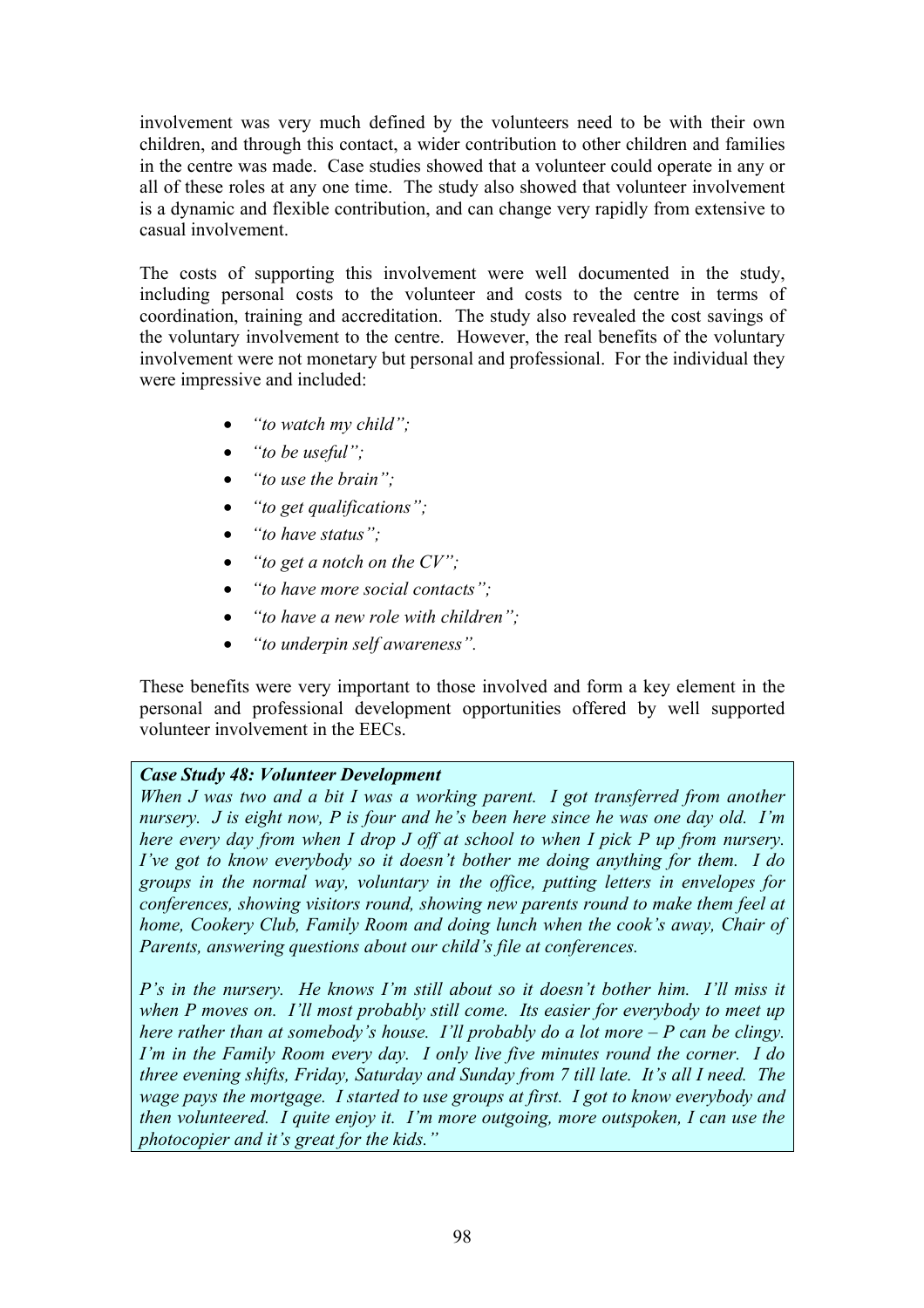involvement was very much defined by the volunteers need to be with their own children, and through this contact, a wider contribution to other children and families in the centre was made. Case studies showed that a volunteer could operate in any or all of these roles at any one time. The study also showed that volunteer involvement is a dynamic and flexible contribution, and can change very rapidly from extensive to casual involvement.

The costs of supporting this involvement were well documented in the study, including personal costs to the volunteer and costs to the centre in terms of coordination, training and accreditation. The study also revealed the cost savings of the voluntary involvement to the centre. However, the real benefits of the voluntary involvement were not monetary but personal and professional. For the individual they were impressive and included:

- *"to watch my child";*
- *"to be useful";*
- *"to use the brain";*
- *"to get qualifications";*
- *"to have status";*
- *"to get a notch on the CV";*
- *"to have more social contacts";*
- *"to have a new role with children";*
- *"to underpin self awareness".*

These benefits were very important to those involved and form a key element in the personal and professional development opportunities offered by well supported volunteer involvement in the EECs.

> ***Case Study 48: Volunteer Development***
>
> *When J was two and a bit I was a working parent. I got transferred from another nursery. J is eight now, P is four and he's been here since he was one day old. I'm here every day from when I drop J off at school to when I pick P up from nursery. I've got to know everybody so it doesn't bother me doing anything for them. I do groups in the normal way, voluntary in the office, putting letters in envelopes for conferences, showing visitors round, showing new parents round to make them feel at home, Cookery Club, Family Room and doing lunch when the cook's away, Chair of Parents, answering questions about our child's file at conferences.*
>
> *P's in the nursery. He knows I'm still about so it doesn't bother him. I'll miss it when P moves on. I'll most probably still come. Its easier for everybody to meet up here rather than at somebody's house. I'll probably do a lot more – P can be clingy. I'm in the Family Room every day. I only live five minutes round the corner. I do three evening shifts, Friday, Saturday and Sunday from 7 till late. It's all I need. The wage pays the mortgage. I started to use groups at first. I got to know everybody and then volunteered. I quite enjoy it. I'm more outgoing, more outspoken, I can use the photocopier and it's great for the kids."*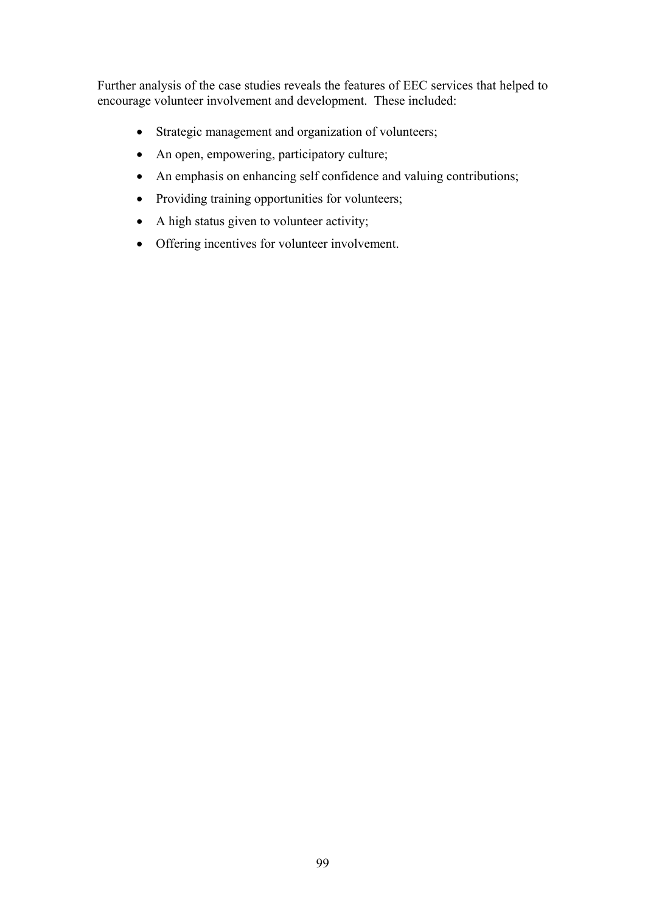Further analysis of the case studies reveals the features of EEC services that helped to encourage volunteer involvement and development. These included:

- Strategic management and organization of volunteers;
- An open, empowering, participatory culture;
- An emphasis on enhancing self confidence and valuing contributions;
- Providing training opportunities for volunteers;
- A high status given to volunteer activity;
- Offering incentives for volunteer involvement.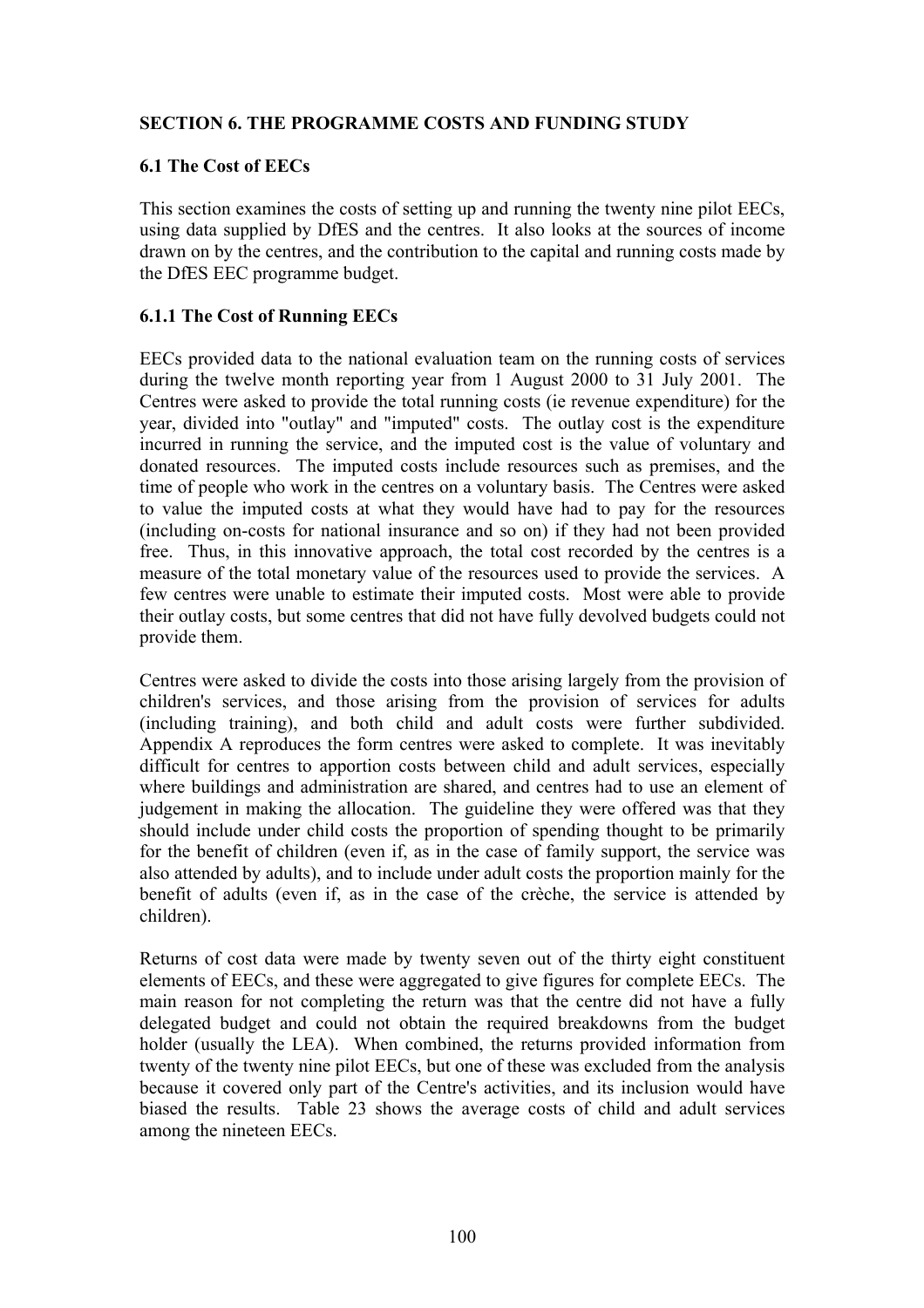## SECTION 6. THE PROGRAMME COSTS AND FUNDING STUDY

### 6.1 The Cost of EECs

This section examines the costs of setting up and running the twenty nine pilot EECs, using data supplied by DfES and the centres. It also looks at the sources of income drawn on by the centres, and the contribution to the capital and running costs made by the DfES EEC programme budget.

### 6.1.1 The Cost of Running EECs

EECs provided data to the national evaluation team on the running costs of services during the twelve month reporting year from 1 August 2000 to 31 July 2001. The Centres were asked to provide the total running costs (ie revenue expenditure) for the year, divided into "outlay" and "imputed" costs. The outlay cost is the expenditure incurred in running the service, and the imputed cost is the value of voluntary and donated resources. The imputed costs include resources such as premises, and the time of people who work in the centres on a voluntary basis. The Centres were asked to value the imputed costs at what they would have had to pay for the resources (including on-costs for national insurance and so on) if they had not been provided free. Thus, in this innovative approach, the total cost recorded by the centres is a measure of the total monetary value of the resources used to provide the services. A few centres were unable to estimate their imputed costs. Most were able to provide their outlay costs, but some centres that did not have fully devolved budgets could not provide them.

Centres were asked to divide the costs into those arising largely from the provision of children's services, and those arising from the provision of services for adults (including training), and both child and adult costs were further subdivided. Appendix A reproduces the form centres were asked to complete. It was inevitably difficult for centres to apportion costs between child and adult services, especially where buildings and administration are shared, and centres had to use an element of judgement in making the allocation. The guideline they were offered was that they should include under child costs the proportion of spending thought to be primarily for the benefit of children (even if, as in the case of family support, the service was also attended by adults), and to include under adult costs the proportion mainly for the benefit of adults (even if, as in the case of the crèche, the service is attended by children).

Returns of cost data were made by twenty seven out of the thirty eight constituent elements of EECs, and these were aggregated to give figures for complete EECs. The main reason for not completing the return was that the centre did not have a fully delegated budget and could not obtain the required breakdowns from the budget holder (usually the LEA). When combined, the returns provided information from twenty of the twenty nine pilot EECs, but one of these was excluded from the analysis because it covered only part of the Centre's activities, and its inclusion would have biased the results. Table 23 shows the average costs of child and adult services among the nineteen EECs.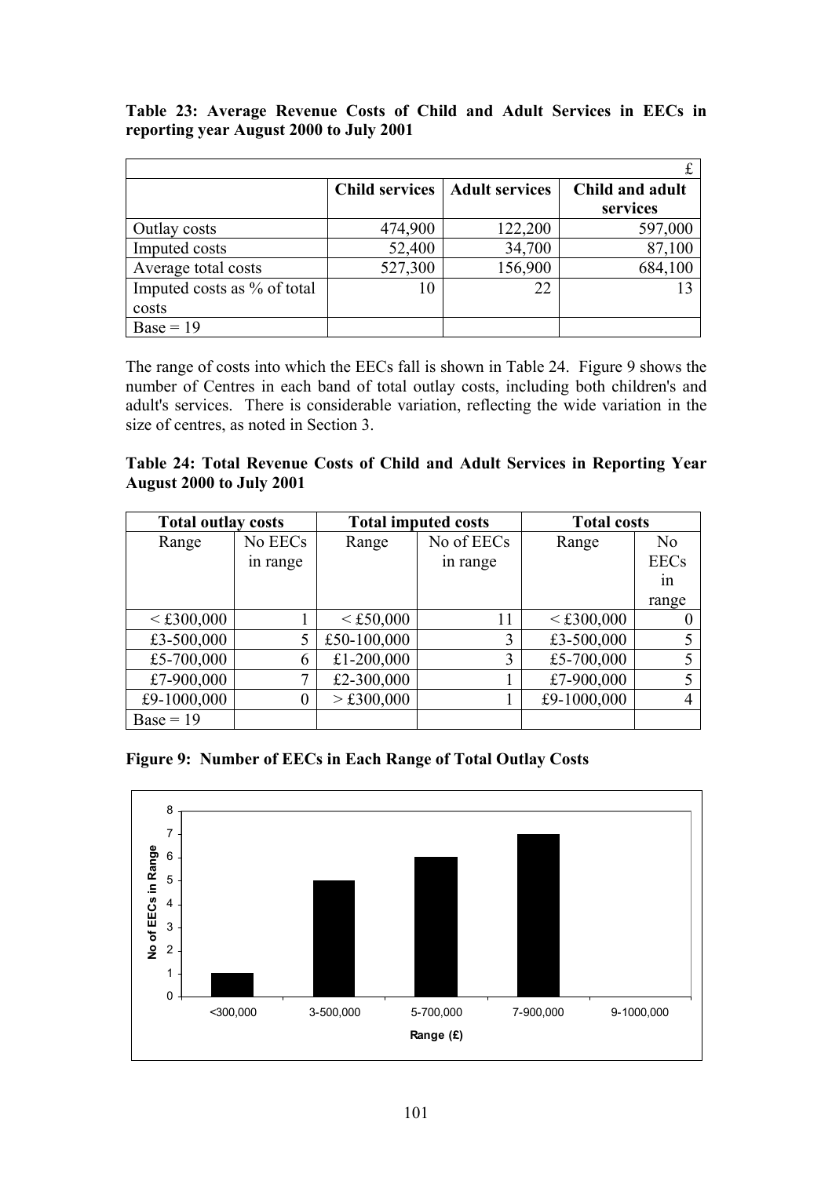**Table 23: Average Revenue Costs of Child and Adult Services in EECs in reporting year August 2000 to July 2001**

| | | | £ |
|---|---|---|---|
| | **Child services** | **Adult services** | **Child and adult services** |
| Outlay costs | 474,900 | 122,200 | 597,000 |
| Imputed costs | 52,400 | 34,700 | 87,100 |
| Average total costs | 527,300 | 156,900 | 684,100 |
| Imputed costs as % of total costs | 10 | 22 | 13 |
| Base = 19 | | | |

The range of costs into which the EECs fall is shown in Table 24. Figure 9 shows the number of Centres in each band of total outlay costs, including both children's and adult's services. There is considerable variation, reflecting the wide variation in the size of centres, as noted in Section 3.

**Table 24: Total Revenue Costs of Child and Adult Services in Reporting Year August 2000 to July 2001**

| **Total outlay costs** | | **Total imputed costs** | | **Total costs** | |
|---|---|---|---|---|---|
| Range | No EECs in range | Range | No of EECs in range | Range | No EECs in range |
| < £300,000 | 1 | < £50,000 | 11 | < £300,000 | 0 |
| £3-500,000 | 5 | £50-100,000 | 3 | £3-500,000 | 5 |
| £5-700,000 | 6 | £1-200,000 | 3 | £5-700,000 | 5 |
| £7-900,000 | 7 | £2-300,000 | 1 | £7-900,000 | 5 |
| £9-1000,000 | 0 | > £300,000 | 1 | £9-1000,000 | 4 |
| Base = 19 | | | | | |

**Figure 9: Number of EECs in Each Range of Total Outlay Costs**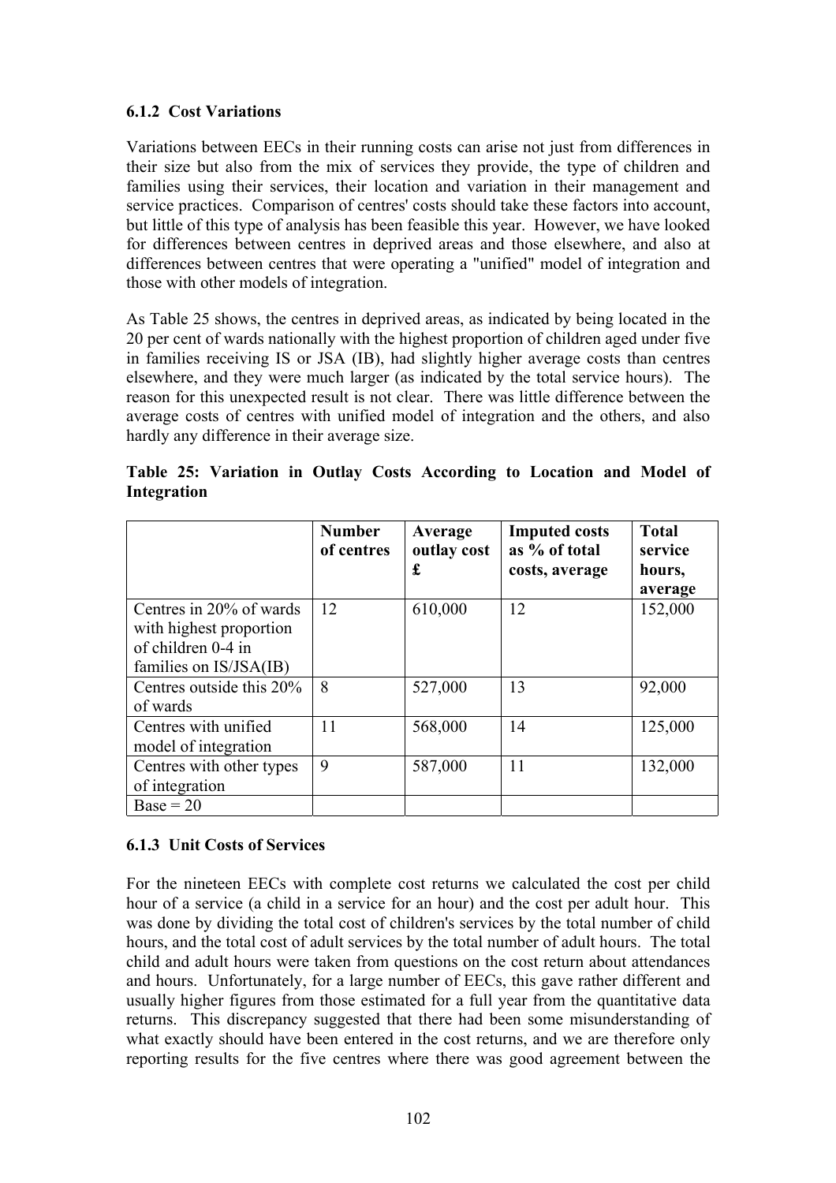### 6.1.2 Cost Variations

Variations between EECs in their running costs can arise not just from differences in their size but also from the mix of services they provide, the type of children and families using their services, their location and variation in their management and service practices. Comparison of centres' costs should take these factors into account, but little of this type of analysis has been feasible this year. However, we have looked for differences between centres in deprived areas and those elsewhere, and also at differences between centres that were operating a "unified" model of integration and those with other models of integration.

As Table 25 shows, the centres in deprived areas, as indicated by being located in the 20 per cent of wards nationally with the highest proportion of children aged under five in families receiving IS or JSA (IB), had slightly higher average costs than centres elsewhere, and they were much larger (as indicated by the total service hours). The reason for this unexpected result is not clear. There was little difference between the average costs of centres with unified model of integration and the others, and also hardly any difference in their average size.

**Table 25: Variation in Outlay Costs According to Location and Model of Integration**

| | Number of centres | Average outlay cost £ | Imputed costs as % of total costs, average | Total service hours, average |
|---|---|---|---|---|
| Centres in 20% of wards with highest proportion of children 0-4 in families on IS/JSA(IB) | 12 | 610,000 | 12 | 152,000 |
| Centres outside this 20% of wards | 8 | 527,000 | 13 | 92,000 |
| Centres with unified model of integration | 11 | 568,000 | 14 | 125,000 |
| Centres with other types of integration | 9 | 587,000 | 11 | 132,000 |
| Base = 20 | | | | |

### 6.1.3 Unit Costs of Services

For the nineteen EECs with complete cost returns we calculated the cost per child hour of a service (a child in a service for an hour) and the cost per adult hour. This was done by dividing the total cost of children's services by the total number of child hours, and the total cost of adult services by the total number of adult hours. The total child and adult hours were taken from questions on the cost return about attendances and hours. Unfortunately, for a large number of EECs, this gave rather different and usually higher figures from those estimated for a full year from the quantitative data returns. This discrepancy suggested that there had been some misunderstanding of what exactly should have been entered in the cost returns, and we are therefore only reporting results for the five centres where there was good agreement between the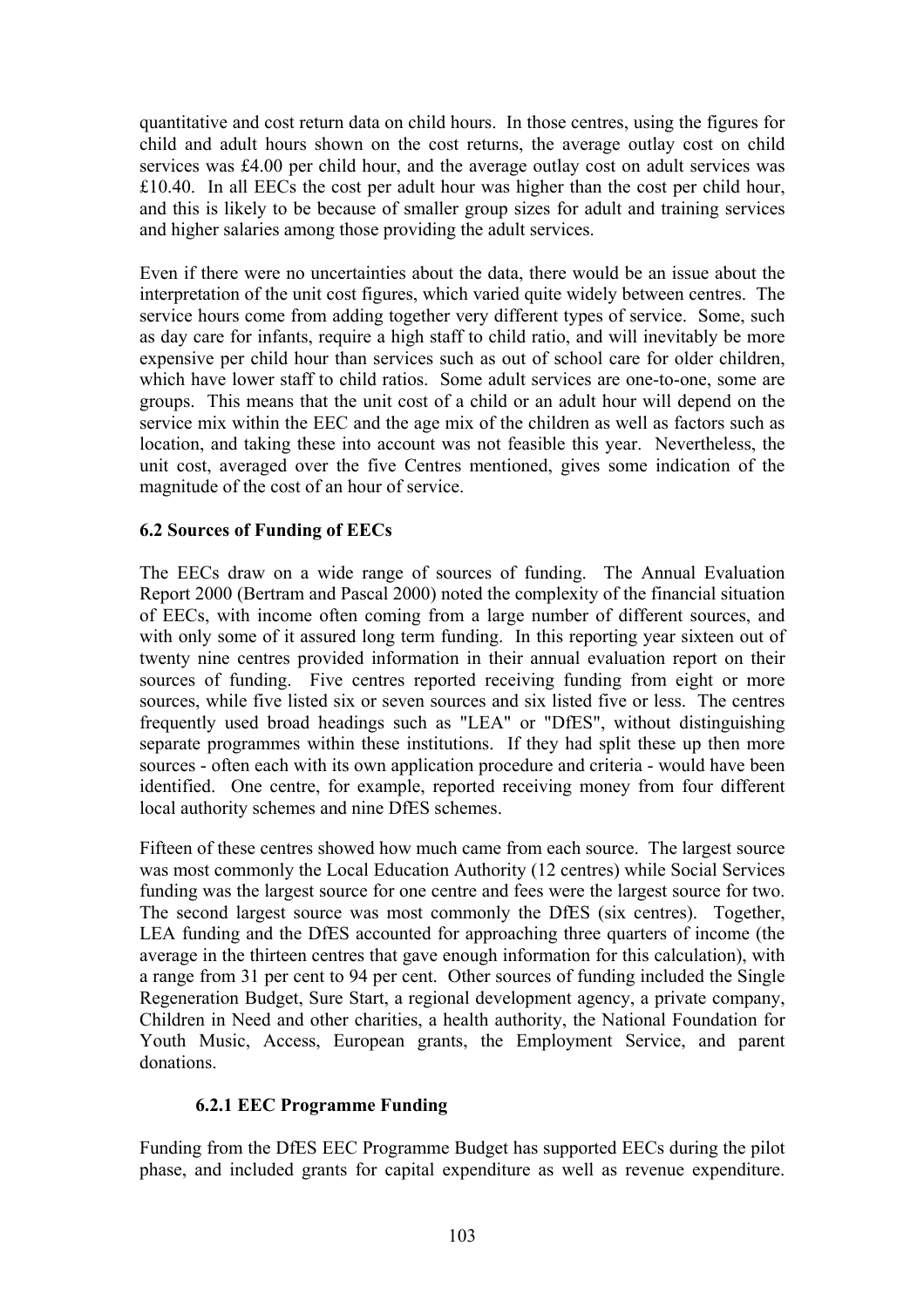quantitative and cost return data on child hours. In those centres, using the figures for child and adult hours shown on the cost returns, the average outlay cost on child services was £4.00 per child hour, and the average outlay cost on adult services was £10.40. In all EECs the cost per adult hour was higher than the cost per child hour, and this is likely to be because of smaller group sizes for adult and training services and higher salaries among those providing the adult services.

Even if there were no uncertainties about the data, there would be an issue about the interpretation of the unit cost figures, which varied quite widely between centres. The service hours come from adding together very different types of service. Some, such as day care for infants, require a high staff to child ratio, and will inevitably be more expensive per child hour than services such as out of school care for older children, which have lower staff to child ratios. Some adult services are one-to-one, some are groups. This means that the unit cost of a child or an adult hour will depend on the service mix within the EEC and the age mix of the children as well as factors such as location, and taking these into account was not feasible this year. Nevertheless, the unit cost, averaged over the five Centres mentioned, gives some indication of the magnitude of the cost of an hour of service.

### 6.2 Sources of Funding of EECs

The EECs draw on a wide range of sources of funding. The Annual Evaluation Report 2000 (Bertram and Pascal 2000) noted the complexity of the financial situation of EECs, with income often coming from a large number of different sources, and with only some of it assured long term funding. In this reporting year sixteen out of twenty nine centres provided information in their annual evaluation report on their sources of funding. Five centres reported receiving funding from eight or more sources, while five listed six or seven sources and six listed five or less. The centres frequently used broad headings such as "LEA" or "DfES", without distinguishing separate programmes within these institutions. If they had split these up then more sources - often each with its own application procedure and criteria - would have been identified. One centre, for example, reported receiving money from four different local authority schemes and nine DfES schemes.

Fifteen of these centres showed how much came from each source. The largest source was most commonly the Local Education Authority (12 centres) while Social Services funding was the largest source for one centre and fees were the largest source for two. The second largest source was most commonly the DfES (six centres). Together, LEA funding and the DfES accounted for approaching three quarters of income (the average in the thirteen centres that gave enough information for this calculation), with a range from 31 per cent to 94 per cent. Other sources of funding included the Single Regeneration Budget, Sure Start, a regional development agency, a private company, Children in Need and other charities, a health authority, the National Foundation for Youth Music, Access, European grants, the Employment Service, and parent donations.

#### 6.2.1 EEC Programme Funding

Funding from the DfES EEC Programme Budget has supported EECs during the pilot phase, and included grants for capital expenditure as well as revenue expenditure.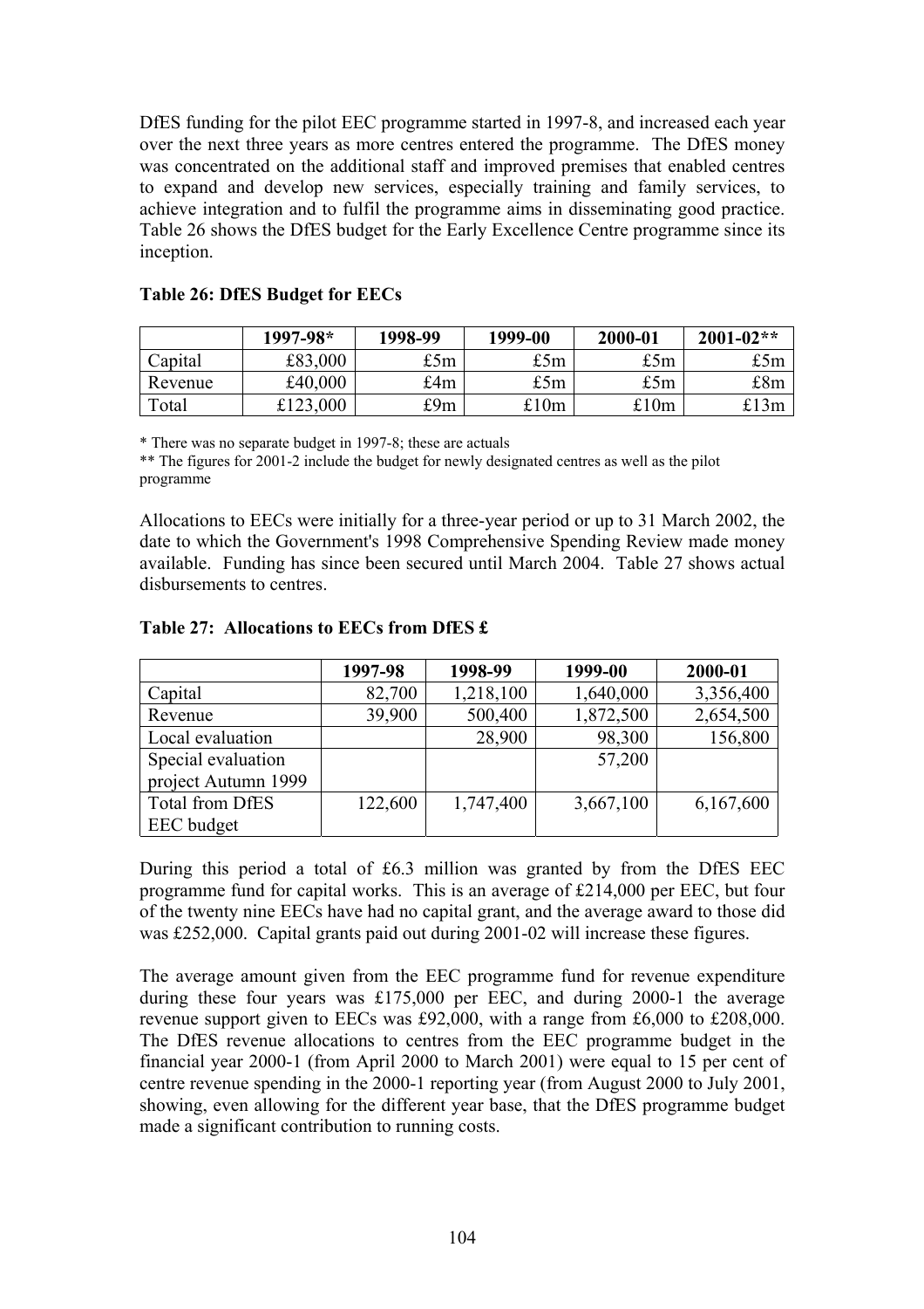DfES funding for the pilot EEC programme started in 1997-8, and increased each year over the next three years as more centres entered the programme. The DfES money was concentrated on the additional staff and improved premises that enabled centres to expand and develop new services, especially training and family services, to achieve integration and to fulfil the programme aims in disseminating good practice. Table 26 shows the DfES budget for the Early Excellence Centre programme since its inception.

**Table 26: DfES Budget for EECs**

| | 1997-98* | 1998-99 | 1999-00 | 2000-01 | 2001-02** |
|---|---|---|---|---|---|
| Capital | £83,000 | £5m | £5m | £5m | £5m |
| Revenue | £40,000 | £4m | £5m | £5m | £8m |
| Total | £123,000 | £9m | £10m | £10m | £13m |

\* There was no separate budget in 1997-8; these are actuals

** The figures for 2001-2 include the budget for newly designated centres as well as the pilot programme

Allocations to EECs were initially for a three-year period or up to 31 March 2002, the date to which the Government's 1998 Comprehensive Spending Review made money available. Funding has since been secured until March 2004. Table 27 shows actual disbursements to centres.

**Table 27: Allocations to EECs from DfES £**

| | 1997-98 | 1998-99 | 1999-00 | 2000-01 |
|---|---|---|---|---|
| Capital | 82,700 | 1,218,100 | 1,640,000 | 3,356,400 |
| Revenue | 39,900 | 500,400 | 1,872,500 | 2,654,500 |
| Local evaluation | | 28,900 | 98,300 | 156,800 |
| Special evaluation project Autumn 1999 | | | 57,200 | |
| Total from DfES EEC budget | 122,600 | 1,747,400 | 3,667,100 | 6,167,600 |

During this period a total of £6.3 million was granted by from the DfES EEC programme fund for capital works. This is an average of £214,000 per EEC, but four of the twenty nine EECs have had no capital grant, and the average award to those did was £252,000. Capital grants paid out during 2001-02 will increase these figures.

The average amount given from the EEC programme fund for revenue expenditure during these four years was £175,000 per EEC, and during 2000-1 the average revenue support given to EECs was £92,000, with a range from £6,000 to £208,000. The DfES revenue allocations to centres from the EEC programme budget in the financial year 2000-1 (from April 2000 to March 2001) were equal to 15 per cent of centre revenue spending in the 2000-1 reporting year (from August 2000 to July 2001, showing, even allowing for the different year base, that the DfES programme budget made a significant contribution to running costs.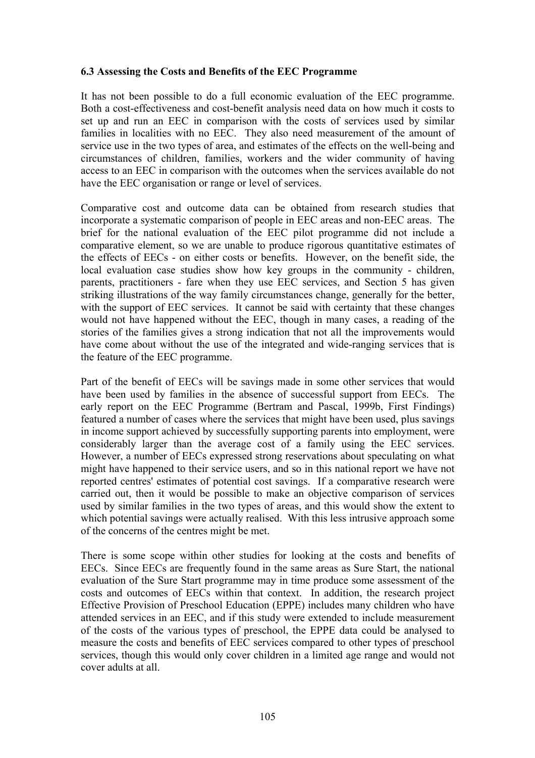### 6.3 Assessing the Costs and Benefits of the EEC Programme

It has not been possible to do a full economic evaluation of the EEC programme. Both a cost-effectiveness and cost-benefit analysis need data on how much it costs to set up and run an EEC in comparison with the costs of services used by similar families in localities with no EEC. They also need measurement of the amount of service use in the two types of area, and estimates of the effects on the well-being and circumstances of children, families, workers and the wider community of having access to an EEC in comparison with the outcomes when the services available do not have the EEC organisation or range or level of services.

Comparative cost and outcome data can be obtained from research studies that incorporate a systematic comparison of people in EEC areas and non-EEC areas. The brief for the national evaluation of the EEC pilot programme did not include a comparative element, so we are unable to produce rigorous quantitative estimates of the effects of EECs - on either costs or benefits. However, on the benefit side, the local evaluation case studies show how key groups in the community - children, parents, practitioners - fare when they use EEC services, and Section 5 has given striking illustrations of the way family circumstances change, generally for the better, with the support of EEC services. It cannot be said with certainty that these changes would not have happened without the EEC, though in many cases, a reading of the stories of the families gives a strong indication that not all the improvements would have come about without the use of the integrated and wide-ranging services that is the feature of the EEC programme.

Part of the benefit of EECs will be savings made in some other services that would have been used by families in the absence of successful support from EECs. The early report on the EEC Programme (Bertram and Pascal, 1999b, First Findings) featured a number of cases where the services that might have been used, plus savings in income support achieved by successfully supporting parents into employment, were considerably larger than the average cost of a family using the EEC services. However, a number of EECs expressed strong reservations about speculating on what might have happened to their service users, and so in this national report we have not reported centres' estimates of potential cost savings. If a comparative research were carried out, then it would be possible to make an objective comparison of services used by similar families in the two types of areas, and this would show the extent to which potential savings were actually realised. With this less intrusive approach some of the concerns of the centres might be met.

There is some scope within other studies for looking at the costs and benefits of EECs. Since EECs are frequently found in the same areas as Sure Start, the national evaluation of the Sure Start programme may in time produce some assessment of the costs and outcomes of EECs within that context. In addition, the research project Effective Provision of Preschool Education (EPPE) includes many children who have attended services in an EEC, and if this study were extended to include measurement of the costs of the various types of preschool, the EPPE data could be analysed to measure the costs and benefits of EEC services compared to other types of preschool services, though this would only cover children in a limited age range and would not cover adults at all.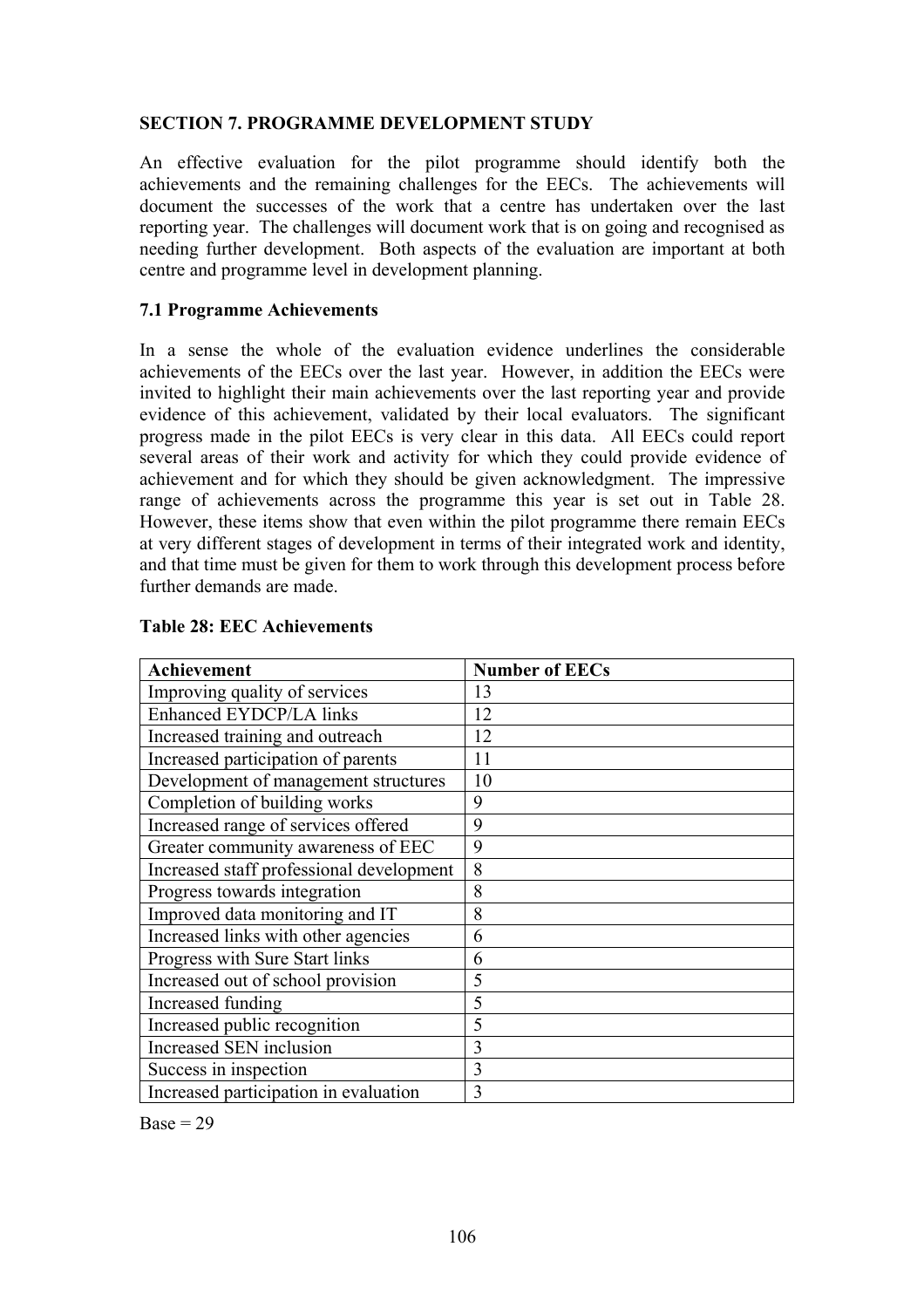## SECTION 7. PROGRAMME DEVELOPMENT STUDY

An effective evaluation for the pilot programme should identify both the achievements and the remaining challenges for the EECs. The achievements will document the successes of the work that a centre has undertaken over the last reporting year. The challenges will document work that is on going and recognised as needing further development. Both aspects of the evaluation are important at both centre and programme level in development planning.

### 7.1 Programme Achievements

In a sense the whole of the evaluation evidence underlines the considerable achievements of the EECs over the last year. However, in addition the EECs were invited to highlight their main achievements over the last reporting year and provide evidence of this achievement, validated by their local evaluators. The significant progress made in the pilot EECs is very clear in this data. All EECs could report several areas of their work and activity for which they could provide evidence of achievement and for which they should be given acknowledgment. The impressive range of achievements across the programme this year is set out in Table 28. However, these items show that even within the pilot programme there remain EECs at very different stages of development in terms of their integrated work and identity, and that time must be given for them to work through this development process before further demands are made.

**Table 28: EEC Achievements**

| Achievement | Number of EECs |
|---|---|
| Improving quality of services | 13 |
| Enhanced EYDCP/LA links | 12 |
| Increased training and outreach | 12 |
| Increased participation of parents | 11 |
| Development of management structures | 10 |
| Completion of building works | 9 |
| Increased range of services offered | 9 |
| Greater community awareness of EEC | 9 |
| Increased staff professional development | 8 |
| Progress towards integration | 8 |
| Improved data monitoring and IT | 8 |
| Increased links with other agencies | 6 |
| Progress with Sure Start links | 6 |
| Increased out of school provision | 5 |
| Increased funding | 5 |
| Increased public recognition | 5 |
| Increased SEN inclusion | 3 |
| Success in inspection | 3 |
| Increased participation in evaluation | 3 |

Base = 29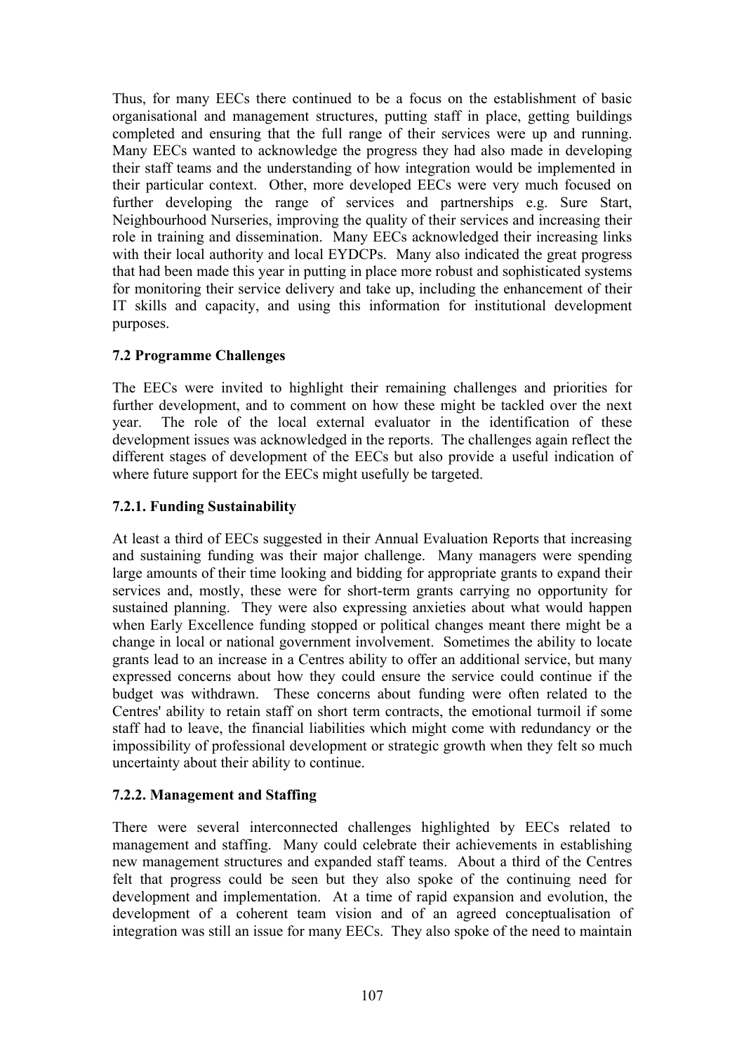Thus, for many EECs there continued to be a focus on the establishment of basic organisational and management structures, putting staff in place, getting buildings completed and ensuring that the full range of their services were up and running. Many EECs wanted to acknowledge the progress they had also made in developing their staff teams and the understanding of how integration would be implemented in their particular context. Other, more developed EECs were very much focused on further developing the range of services and partnerships e.g. Sure Start, Neighbourhood Nurseries, improving the quality of their services and increasing their role in training and dissemination. Many EECs acknowledged their increasing links with their local authority and local EYDCPs. Many also indicated the great progress that had been made this year in putting in place more robust and sophisticated systems for monitoring their service delivery and take up, including the enhancement of their IT skills and capacity, and using this information for institutional development purposes.

### 7.2 Programme Challenges

The EECs were invited to highlight their remaining challenges and priorities for further development, and to comment on how these might be tackled over the next year. The role of the local external evaluator in the identification of these development issues was acknowledged in the reports. The challenges again reflect the different stages of development of the EECs but also provide a useful indication of where future support for the EECs might usefully be targeted.

#### 7.2.1. Funding Sustainability

At least a third of EECs suggested in their Annual Evaluation Reports that increasing and sustaining funding was their major challenge. Many managers were spending large amounts of their time looking and bidding for appropriate grants to expand their services and, mostly, these were for short-term grants carrying no opportunity for sustained planning. They were also expressing anxieties about what would happen when Early Excellence funding stopped or political changes meant there might be a change in local or national government involvement. Sometimes the ability to locate grants lead to an increase in a Centres ability to offer an additional service, but many expressed concerns about how they could ensure the service could continue if the budget was withdrawn. These concerns about funding were often related to the Centres' ability to retain staff on short term contracts, the emotional turmoil if some staff had to leave, the financial liabilities which might come with redundancy or the impossibility of professional development or strategic growth when they felt so much uncertainty about their ability to continue.

#### 7.2.2. Management and Staffing

There were several interconnected challenges highlighted by EECs related to management and staffing. Many could celebrate their achievements in establishing new management structures and expanded staff teams. About a third of the Centres felt that progress could be seen but they also spoke of the continuing need for development and implementation. At a time of rapid expansion and evolution, the development of a coherent team vision and of an agreed conceptualisation of integration was still an issue for many EECs. They also spoke of the need to maintain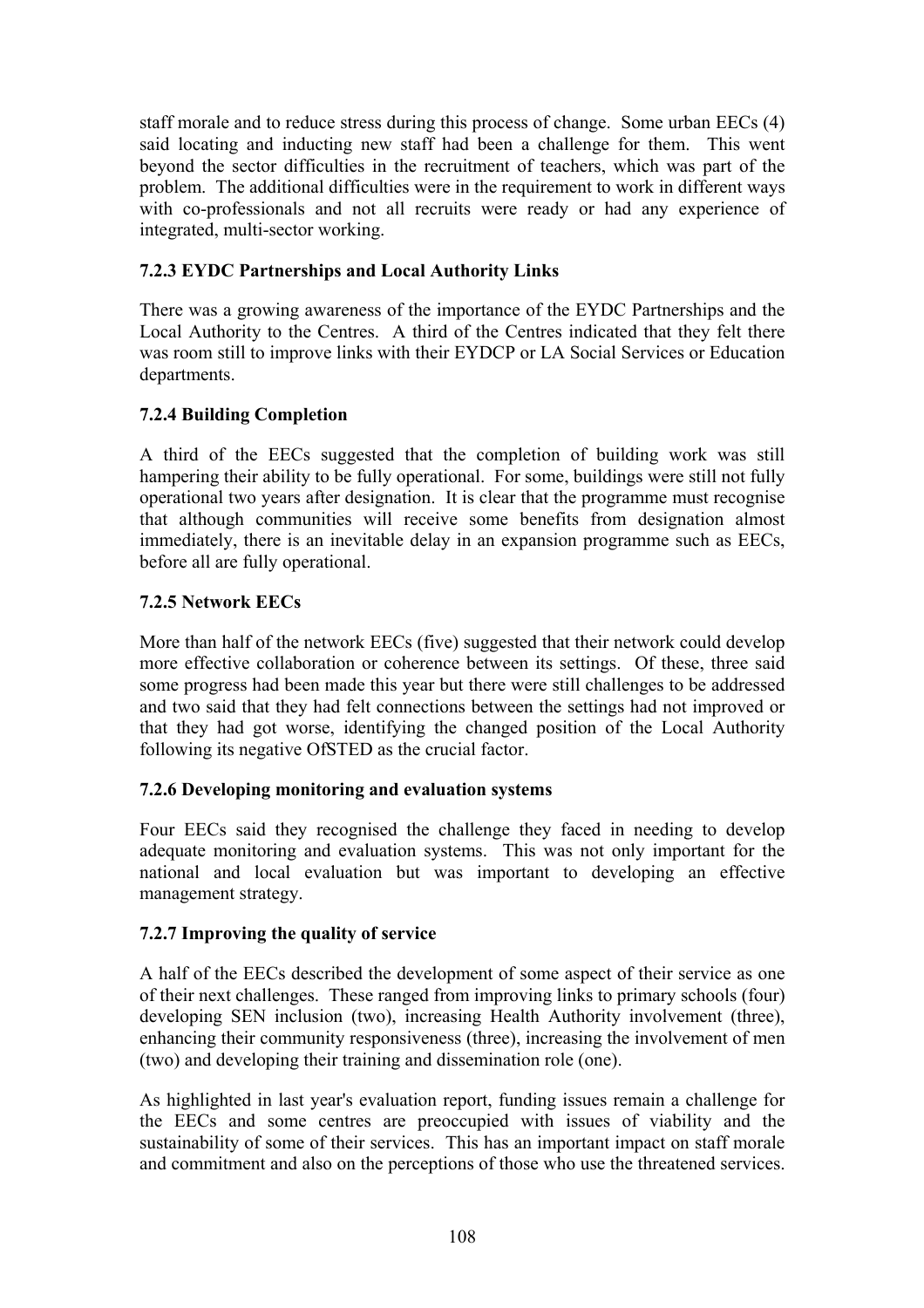staff morale and to reduce stress during this process of change. Some urban EECs (4) said locating and inducting new staff had been a challenge for them. This went beyond the sector difficulties in the recruitment of teachers, which was part of the problem. The additional difficulties were in the requirement to work in different ways with co-professionals and not all recruits were ready or had any experience of integrated, multi-sector working.

### 7.2.3 EYDC Partnerships and Local Authority Links

There was a growing awareness of the importance of the EYDC Partnerships and the Local Authority to the Centres. A third of the Centres indicated that they felt there was room still to improve links with their EYDCP or LA Social Services or Education departments.

### 7.2.4 Building Completion

A third of the EECs suggested that the completion of building work was still hampering their ability to be fully operational. For some, buildings were still not fully operational two years after designation. It is clear that the programme must recognise that although communities will receive some benefits from designation almost immediately, there is an inevitable delay in an expansion programme such as EECs, before all are fully operational.

### 7.2.5 Network EECs

More than half of the network EECs (five) suggested that their network could develop more effective collaboration or coherence between its settings. Of these, three said some progress had been made this year but there were still challenges to be addressed and two said that they had felt connections between the settings had not improved or that they had got worse, identifying the changed position of the Local Authority following its negative OfSTED as the crucial factor.

### 7.2.6 Developing monitoring and evaluation systems

Four EECs said they recognised the challenge they faced in needing to develop adequate monitoring and evaluation systems. This was not only important for the national and local evaluation but was important to developing an effective management strategy.

### 7.2.7 Improving the quality of service

A half of the EECs described the development of some aspect of their service as one of their next challenges. These ranged from improving links to primary schools (four) developing SEN inclusion (two), increasing Health Authority involvement (three), enhancing their community responsiveness (three), increasing the involvement of men (two) and developing their training and dissemination role (one).

As highlighted in last year's evaluation report, funding issues remain a challenge for the EECs and some centres are preoccupied with issues of viability and the sustainability of some of their services. This has an important impact on staff morale and commitment and also on the perceptions of those who use the threatened services.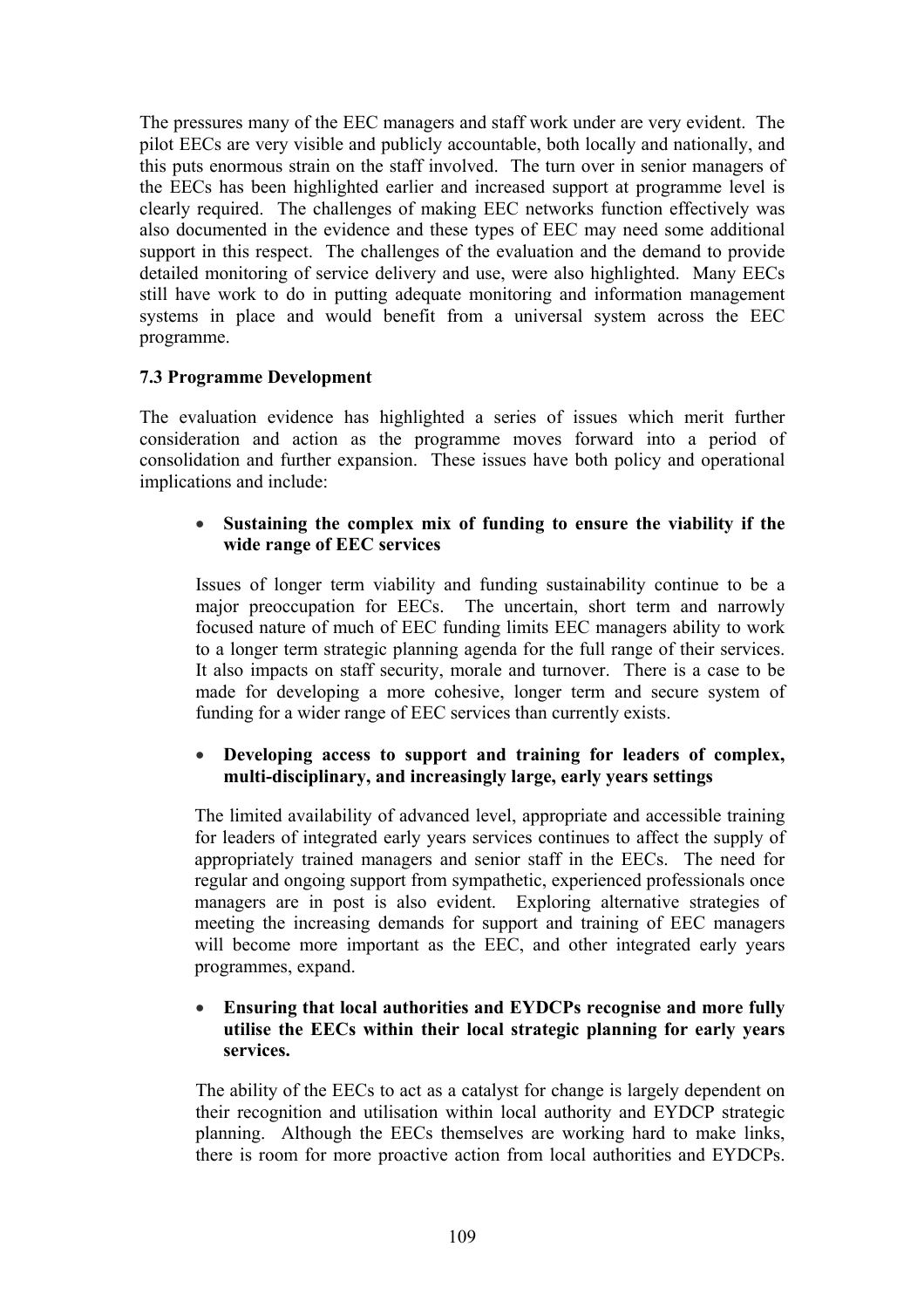The pressures many of the EEC managers and staff work under are very evident. The pilot EECs are very visible and publicly accountable, both locally and nationally, and this puts enormous strain on the staff involved. The turn over in senior managers of the EECs has been highlighted earlier and increased support at programme level is clearly required. The challenges of making EEC networks function effectively was also documented in the evidence and these types of EEC may need some additional support in this respect. The challenges of the evaluation and the demand to provide detailed monitoring of service delivery and use, were also highlighted. Many EECs still have work to do in putting adequate monitoring and information management systems in place and would benefit from a universal system across the EEC programme.

### 7.3 Programme Development

The evaluation evidence has highlighted a series of issues which merit further consideration and action as the programme moves forward into a period of consolidation and further expansion. These issues have both policy and operational implications and include:

- **Sustaining the complex mix of funding to ensure the viability if the wide range of EEC services**

  Issues of longer term viability and funding sustainability continue to be a major preoccupation for EECs. The uncertain, short term and narrowly focused nature of much of EEC funding limits EEC managers ability to work to a longer term strategic planning agenda for the full range of their services. It also impacts on staff security, morale and turnover. There is a case to be made for developing a more cohesive, longer term and secure system of funding for a wider range of EEC services than currently exists.

- **Developing access to support and training for leaders of complex, multi-disciplinary, and increasingly large, early years settings**

  The limited availability of advanced level, appropriate and accessible training for leaders of integrated early years services continues to affect the supply of appropriately trained managers and senior staff in the EECs. The need for regular and ongoing support from sympathetic, experienced professionals once managers are in post is also evident. Exploring alternative strategies of meeting the increasing demands for support and training of EEC managers will become more important as the EEC, and other integrated early years programmes, expand.

- **Ensuring that local authorities and EYDCPs recognise and more fully utilise the EECs within their local strategic planning for early years services.**

  The ability of the EECs to act as a catalyst for change is largely dependent on their recognition and utilisation within local authority and EYDCP strategic planning. Although the EECs themselves are working hard to make links, there is room for more proactive action from local authorities and EYDCPs.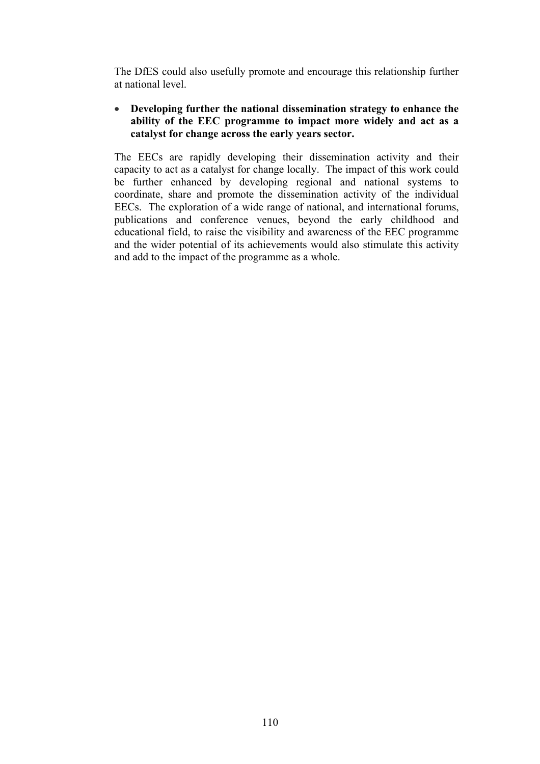The DfES could also usefully promote and encourage this relationship further at national level.

- **Developing further the national dissemination strategy to enhance the ability of the EEC programme to impact more widely and act as a catalyst for change across the early years sector.**

The EECs are rapidly developing their dissemination activity and their capacity to act as a catalyst for change locally. The impact of this work could be further enhanced by developing regional and national systems to coordinate, share and promote the dissemination activity of the individual EECs. The exploration of a wide range of national, and international forums, publications and conference venues, beyond the early childhood and educational field, to raise the visibility and awareness of the EEC programme and the wider potential of its achievements would also stimulate this activity and add to the impact of the programme as a whole.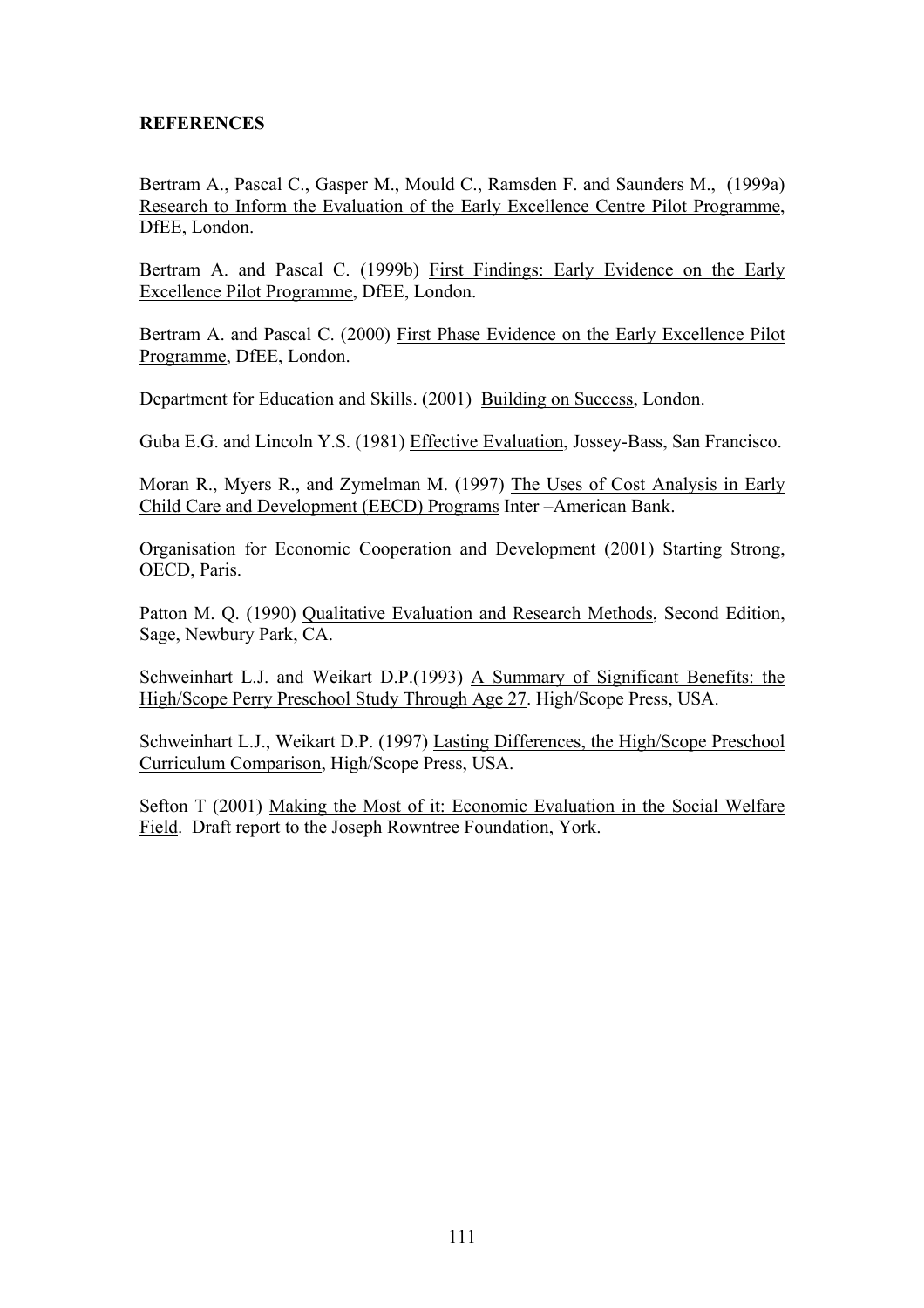**REFERENCES**

Bertram A., Pascal C., Gasper M., Mould C., Ramsden F. and Saunders M., (1999a) Research to Inform the Evaluation of the Early Excellence Centre Pilot Programme, DfEE, London.

Bertram A. and Pascal C. (1999b) First Findings: Early Evidence on the Early Excellence Pilot Programme, DfEE, London.

Bertram A. and Pascal C. (2000) First Phase Evidence on the Early Excellence Pilot Programme, DfEE, London.

Department for Education and Skills. (2001) Building on Success, London.

Guba E.G. and Lincoln Y.S. (1981) Effective Evaluation, Jossey-Bass, San Francisco.

Moran R., Myers R., and Zymelman M. (1997) The Uses of Cost Analysis in Early Child Care and Development (EECD) Programs Inter –American Bank.

Organisation for Economic Cooperation and Development (2001) Starting Strong, OECD, Paris.

Patton M. Q. (1990) Qualitative Evaluation and Research Methods, Second Edition, Sage, Newbury Park, CA.

Schweinhart L.J. and Weikart D.P.(1993) A Summary of Significant Benefits: the High/Scope Perry Preschool Study Through Age 27. High/Scope Press, USA.

Schweinhart L.J., Weikart D.P. (1997) Lasting Differences, the High/Scope Preschool Curriculum Comparison, High/Scope Press, USA.

Sefton T (2001) Making the Most of it: Economic Evaluation in the Social Welfare Field. Draft report to the Joseph Rowntree Foundation, York.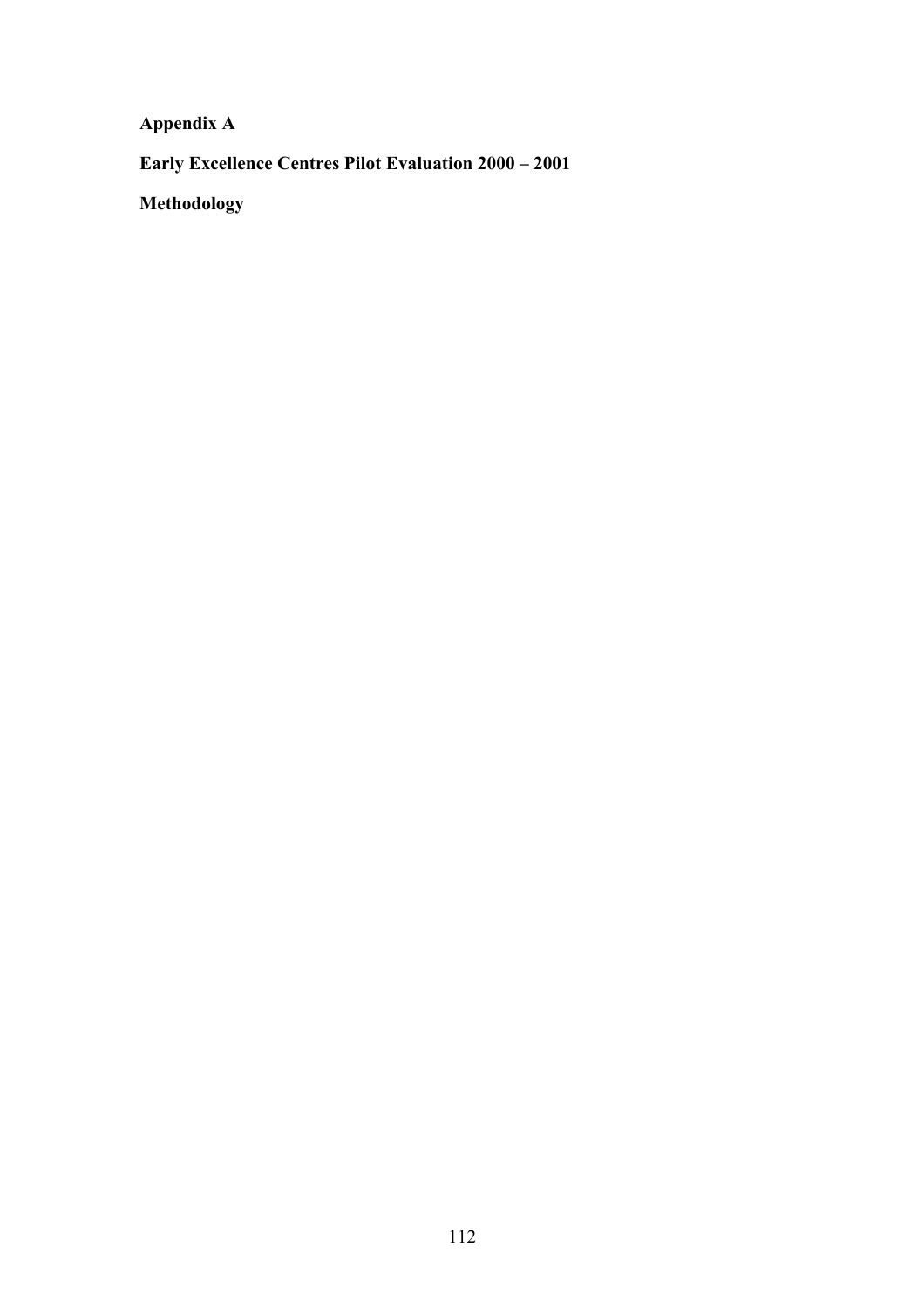# Appendix A

## Early Excellence Centres Pilot Evaluation 2000 – 2001

### Methodology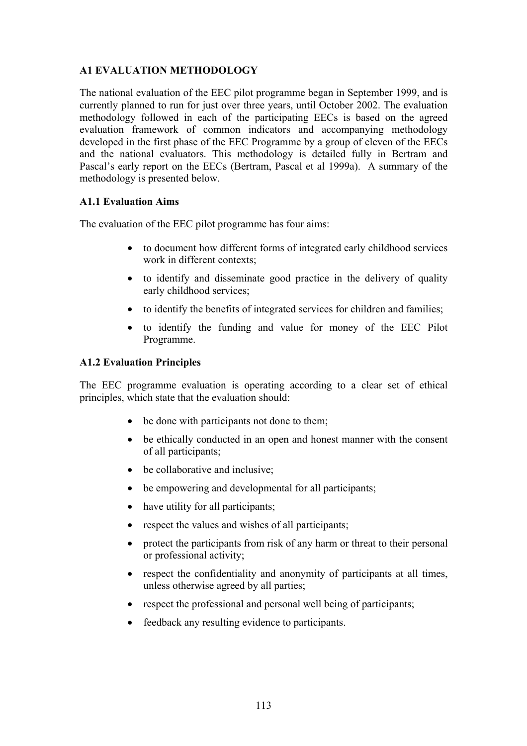## A1 EVALUATION METHODOLOGY

The national evaluation of the EEC pilot programme began in September 1999, and is currently planned to run for just over three years, until October 2002. The evaluation methodology followed in each of the participating EECs is based on the agreed evaluation framework of common indicators and accompanying methodology developed in the first phase of the EEC Programme by a group of eleven of the EECs and the national evaluators. This methodology is detailed fully in Bertram and Pascal's early report on the EECs (Bertram, Pascal et al 1999a). A summary of the methodology is presented below.

### A1.1 Evaluation Aims

The evaluation of the EEC pilot programme has four aims:

- to document how different forms of integrated early childhood services work in different contexts;
- to identify and disseminate good practice in the delivery of quality early childhood services;
- to identify the benefits of integrated services for children and families;
- to identify the funding and value for money of the EEC Pilot Programme.

### A1.2 Evaluation Principles

The EEC programme evaluation is operating according to a clear set of ethical principles, which state that the evaluation should:

- be done with participants not done to them;
- be ethically conducted in an open and honest manner with the consent of all participants;
- be collaborative and inclusive;
- be empowering and developmental for all participants;
- have utility for all participants;
- respect the values and wishes of all participants;
- protect the participants from risk of any harm or threat to their personal or professional activity;
- respect the confidentiality and anonymity of participants at all times, unless otherwise agreed by all parties;
- respect the professional and personal well being of participants;
- feedback any resulting evidence to participants.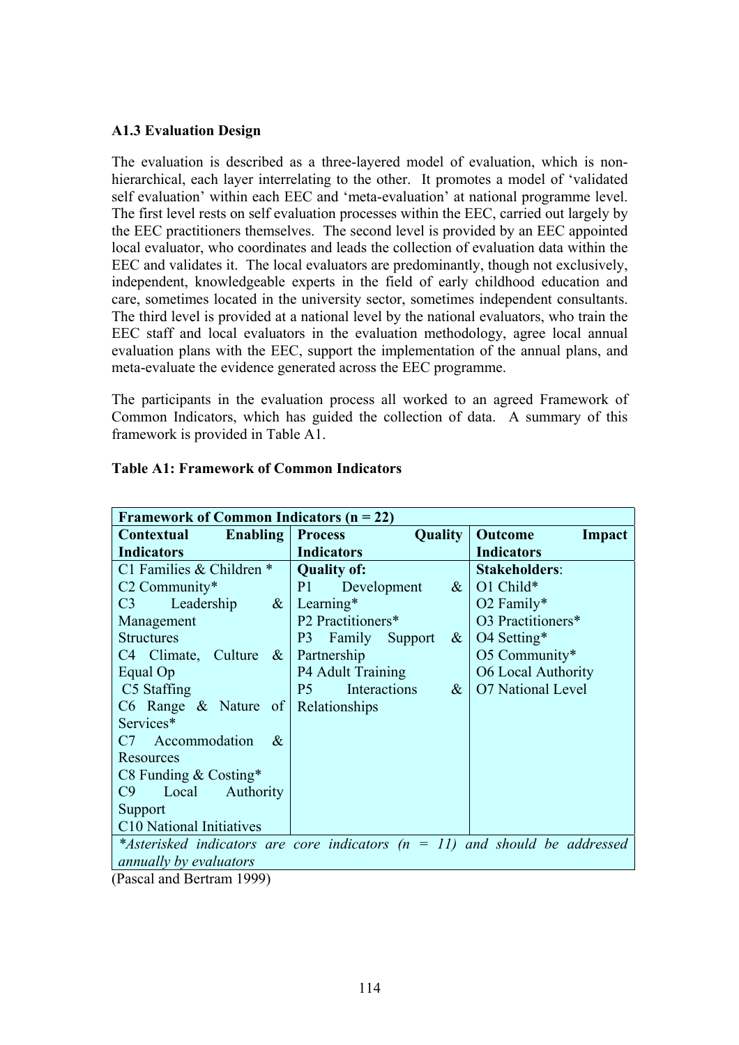### A1.3 Evaluation Design

The evaluation is described as a three-layered model of evaluation, which is non-hierarchical, each layer interrelating to the other. It promotes a model of 'validated self evaluation' within each EEC and 'meta-evaluation' at national programme level. The first level rests on self evaluation processes within the EEC, carried out largely by the EEC practitioners themselves. The second level is provided by an EEC appointed local evaluator, who coordinates and leads the collection of evaluation data within the EEC and validates it. The local evaluators are predominantly, though not exclusively, independent, knowledgeable experts in the field of early childhood education and care, sometimes located in the university sector, sometimes independent consultants. The third level is provided at a national level by the national evaluators, who train the EEC staff and local evaluators in the evaluation methodology, agree local annual evaluation plans with the EEC, support the implementation of the annual plans, and meta-evaluate the evidence generated across the EEC programme.

The participants in the evaluation process all worked to an agreed Framework of Common Indicators, which has guided the collection of data. A summary of this framework is provided in Table A1.

**Table A1: Framework of Common Indicators**

| **Framework of Common Indicators (n = 22)** | | |
|---|---|---|
| **Contextual Enabling Indicators** | **Process Quality Indicators** | **Outcome Impact Indicators** |
| C1 Families & Children *<br>C2 Community*<br>C3 Leadership & Management Structures<br>C4 Climate, Culture & Equal Op<br>C5 Staffing<br>C6 Range & Nature of Services*<br>C7 Accommodation & Resources<br>C8 Funding & Costing*<br>C9 Local Authority Support<br>C10 National Initiatives | **Quality of:**<br>P1 Development & Learning*<br>P2 Practitioners*<br>P3 Family Support & Partnership<br>P4 Adult Training<br>P5 Interactions & Relationships | **Stakeholders**:<br>O1 Child*<br>O2 Family*<br>O3 Practitioners*<br>O4 Setting*<br>O5 Community*<br>O6 Local Authority<br>O7 National Level |
| *\*Asterisked indicators are core indicators (n = 11) and should be addressed annually by evaluators* | | |

(Pascal and Bertram 1999)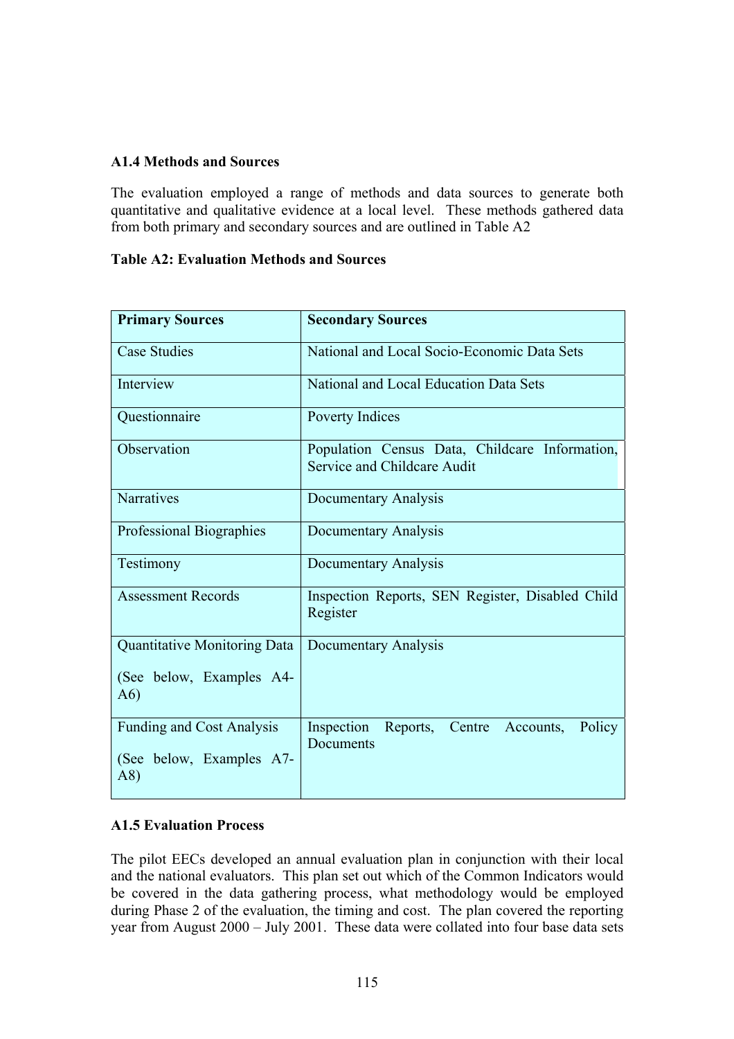### A1.4 Methods and Sources

The evaluation employed a range of methods and data sources to generate both quantitative and qualitative evidence at a local level. These methods gathered data from both primary and secondary sources and are outlined in Table A2

**Table A2: Evaluation Methods and Sources**

| Primary Sources | Secondary Sources |
|---|---|
| Case Studies | National and Local Socio-Economic Data Sets |
| Interview | National and Local Education Data Sets |
| Questionnaire | Poverty Indices |
| Observation | Population Census Data, Childcare Information, Service and Childcare Audit |
| Narratives | Documentary Analysis |
| Professional Biographies | Documentary Analysis |
| Testimony | Documentary Analysis |
| Assessment Records | Inspection Reports, SEN Register, Disabled Child Register |
| Quantitative Monitoring Data (See below, Examples A4-A6) | Documentary Analysis |
| Funding and Cost Analysis (See below, Examples A7-A8) | Inspection Reports, Centre Accounts, Policy Documents |

### A1.5 Evaluation Process

The pilot EECs developed an annual evaluation plan in conjunction with their local and the national evaluators. This plan set out which of the Common Indicators would be covered in the data gathering process, what methodology would be employed during Phase 2 of the evaluation, the timing and cost. The plan covered the reporting year from August 2000 – July 2001. These data were collated into four base data sets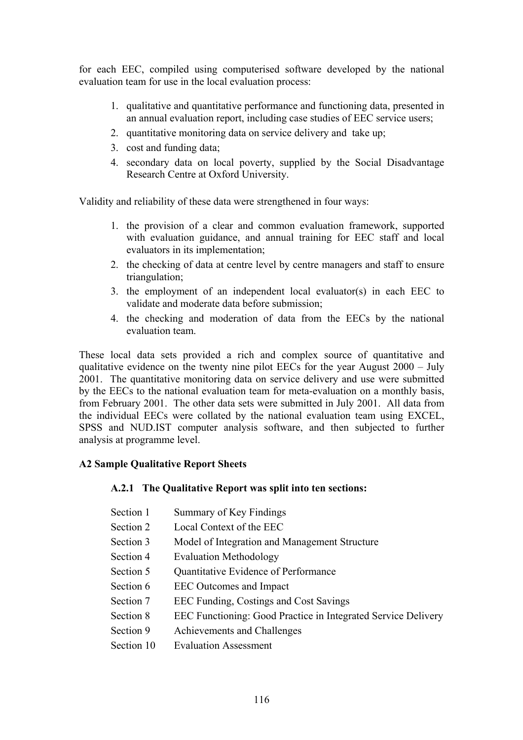for each EEC, compiled using computerised software developed by the national evaluation team for use in the local evaluation process:

1. qualitative and quantitative performance and functioning data, presented in an annual evaluation report, including case studies of EEC service users;
2. quantitative monitoring data on service delivery and take up;
3. cost and funding data;
4. secondary data on local poverty, supplied by the Social Disadvantage Research Centre at Oxford University.

Validity and reliability of these data were strengthened in four ways:

1. the provision of a clear and common evaluation framework, supported with evaluation guidance, and annual training for EEC staff and local evaluators in its implementation;
2. the checking of data at centre level by centre managers and staff to ensure triangulation;
3. the employment of an independent local evaluator(s) in each EEC to validate and moderate data before submission;
4. the checking and moderation of data from the EECs by the national evaluation team.

These local data sets provided a rich and complex source of quantitative and qualitative evidence on the twenty nine pilot EECs for the year August 2000 – July 2001. The quantitative monitoring data on service delivery and use were submitted by the EECs to the national evaluation team for meta-evaluation on a monthly basis, from February 2001. The other data sets were submitted in July 2001. All data from the individual EECs were collated by the national evaluation team using EXCEL, SPSS and NUD.IST computer analysis software, and then subjected to further analysis at programme level.

**A2 Sample Qualitative Report Sheets**

**A.2.1 The Qualitative Report was split into ten sections:**

| | |
|---|---|
| Section 1 | Summary of Key Findings |
| Section 2 | Local Context of the EEC |
| Section 3 | Model of Integration and Management Structure |
| Section 4 | Evaluation Methodology |
| Section 5 | Quantitative Evidence of Performance |
| Section 6 | EEC Outcomes and Impact |
| Section 7 | EEC Funding, Costings and Cost Savings |
| Section 8 | EEC Functioning: Good Practice in Integrated Service Delivery |
| Section 9 | Achievements and Challenges |
| Section 10 | Evaluation Assessment |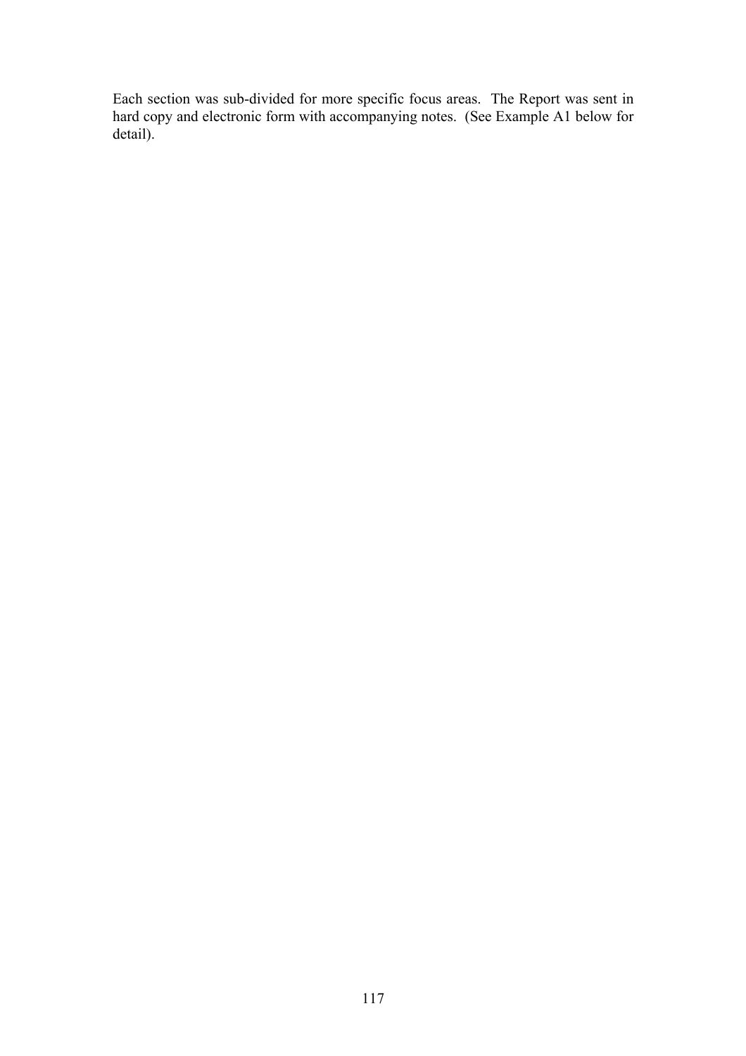Each section was sub-divided for more specific focus areas. The Report was sent in hard copy and electronic form with accompanying notes. (See Example A1 below for detail).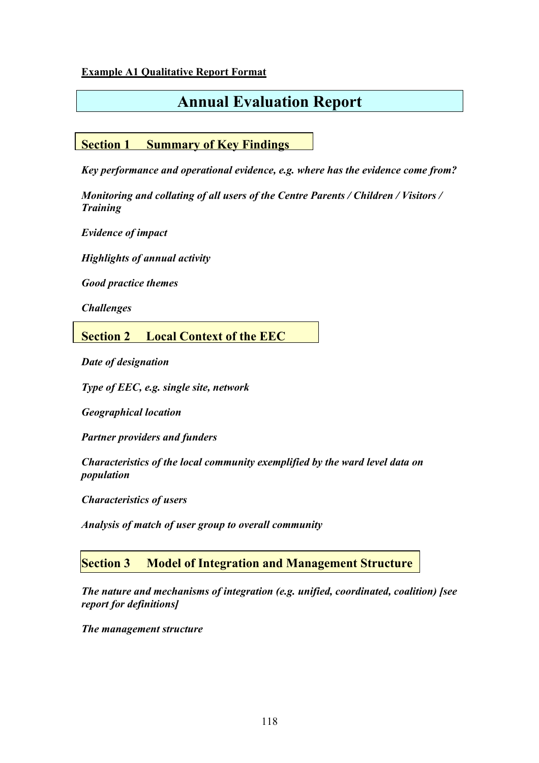**Example A1 Qualitative Report Format**

# Annual Evaluation Report

## Section 1 Summary of Key Findings

***Key performance and operational evidence, e.g. where has the evidence come from?***

***Monitoring and collating of all users of the Centre Parents / Children / Visitors / Training***

***Evidence of impact***

***Highlights of annual activity***

***Good practice themes***

***Challenges***

## Section 2 Local Context of the EEC

***Date of designation***

***Type of EEC, e.g. single site, network***

***Geographical location***

***Partner providers and funders***

***Characteristics of the local community exemplified by the ward level data on population***

***Characteristics of users***

***Analysis of match of user group to overall community***

## Section 3 Model of Integration and Management Structure

***The nature and mechanisms of integration (e.g. unified, coordinated, coalition) [see report for definitions]***

***The management structure***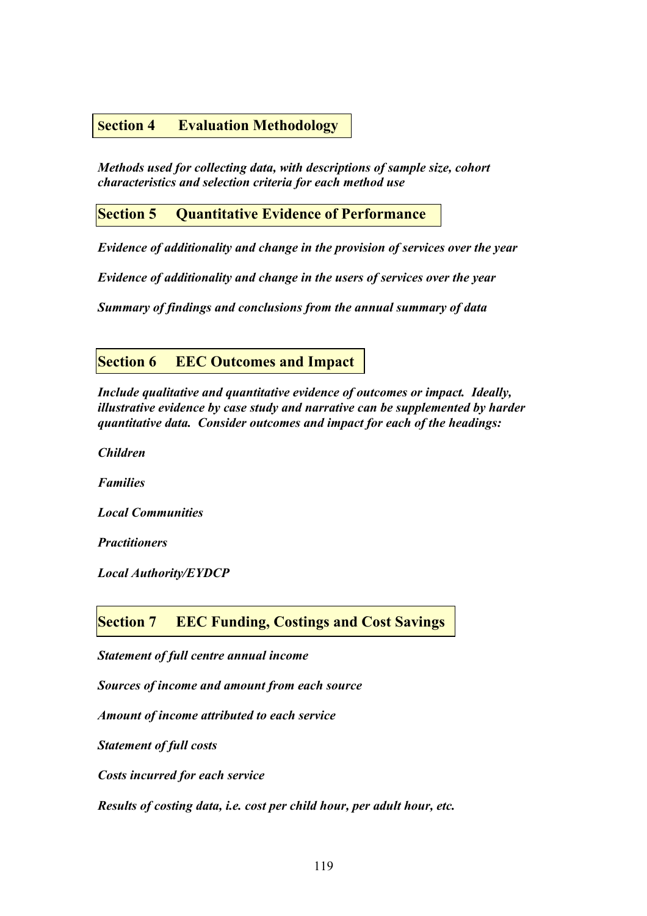## Section 4 Evaluation Methodology

***Methods used for collecting data, with descriptions of sample size, cohort characteristics and selection criteria for each method use***

## Section 5 Quantitative Evidence of Performance

***Evidence of additionality and change in the provision of services over the year***

***Evidence of additionality and change in the users of services over the year***

***Summary of findings and conclusions from the annual summary of data***

## Section 6 EEC Outcomes and Impact

***Include qualitative and quantitative evidence of outcomes or impact. Ideally, illustrative evidence by case study and narrative can be supplemented by harder quantitative data. Consider outcomes and impact for each of the headings:***

***Children***

***Families***

***Local Communities***

***Practitioners***

***Local Authority/EYDCP***

## Section 7 EEC Funding, Costings and Cost Savings

***Statement of full centre annual income***

***Sources of income and amount from each source***

***Amount of income attributed to each service***

***Statement of full costs***

***Costs incurred for each service***

***Results of costing data, i.e. cost per child hour, per adult hour, etc.***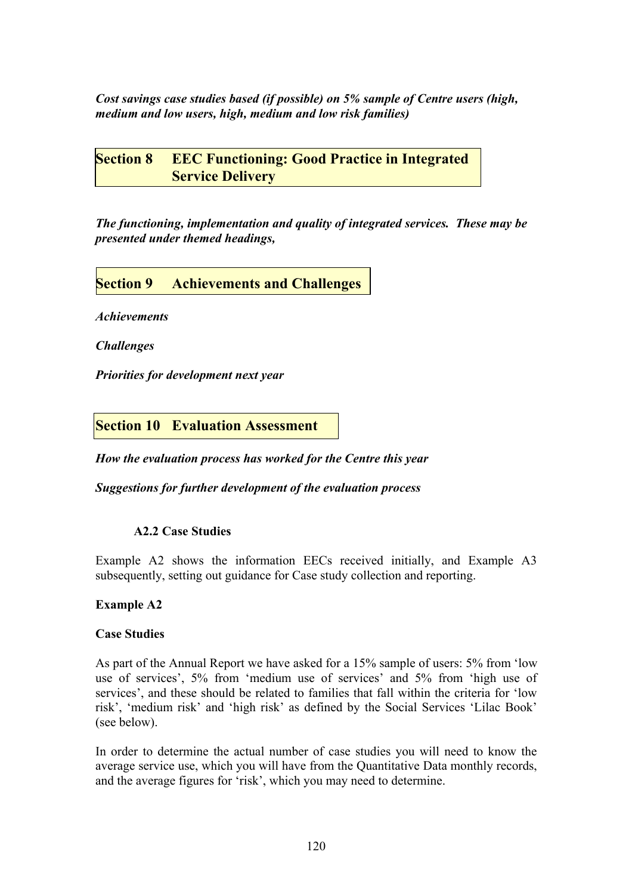***Cost savings case studies based (if possible) on 5% sample of Centre users (high, medium and low users, high, medium and low risk families)***

## Section 8 EEC Functioning: Good Practice in Integrated Service Delivery

***The functioning, implementation and quality of integrated services. These may be presented under themed headings,***

## Section 9 Achievements and Challenges

***Achievements***

***Challenges***

***Priorities for development next year***

## Section 10 Evaluation Assessment

***How the evaluation process has worked for the Centre this year***

***Suggestions for further development of the evaluation process***

### A2.2 Case Studies

Example A2 shows the information EECs received initially, and Example A3 subsequently, setting out guidance for Case study collection and reporting.

**Example A2**

**Case Studies**

As part of the Annual Report we have asked for a 15% sample of users: 5% from 'low use of services', 5% from 'medium use of services' and 5% from 'high use of services', and these should be related to families that fall within the criteria for 'low risk', 'medium risk' and 'high risk' as defined by the Social Services 'Lilac Book' (see below).

In order to determine the actual number of case studies you will need to know the average service use, which you will have from the Quantitative Data monthly records, and the average figures for 'risk', which you may need to determine.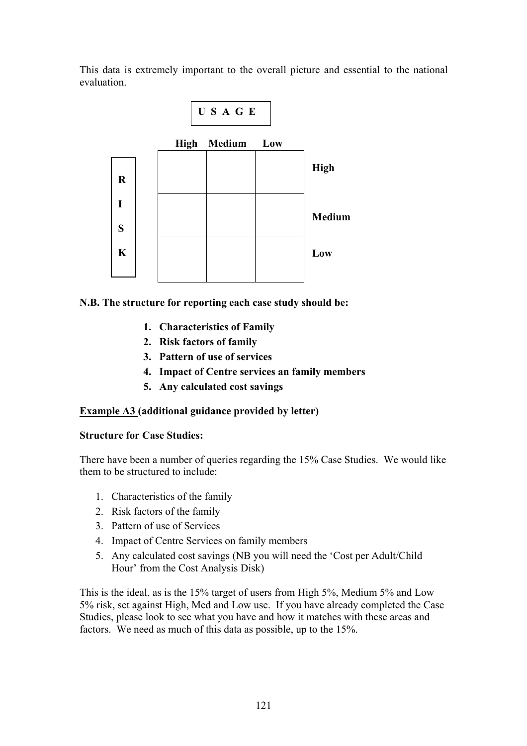This data is extremely important to the overall picture and essential to the national evaluation.

**U S A G E**

| RISK | High | Medium | Low | |
|---|---|---|---|---|
| | | | | **High** |
| | | | | **Medium** |
| | | | | **Low** |

**N.B. The structure for reporting each case study should be:**

1. **Characteristics of Family**
2. **Risk factors of family**
3. **Pattern of use of services**
4. **Impact of Centre services an family members**
5. **Any calculated cost savings**

**Example A3 (additional guidance provided by letter)**

**Structure for Case Studies:**

There have been a number of queries regarding the 15% Case Studies. We would like them to be structured to include:

1. Characteristics of the family
2. Risk factors of the family
3. Pattern of use of Services
4. Impact of Centre Services on family members
5. Any calculated cost savings (NB you will need the 'Cost per Adult/Child Hour' from the Cost Analysis Disk)

This is the ideal, as is the 15% target of users from High 5%, Medium 5% and Low 5% risk, set against High, Med and Low use. If you have already completed the Case Studies, please look to see what you have and how it matches with these areas and factors. We need as much of this data as possible, up to the 15%.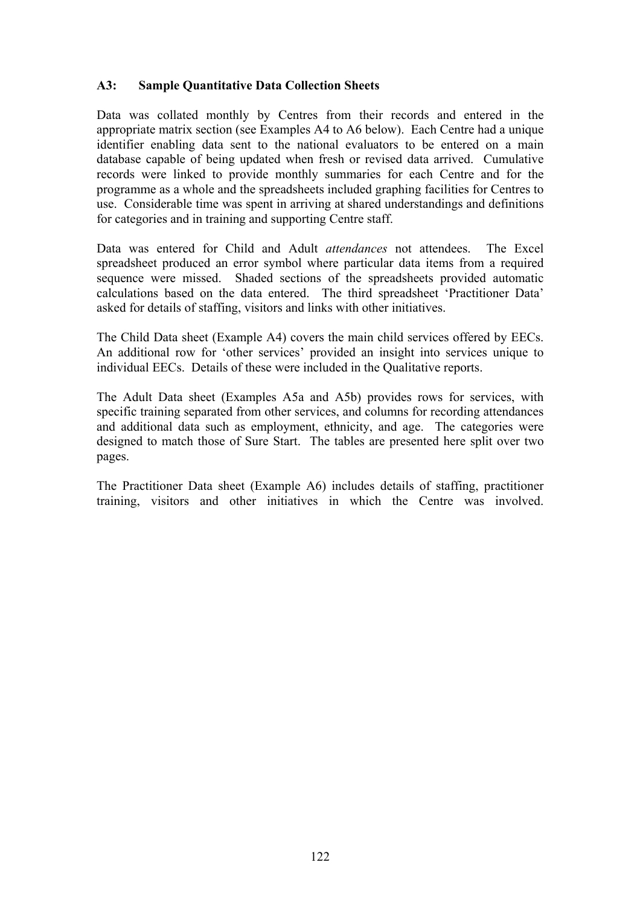### A3: Sample Quantitative Data Collection Sheets

Data was collated monthly by Centres from their records and entered in the appropriate matrix section (see Examples A4 to A6 below). Each Centre had a unique identifier enabling data sent to the national evaluators to be entered on a main database capable of being updated when fresh or revised data arrived. Cumulative records were linked to provide monthly summaries for each Centre and for the programme as a whole and the spreadsheets included graphing facilities for Centres to use. Considerable time was spent in arriving at shared understandings and definitions for categories and in training and supporting Centre staff.

Data was entered for Child and Adult *attendances* not attendees. The Excel spreadsheet produced an error symbol where particular data items from a required sequence were missed. Shaded sections of the spreadsheets provided automatic calculations based on the data entered. The third spreadsheet 'Practitioner Data' asked for details of staffing, visitors and links with other initiatives.

The Child Data sheet (Example A4) covers the main child services offered by EECs. An additional row for 'other services' provided an insight into services unique to individual EECs. Details of these were included in the Qualitative reports.

The Adult Data sheet (Examples A5a and A5b) provides rows for services, with specific training separated from other services, and columns for recording attendances and additional data such as employment, ethnicity, and age. The categories were designed to match those of Sure Start. The tables are presented here split over two pages.

The Practitioner Data sheet (Example A6) includes details of staffing, practitioner training, visitors and other initiatives in which the Centre was involved.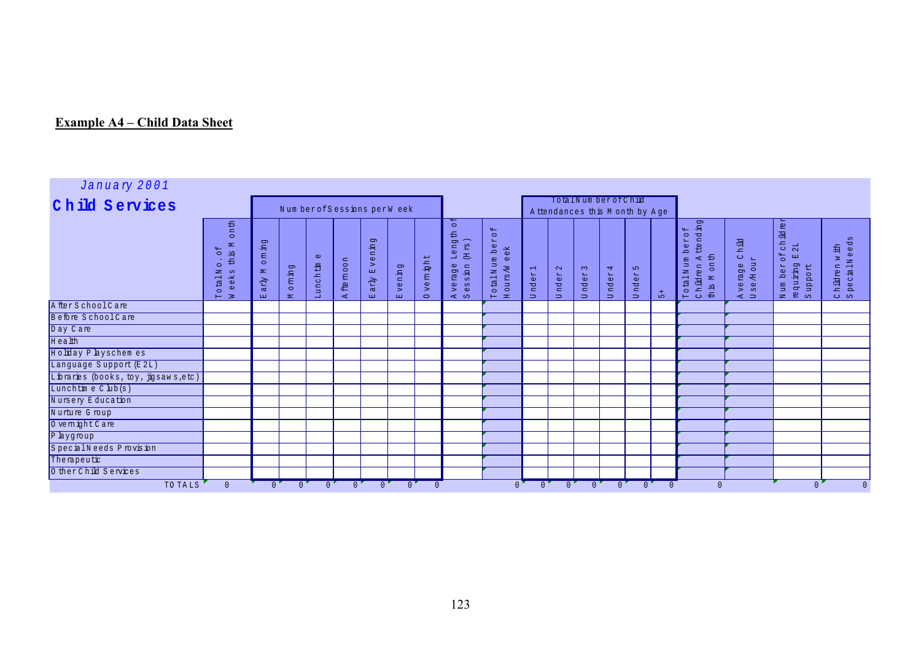**Example A4 – Child Data Sheet**

*January 2001*

## Child Services

| | Total No. of Weeks this Month | Number of Sessions per Week | | | | | | | Average Length of Session (Hrs) | Total Number of Hours/Week | Total Number of Child Attendances this Month by Age | | | | | | Total Number of Children Attending this Month | Average Child Use/Hour | Number of children requiring E2L Support | Children with Special Needs |
|---|---|---|---|---|---|---|---|---|---|---|---|---|---|---|---|---|---|---|---|---|
| | | Early Morning | Morning | Lunchtime | Afternoon | Early Evening | Evening | Overnight | | | Under 1 | Under 2 | Under 3 | Under 4 | Under 5 | 5+ | | | | |
| After School Care | | | | | | | | | | | | | | | | | | | | |
| Before School Care | | | | | | | | | | | | | | | | | | | | |
| Day Care | | | | | | | | | | | | | | | | | | | | |
| Health | | | | | | | | | | | | | | | | | | | | |
| Holiday Playschemes | | | | | | | | | | | | | | | | | | | | |
| Language Support (E2L) | | | | | | | | | | | | | | | | | | | | |
| Libraries (books, toy, jigsaws, etc) | | | | | | | | | | | | | | | | | | | | |
| Lunchtime Club(s) | | | | | | | | | | | | | | | | | | | | |
| Nursery Education | | | | | | | | | | | | | | | | | | | | |
| Nurture Group | | | | | | | | | | | | | | | | | | | | |
| Overnight Care | | | | | | | | | | | | | | | | | | | | |
| Playgroup | | | | | | | | | | | | | | | | | | | | |
| Special Needs Provision | | | | | | | | | | | | | | | | | | | | |
| Therapeutic | | | | | | | | | | | | | | | | | | | | |
| Other Child Services | | | | | | | | | | | | | | | | | | | | |
| TOTALS | 0 | 0 | 0 | 0 | 0 | 0 | 0 | 0 | | 0 | 0 | 0 | 0 | 0 | 0 | 0 | 0 | | 0 | 0 |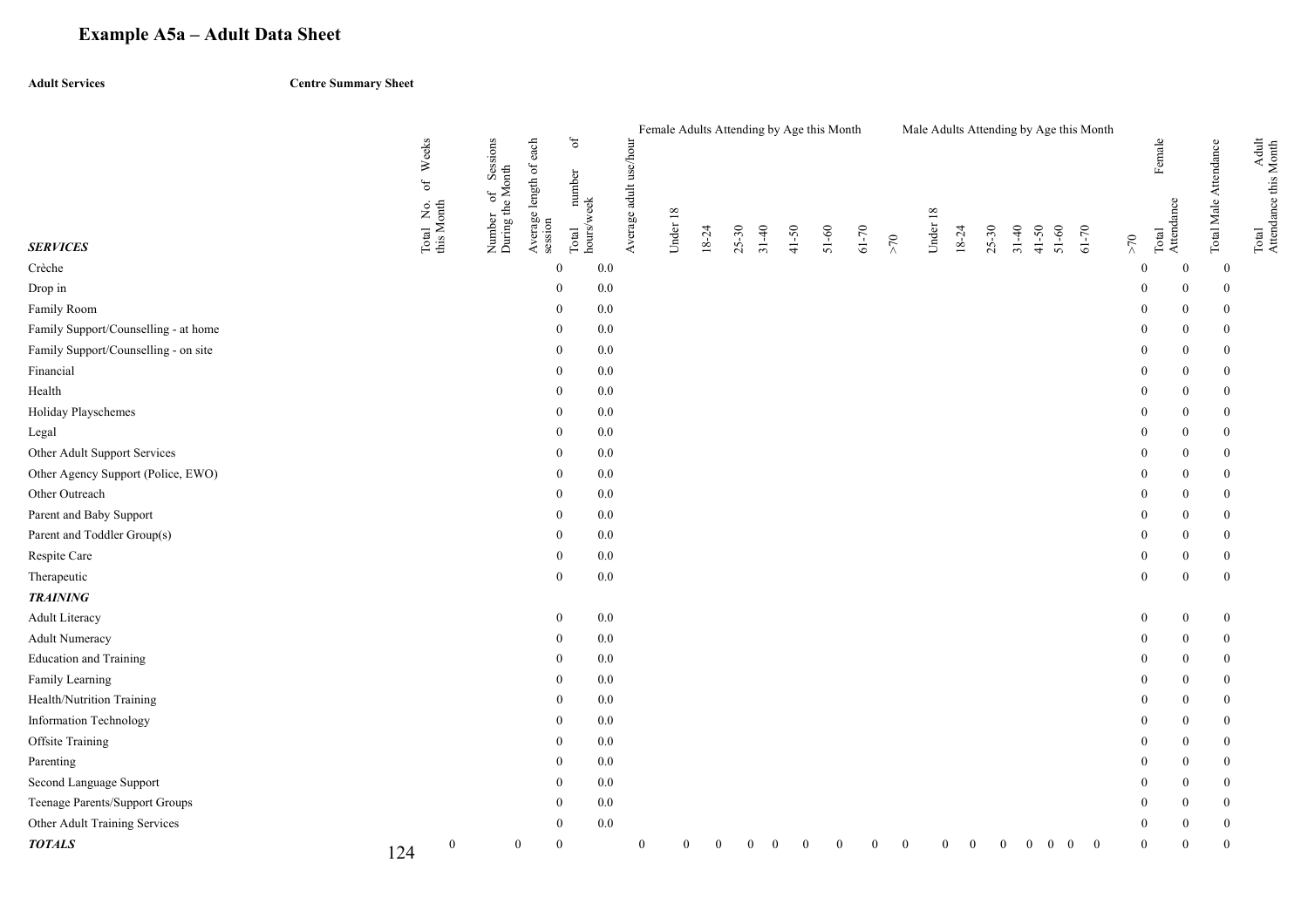# Example A5a – Adult Data Sheet

**Adult Services** **Centre Summary Sheet**

| SERVICES | Total No. of Weeks this Month | Number of Sessions During the Month | Average length of each session | Total number of hours/week | Average adult use/hour | Female Adults Attending by Age this Month | | | | | | | | Male Adults Attending by Age this Month | | | | | | | | Total Female Attendance | Total Male Attendance | Total Adult Attendance this Month |
|---|---|---|---|---|---|---|---|---|---|---|---|---|---|---|---|---|---|---|---|---|---|---|---|---|
| | | | | | | Under 18 | 18-24 | 25-30 | 31-40 | 41-50 | 51-60 | 61-70 | >70 | Under 18 | 18-24 | 25-30 | 31-40 | 41-50 | 51-60 | 61-70 | >70 | | | |
| Crèche | | | | 0 | 0.0 | | | | | | | | | | | | | | | | | 0 | 0 | 0 |
| Drop in | | | | 0 | 0.0 | | | | | | | | | | | | | | | | | 0 | 0 | 0 |
| Family Room | | | | 0 | 0.0 | | | | | | | | | | | | | | | | | 0 | 0 | 0 |
| Family Support/Counselling - at home | | | | 0 | 0.0 | | | | | | | | | | | | | | | | | 0 | 0 | 0 |
| Family Support/Counselling - on site | | | | 0 | 0.0 | | | | | | | | | | | | | | | | | 0 | 0 | 0 |
| Financial | | | | 0 | 0.0 | | | | | | | | | | | | | | | | | 0 | 0 | 0 |
| Health | | | | 0 | 0.0 | | | | | | | | | | | | | | | | | 0 | 0 | 0 |
| Holiday Playschemes | | | | 0 | 0.0 | | | | | | | | | | | | | | | | | 0 | 0 | 0 |
| Legal | | | | 0 | 0.0 | | | | | | | | | | | | | | | | | 0 | 0 | 0 |
| Other Adult Support Services | | | | 0 | 0.0 | | | | | | | | | | | | | | | | | 0 | 0 | 0 |
| Other Agency Support (Police, EWO) | | | | 0 | 0.0 | | | | | | | | | | | | | | | | | 0 | 0 | 0 |
| Other Outreach | | | | 0 | 0.0 | | | | | | | | | | | | | | | | | 0 | 0 | 0 |
| Parent and Baby Support | | | | 0 | 0.0 | | | | | | | | | | | | | | | | | 0 | 0 | 0 |
| Parent and Toddler Group(s) | | | | 0 | 0.0 | | | | | | | | | | | | | | | | | 0 | 0 | 0 |
| Respite Care | | | | 0 | 0.0 | | | | | | | | | | | | | | | | | 0 | 0 | 0 |
| Therapeutic | | | | 0 | 0.0 | | | | | | | | | | | | | | | | | 0 | 0 | 0 |
| ***TRAINING*** | | | | | | | | | | | | | | | | | | | | | | | | |
| Adult Literacy | | | | 0 | 0.0 | | | | | | | | | | | | | | | | | 0 | 0 | 0 |
| Adult Numeracy | | | | 0 | 0.0 | | | | | | | | | | | | | | | | | 0 | 0 | 0 |
| Education and Training | | | | 0 | 0.0 | | | | | | | | | | | | | | | | | 0 | 0 | 0 |
| Family Learning | | | | 0 | 0.0 | | | | | | | | | | | | | | | | | 0 | 0 | 0 |
| Health/Nutrition Training | | | | 0 | 0.0 | | | | | | | | | | | | | | | | | 0 | 0 | 0 |
| Information Technology | | | | 0 | 0.0 | | | | | | | | | | | | | | | | | 0 | 0 | 0 |
| Offsite Training | | | | 0 | 0.0 | | | | | | | | | | | | | | | | | 0 | 0 | 0 |
| Parenting | | | | 0 | 0.0 | | | | | | | | | | | | | | | | | 0 | 0 | 0 |
| Second Language Support | | | | 0 | 0.0 | | | | | | | | | | | | | | | | | 0 | 0 | 0 |
| Teenage Parents/Support Groups | | | | 0 | 0.0 | | | | | | | | | | | | | | | | | 0 | 0 | 0 |
| Other Adult Training Services | | | | 0 | 0.0 | | | | | | | | | | | | | | | | | 0 | 0 | 0 |
| ***TOTALS*** | 0 | 0 | | 0 | 0 | 0 | 0 | 0 | 0 | 0 | 0 | 0 | 0 | 0 | 0 | 0 | 0 | 0 | 0 | 0 | | 0 | 0 | 0 |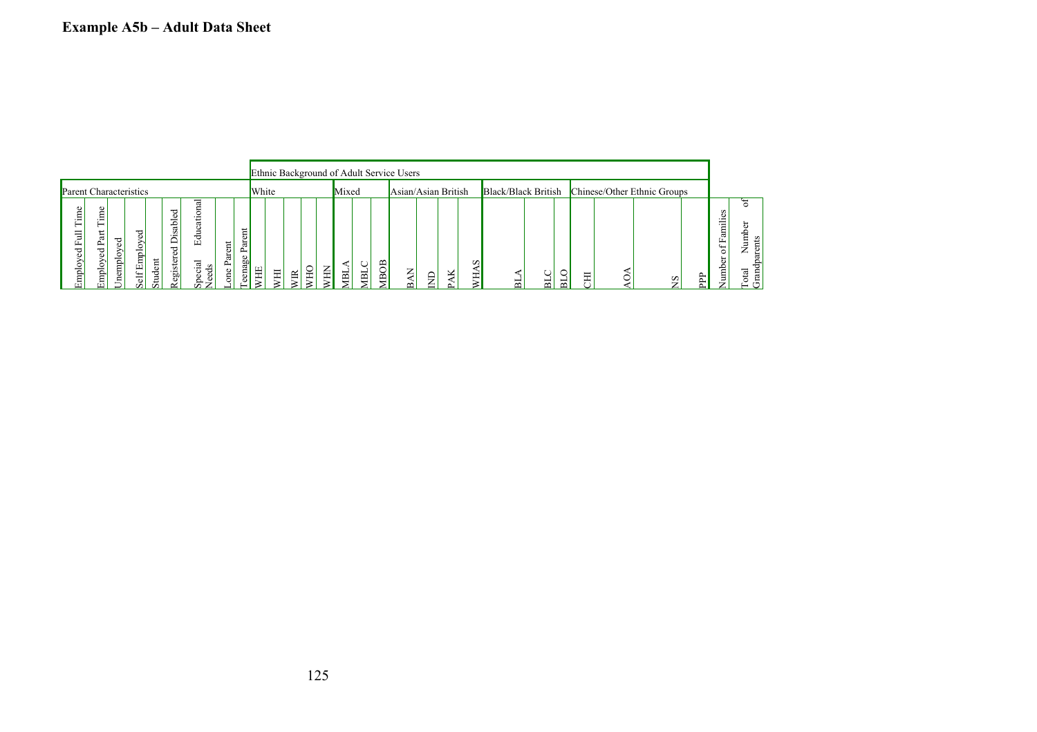## Example A5b – Adult Data Sheet

| Parent Characteristics | | | | | | | | | Ethnic Background of Adult Service Users | | | | | | | | | | | | | | | | | | | | | | |
|---|---|---|---|---|---|---|---|---|---|---|---|---|---|---|---|---|---|---|---|---|---|---|---|---|---|---|---|---|---|---|---|
| | | | | | | | | | White | | | | | Mixed | | | Asian/Asian British | | | | Black/Black British | | | Chinese/Other Ethnic Groups | | | | | |
| Employed Full Time | Employed Part Time | Unemployed | Self Employed | Student | Registered Disabled | Special Educational Needs | Lone Parent | Teenage Parent | WHE | WHI | WIR | WHO | WHN | MBLA | MBLC | MBOB | BAN | IND | PAK | WHAS | BLA | BLC | BLO | CHI | AOA | NS | PPP | Number of Families | Total Number of Grandparents |
| | | | | | | | | | | | | | | | | | | | | | | | | | | | | | |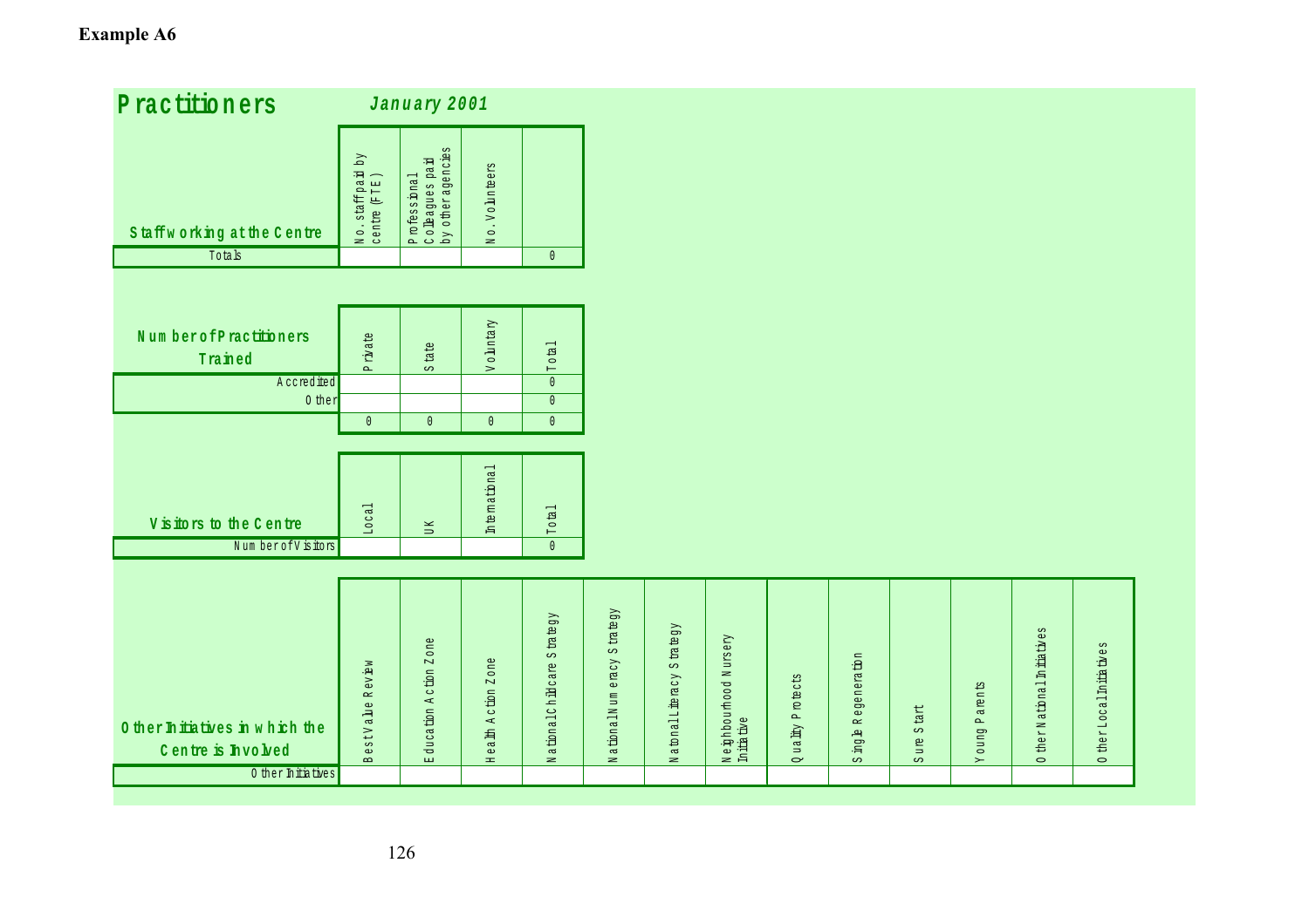**Example A6**

## Practitioners

*January 2001*

| Staff working at the Centre | No. staff paid by centre (FTE) | Professional Colleagues paid by other agencies | No. Volunteers | |
|---|---|---|---|---|
| Totals | | | | 0 |

| Number of Practitioners Trained | Private | State | Voluntary | Total |
|---|---|---|---|---|
| Accredited | | | | 0 |
| Other | | | | 0 |
| | 0 | 0 | 0 | 0 |

| Visitors to the Centre | Local | UK | International | Total |
|---|---|---|---|---|
| Number of Visitors | | | | 0 |

| Other Initiatives in which the Centre is Involved | Best Value Review | Education Action Zone | Health Action Zone | National Childcare Strategy | National Numeracy Strategy | National Literacy Strategy | Neighbourhood Nursery Initiative | Quality Protects | Single Regeneration | Sure Start | Young Parents | Other National Initiatives | Other Local Initiatives |
|---|---|---|---|---|---|---|---|---|---|---|---|---|---|
| Other Initiatives | | | | | | | | | | | | | |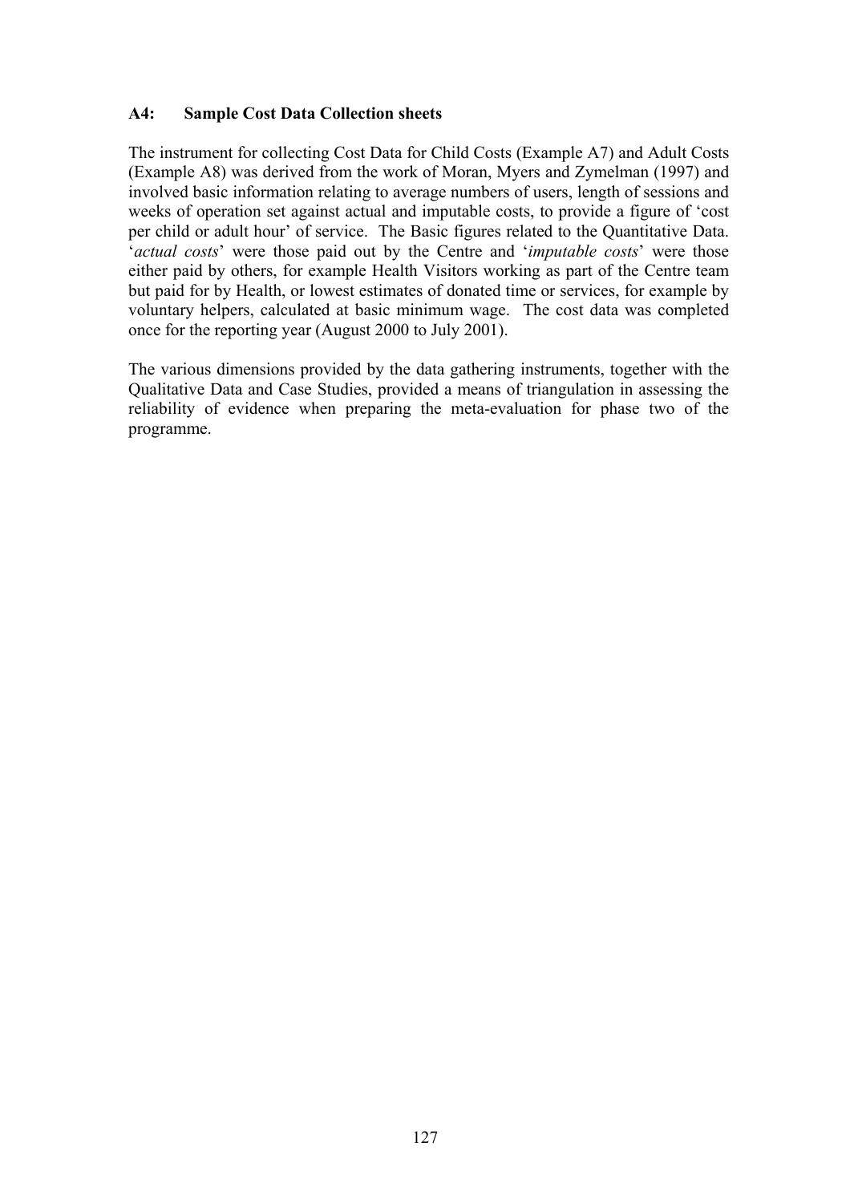### A4: Sample Cost Data Collection sheets

The instrument for collecting Cost Data for Child Costs (Example A7) and Adult Costs (Example A8) was derived from the work of Moran, Myers and Zymelman (1997) and involved basic information relating to average numbers of users, length of sessions and weeks of operation set against actual and imputable costs, to provide a figure of 'cost per child or adult hour' of service. The Basic figures related to the Quantitative Data. '*actual costs*' were those paid out by the Centre and '*imputable costs*' were those either paid by others, for example Health Visitors working as part of the Centre team but paid for by Health, or lowest estimates of donated time or services, for example by voluntary helpers, calculated at basic minimum wage. The cost data was completed once for the reporting year (August 2000 to July 2001).

The various dimensions provided by the data gathering instruments, together with the Qualitative Data and Case Studies, provided a means of triangulation in assessing the reliability of evidence when preparing the meta-evaluation for phase two of the programme.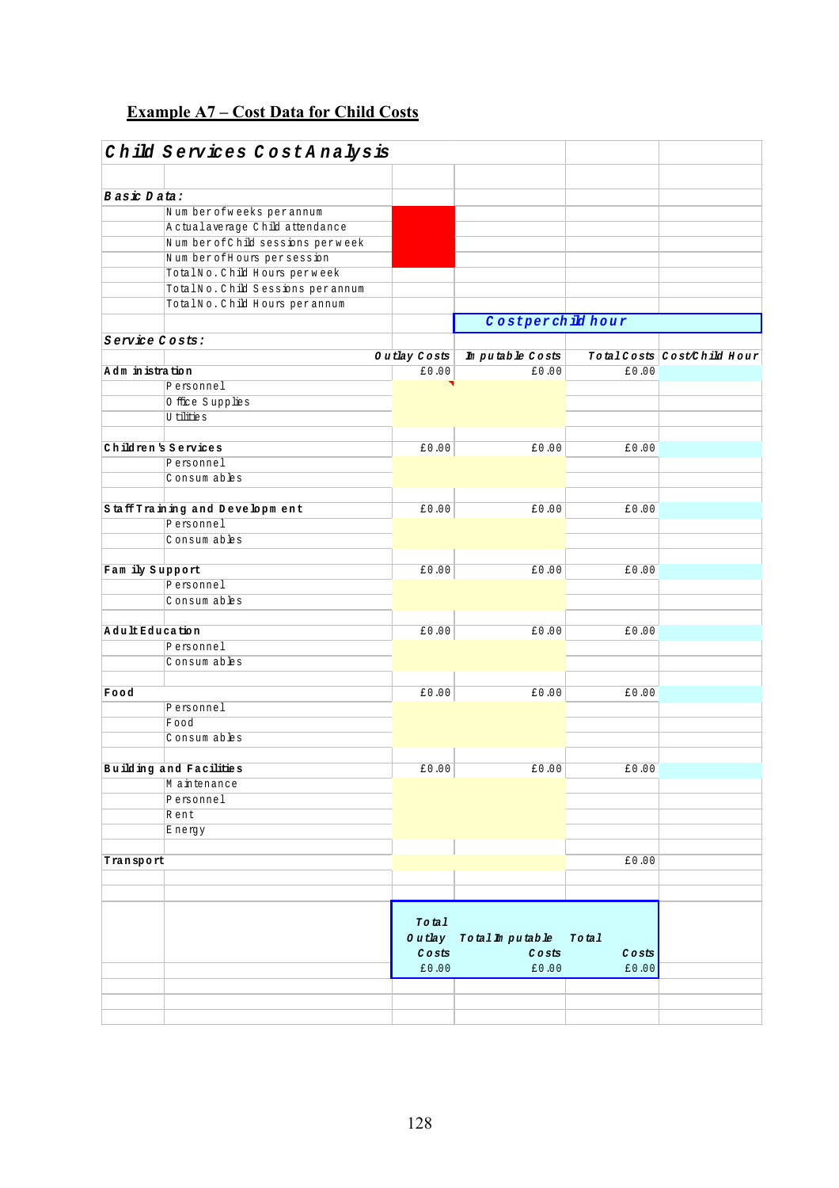## Example A7 – Cost Data for Child Costs

| Child Services Cost Analysis | | | | | |
|---|---|---|---|---|---|
| | | | | | |
| **Basic Data:** | | | | | |
| | Number of weeks per annum | | | | |
| | Actual average Child attendance | | | | |
| | Number of Child sessions per week | | | | |
| | Number of Hours per session | | | | |
| | Total No. Child Hours per week | | | | |
| | Total No. Child Sessions per annum | | | | |
| | Total No. Child Hours per annum | | | | |
| | | | Cost per child hour | | |
| **Service Costs:** | | | | | |
| | | Outlay Costs | Imputable Costs | Total Costs | Cost/Child Hour |
| Administration | | £0.00 | £0.00 | £0.00 | |
| | Personnel | | | | |
| | Office Supplies | | | | |
| | Utilities | | | | |
| | | | | | |
| Children's Services | | £0.00 | £0.00 | £0.00 | |
| | Personnel | | | | |
| | Consumables | | | | |
| | | | | | |
| Staff Training and Development | | £0.00 | £0.00 | £0.00 | |
| | Personnel | | | | |
| | Consumables | | | | |
| | | | | | |
| Family Support | | £0.00 | £0.00 | £0.00 | |
| | Personnel | | | | |
| | Consumables | | | | |
| | | | | | |
| Adult Education | | £0.00 | £0.00 | £0.00 | |
| | Personnel | | | | |
| | Consumables | | | | |
| | | | | | |
| Food | | £0.00 | £0.00 | £0.00 | |
| | Personnel | | | | |
| | Food | | | | |
| | Consumables | | | | |
| | | | | | |
| Building and Facilities | | £0.00 | £0.00 | £0.00 | |
| | Maintenance | | | | |
| | Personnel | | | | |
| | Rent | | | | |
| | Energy | | | | |
| | | | | | |
| Transport | | | | £0.00 | |
| | | | | | |
| | | | | | |
| | | Total Outlay Costs | Total Imputable Costs | Total Costs | |
| | | £0.00 | £0.00 | £0.00 | |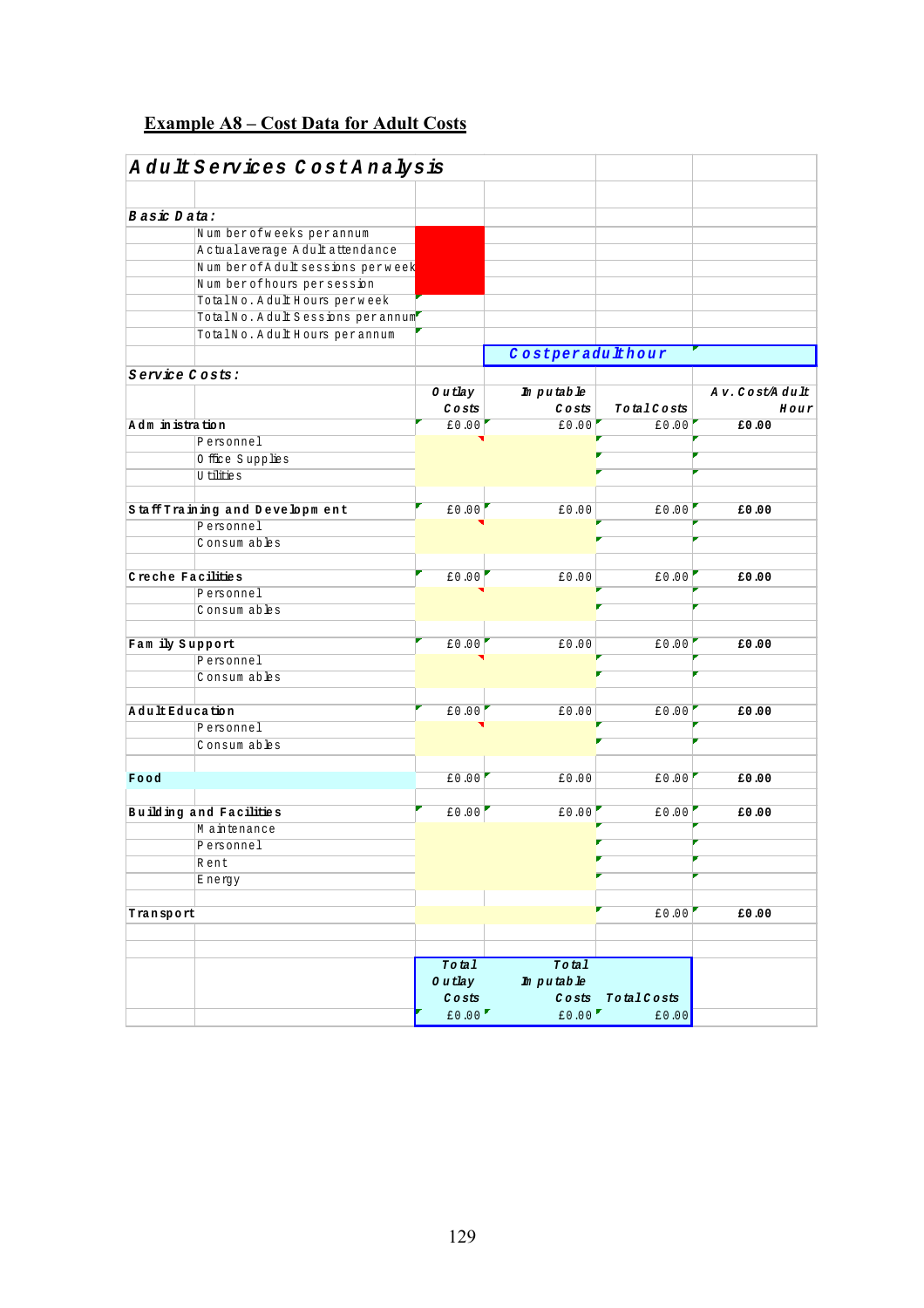## Example A8 – Cost Data for Adult Costs

| Adult Services Cost Analysis | | | | | |
|---|---|---|---|---|---|
| | | | | | |
| **Basic Data:** | | | | | |
| | Number of weeks per annum | | | | |
| | Actual average Adult attendance | | | | |
| | Number of Adult sessions per week | | | | |
| | Number of hours per session | | | | |
| | Total No. Adult Hours per week | | | | |
| | Total No. Adult Sessions per annum | | | | |
| | Total No. Adult Hours per annum | | | | |
| | | | **Cost per adult hour** | | |
| **Service Costs:** | | | | | |
| | | **Outlay Costs** | **Imputable Costs** | **Total Costs** | **Av. Cost/Adult Hour** |
| **Administration** | | £0.00 | £0.00 | £0.00 | **£0.00** |
| | Personnel | | | | |
| | Office Supplies | | | | |
| | Utilities | | | | |
| | | | | | |
| **Staff Training and Development** | | £0.00 | £0.00 | £0.00 | **£0.00** |
| | Personnel | | | | |
| | Consumables | | | | |
| | | | | | |
| **Creche Facilities** | | £0.00 | £0.00 | £0.00 | **£0.00** |
| | Personnel | | | | |
| | Consumables | | | | |
| | | | | | |
| **Family Support** | | £0.00 | £0.00 | £0.00 | **£0.00** |
| | Personnel | | | | |
| | Consumables | | | | |
| | | | | | |
| **Adult Education** | | £0.00 | £0.00 | £0.00 | **£0.00** |
| | Personnel | | | | |
| | Consumables | | | | |
| | | | | | |
| **Food** | | £0.00 | £0.00 | £0.00 | **£0.00** |
| | | | | | |
| **Building and Facilities** | | £0.00 | £0.00 | £0.00 | **£0.00** |
| | Maintenance | | | | |
| | Personnel | | | | |
| | Rent | | | | |
| | Energy | | | | |
| | | | | | |
| **Transport** | | | | £0.00 | **£0.00** |
| | | | | | |
| | | | | | |
| | | **Total Outlay Costs** | **Total Imputable Costs** | **Total Costs** | |
| | | £0.00 | £0.00 | £0.00 | |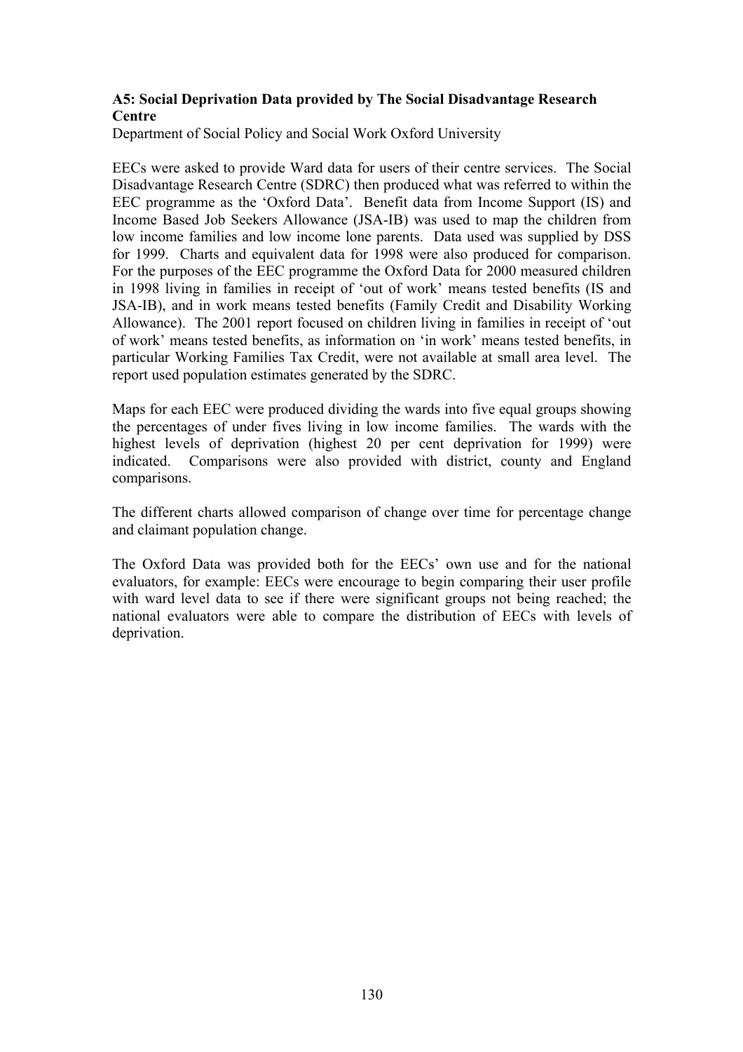**A5: Social Deprivation Data provided by The Social Disadvantage Research Centre**

Department of Social Policy and Social Work Oxford University

EECs were asked to provide Ward data for users of their centre services. The Social Disadvantage Research Centre (SDRC) then produced what was referred to within the EEC programme as the 'Oxford Data'. Benefit data from Income Support (IS) and Income Based Job Seekers Allowance (JSA-IB) was used to map the children from low income families and low income lone parents. Data used was supplied by DSS for 1999. Charts and equivalent data for 1998 were also produced for comparison. For the purposes of the EEC programme the Oxford Data for 2000 measured children in 1998 living in families in receipt of 'out of work' means tested benefits (IS and JSA-IB), and in work means tested benefits (Family Credit and Disability Working Allowance). The 2001 report focused on children living in families in receipt of 'out of work' means tested benefits, as information on 'in work' means tested benefits, in particular Working Families Tax Credit, were not available at small area level. The report used population estimates generated by the SDRC.

Maps for each EEC were produced dividing the wards into five equal groups showing the percentages of under fives living in low income families. The wards with the highest levels of deprivation (highest 20 per cent deprivation for 1999) were indicated. Comparisons were also provided with district, county and England comparisons.

The different charts allowed comparison of change over time for percentage change and claimant population change.

The Oxford Data was provided both for the EECs' own use and for the national evaluators, for example: EECs were encourage to begin comparing their user profile with ward level data to see if there were significant groups not being reached; the national evaluators were able to compare the distribution of EECs with levels of deprivation.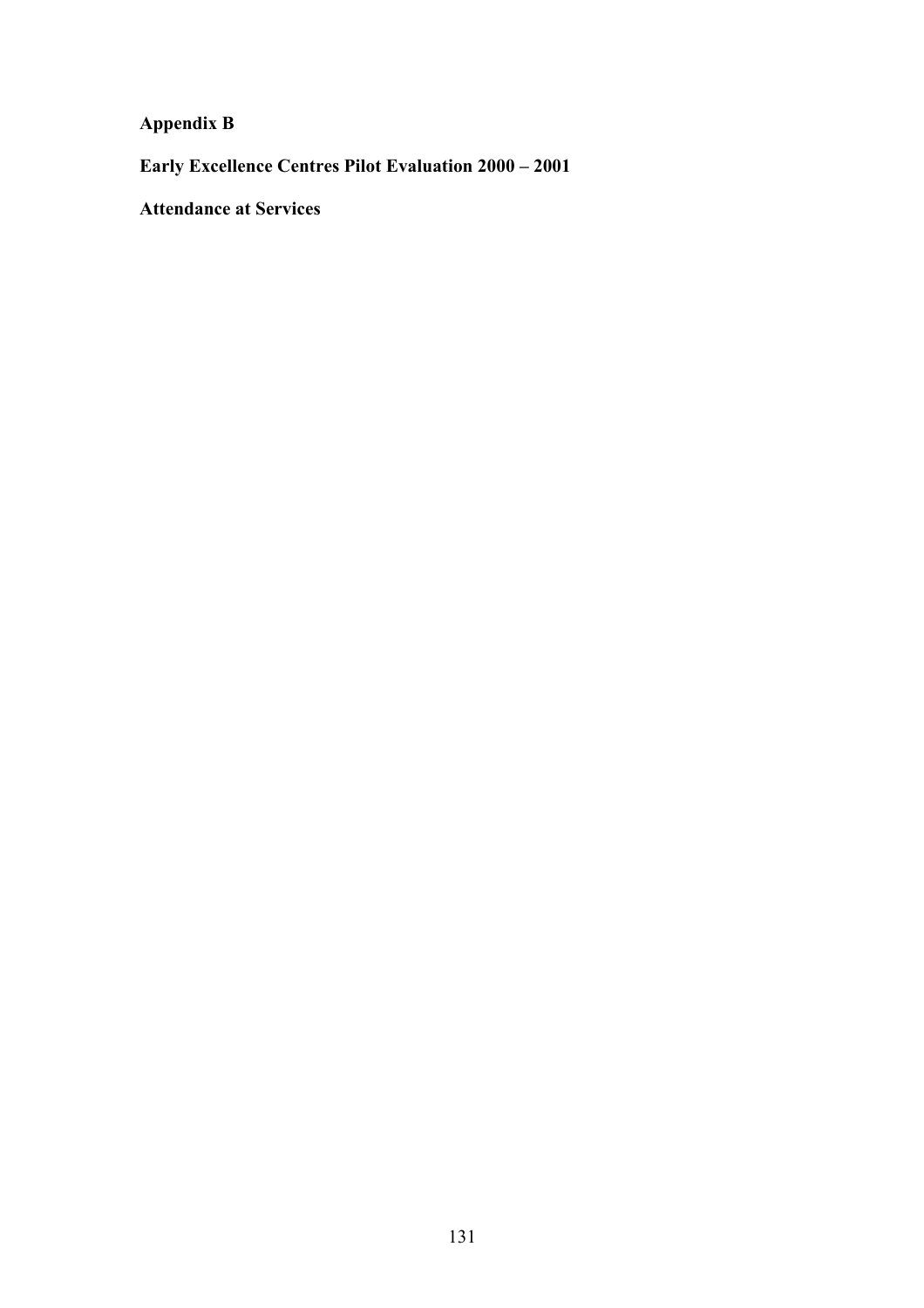# Appendix B

## Early Excellence Centres Pilot Evaluation 2000 – 2001

## Attendance at Services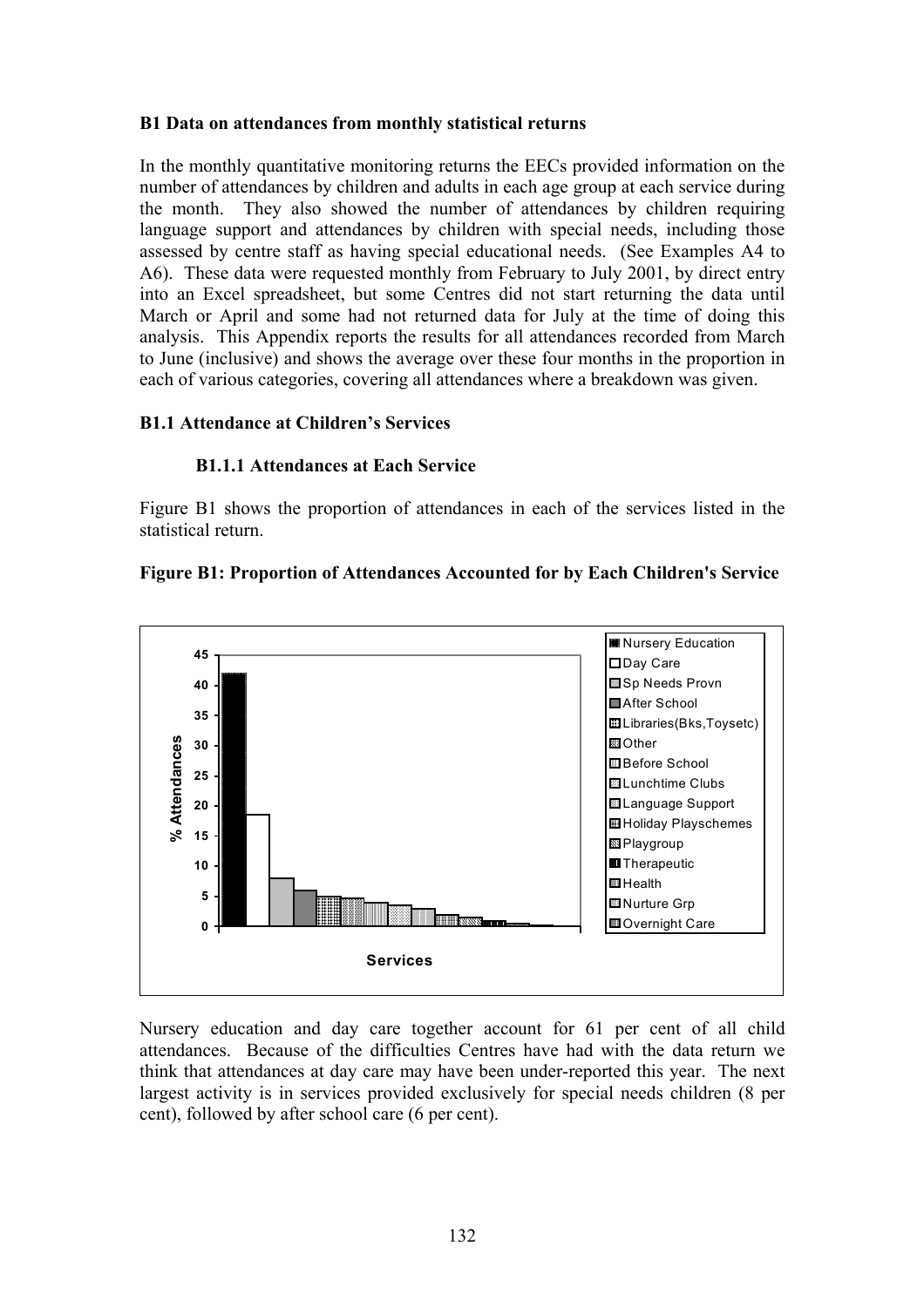**B1 Data on attendances from monthly statistical returns**

In the monthly quantitative monitoring returns the EECs provided information on the number of attendances by children and adults in each age group at each service during the month. They also showed the number of attendances by children requiring language support and attendances by children with special needs, including those assessed by centre staff as having special educational needs. (See Examples A4 to A6). These data were requested monthly from February to July 2001, by direct entry into an Excel spreadsheet, but some Centres did not start returning the data until March or April and some had not returned data for July at the time of doing this analysis. This Appendix reports the results for all attendances recorded from March to June (inclusive) and shows the average over these four months in the proportion in each of various categories, covering all attendances where a breakdown was given.

**B1.1 Attendance at Children's Services**

**B1.1.1 Attendances at Each Service**

Figure B1 shows the proportion of attendances in each of the services listed in the statistical return.

**Figure B1: Proportion of Attendances Accounted for by Each Children's Service**

Nursery education and day care together account for 61 per cent of all child attendances. Because of the difficulties Centres have had with the data return we think that attendances at day care may have been under-reported this year. The next largest activity is in services provided exclusively for special needs children (8 per cent), followed by after school care (6 per cent).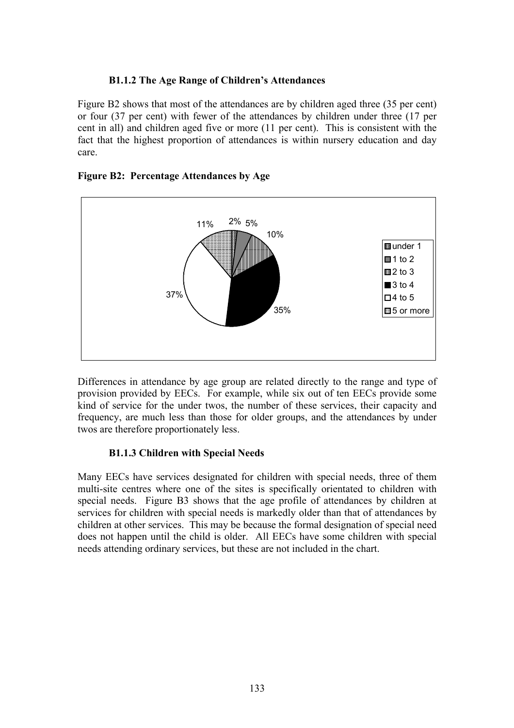### B1.1.2 The Age Range of Children's Attendances

Figure B2 shows that most of the attendances are by children aged three (35 per cent) or four (37 per cent) with fewer of the attendances by children under three (17 per cent in all) and children aged five or more (11 per cent). This is consistent with the fact that the highest proportion of attendances is within nursery education and day care.

**Figure B2: Percentage Attendances by Age**

| Age | Percentage |
|---|---|
| under 1 | 2% |
| 1 to 2 | 5% |
| 2 to 3 | 10% |
| 3 to 4 | 35% |
| 4 to 5 | 37% |
| 5 or more | 11% |

Differences in attendance by age group are related directly to the range and type of provision provided by EECs. For example, while six out of ten EECs provide some kind of service for the under twos, the number of these services, their capacity and frequency, are much less than those for older groups, and the attendances by under twos are therefore proportionately less.

### B1.1.3 Children with Special Needs

Many EECs have services designated for children with special needs, three of them multi-site centres where one of the sites is specifically orientated to children with special needs. Figure B3 shows that the age profile of attendances by children at services for children with special needs is markedly older than that of attendances by children at other services. This may be because the formal designation of special need does not happen until the child is older. All EECs have some children with special needs attending ordinary services, but these are not included in the chart.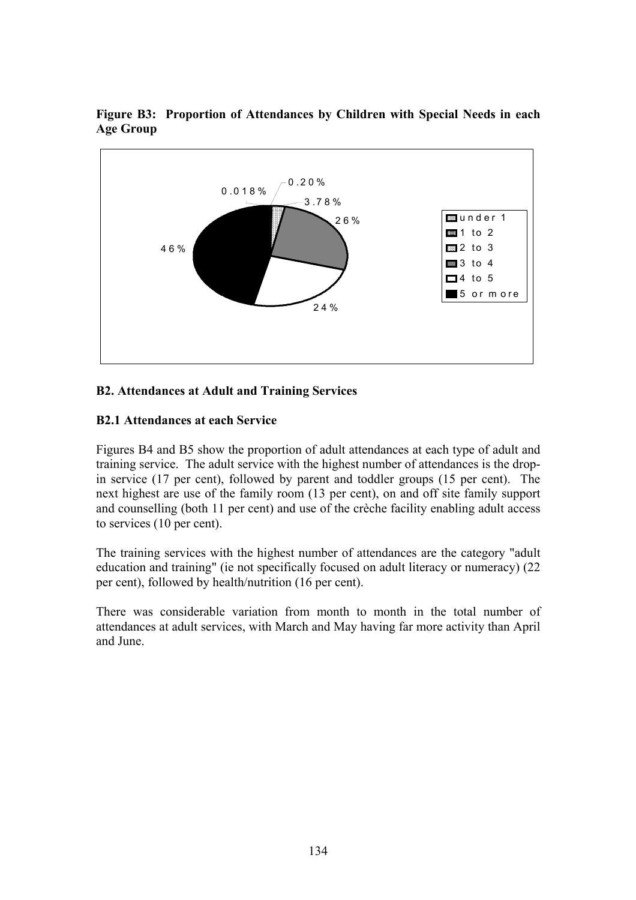**Figure B3: Proportion of Attendances by Children with Special Needs in each Age Group**

| Age Group | Proportion |
|---|---|
| under 1 | 0.20% |
| 1 to 2 | 0.018% |
| 2 to 3 | 3.78% |
| 3 to 4 | 26% |
| 4 to 5 | 24% |
| 5 or more | 46% |

### B2. Attendances at Adult and Training Services

#### B2.1 Attendances at each Service

Figures B4 and B5 show the proportion of adult attendances at each type of adult and training service. The adult service with the highest number of attendances is the drop-in service (17 per cent), followed by parent and toddler groups (15 per cent). The next highest are use of the family room (13 per cent), on and off site family support and counselling (both 11 per cent) and use of the crèche facility enabling adult access to services (10 per cent).

The training services with the highest number of attendances are the category "adult education and training" (ie not specifically focused on adult literacy or numeracy) (22 per cent), followed by health/nutrition (16 per cent).

There was considerable variation from month to month in the total number of attendances at adult services, with March and May having far more activity than April and June.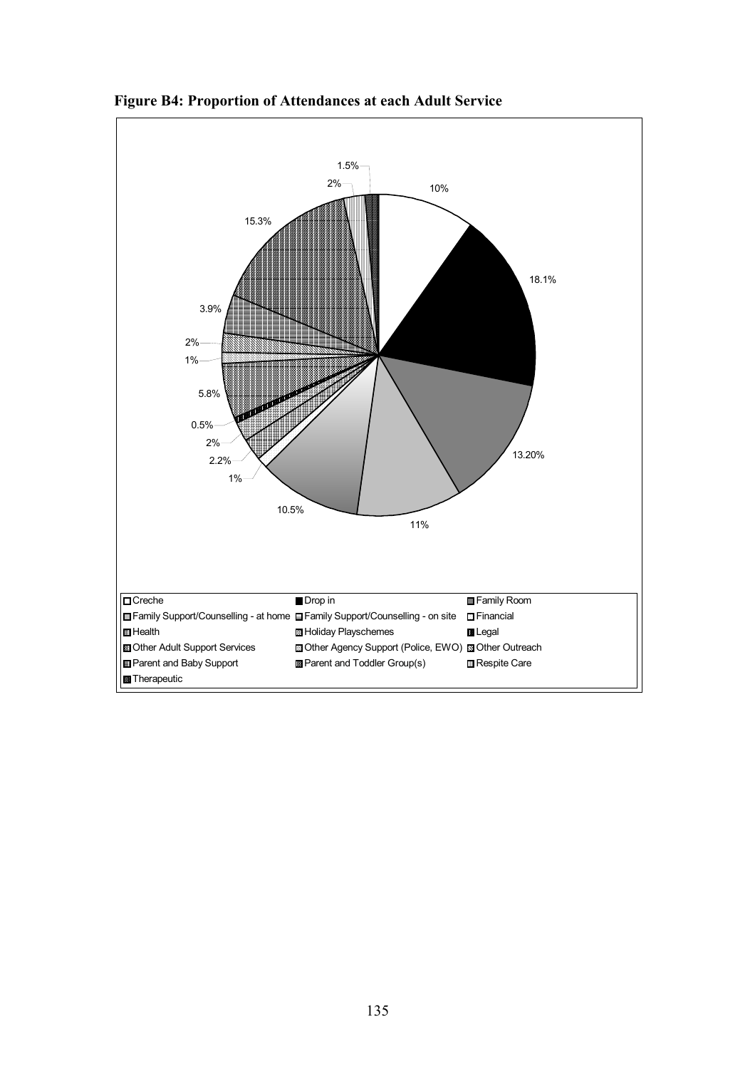**Figure B4: Proportion of Attendances at each Adult Service**

| Service | Proportion |
|---|---|
| Creche | 10% |
| Drop in | 18.1% |
| Family Room | 13.20% |
| Family Support/Counselling - at home | 11% |
| Family Support/Counselling - on site | 10.5% |
| Financial | 1% |
| Health | 2.2% |
| Holiday Playschemes | 2% |
| Legal | 0.5% |
| Other Adult Support Services | 5.8% |
| Other Agency Support (Police, EWO) | 1% |
| Other Outreach | 2% |
| Parent and Baby Support | 3.9% |
| Parent and Toddler Group(s) | 15.3% |
| Respite Care | 2% |
| Therapeutic | 1.5% |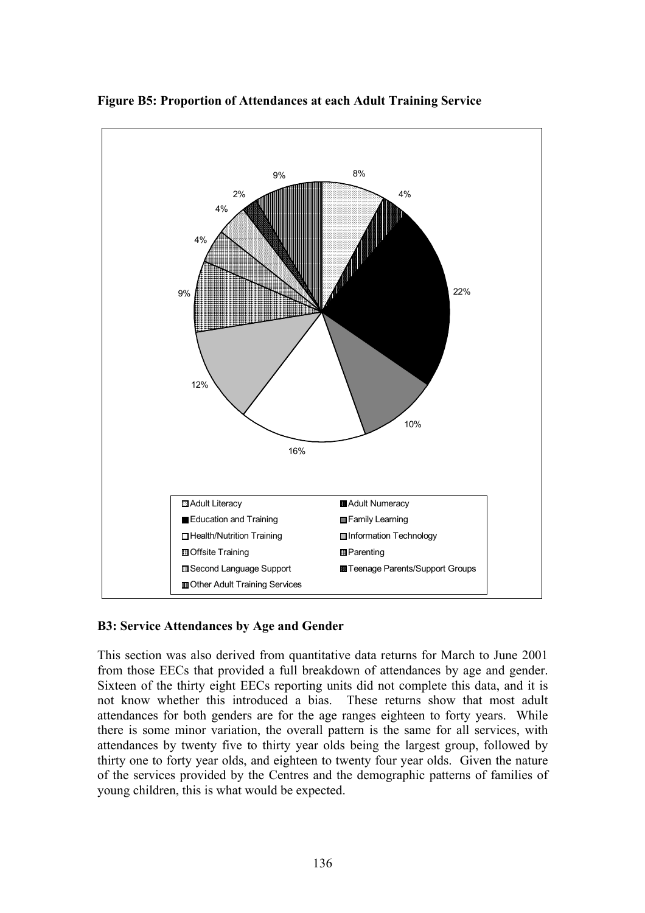**Figure B5: Proportion of Attendances at each Adult Training Service**

| Service | Proportion |
|---|---|
| Adult Literacy | 8% |
| Adult Numeracy | 4% |
| Education and Training | 22% |
| Family Learning | 10% |
| Health/Nutrition Training | 16% |
| Information Technology | 12% |
| Offsite Training | 9% |
| Parenting | 4% |
| Second Language Support | 4% |
| Teenage Parents/Support Groups | 2% |
| Other Adult Training Services | 9% |

## B3: Service Attendances by Age and Gender

This section was also derived from quantitative data returns for March to June 2001 from those EECs that provided a full breakdown of attendances by age and gender. Sixteen of the thirty eight EECs reporting units did not complete this data, and it is not know whether this introduced a bias. These returns show that most adult attendances for both genders are for the age ranges eighteen to forty years. While there is some minor variation, the overall pattern is the same for all services, with attendances by twenty five to thirty year olds being the largest group, followed by thirty one to forty year olds, and eighteen to twenty four year olds. Given the nature of the services provided by the Centres and the demographic patterns of families of young children, this is what would be expected.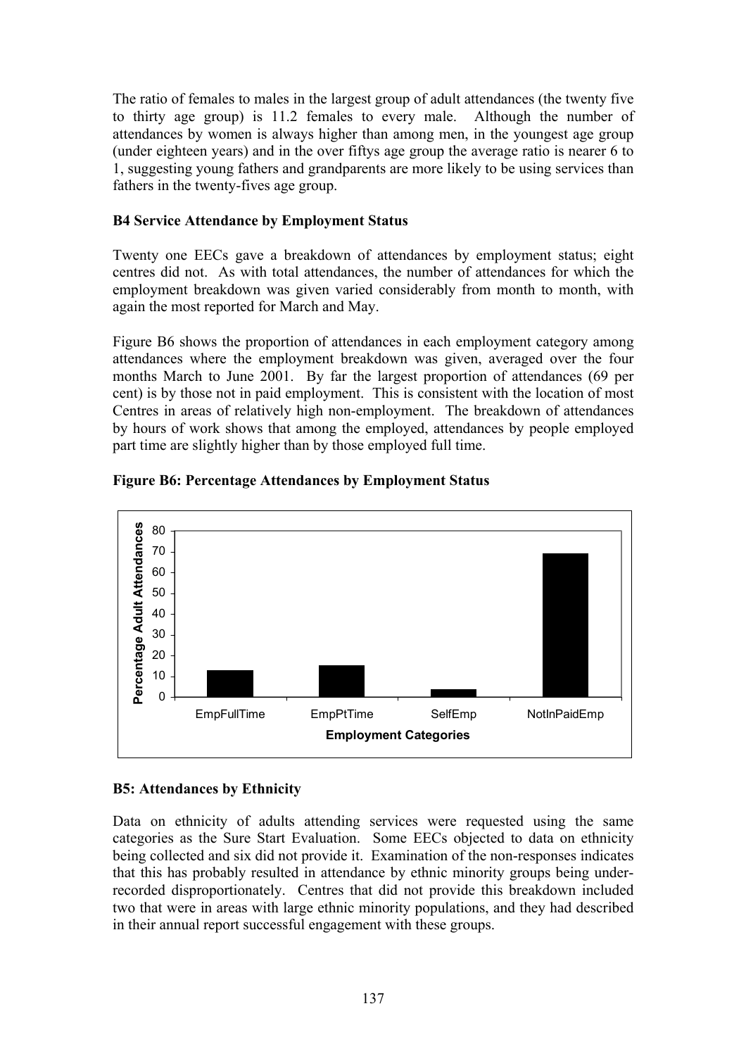The ratio of females to males in the largest group of adult attendances (the twenty five to thirty age group) is 11.2 females to every male. Although the number of attendances by women is always higher than among men, in the youngest age group (under eighteen years) and in the over fiftys age group the average ratio is nearer 6 to 1, suggesting young fathers and grandparents are more likely to be using services than fathers in the twenty-fives age group.

**B4 Service Attendance by Employment Status**

Twenty one EECs gave a breakdown of attendances by employment status; eight centres did not. As with total attendances, the number of attendances for which the employment breakdown was given varied considerably from month to month, with again the most reported for March and May.

Figure B6 shows the proportion of attendances in each employment category among attendances where the employment breakdown was given, averaged over the four months March to June 2001. By far the largest proportion of attendances (69 per cent) is by those not in paid employment. This is consistent with the location of most Centres in areas of relatively high non-employment. The breakdown of attendances by hours of work shows that among the employed, attendances by people employed part time are slightly higher than by those employed full time.

**Figure B6: Percentage Attendances by Employment Status**

**B5: Attendances by Ethnicity**

Data on ethnicity of adults attending services were requested using the same categories as the Sure Start Evaluation. Some EECs objected to data on ethnicity being collected and six did not provide it. Examination of the non-responses indicates that this has probably resulted in attendance by ethnic minority groups being under-recorded disproportionately. Centres that did not provide this breakdown included two that were in areas with large ethnic minority populations, and they had described in their annual report successful engagement with these groups.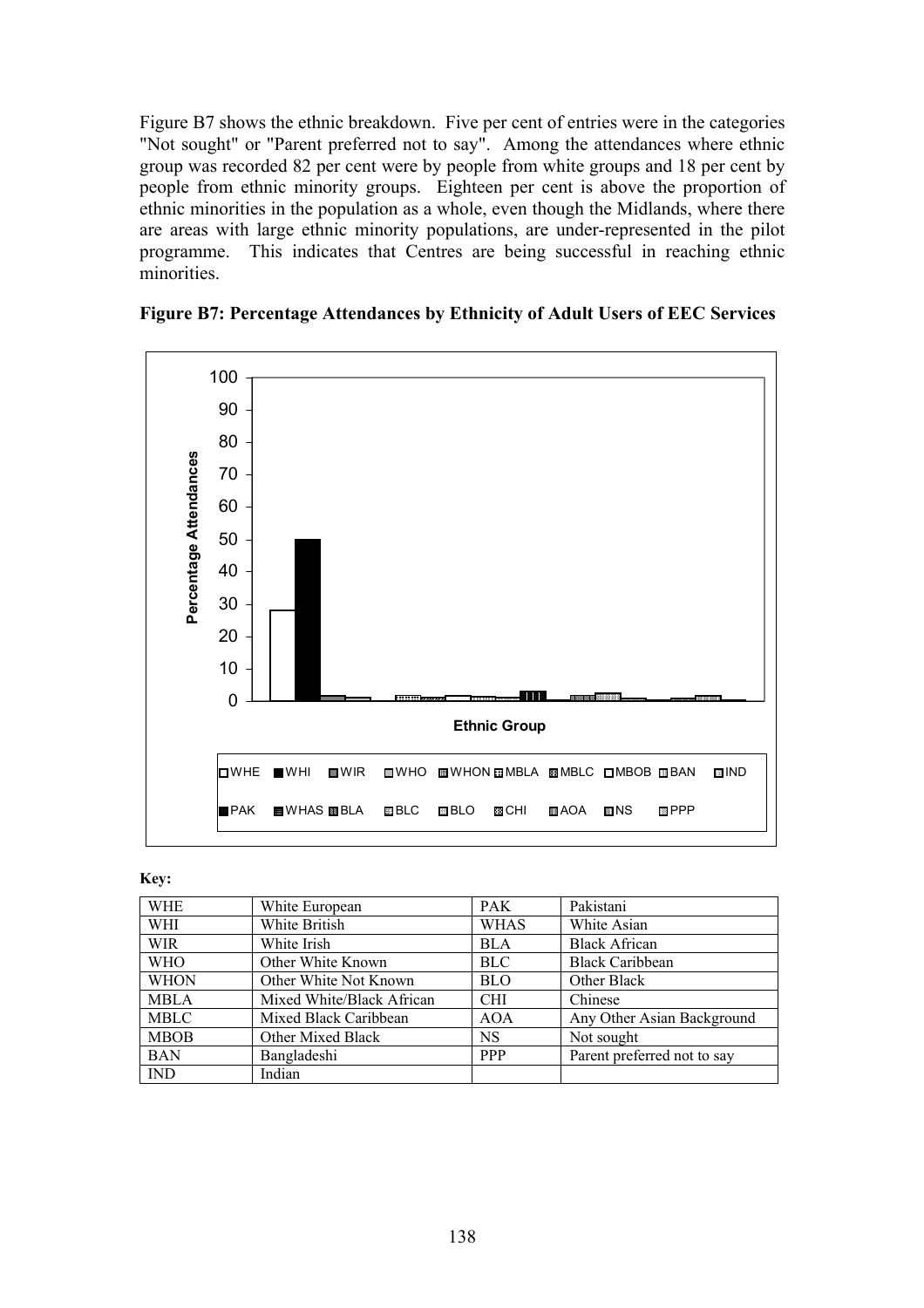Figure B7 shows the ethnic breakdown. Five per cent of entries were in the categories "Not sought" or "Parent preferred not to say". Among the attendances where ethnic group was recorded 82 per cent were by people from white groups and 18 per cent by people from ethnic minority groups. Eighteen per cent is above the proportion of ethnic minorities in the population as a whole, even though the Midlands, where there are areas with large ethnic minority populations, are under-represented in the pilot programme. This indicates that Centres are being successful in reaching ethnic minorities.

**Figure B7: Percentage Attendances by Ethnicity of Adult Users of EEC Services**

Percentage Attendances

100
90
80
70
60
50
40
30
20
10
0

Ethnic Group

WHE WHI WIR WHO WHON MBLA MBLC MBOB BAN IND
PAK WHAS BLA BLC BLO CHI AOA NS PPP

**Key:**

| | | | |
|---|---|---|---|
| WHE | White European | PAK | Pakistani |
| WHI | White British | WHAS | White Asian |
| WIR | White Irish | BLA | Black African |
| WHO | Other White Known | BLC | Black Caribbean |
| WHON | Other White Not Known | BLO | Other Black |
| MBLA | Mixed White/Black African | CHI | Chinese |
| MBLC | Mixed Black Caribbean | AOA | Any Other Asian Background |
| MBOB | Other Mixed Black | NS | Not sought |
| BAN | Bangladeshi | PPP | Parent preferred not to say |
| IND | Indian | | |